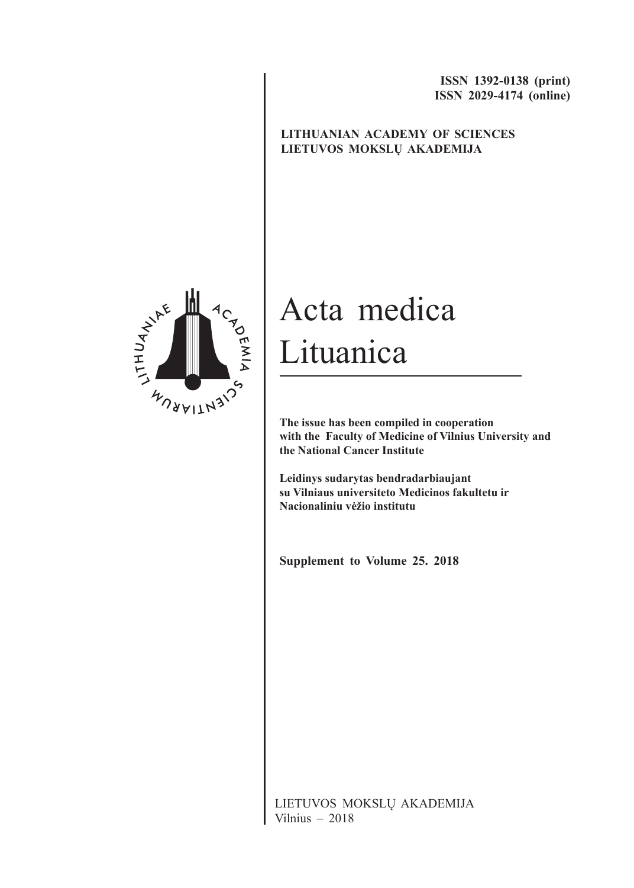**ISSN 1392-0138 (print)**
**ISSN 2029-4174 (online)**

**LITHUANIAN ACADEMY OF SCIENCES**
**LIETUVOS MOKSLŲ AKADEMIJA**

LITHUANIAE ACADEMIA SCIENTIARUM

# Acta medica Lituanica

**The issue has been compiled in cooperation with the Faculty of Medicine of Vilnius University and the National Cancer Institute**

**Leidinys sudarytas bendradarbiaujant su Vilniaus universiteto Medicinos fakultetu ir Nacionaliniu vėžio institutu**

**Supplement to Volume 25. 2018**

LIETUVOS MOKSLŲ AKADEMIJA
Vilnius – 2018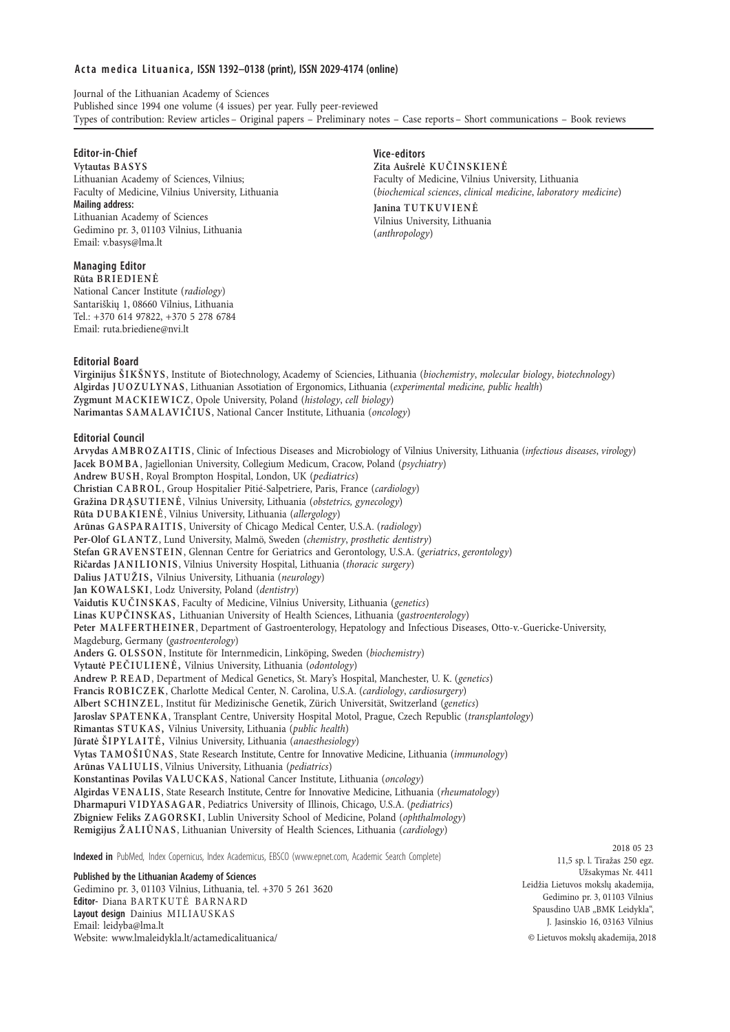**Acta medica Lituanica, ISSN 1392–0138 (print), ISSN 2029-4174 (online)**

Journal of the Lithuanian Academy of Sciences
Published since 1994 one volume (4 issues) per year. Fully peer-reviewed
Types of contribution: Review articles – Original papers – Preliminary notes – Case reports – Short communications – Book reviews

**Editor-in-Chief**
**Vytautas BASYS**
Lithuanian Academy of Sciences, Vilnius;
Faculty of Medicine, Vilnius University, Lithuania
**Mailing address:**
Lithuanian Academy of Sciences
Gedimino pr. 3, 01103 Vilnius, Lithuania
Email: v.basys@lma.lt

**Vice-editors**
**Zita Aušrelė KUČINSKIENĖ**
Faculty of Medicine, Vilnius University, Lithuania
(*biochemical sciences*, *clinical medicine*, *laboratory medicine*)
**Janina TUTKUVIENĖ**
Vilnius University, Lithuania
(*anthropology*)

**Managing Editor**
**Rūta BRIEDIENĖ**
National Cancer Institute (*radiology*)
Santariškių 1, 08660 Vilnius, Lithuania
Tel.: +370 614 97822, +370 5 278 6784
Email: ruta.briediene@nvi.lt

**Editorial Board**
**Virginijus ŠIKŠNYS**, Institute of Biotechnology, Academy of Sciencies, Lithuania (*biochemistry*, *molecular biology*, *biotechnology*)
**Algirdas JUOZULYNAS**, Lithuanian Assotiation of Ergonomics, Lithuania (*experimental medicine, public health*)
**Zygmunt MACKIEWICZ**, Opole University, Poland (*histology*, *cell biology*)
**Narimantas SAMALAVIČIUS**, National Cancer Institute, Lithuania (*oncology*)

**Editorial Council**
**Arvydas AMBROZAITIS**, Clinic of Infectious Diseases and Microbiology of Vilnius University, Lithuania (*infectious diseases*, *virology*)
**Jacek BOMBA**, Jagiellonian University, Collegium Medicum, Cracow, Poland (*psychiatry*)
**Andrew BUSH**, Royal Brompton Hospital, London, UK (*pediatrics*)
**Christian CABROL**, Group Hospitalier Pitié-Salpetriere, Paris, France (*cardiology*)
**Gražina DRĄSUTIENĖ**, Vilnius University, Lithuania (*obstetrics, gynecology*)
**Rūta DUBAKIENĖ**, Vilnius University, Lithuania (*allergology*)
**Arūnas GASPARAITIS**, University of Chicago Medical Center, U.S.A. (*radiology*)
**Per-Olof GLANTZ**, Lund University, Malmö, Sweden (*chemistry*, *prosthetic dentistry*)
**Stefan GRAVENSTEIN**, Glennan Centre for Geriatrics and Gerontology, U.S.A. (*geriatrics*, *gerontology*)
**Ričardas JANILIONIS**, Vilnius University Hospital, Lithuania (*thoracic surgery*)
**Dalius JATUŽIS,** Vilnius University, Lithuania (*neurology*)
**Jan KOWALSKI**, Lodz University, Poland (*dentistry*)
**Vaidutis KUČINSKAS**, Faculty of Medicine, Vilnius University, Lithuania (*genetics*)
**Linas KUPČINSKAS,** Lithuanian University of Health Sciences, Lithuania (*gastroenterology*)
**Peter MALFERTHEINER**, Department of Gastroenterology, Hepatology and Infectious Diseases, Otto-v.-Guericke-University, Magdeburg, Germany (*gastroenterology*)
**Anders G. OLSSON**, Institute för Internmedicin, Linköping, Sweden (*biochemistry*)
**Vytautė PEČIULIENĖ,** Vilnius University, Lithuania (*odontology*)
**Andrew P. READ**, Department of Medical Genetics, St. Mary's Hospital, Manchester, U. K. (*genetics*)
**Francis ROBICZEK**, Charlotte Medical Center, N. Carolina, U.S.A. (*cardiology*, *cardiosurgery*)
**Albert SCHINZEL**, Institut für Medizinische Genetik, Zürich Universität, Switzerland (*genetics*)
**Jaroslav SPATENKA**, Transplant Centre, University Hospital Motol, Prague, Czech Republic (*transplantology*)
**Rimantas STUKAS,** Vilnius University, Lithuania (*public health*)
**Jūratė ŠIPYLAITĖ,** Vilnius University, Lithuania (*anaesthesiology*)
**Vytas TAMOŠIŪNAS**, State Research Institute, Centre for Innovative Medicine, Lithuania (*immunology*)
**Arūnas VALIULIS**, Vilnius University, Lithuania (*pediatrics*)
**Konstantinas Povilas VALUCKAS**, National Cancer Institute, Lithuania (*oncology*)
**Algirdas VENALIS**, State Research Institute, Centre for Innovative Medicine, Lithuania (*rheumatology*)
**Dharmapuri VIDYASAGAR**, Pediatrics University of Illinois, Chicago, U.S.A. (*pediatrics*)
**Zbigniew Feliks ZAGORSKI**, Lublin University School of Medicine, Poland (*ophthalmology*)
**Remigijus ŽALIŪNAS**, Lithuanian University of Health Sciences, Lithuania (*cardiology*)

**Indexed in** PubMed, Index Copernicus, Index Academicus, EBSCO (www.epnet.com, Academic Search Complete)

**Published by the Lithuanian Academy of Sciences**
Gedimino pr. 3, 01103 Vilnius, Lithuania, tel. +370 5 261 3620
**Editor-** Diana BARTKUTĖ BARNARD
**Layout design** Dainius MILIAUSKAS
Email: leidyba@lma.lt
Website: www.lmaleidykla.lt/actamedicalituanica/

2018 05 23
11,5 sp. l. Tiražas 250 egz.
Užsakymas Nr. 4411
Leidžia Lietuvos mokslų akademija,
Gedimino pr. 3, 01103 Vilnius
Spausdino UAB „BMK Leidykla",
J. Jasinskio 16, 03163 Vilnius

© Lietuvos mokslų akademija, 2018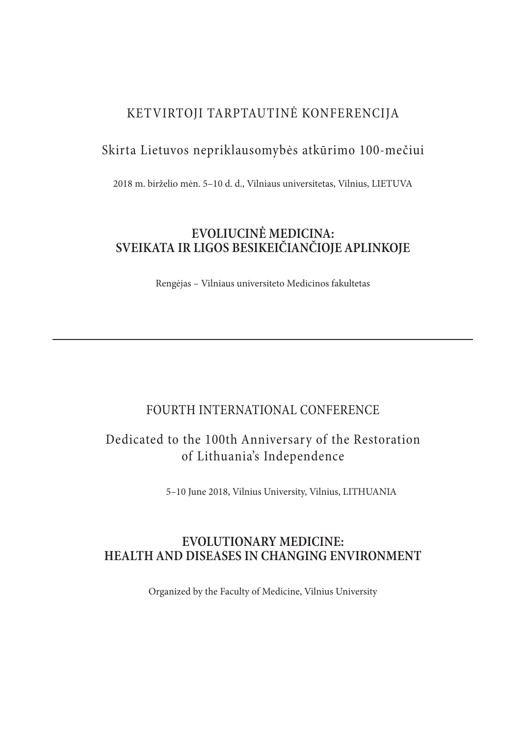KETVIRTOJI TARPTAUTINĖ KONFERENCIJA

Skirta Lietuvos nepriklausomybės atkūrimo 100-mečiui

2018 m. birželio mėn. 5–10 d. d., Vilniaus universitetas, Vilnius, LIETUVA

# EVOLIUCINĖ MEDICINA: SVEIKATA IR LIGOS BESIKEIČIANČIOJE APLINKOJE

Rengėjas – Vilniaus universiteto Medicinos fakultetas

---

FOURTH INTERNATIONAL CONFERENCE

Dedicated to the 100th Anniversary of the Restoration of Lithuania's Independence

5–10 June 2018, Vilnius University, Vilnius, LITHUANIA

# EVOLUTIONARY MEDICINE: HEALTH AND DISEASES IN CHANGING ENVIRONMENT

Organized by the Faculty of Medicine, Vilnius University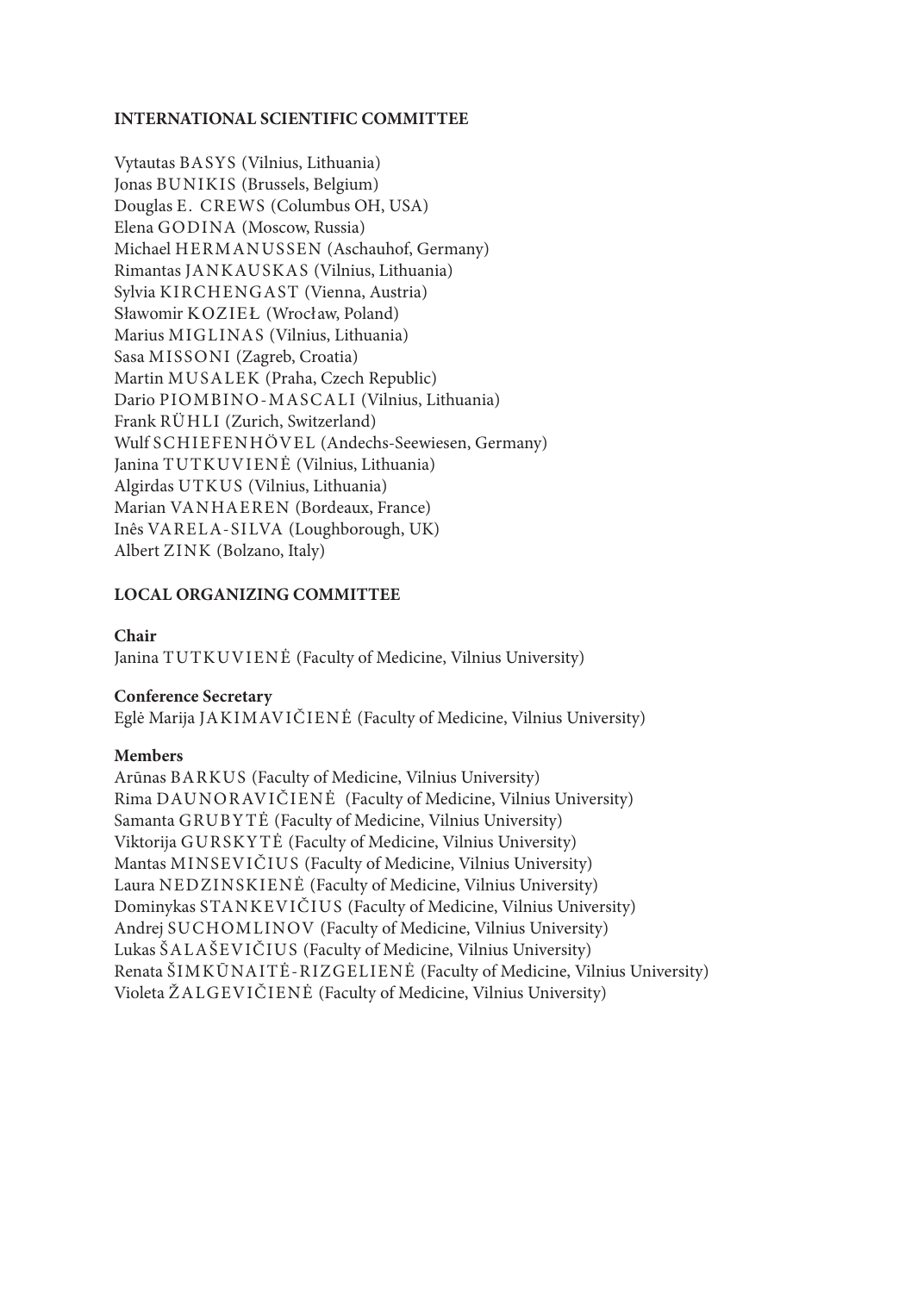## INTERNATIONAL SCIENTIFIC COMMITTEE

Vytautas BASYS (Vilnius, Lithuania)
Jonas BUNIKIS (Brussels, Belgium)
Douglas E. CREWS (Columbus OH, USA)
Elena GODINA (Moscow, Russia)
Michael HERMANUSSEN (Aschauhof, Germany)
Rimantas JANKAUSKAS (Vilnius, Lithuania)
Sylvia KIRCHENGAST (Vienna, Austria)
Sławomir KOZIEŁ (Wrocław, Poland)
Marius MIGLINAS (Vilnius, Lithuania)
Sasa MISSONI (Zagreb, Croatia)
Martin MUSALEK (Praha, Czech Republic)
Dario PIOMBINO-MASCALI (Vilnius, Lithuania)
Frank RÜHLI (Zurich, Switzerland)
Wulf SCHIEFENHÖVEL (Andechs-Seewiesen, Germany)
Janina TUTKUVIENĖ (Vilnius, Lithuania)
Algirdas UTKUS (Vilnius, Lithuania)
Marian VANHAEREN (Bordeaux, France)
Inês VARELA-SILVA (Loughborough, UK)
Albert ZINK (Bolzano, Italy)

## LOCAL ORGANIZING COMMITTEE

**Chair**
Janina TUTKUVIENĖ (Faculty of Medicine, Vilnius University)

**Conference Secretary**
Eglė Marija JAKIMAVIČIENĖ (Faculty of Medicine, Vilnius University)

**Members**
Arūnas BARKUS (Faculty of Medicine, Vilnius University)
Rima DAUNORAVIČIENĖ (Faculty of Medicine, Vilnius University)
Samanta GRUBYTĖ (Faculty of Medicine, Vilnius University)
Viktorija GURSKYTĖ (Faculty of Medicine, Vilnius University)
Mantas MINSEVIČIUS (Faculty of Medicine, Vilnius University)
Laura NEDZINSKIENĖ (Faculty of Medicine, Vilnius University)
Dominykas STANKEVIČIUS (Faculty of Medicine, Vilnius University)
Andrej SUCHOMLINOV (Faculty of Medicine, Vilnius University)
Lukas ŠALAŠEVIČIUS (Faculty of Medicine, Vilnius University)
Renata ŠIMKŪNAITĖ-RIZGELIENĖ (Faculty of Medicine, Vilnius University)
Violeta ŽALGEVIČIENĖ (Faculty of Medicine, Vilnius University)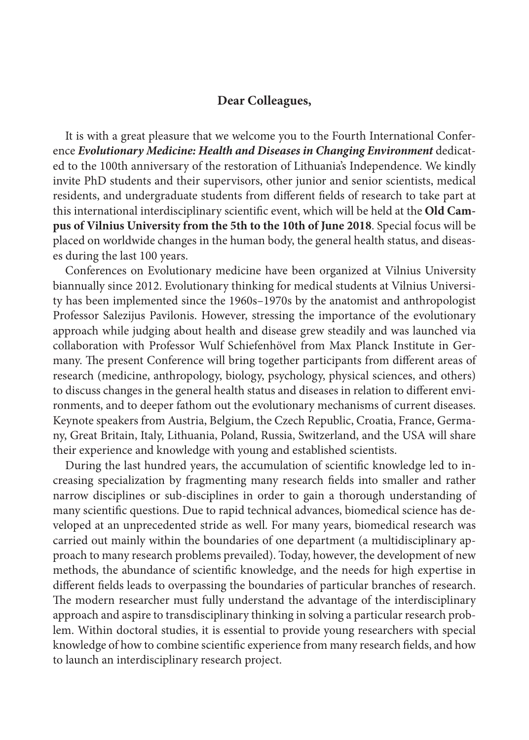**Dear Colleagues,**

It is with a great pleasure that we welcome you to the Fourth International Conference ***Evolutionary Medicine: Health and Diseases in Changing Environment*** dedicated to the 100th anniversary of the restoration of Lithuania's Independence. We kindly invite PhD students and their supervisors, other junior and senior scientists, medical residents, and undergraduate students from different fields of research to take part at this international interdisciplinary scientific event, which will be held at the **Old Campus of Vilnius University from the 5th to the 10th of June 2018**. Special focus will be placed on worldwide changes in the human body, the general health status, and diseases during the last 100 years.

Conferences on Evolutionary medicine have been organized at Vilnius University biannually since 2012. Evolutionary thinking for medical students at Vilnius University has been implemented since the 1960s–1970s by the anatomist and anthropologist Professor Salezijus Pavilonis. However, stressing the importance of the evolutionary approach while judging about health and disease grew steadily and was launched via collaboration with Professor Wulf Schiefenhövel from Max Planck Institute in Germany. The present Conference will bring together participants from different areas of research (medicine, anthropology, biology, psychology, physical sciences, and others) to discuss changes in the general health status and diseases in relation to different environments, and to deeper fathom out the evolutionary mechanisms of current diseases. Keynote speakers from Austria, Belgium, the Czech Republic, Croatia, France, Germany, Great Britain, Italy, Lithuania, Poland, Russia, Switzerland, and the USA will share their experience and knowledge with young and established scientists.

During the last hundred years, the accumulation of scientific knowledge led to increasing specialization by fragmenting many research fields into smaller and rather narrow disciplines or sub-disciplines in order to gain a thorough understanding of many scientific questions. Due to rapid technical advances, biomedical science has developed at an unprecedented stride as well. For many years, biomedical research was carried out mainly within the boundaries of one department (a multidisciplinary approach to many research problems prevailed). Today, however, the development of new methods, the abundance of scientific knowledge, and the needs for high expertise in different fields leads to overpassing the boundaries of particular branches of research. The modern researcher must fully understand the advantage of the interdisciplinary approach and aspire to transdisciplinary thinking in solving a particular research problem. Within doctoral studies, it is essential to provide young researchers with special knowledge of how to combine scientific experience from many research fields, and how to launch an interdisciplinary research project.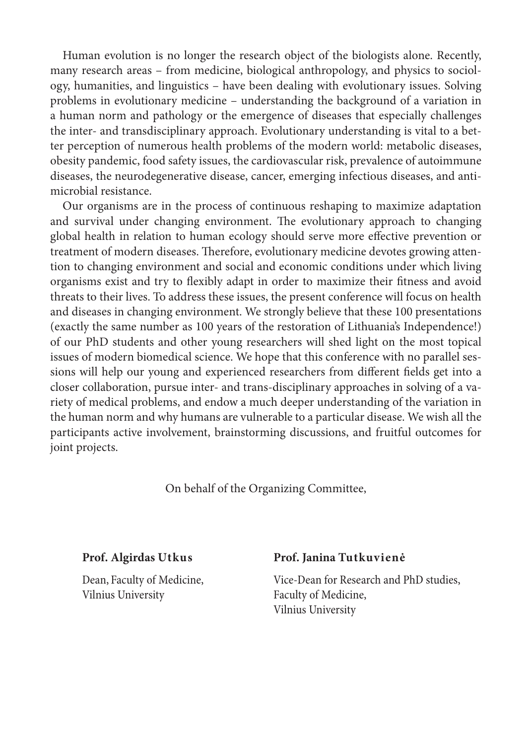Human evolution is no longer the research object of the biologists alone. Recently, many research areas – from medicine, biological anthropology, and physics to sociology, humanities, and linguistics – have been dealing with evolutionary issues. Solving problems in evolutionary medicine – understanding the background of a variation in a human norm and pathology or the emergence of diseases that especially challenges the inter- and transdisciplinary approach. Evolutionary understanding is vital to a better perception of numerous health problems of the modern world: metabolic diseases, obesity pandemic, food safety issues, the cardiovascular risk, prevalence of autoimmune diseases, the neurodegenerative disease, cancer, emerging infectious diseases, and antimicrobial resistance.

Our organisms are in the process of continuous reshaping to maximize adaptation and survival under changing environment. The evolutionary approach to changing global health in relation to human ecology should serve more effective prevention or treatment of modern diseases. Therefore, evolutionary medicine devotes growing attention to changing environment and social and economic conditions under which living organisms exist and try to flexibly adapt in order to maximize their fitness and avoid threats to their lives. To address these issues, the present conference will focus on health and diseases in changing environment. We strongly believe that these 100 presentations (exactly the same number as 100 years of the restoration of Lithuania's Independence!) of our PhD students and other young researchers will shed light on the most topical issues of modern biomedical science. We hope that this conference with no parallel sessions will help our young and experienced researchers from different fields get into a closer collaboration, pursue inter- and trans-disciplinary approaches in solving of a variety of medical problems, and endow a much deeper understanding of the variation in the human norm and why humans are vulnerable to a particular disease. We wish all the participants active involvement, brainstorming discussions, and fruitful outcomes for joint projects.

On behalf of the Organizing Committee,

**Prof. Algirdas Utkus**

Dean, Faculty of Medicine,
Vilnius University

**Prof. Janina Tutkuvienė**

Vice-Dean for Research and PhD studies,
Faculty of Medicine,
Vilnius University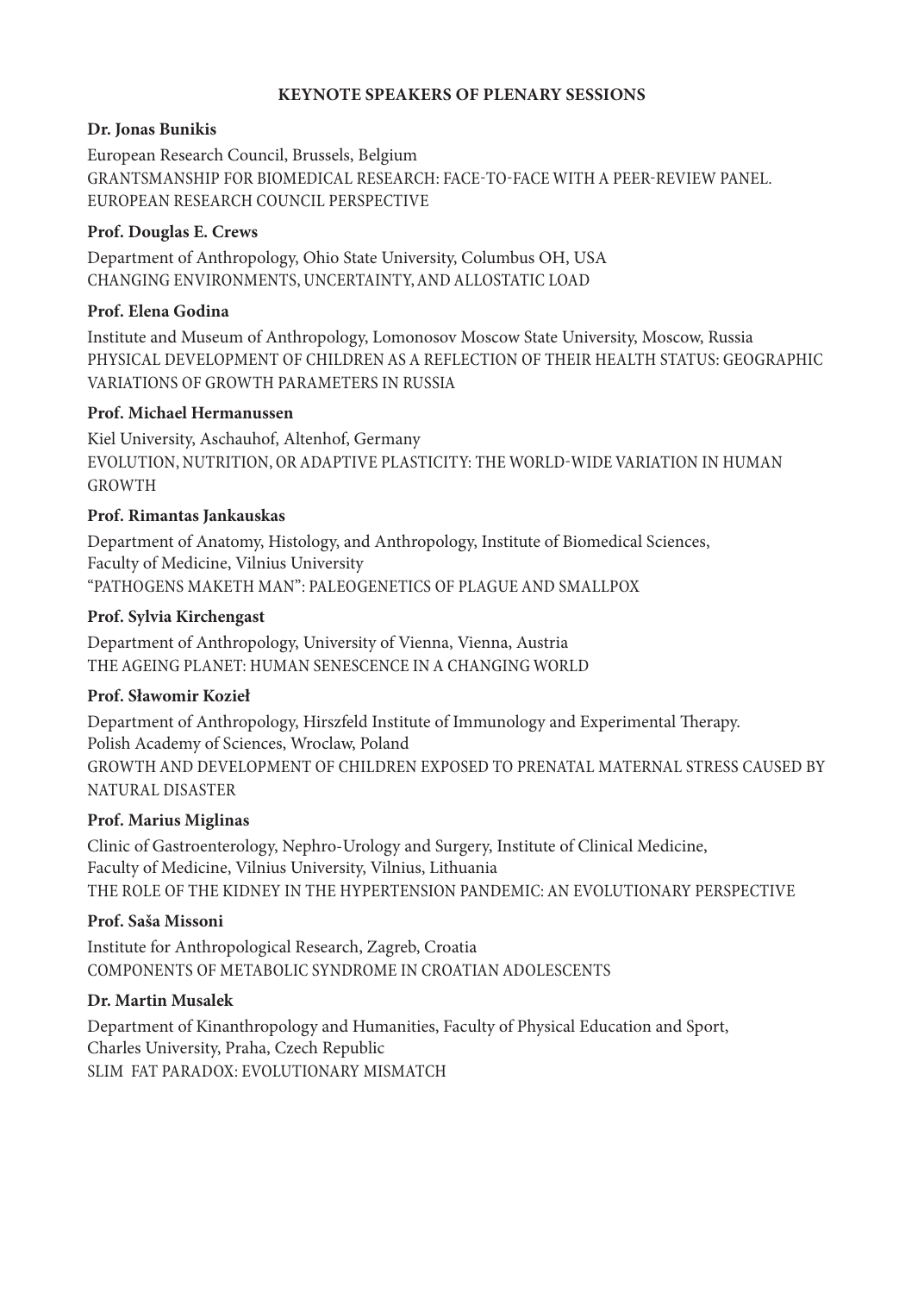## KEYNOTE SPEAKERS OF PLENARY SESSIONS

**Dr. Jonas Bunikis**

European Research Council, Brussels, Belgium
GRANTSMANSHIP FOR BIOMEDICAL RESEARCH: FACE-TO-FACE WITH A PEER-REVIEW PANEL. EUROPEAN RESEARCH COUNCIL PERSPECTIVE

**Prof. Douglas E. Crews**

Department of Anthropology, Ohio State University, Columbus OH, USA
CHANGING ENVIRONMENTS, UNCERTAINTY, AND ALLOSTATIC LOAD

**Prof. Elena Godina**

Institute and Museum of Anthropology, Lomonosov Moscow State University, Moscow, Russia
PHYSICAL DEVELOPMENT OF CHILDREN AS A REFLECTION OF THEIR HEALTH STATUS: GEOGRAPHIC VARIATIONS OF GROWTH PARAMETERS IN RUSSIA

**Prof. Michael Hermanussen**

Kiel University, Aschauhof, Altenhof, Germany
EVOLUTION, NUTRITION, OR ADAPTIVE PLASTICITY: THE WORLD-WIDE VARIATION IN HUMAN GROWTH

**Prof. Rimantas Jankauskas**

Department of Anatomy, Histology, and Anthropology, Institute of Biomedical Sciences, Faculty of Medicine, Vilnius University
"PATHOGENS MAKETH MAN": PALEOGENETICS OF PLAGUE AND SMALLPOX

**Prof. Sylvia Kirchengast**

Department of Anthropology, University of Vienna, Vienna, Austria
THE AGEING PLANET: HUMAN SENESCENCE IN A CHANGING WORLD

**Prof. Sławomir Kozieł**

Department of Anthropology, Hirszfeld Institute of Immunology and Experimental Therapy. Polish Academy of Sciences, Wroclaw, Poland
GROWTH AND DEVELOPMENT OF CHILDREN EXPOSED TO PRENATAL MATERNAL STRESS CAUSED BY NATURAL DISASTER

**Prof. Marius Miglinas**

Clinic of Gastroenterology, Nephro-Urology and Surgery, Institute of Clinical Medicine, Faculty of Medicine, Vilnius University, Vilnius, Lithuania
THE ROLE OF THE KIDNEY IN THE HYPERTENSION PANDEMIC: AN EVOLUTIONARY PERSPECTIVE

**Prof. Saša Missoni**

Institute for Anthropological Research, Zagreb, Croatia
COMPONENTS OF METABOLIC SYNDROME IN CROATIAN ADOLESCENTS

**Dr. Martin Musalek**

Department of Kinanthropology and Humanities, Faculty of Physical Education and Sport, Charles University, Praha, Czech Republic
SLIM FAT PARADOX: EVOLUTIONARY MISMATCH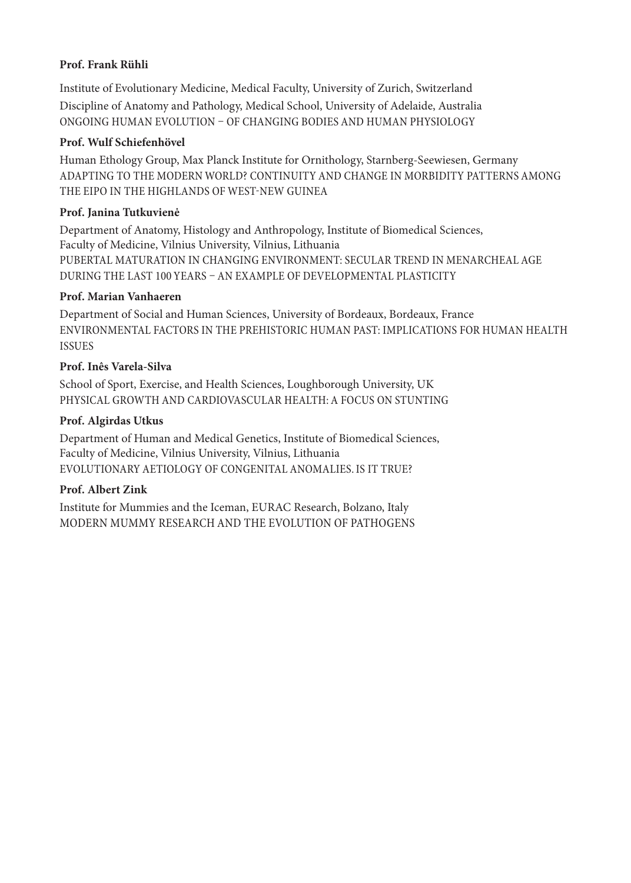**Prof. Frank Rühli**

Institute of Evolutionary Medicine, Medical Faculty, University of Zurich, Switzerland
Discipline of Anatomy and Pathology, Medical School, University of Adelaide, Australia
ONGOING HUMAN EVOLUTION – OF CHANGING BODIES AND HUMAN PHYSIOLOGY

**Prof. Wulf Schiefenhövel**

Human Ethology Group, Max Planck Institute for Ornithology, Starnberg-Seewiesen, Germany
ADAPTING TO THE MODERN WORLD? CONTINUITY AND CHANGE IN MORBIDITY PATTERNS AMONG THE EIPO IN THE HIGHLANDS OF WEST-NEW GUINEA

**Prof. Janina Tutkuvienė**

Department of Anatomy, Histology and Anthropology, Institute of Biomedical Sciences,
Faculty of Medicine, Vilnius University, Vilnius, Lithuania
PUBERTAL MATURATION IN CHANGING ENVIRONMENT: SECULAR TREND IN MENARCHEAL AGE DURING THE LAST 100 YEARS – AN EXAMPLE OF DEVELOPMENTAL PLASTICITY

**Prof. Marian Vanhaeren**

Department of Social and Human Sciences, University of Bordeaux, Bordeaux, France
ENVIRONMENTAL FACTORS IN THE PREHISTORIC HUMAN PAST: IMPLICATIONS FOR HUMAN HEALTH ISSUES

**Prof. Inês Varela-Silva**

School of Sport, Exercise, and Health Sciences, Loughborough University, UK
PHYSICAL GROWTH AND CARDIOVASCULAR HEALTH: A FOCUS ON STUNTING

**Prof. Algirdas Utkus**

Department of Human and Medical Genetics, Institute of Biomedical Sciences,
Faculty of Medicine, Vilnius University, Vilnius, Lithuania
EVOLUTIONARY AETIOLOGY OF CONGENITAL ANOMALIES. IS IT TRUE?

**Prof. Albert Zink**

Institute for Mummies and the Iceman, EURAC Research, Bolzano, Italy
MODERN MUMMY RESEARCH AND THE EVOLUTION OF PATHOGENS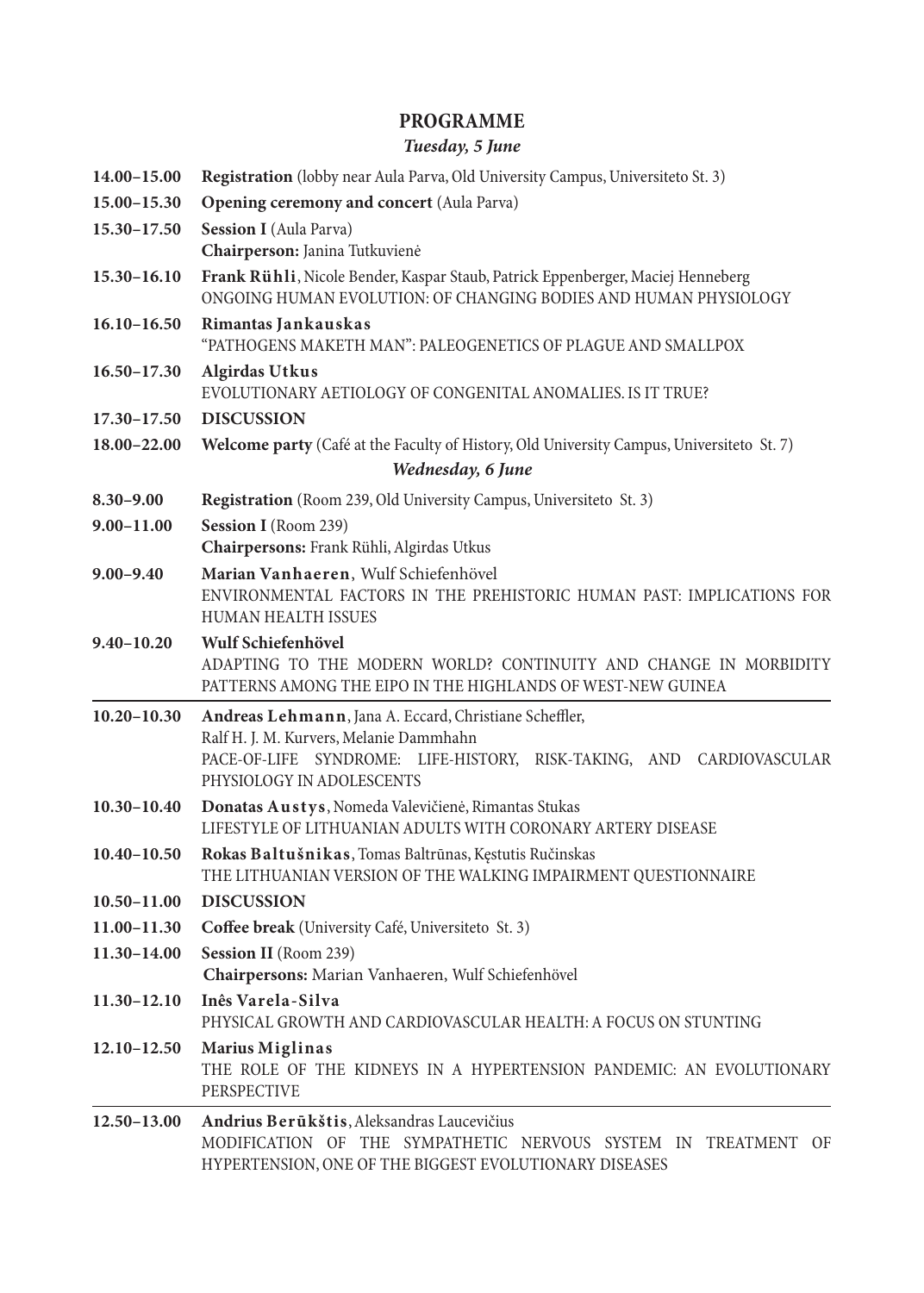# PROGRAMME

## *Tuesday, 5 June*

**14.00–15.00** **Registration** (lobby near Aula Parva, Old University Campus, Universiteto St. 3)

**15.00–15.30** **Opening ceremony and concert** (Aula Parva)

**15.30–17.50** **Session I** (Aula Parva)
**Chairperson:** Janina Tutkuvienė

**15.30–16.10** **Frank Rühli**, Nicole Bender, Kaspar Staub, Patrick Eppenberger, Maciej Henneberg
ONGOING HUMAN EVOLUTION: OF CHANGING BODIES AND HUMAN PHYSIOLOGY

**16.10–16.50** **Rimantas Jankauskas**
"PATHOGENS MAKETH MAN": PALEOGENETICS OF PLAGUE AND SMALLPOX

**16.50–17.30** **Algirdas Utkus**
EVOLUTIONARY AETIOLOGY OF CONGENITAL ANOMALIES. IS IT TRUE?

**17.30–17.50** **DISCUSSION**

**18.00–22.00** **Welcome party** (Café at the Faculty of History, Old University Campus, Universiteto St. 7)

## *Wednesday, 6 June*

**8.30–9.00** **Registration** (Room 239, Old University Campus, Universiteto St. 3)

**9.00–11.00** **Session I** (Room 239)
**Chairpersons:** Frank Rühli, Algirdas Utkus

**9.00–9.40** **Marian Vanhaeren**, Wulf Schiefenhövel
ENVIRONMENTAL FACTORS IN THE PREHISTORIC HUMAN PAST: IMPLICATIONS FOR HUMAN HEALTH ISSUES

**9.40–10.20** **Wulf Schiefenhövel**
ADAPTING TO THE MODERN WORLD? CONTINUITY AND CHANGE IN MORBIDITY PATTERNS AMONG THE EIPO IN THE HIGHLANDS OF WEST-NEW GUINEA

---

**10.20–10.30** **Andreas Lehmann**, Jana A. Eccard, Christiane Scheffler, Ralf H. J. M. Kurvers, Melanie Dammhahn
PACE-OF-LIFE SYNDROME: LIFE-HISTORY, RISK-TAKING, AND CARDIOVASCULAR PHYSIOLOGY IN ADOLESCENTS

**10.30–10.40** **Donatas Austys**, Nomeda Valevičienė, Rimantas Stukas
LIFESTYLE OF LITHUANIAN ADULTS WITH CORONARY ARTERY DISEASE

**10.40–10.50** **Rokas Baltušnikas**, Tomas Baltrūnas, Kęstutis Ručinskas
THE LITHUANIAN VERSION OF THE WALKING IMPAIRMENT QUESTIONNAIRE

**10.50–11.00** **DISCUSSION**

**11.00–11.30** **Coffee break** (University Café, Universiteto St. 3)

**11.30–14.00** **Session II** (Room 239)
**Chairpersons:** Marian Vanhaeren, Wulf Schiefenhövel

**11.30–12.10** **Inês Varela-Silva**
PHYSICAL GROWTH AND CARDIOVASCULAR HEALTH: A FOCUS ON STUNTING

**12.10–12.50** **Marius Miglinas**
THE ROLE OF THE KIDNEYS IN A HYPERTENSION PANDEMIC: AN EVOLUTIONARY PERSPECTIVE

---

**12.50–13.00** **Andrius Berūkštis**, Aleksandras Laucevičius
MODIFICATION OF THE SYMPATHETIC NERVOUS SYSTEM IN TREATMENT OF HYPERTENSION, ONE OF THE BIGGEST EVOLUTIONARY DISEASES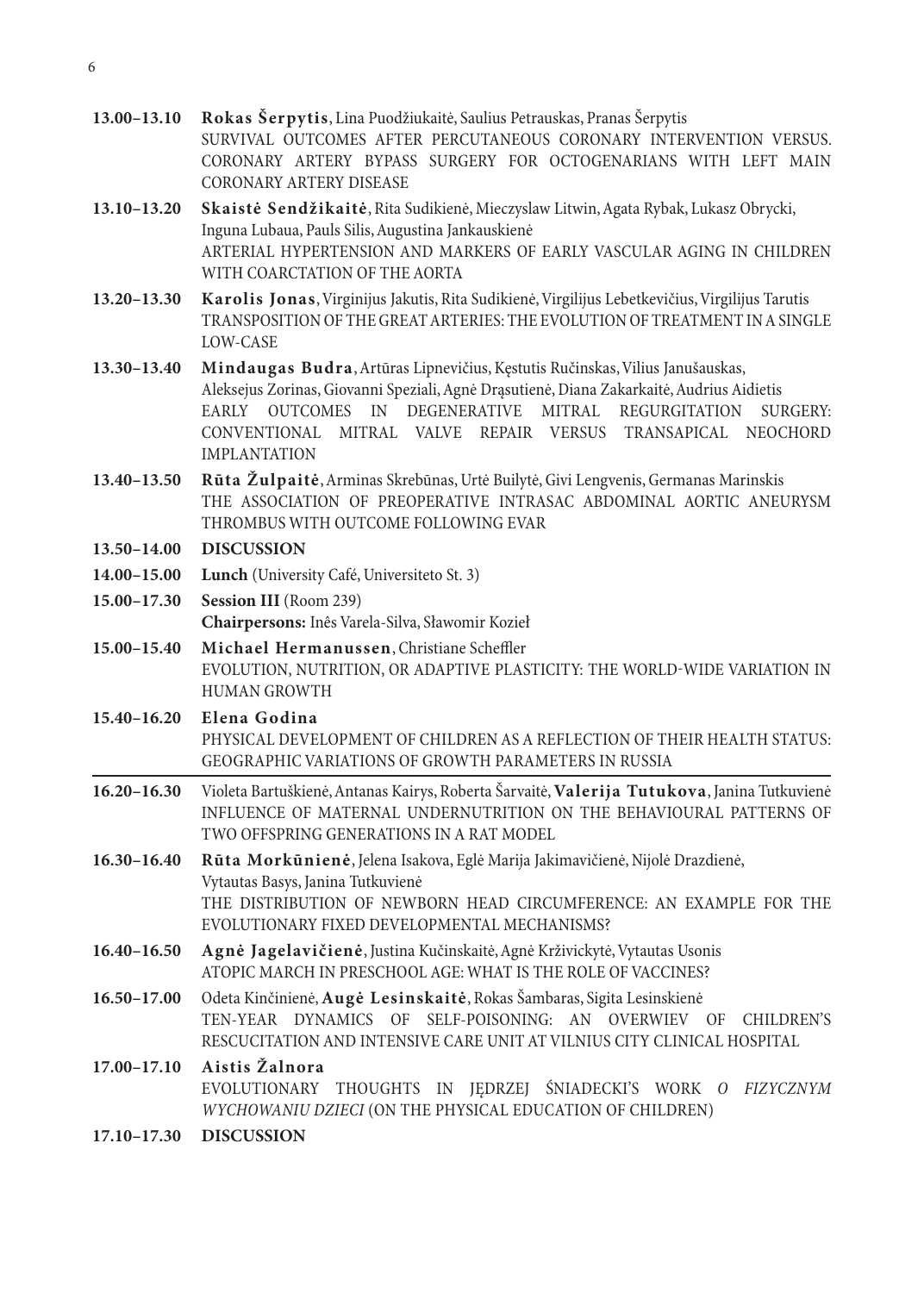**13.00–13.10** **Rokas Šerpytis**, Lina Puodžiukaitė, Saulius Petrauskas, Pranas Šerpytis
SURVIVAL OUTCOMES AFTER PERCUTANEOUS CORONARY INTERVENTION VERSUS. CORONARY ARTERY BYPASS SURGERY FOR OCTOGENARIANS WITH LEFT MAIN CORONARY ARTERY DISEASE

**13.10–13.20** **Skaistė Sendžikaitė**, Rita Sudikienė, Mieczyslaw Litwin, Agata Rybak, Lukasz Obrycki, Inguna Lubaua, Pauls Silis, Augustina Jankauskienė
ARTERIAL HYPERTENSION AND MARKERS OF EARLY VASCULAR AGING IN CHILDREN WITH COARCTATION OF THE AORTA

**13.20–13.30** **Karolis Jonas**, Virginijus Jakutis, Rita Sudikienė, Virgilijus Lebetkevičius, Virgilijus Tarutis
TRANSPOSITION OF THE GREAT ARTERIES: THE EVOLUTION OF TREATMENT IN A SINGLE LOW-CASE

**13.30–13.40** **Mindaugas Budra**, Artūras Lipnevičius, Kęstutis Ručinskas, Vilius Janušauskas, Aleksejus Zorinas, Giovanni Speziali, Agnė Drąsutienė, Diana Zakarkaitė, Audrius Aidietis
EARLY OUTCOMES IN DEGENERATIVE MITRAL REGURGITATION SURGERY: CONVENTIONAL MITRAL VALVE REPAIR VERSUS TRANSAPICAL NEOCHORD IMPLANTATION

**13.40–13.50** **Rūta Žulpaitė**, Arminas Skrebūnas, Urtė Builytė, Givi Lengvenis, Germanas Marinskis
THE ASSOCIATION OF PREOPERATIVE INTRASAC ABDOMINAL AORTIC ANEURYSM THROMBUS WITH OUTCOME FOLLOWING EVAR

**13.50–14.00** **DISCUSSION**

**14.00–15.00** **Lunch** (University Café, Universiteto St. 3)

**15.00–17.30** **Session III** (Room 239)
**Chairpersons:** Inês Varela-Silva, Sławomir Kozieł

**15.00–15.40** **Michael Hermanussen**, Christiane Scheffler
EVOLUTION, NUTRITION, OR ADAPTIVE PLASTICITY: THE WORLD-WIDE VARIATION IN HUMAN GROWTH

**15.40–16.20** **Elena Godina**
PHYSICAL DEVELOPMENT OF CHILDREN AS A REFLECTION OF THEIR HEALTH STATUS: GEOGRAPHIC VARIATIONS OF GROWTH PARAMETERS IN RUSSIA

---

**16.20–16.30** Violeta Bartuškienė, Antanas Kairys, Roberta Šarvaitė, **Valerija Tutukova**, Janina Tutkuvienė
INFLUENCE OF MATERNAL UNDERNUTRITION ON THE BEHAVIOURAL PATTERNS OF TWO OFFSPRING GENERATIONS IN A RAT MODEL

**16.30–16.40** **Rūta Morkūnienė**, Jelena Isakova, Eglė Marija Jakimavičienė, Nijolė Drazdienė, Vytautas Basys, Janina Tutkuvienė
THE DISTRIBUTION OF NEWBORN HEAD CIRCUMFERENCE: AN EXAMPLE FOR THE EVOLUTIONARY FIXED DEVELOPMENTAL MECHANISMS?

**16.40–16.50** **Agnė Jagelavičienė**, Justina Kučinskaitė, Agnė Krživickytė, Vytautas Usonis
ATOPIC MARCH IN PRESCHOOL AGE: WHAT IS THE ROLE OF VACCINES?

**16.50–17.00** Odeta Kinčinienė, **Augė Lesinskaitė**, Rokas Šambaras, Sigita Lesinskienė
TEN-YEAR DYNAMICS OF SELF-POISONING: AN OVERWIEV OF CHILDREN'S RESCUCITATION AND INTENSIVE CARE UNIT AT VILNIUS CITY CLINICAL HOSPITAL

**17.00–17.10** **Aistis Žalnora**
EVOLUTIONARY THOUGHTS IN JĘDRZEJ ŚNIADECKI'S WORK *O FIZYCZNYM WYCHOWANIU DZIECI* (ON THE PHYSICAL EDUCATION OF CHILDREN)

**17.10–17.30** **DISCUSSION**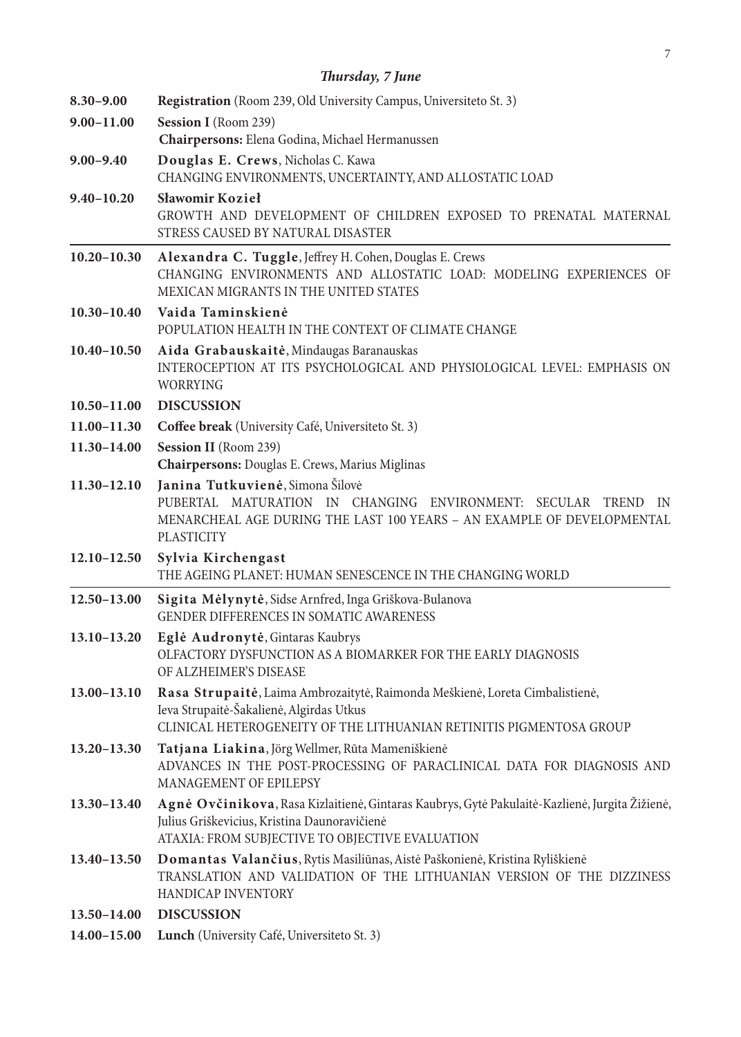## *Thursday, 7 June*

**8.30–9.00** **Registration** (Room 239, Old University Campus, Universiteto St. 3)

**9.00–11.00** **Session I** (Room 239)
**Chairpersons:** Elena Godina, Michael Hermanussen

**9.00–9.40** **Douglas E. Crews**, Nicholas C. Kawa
CHANGING ENVIRONMENTS, UNCERTAINTY, AND ALLOSTATIC LOAD

**9.40–10.20** **Sławomir Kozieł**
GROWTH AND DEVELOPMENT OF CHILDREN EXPOSED TO PRENATAL MATERNAL STRESS CAUSED BY NATURAL DISASTER

---

**10.20–10.30** **Alexandra C. Tuggle**, Jeffrey H. Cohen, Douglas E. Crews
CHANGING ENVIRONMENTS AND ALLOSTATIC LOAD: MODELING EXPERIENCES OF MEXICAN MIGRANTS IN THE UNITED STATES

**10.30–10.40** **Vaida Taminskienė**
POPULATION HEALTH IN THE CONTEXT OF CLIMATE CHANGE

**10.40–10.50** **Aida Grabauskaitė**, Mindaugas Baranauskas
INTEROCEPTION AT ITS PSYCHOLOGICAL AND PHYSIOLOGICAL LEVEL: EMPHASIS ON WORRYING

**10.50–11.00** **DISCUSSION**

**11.00–11.30** **Coffee break** (University Café, Universiteto St. 3)

**11.30–14.00** **Session II** (Room 239)
**Chairpersons:** Douglas E. Crews, Marius Miglinas

**11.30–12.10** **Janina Tutkuvienė**, Simona Šilovė
PUBERTAL MATURATION IN CHANGING ENVIRONMENT: SECULAR TREND IN MENARCHEAL AGE DURING THE LAST 100 YEARS – AN EXAMPLE OF DEVELOPMENTAL PLASTICITY

**12.10–12.50** **Sylvia Kirchengast**
THE AGEING PLANET: HUMAN SENESCENCE IN THE CHANGING WORLD

---

**12.50–13.00** **Sigita Mėlynytė**, Sidse Arnfred, Inga Griškova-Bulanova
GENDER DIFFERENCES IN SOMATIC AWARENESS

**13.10–13.20** **Eglė Audronytė**, Gintaras Kaubrys
OLFACTORY DYSFUNCTION AS A BIOMARKER FOR THE EARLY DIAGNOSIS OF ALZHEIMER'S DISEASE

**13.00–13.10** **Rasa Strupaitė**, Laima Ambrozaitytė, Raimonda Meškienė, Loreta Cimbalistienė, Ieva Strupaitė-Šakalienė, Algirdas Utkus
CLINICAL HETEROGENEITY OF THE LITHUANIAN RETINITIS PIGMENTOSA GROUP

**13.20–13.30** **Tatjana Liakina**, Jörg Wellmer, Rūta Mameniškienė
ADVANCES IN THE POST-PROCESSING OF PARACLINICAL DATA FOR DIAGNOSIS AND MANAGEMENT OF EPILEPSY

**13.30–13.40** **Agnė Ovčinikova**, Rasa Kizlaitienė, Gintaras Kaubrys, Gytė Pakulaitė-Kazlienė, Jurgita Žižienė, Julius Griškevicius, Kristina Daunoravičienė
ATAXIA: FROM SUBJECTIVE TO OBJECTIVE EVALUATION

**13.40–13.50** **Domantas Valančius**, Rytis Masiliūnas, Aistė Paškonienė, Kristina Ryliškienė
TRANSLATION AND VALIDATION OF THE LITHUANIAN VERSION OF THE DIZZINESS HANDICAP INVENTORY

**13.50–14.00** **DISCUSSION**

**14.00–15.00** **Lunch** (University Café, Universiteto St. 3)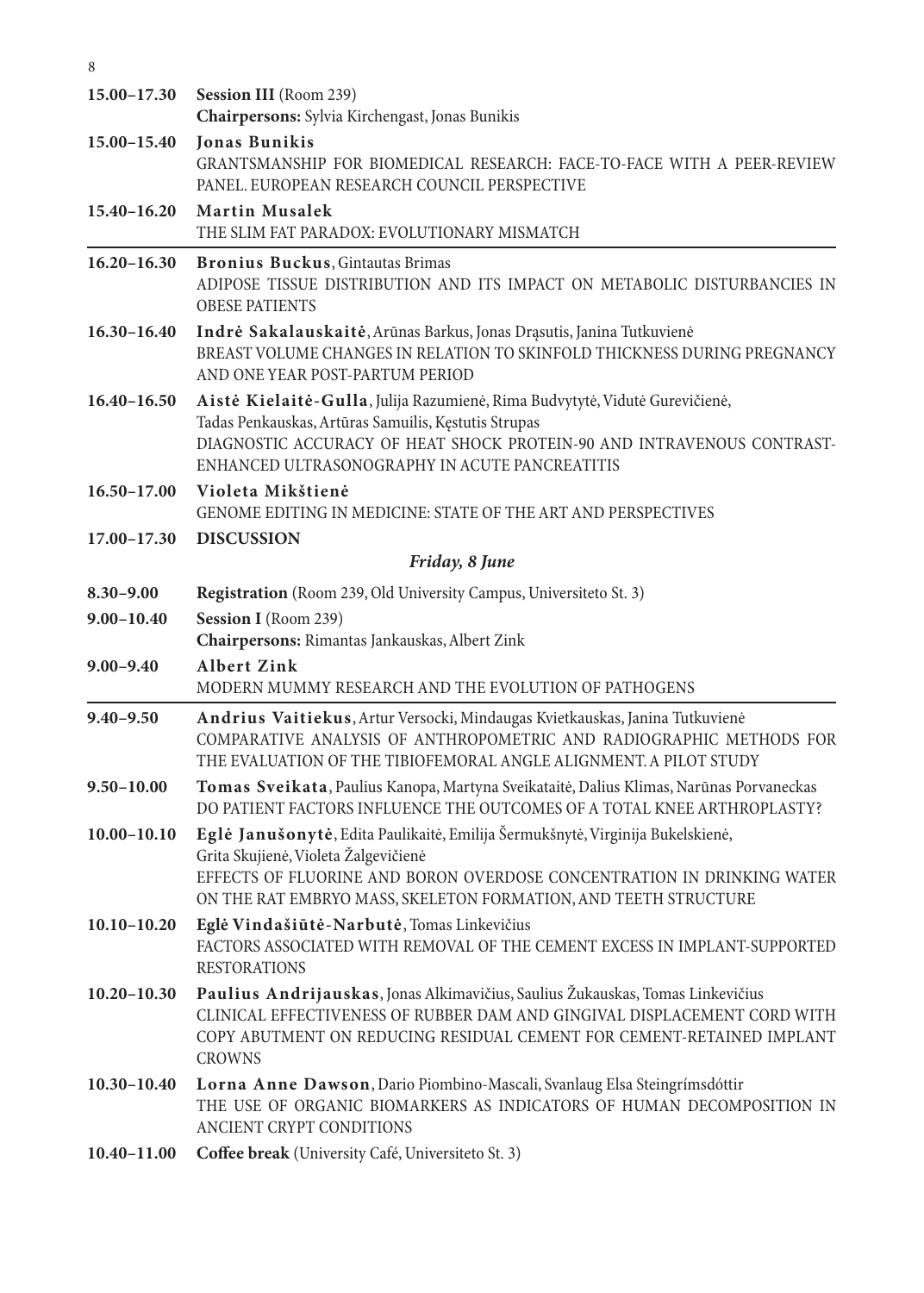| | |
|---|---|
| **15.00–17.30** | **Session III** (Room 239)<br>**Chairpersons:** Sylvia Kirchengast, Jonas Bunikis |
| **15.00–15.40** | **Jonas Bunikis**<br>GRANTSMANSHIP FOR BIOMEDICAL RESEARCH: FACE-TO-FACE WITH A PEER-REVIEW PANEL. EUROPEAN RESEARCH COUNCIL PERSPECTIVE |
| **15.40–16.20** | **Martin Musalek**<br>THE SLIM FAT PARADOX: EVOLUTIONARY MISMATCH |
| **16.20–16.30** | **Bronius Buckus**, Gintautas Brimas<br>ADIPOSE TISSUE DISTRIBUTION AND ITS IMPACT ON METABOLIC DISTURBANCIES IN OBESE PATIENTS |
| **16.30–16.40** | **Indrė Sakalauskaitė**, Arūnas Barkus, Jonas Drąsutis, Janina Tutkuvienė<br>BREAST VOLUME CHANGES IN RELATION TO SKINFOLD THICKNESS DURING PREGNANCY AND ONE YEAR POST-PARTUM PERIOD |
| **16.40–16.50** | **Aistė Kielaitė-Gulla**, Julija Razumienė, Rima Budvytytė, Vidutė Gurevičienė, Tadas Penkauskas, Artūras Samuilis, Kęstutis Strupas<br>DIAGNOSTIC ACCURACY OF HEAT SHOCK PROTEIN-90 AND INTRAVENOUS CONTRAST-ENHANCED ULTRASONOGRAPHY IN ACUTE PANCREATITIS |
| **16.50–17.00** | **Violeta Mikštienė**<br>GENOME EDITING IN MEDICINE: STATE OF THE ART AND PERSPECTIVES |
| **17.00–17.30** | **DISCUSSION** |

***Friday, 8 June***

| | |
|---|---|
| **8.30–9.00** | **Registration** (Room 239, Old University Campus, Universiteto St. 3) |
| **9.00–10.40** | **Session I** (Room 239)<br>**Chairpersons:** Rimantas Jankauskas, Albert Zink |
| **9.00–9.40** | **Albert Zink**<br>MODERN MUMMY RESEARCH AND THE EVOLUTION OF PATHOGENS |
| **9.40–9.50** | **Andrius Vaitiekus**, Artur Versocki, Mindaugas Kvietkauskas, Janina Tutkuvienė<br>COMPARATIVE ANALYSIS OF ANTHROPOMETRIC AND RADIOGRAPHIC METHODS FOR THE EVALUATION OF THE TIBIOFEMORAL ANGLE ALIGNMENT. A PILOT STUDY |
| **9.50–10.00** | **Tomas Sveikata**, Paulius Kanopa, Martyna Sveikataitė, Dalius Klimas, Narūnas Porvaneckas<br>DO PATIENT FACTORS INFLUENCE THE OUTCOMES OF A TOTAL KNEE ARTHROPLASTY? |
| **10.00–10.10** | **Eglė Janušonytė**, Edita Paulikaitė, Emilija Šermukšnytė, Virginija Bukelskienė, Grita Skujienė, Violeta Žalgevičienė<br>EFFECTS OF FLUORINE AND BORON OVERDOSE CONCENTRATION IN DRINKING WATER ON THE RAT EMBRYO MASS, SKELETON FORMATION, AND TEETH STRUCTURE |
| **10.10–10.20** | **Eglė Vindašiūtė-Narbutė**, Tomas Linkevičius<br>FACTORS ASSOCIATED WITH REMOVAL OF THE CEMENT EXCESS IN IMPLANT-SUPPORTED RESTORATIONS |
| **10.20–10.30** | **Paulius Andrijauskas**, Jonas Alkimavičius, Saulius Žukauskas, Tomas Linkevičius<br>CLINICAL EFFECTIVENESS OF RUBBER DAM AND GINGIVAL DISPLACEMENT CORD WITH COPY ABUTMENT ON REDUCING RESIDUAL CEMENT FOR CEMENT-RETAINED IMPLANT CROWNS |
| **10.30–10.40** | **Lorna Anne Dawson**, Dario Piombino-Mascali, Svanlaug Elsa Steingrímsdóttir<br>THE USE OF ORGANIC BIOMARKERS AS INDICATORS OF HUMAN DECOMPOSITION IN ANCIENT CRYPT CONDITIONS |
| **10.40–11.00** | **Coffee break** (University Café, Universiteto St. 3) |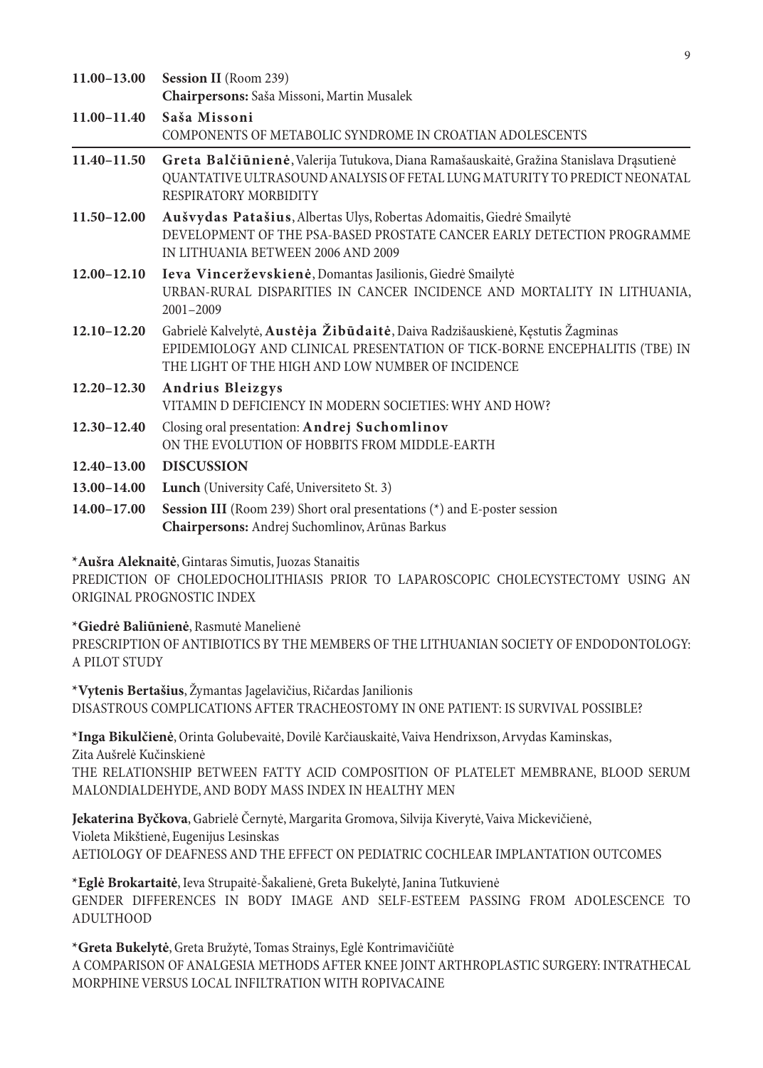**11.00–13.00** **Session II** (Room 239)
**Chairpersons:** Saša Missoni, Martin Musalek

**11.00–11.40** **Saša Missoni**
COMPONENTS OF METABOLIC SYNDROME IN CROATIAN ADOLESCENTS

---

**11.40–11.50** **Greta Balčiūnienė**, Valerija Tutukova, Diana Ramašauskaitė, Gražina Stanislava Drąsutienė
QUANTATIVE ULTRASOUND ANALYSIS OF FETAL LUNG MATURITY TO PREDICT NEONATAL RESPIRATORY MORBIDITY

**11.50–12.00** **Aušvydas Patašius**, Albertas Ulys, Robertas Adomaitis, Giedrė Smailytė
DEVELOPMENT OF THE PSA-BASED PROSTATE CANCER EARLY DETECTION PROGRAMME IN LITHUANIA BETWEEN 2006 AND 2009

**12.00–12.10** **Ieva Vincerževskienė**, Domantas Jasilionis, Giedrė Smailytė
URBAN-RURAL DISPARITIES IN CANCER INCIDENCE AND MORTALITY IN LITHUANIA, 2001–2009

**12.10–12.20** Gabrielė Kalvelytė, **Austėja Žibūdaitė**, Daiva Radzišauskienė, Kęstutis Žagminas
EPIDEMIOLOGY AND CLINICAL PRESENTATION OF TICK-BORNE ENCEPHALITIS (TBE) IN THE LIGHT OF THE HIGH AND LOW NUMBER OF INCIDENCE

**12.20–12.30** **Andrius Bleizgys**
VITAMIN D DEFICIENCY IN MODERN SOCIETIES: WHY AND HOW?

**12.30–12.40** Closing oral presentation: **Andrej Suchomlinov**
ON THE EVOLUTION OF HOBBITS FROM MIDDLE-EARTH

**12.40–13.00** **DISCUSSION**

**13.00–14.00** **Lunch** (University Café, Universiteto St. 3)

**14.00–17.00** **Session III** (Room 239) Short oral presentations (*) and E-poster session
**Chairpersons:** Andrej Suchomlinov, Arūnas Barkus

***Aušra Aleknaitė**, Gintaras Simutis, Juozas Stanaitis
PREDICTION OF CHOLEDOCHOLITHIASIS PRIOR TO LAPAROSCOPIC CHOLECYSTECTOMY USING AN ORIGINAL PROGNOSTIC INDEX

***Giedrė Baliūnienė**, Rasmutė Manelienė
PRESCRIPTION OF ANTIBIOTICS BY THE MEMBERS OF THE LITHUANIAN SOCIETY OF ENDODONTOLOGY: A PILOT STUDY

***Vytenis Bertašius**, Žymantas Jagelavičius, Ričardas Janilionis
DISASTROUS COMPLICATIONS AFTER TRACHEOSTOMY IN ONE PATIENT: IS SURVIVAL POSSIBLE?

***Inga Bikulčienė**, Orinta Golubevaitė, Dovilė Karčiauskaitė, Vaiva Hendrixson, Arvydas Kaminskas, Zita Aušrelė Kučinskienė
THE RELATIONSHIP BETWEEN FATTY ACID COMPOSITION OF PLATELET MEMBRANE, BLOOD SERUM MALONDIALDEHYDE, AND BODY MASS INDEX IN HEALTHY MEN

**Jekaterina Byčkova**, Gabrielė Černytė, Margarita Gromova, Silvija Kiverytė, Vaiva Mickevičienė, Violeta Mikštienė, Eugenijus Lesinskas
AETIOLOGY OF DEAFNESS AND THE EFFECT ON PEDIATRIC COCHLEAR IMPLANTATION OUTCOMES

***Eglė Brokartaitė**, Ieva Strupaitė-Šakalienė, Greta Bukelytė, Janina Tutkuvienė
GENDER DIFFERENCES IN BODY IMAGE AND SELF-ESTEEM PASSING FROM ADOLESCENCE TO ADULTHOOD

***Greta Bukelytė**, Greta Bružytė, Tomas Strainys, Eglė Kontrimavičiūtė
A COMPARISON OF ANALGESIA METHODS AFTER KNEE JOINT ARTHROPLASTIC SURGERY: INTRATHECAL MORPHINE VERSUS LOCAL INFILTRATION WITH ROPIVACAINE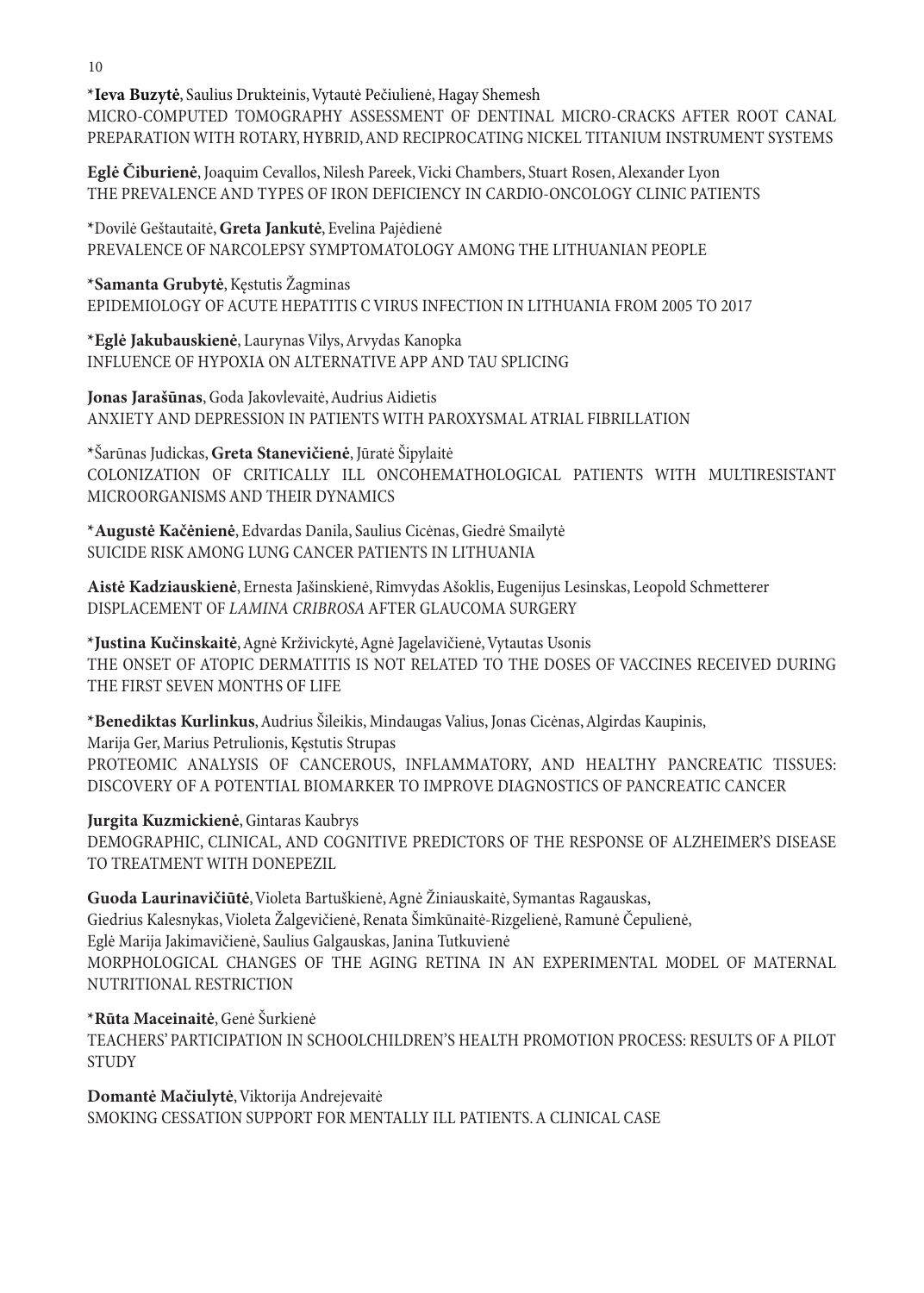*__Ieva Buzytė__, Saulius Drukteinis, Vytautė Pečiulienė, Hagay Shemesh
MICRO-COMPUTED TOMOGRAPHY ASSESSMENT OF DENTINAL MICRO-CRACKS AFTER ROOT CANAL PREPARATION WITH ROTARY, HYBRID, AND RECIPROCATING NICKEL TITANIUM INSTRUMENT SYSTEMS

**Eglė Čiburienė**, Joaquim Cevallos, Nilesh Pareek, Vicki Chambers, Stuart Rosen, Alexander Lyon
THE PREVALENCE AND TYPES OF IRON DEFICIENCY IN CARDIO-ONCOLOGY CLINIC PATIENTS

*Dovilė Geštautaitė, **Greta Jankutė**, Evelina Pajėdienė
PREVALENCE OF NARCOLEPSY SYMPTOMATOLOGY AMONG THE LITHUANIAN PEOPLE

*__Samanta Grubytė__, Kęstutis Žagminas
EPIDEMIOLOGY OF ACUTE HEPATITIS C VIRUS INFECTION IN LITHUANIA FROM 2005 TO 2017

*__Eglė Jakubauskienė__, Laurynas Vilys, Arvydas Kanopka
INFLUENCE OF HYPOXIA ON ALTERNATIVE APP AND TAU SPLICING

**Jonas Jarašūnas**, Goda Jakovlevaitė, Audrius Aidietis
ANXIETY AND DEPRESSION IN PATIENTS WITH PAROXYSMAL ATRIAL FIBRILLATION

*Šarūnas Judickas, **Greta Stanevičienė**, Jūratė Šipylaitė
COLONIZATION OF CRITICALLY ILL ONCOHEMATHOLOGICAL PATIENTS WITH MULTIRESISTANT MICROORGANISMS AND THEIR DYNAMICS

*__Augustė Kačėnienė__, Edvardas Danila, Saulius Cicėnas, Giedrė Smailytė
SUICIDE RISK AMONG LUNG CANCER PATIENTS IN LITHUANIA

**Aistė Kadziauskienė**, Ernesta Jašinskienė, Rimvydas Ašoklis, Eugenijus Lesinskas, Leopold Schmetterer
DISPLACEMENT OF *LAMINA CRIBROSA* AFTER GLAUCOMA SURGERY

*__Justina Kučinskaitė__, Agnė Krživickytė, Agnė Jagelavičienė, Vytautas Usonis
THE ONSET OF ATOPIC DERMATITIS IS NOT RELATED TO THE DOSES OF VACCINES RECEIVED DURING THE FIRST SEVEN MONTHS OF LIFE

*__Benediktas Kurlinkus__, Audrius Šileikis, Mindaugas Valius, Jonas Cicėnas, Algirdas Kaupinis, Marija Ger, Marius Petrulionis, Kęstutis Strupas
PROTEOMIC ANALYSIS OF CANCEROUS, INFLAMMATORY, AND HEALTHY PANCREATIC TISSUES: DISCOVERY OF A POTENTIAL BIOMARKER TO IMPROVE DIAGNOSTICS OF PANCREATIC CANCER

**Jurgita Kuzmickienė**, Gintaras Kaubrys
DEMOGRAPHIC, CLINICAL, AND COGNITIVE PREDICTORS OF THE RESPONSE OF ALZHEIMER'S DISEASE TO TREATMENT WITH DONEPEZIL

**Guoda Laurinavičiūtė**, Violeta Bartuškienė, Agnė Žiniauskaitė, Symantas Ragauskas, Giedrius Kalesnykas, Violeta Žalgevičienė, Renata Šimkūnaitė-Rizgelienė, Ramunė Čepulienė, Eglė Marija Jakimavičienė, Saulius Galgauskas, Janina Tutkuvienė
MORPHOLOGICAL CHANGES OF THE AGING RETINA IN AN EXPERIMENTAL MODEL OF MATERNAL NUTRITIONAL RESTRICTION

*__Rūta Maceinaitė__, Genė Šurkienė
TEACHERS' PARTICIPATION IN SCHOOLCHILDREN'S HEALTH PROMOTION PROCESS: RESULTS OF A PILOT STUDY

**Domantė Mačiulytė**, Viktorija Andrejevaitė
SMOKING CESSATION SUPPORT FOR MENTALLY ILL PATIENTS. A CLINICAL CASE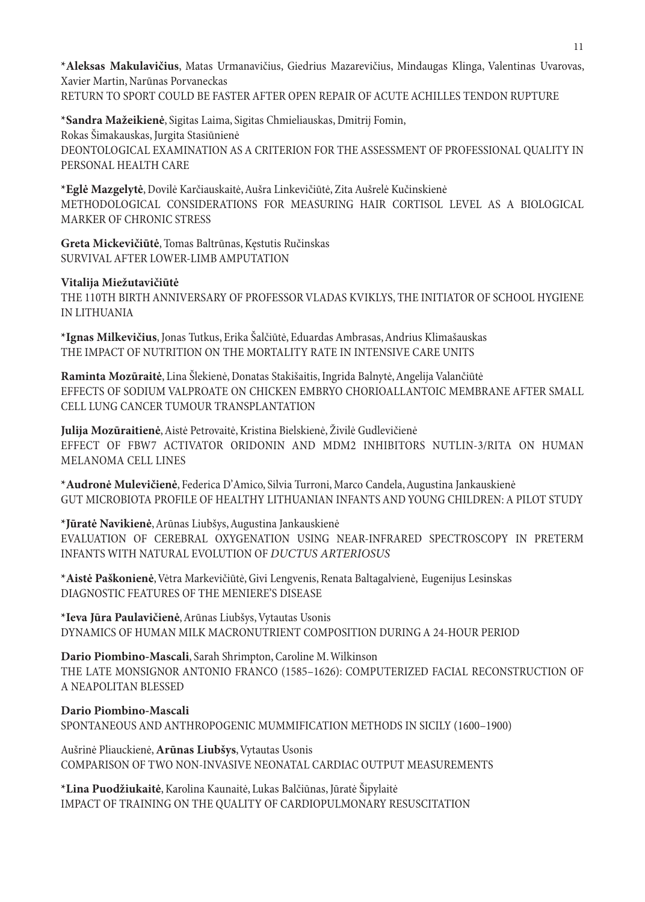*__Aleksas Makulavičius__, Matas Urmanavičius, Giedrius Mazarevičius, Mindaugas Klinga, Valentinas Uvarovas, Xavier Martin, Narūnas Porvaneckas
RETURN TO SPORT COULD BE FASTER AFTER OPEN REPAIR OF ACUTE ACHILLES TENDON RUPTURE

*__Sandra Mažeikienė__, Sigitas Laima, Sigitas Chmieliauskas, Dmitrij Fomin, Rokas Šimakauskas, Jurgita Stasiūnienė
DEONTOLOGICAL EXAMINATION AS A CRITERION FOR THE ASSESSMENT OF PROFESSIONAL QUALITY IN PERSONAL HEALTH CARE

*__Eglė Mazgelytė__, Dovilė Karčiauskaitė, Aušra Linkevičiūtė, Zita Aušrelė Kučinskienė
METHODOLOGICAL CONSIDERATIONS FOR MEASURING HAIR CORTISOL LEVEL AS A BIOLOGICAL MARKER OF CHRONIC STRESS

**Greta Mickevičiūtė**, Tomas Baltrūnas, Kęstutis Ručinskas
SURVIVAL AFTER LOWER-LIMB AMPUTATION

**Vitalija Miežutavičiūtė**
THE 110TH BIRTH ANNIVERSARY OF PROFESSOR VLADAS KVIKLYS, THE INITIATOR OF SCHOOL HYGIENE IN LITHUANIA

*__Ignas Milkevičius__, Jonas Tutkus, Erika Šalčiūtė, Eduardas Ambrasas, Andrius Klimašauskas
THE IMPACT OF NUTRITION ON THE MORTALITY RATE IN INTENSIVE CARE UNITS

**Raminta Mozūraitė**, Lina Šlekienė, Donatas Stakišaitis, Ingrida Balnytė, Angelija Valančiūtė
EFFECTS OF SODIUM VALPROATE ON CHICKEN EMBRYO CHORIOALLANTOIC MEMBRANE AFTER SMALL CELL LUNG CANCER TUMOUR TRANSPLANTATION

**Julija Mozūraitienė**, Aistė Petrovaitė, Kristina Bielskienė, Živilė Gudlevičienė
EFFECT OF FBW7 ACTIVATOR ORIDONIN AND MDM2 INHIBITORS NUTLIN-3/RITA ON HUMAN MELANOMA CELL LINES

*__Audronė Mulevičienė__, Federica D'Amico, Silvia Turroni, Marco Candela, Augustina Jankauskienė
GUT MICROBIOTA PROFILE OF HEALTHY LITHUANIAN INFANTS AND YOUNG CHILDREN: A PILOT STUDY

*__Jūratė Navikienė__, Arūnas Liubšys, Augustina Jankauskienė
EVALUATION OF CEREBRAL OXYGENATION USING NEAR-INFRARED SPECTROSCOPY IN PRETERM INFANTS WITH NATURAL EVOLUTION OF *DUCTUS ARTERIOSUS*

*__Aistė Paškonienė__, Vėtra Markevičiūtė, Givi Lengvenis, Renata Baltagalvienė, Eugenijus Lesinskas
DIAGNOSTIC FEATURES OF THE MENIERE'S DISEASE

*__Ieva Jūra Paulavičienė__, Arūnas Liubšys, Vytautas Usonis
DYNAMICS OF HUMAN MILK MACRONUTRIENT COMPOSITION DURING A 24-HOUR PERIOD

**Dario Piombino-Mascali**, Sarah Shrimpton, Caroline M. Wilkinson
THE LATE MONSIGNOR ANTONIO FRANCO (1585–1626): COMPUTERIZED FACIAL RECONSTRUCTION OF A NEAPOLITAN BLESSED

**Dario Piombino-Mascali**
SPONTANEOUS AND ANTHROPOGENIC MUMMIFICATION METHODS IN SICILY (1600–1900)

Aušrinė Pliauckienė, **Arūnas Liubšys**, Vytautas Usonis
COMPARISON OF TWO NON-INVASIVE NEONATAL CARDIAC OUTPUT MEASUREMENTS

*__Lina Puodžiukaitė__, Karolina Kaunaitė, Lukas Balčiūnas, Jūratė Šipylaitė
IMPACT OF TRAINING ON THE QUALITY OF CARDIOPULMONARY RESUSCITATION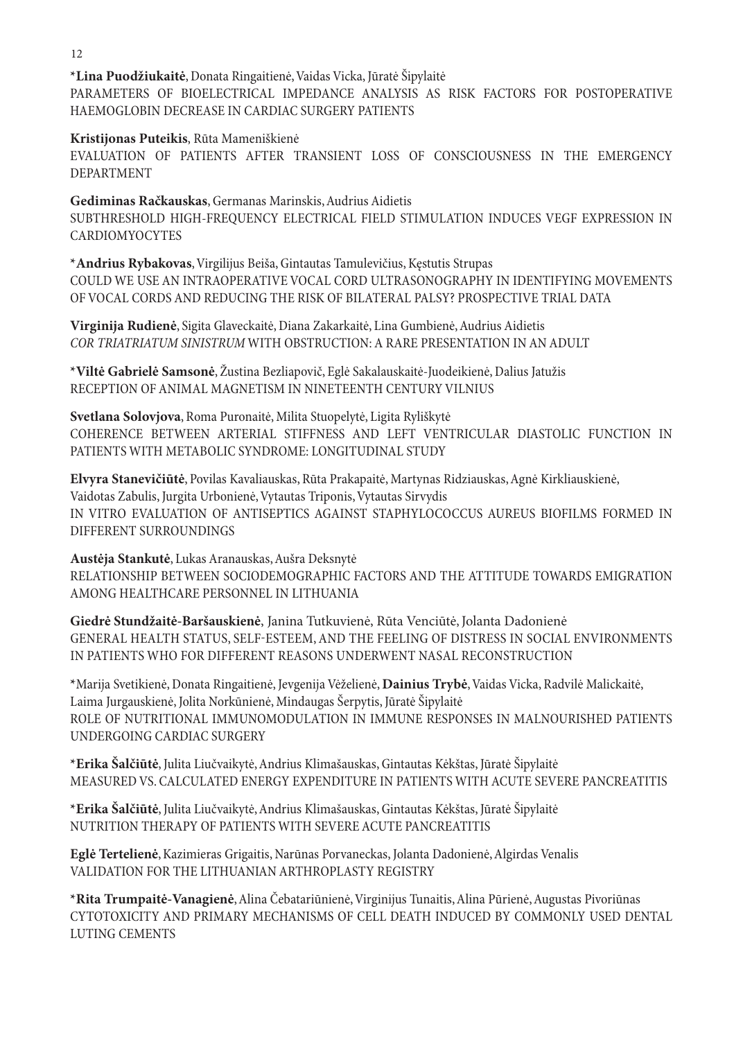*__Lina Puodžiukaitė__, Donata Ringaitienė, Vaidas Vicka, Jūratė Šipylaitė
PARAMETERS OF BIOELECTRICAL IMPEDANCE ANALYSIS AS RISK FACTORS FOR POSTOPERATIVE HAEMOGLOBIN DECREASE IN CARDIAC SURGERY PATIENTS

**Kristijonas Puteikis**, Rūta Mameniškienė
EVALUATION OF PATIENTS AFTER TRANSIENT LOSS OF CONSCIOUSNESS IN THE EMERGENCY DEPARTMENT

**Gediminas Račkauskas**, Germanas Marinskis, Audrius Aidietis
SUBTHRESHOLD HIGH-FREQUENCY ELECTRICAL FIELD STIMULATION INDUCES VEGF EXPRESSION IN CARDIOMYOCYTES

*__Andrius Rybakovas__, Virgilijus Beiša, Gintautas Tamulevičius, Kęstutis Strupas
COULD WE USE AN INTRAOPERATIVE VOCAL CORD ULTRASONOGRAPHY IN IDENTIFYING MOVEMENTS OF VOCAL CORDS AND REDUCING THE RISK OF BILATERAL PALSY? PROSPECTIVE TRIAL DATA

**Virginija Rudienė**, Sigita Glaveckaitė, Diana Zakarkaitė, Lina Gumbienė, Audrius Aidietis
*COR TRIATRIATUM SINISTRUM* WITH OBSTRUCTION: A RARE PRESENTATION IN AN ADULT

*__Viltė Gabrielė Samsonė__, Žustina Bezliapovič, Eglė Sakalauskaitė-Juodeikienė, Dalius Jatužis
RECEPTION OF ANIMAL MAGNETISM IN NINETEENTH CENTURY VILNIUS

**Svetlana Solovjova**, Roma Puronaitė, Milita Stuopelytė, Ligita Ryliškytė
COHERENCE BETWEEN ARTERIAL STIFFNESS AND LEFT VENTRICULAR DIASTOLIC FUNCTION IN PATIENTS WITH METABOLIC SYNDROME: LONGITUDINAL STUDY

**Elvyra Stanevičiūtė**, Povilas Kavaliauskas, Rūta Prakapaitė, Martynas Ridziauskas, Agnė Kirkliauskienė, Vaidotas Zabulis, Jurgita Urbonienė, Vytautas Triponis, Vytautas Sirvydis
IN VITRO EVALUATION OF ANTISEPTICS AGAINST STAPHYLOCOCCUS AUREUS BIOFILMS FORMED IN DIFFERENT SURROUNDINGS

**Austėja Stankutė**, Lukas Aranauskas, Aušra Deksnytė
RELATIONSHIP BETWEEN SOCIODEMOGRAPHIC FACTORS AND THE ATTITUDE TOWARDS EMIGRATION AMONG HEALTHCARE PERSONNEL IN LITHUANIA

**Giedrė Stundžaitė-Baršauskienė**, Janina Tutkuvienė, Rūta Venciūtė, Jolanta Dadonienė
GENERAL HEALTH STATUS, SELF-ESTEEM, AND THE FEELING OF DISTRESS IN SOCIAL ENVIRONMENTS IN PATIENTS WHO FOR DIFFERENT REASONS UNDERWENT NASAL RECONSTRUCTION

*Marija Svetikienė, Donata Ringaitienė, Jevgenija Vėželienė, **Dainius Trybė**, Vaidas Vicka, Radvilė Malickaitė, Laima Jurgauskienė, Jolita Norkūnienė, Mindaugas Šerpytis, Jūratė Šipylaitė
ROLE OF NUTRITIONAL IMMUNOMODULATION IN IMMUNE RESPONSES IN MALNOURISHED PATIENTS UNDERGOING CARDIAC SURGERY

*__Erika Šalčiūtė__, Julita Liučvaikytė, Andrius Klimašauskas, Gintautas Kėkštas, Jūratė Šipylaitė
MEASURED VS. CALCULATED ENERGY EXPENDITURE IN PATIENTS WITH ACUTE SEVERE PANCREATITIS

*__Erika Šalčiūtė__, Julita Liučvaikytė, Andrius Klimašauskas, Gintautas Kėkštas, Jūratė Šipylaitė
NUTRITION THERAPY OF PATIENTS WITH SEVERE ACUTE PANCREATITIS

**Eglė Tertelienė**, Kazimieras Grigaitis, Narūnas Porvaneckas, Jolanta Dadonienė, Algirdas Venalis
VALIDATION FOR THE LITHUANIAN ARTHROPLASTY REGISTRY

*__Rita Trumpaitė-Vanagienė__, Alina Čebatariūnienė, Virginijus Tunaitis, Alina Pūrienė, Augustas Pivoriūnas
CYTOTOXICITY AND PRIMARY MECHANISMS OF CELL DEATH INDUCED BY COMMONLY USED DENTAL LUTING CEMENTS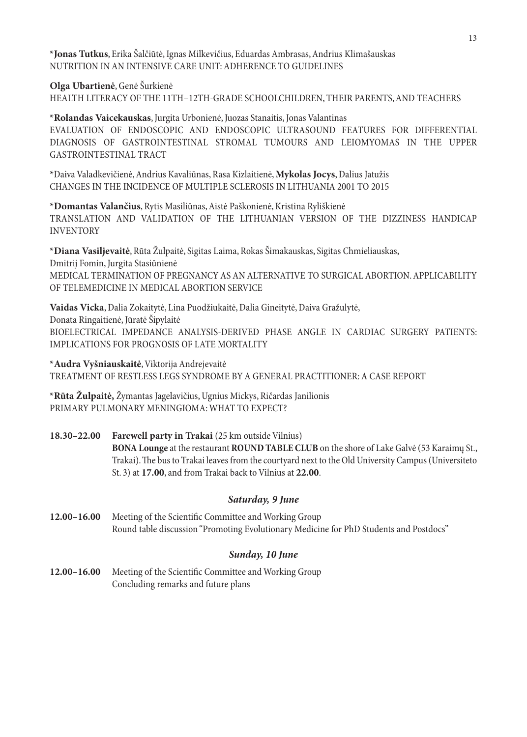*__Jonas Tutkus__, Erika Šalčiūtė, Ignas Milkevičius, Eduardas Ambrasas, Andrius Klimašauskas
NUTRITION IN AN INTENSIVE CARE UNIT: ADHERENCE TO GUIDELINES

**Olga Ubartienė**, Genė Šurkienė
HEALTH LITERACY OF THE 11TH–12TH-GRADE SCHOOLCHILDREN, THEIR PARENTS, AND TEACHERS

*__Rolandas Vaicekauskas__, Jurgita Urbonienė, Juozas Stanaitis, Jonas Valantinas
EVALUATION OF ENDOSCOPIC AND ENDOSCOPIC ULTRASOUND FEATURES FOR DIFFERENTIAL DIAGNOSIS OF GASTROINTESTINAL STROMAL TUMOURS AND LEIOMYOMAS IN THE UPPER GASTROINTESTINAL TRACT

*Daiva Valadkevičienė, Andrius Kavaliūnas, Rasa Kizlaitienė, **Mykolas Jocys**, Dalius Jatužis
CHANGES IN THE INCIDENCE OF MULTIPLE SCLEROSIS IN LITHUANIA 2001 TO 2015

*__Domantas Valančius__, Rytis Masiliūnas, Aistė Paškonienė, Kristina Ryliškienė
TRANSLATION AND VALIDATION OF THE LITHUANIAN VERSION OF THE DIZZINESS HANDICAP INVENTORY

*__Diana Vasiljevaitė__, Rūta Žulpaitė, Sigitas Laima, Rokas Šimakauskas, Sigitas Chmieliauskas, Dmitrij Fomin, Jurgita Stasiūnienė
MEDICAL TERMINATION OF PREGNANCY AS AN ALTERNATIVE TO SURGICAL ABORTION. APPLICABILITY OF TELEMEDICINE IN MEDICAL ABORTION SERVICE

**Vaidas Vicka**, Dalia Zokaitytė, Lina Puodžiukaitė, Dalia Gineitytė, Daiva Gražulytė, Donata Ringaitienė, Jūratė Šipylaitė
BIOELECTRICAL IMPEDANCE ANALYSIS-DERIVED PHASE ANGLE IN CARDIAC SURGERY PATIENTS: IMPLICATIONS FOR PROGNOSIS OF LATE MORTALITY

*__Audra Vyšniauskaitė__, Viktorija Andrejevaitė
TREATMENT OF RESTLESS LEGS SYNDROME BY A GENERAL PRACTITIONER: A CASE REPORT

*__Rūta Žulpaitė,__ Žymantas Jagelavičius, Ugnius Mickys, Ričardas Janilionis
PRIMARY PULMONARY MENINGIOMA: WHAT TO EXPECT?

**18.30–22.00** **Farewell party in Trakai** (25 km outside Vilnius)
**BONA Lounge** at the restaurant **ROUND TABLE CLUB** on the shore of Lake Galvė (53 Karaimų St., Trakai). The bus to Trakai leaves from the courtyard next to the Old University Campus (Universiteto St. 3) at **17.00**, and from Trakai back to Vilnius at **22.00**.

### *Saturday, 9 June*

**12.00–16.00** Meeting of the Scientific Committee and Working Group
Round table discussion "Promoting Evolutionary Medicine for PhD Students and Postdocs"

### *Sunday, 10 June*

**12.00–16.00** Meeting of the Scientific Committee and Working Group
Concluding remarks and future plans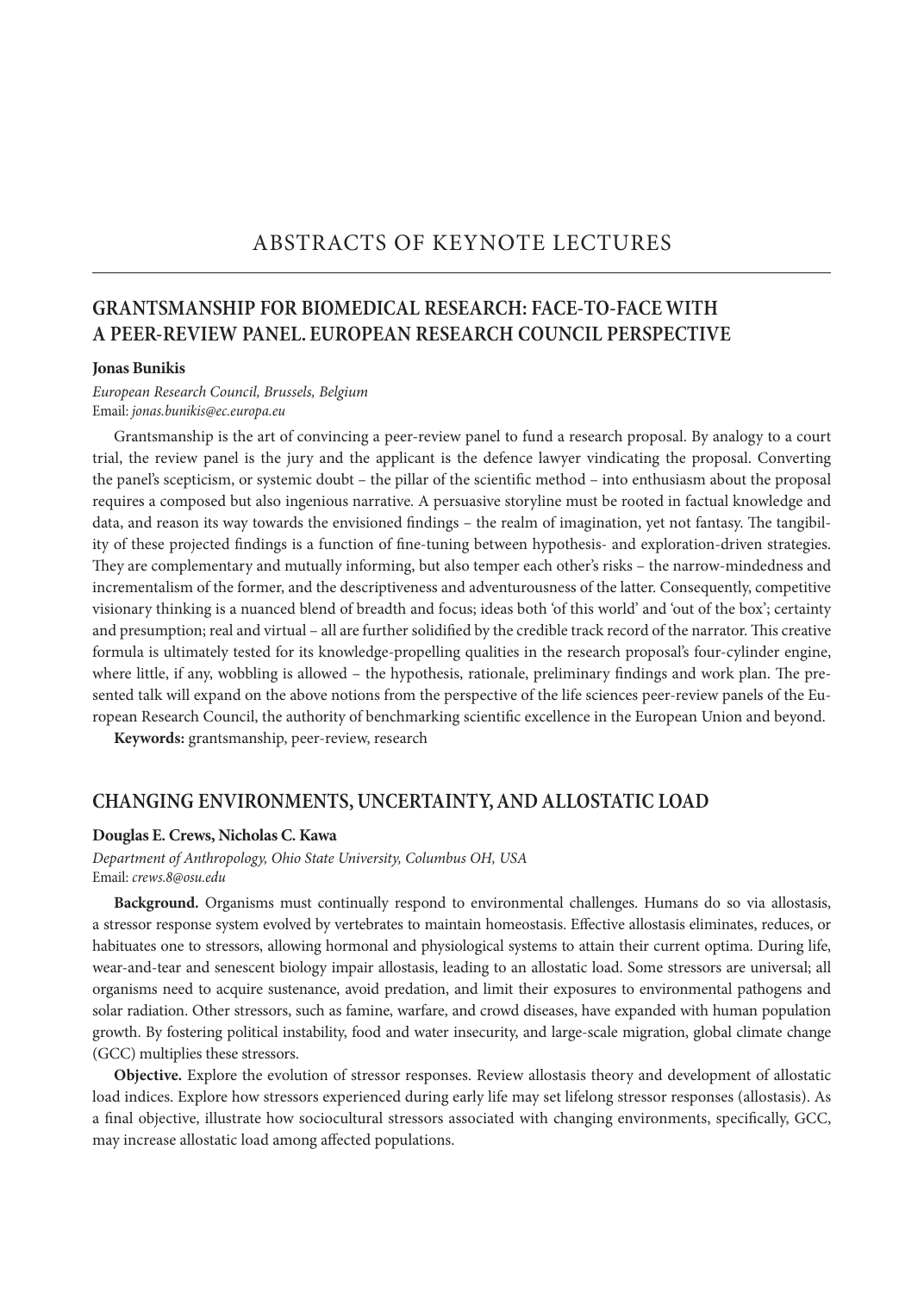# ABSTRACTS OF KEYNOTE LECTURES

## GRANTSMANSHIP FOR BIOMEDICAL RESEARCH: FACE-TO-FACE WITH A PEER-REVIEW PANEL. EUROPEAN RESEARCH COUNCIL PERSPECTIVE

**Jonas Bunikis**

*European Research Council, Brussels, Belgium*
Email: *jonas.bunikis@ec.europa.eu*

Grantsmanship is the art of convincing a peer-review panel to fund a research proposal. By analogy to a court trial, the review panel is the jury and the applicant is the defence lawyer vindicating the proposal. Converting the panel's scepticism, or systemic doubt – the pillar of the scientific method – into enthusiasm about the proposal requires a composed but also ingenious narrative. A persuasive storyline must be rooted in factual knowledge and data, and reason its way towards the envisioned findings – the realm of imagination, yet not fantasy. The tangibility of these projected findings is a function of fine-tuning between hypothesis- and exploration-driven strategies. They are complementary and mutually informing, but also temper each other's risks – the narrow-mindedness and incrementalism of the former, and the descriptiveness and adventurousness of the latter. Consequently, competitive visionary thinking is a nuanced blend of breadth and focus; ideas both 'of this world' and 'out of the box'; certainty and presumption; real and virtual – all are further solidified by the credible track record of the narrator. This creative formula is ultimately tested for its knowledge-propelling qualities in the research proposal's four-cylinder engine, where little, if any, wobbling is allowed – the hypothesis, rationale, preliminary findings and work plan. The presented talk will expand on the above notions from the perspective of the life sciences peer-review panels of the European Research Council, the authority of benchmarking scientific excellence in the European Union and beyond.

**Keywords:** grantsmanship, peer-review, research

## CHANGING ENVIRONMENTS, UNCERTAINTY, AND ALLOSTATIC LOAD

**Douglas E. Crews, Nicholas C. Kawa**

*Department of Anthropology, Ohio State University, Columbus OH, USA*
Email: *crews.8@osu.edu*

**Background.** Organisms must continually respond to environmental challenges. Humans do so via allostasis, a stressor response system evolved by vertebrates to maintain homeostasis. Effective allostasis eliminates, reduces, or habituates one to stressors, allowing hormonal and physiological systems to attain their current optima. During life, wear-and-tear and senescent biology impair allostasis, leading to an allostatic load. Some stressors are universal; all organisms need to acquire sustenance, avoid predation, and limit their exposures to environmental pathogens and solar radiation. Other stressors, such as famine, warfare, and crowd diseases, have expanded with human population growth. By fostering political instability, food and water insecurity, and large-scale migration, global climate change (GCC) multiplies these stressors.

**Objective.** Explore the evolution of stressor responses. Review allostasis theory and development of allostatic load indices. Explore how stressors experienced during early life may set lifelong stressor responses (allostasis). As a final objective, illustrate how sociocultural stressors associated with changing environments, specifically, GCC, may increase allostatic load among affected populations.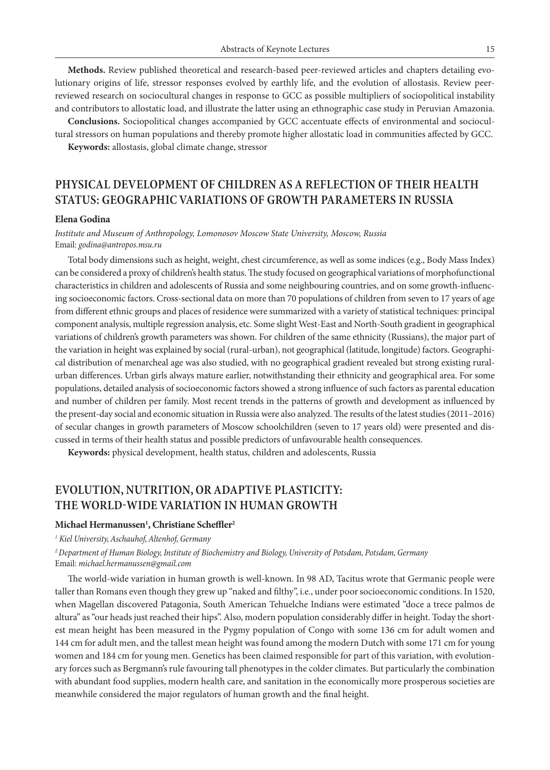**Methods.** Review published theoretical and research-based peer-reviewed articles and chapters detailing evolutionary origins of life, stressor responses evolved by earthly life, and the evolution of allostasis. Review peer-reviewed research on sociocultural changes in response to GCC as possible multipliers of sociopolitical instability and contributors to allostatic load, and illustrate the latter using an ethnographic case study in Peruvian Amazonia.

**Conclusions.** Sociopolitical changes accompanied by GCC accentuate effects of environmental and sociocultural stressors on human populations and thereby promote higher allostatic load in communities affected by GCC.

**Keywords:** allostasis, global climate change, stressor

## PHYSICAL DEVELOPMENT OF CHILDREN AS A REFLECTION OF THEIR HEALTH STATUS: GEOGRAPHIC VARIATIONS OF GROWTH PARAMETERS IN RUSSIA

**Elena Godina**

*Institute and Museum of Anthropology, Lomonosov Moscow State University, Moscow, Russia*
Email: *godina@antropos.msu.ru*

Total body dimensions such as height, weight, chest circumference, as well as some indices (e.g., Body Mass Index) can be considered a proxy of children's health status. The study focused on geographical variations of morphofunctional characteristics in children and adolescents of Russia and some neighbouring countries, and on some growth-influencing socioeconomic factors. Cross-sectional data on more than 70 populations of children from seven to 17 years of age from different ethnic groups and places of residence were summarized with a variety of statistical techniques: principal component analysis, multiple regression analysis, etc. Some slight West-East and North-South gradient in geographical variations of children's growth parameters was shown. For children of the same ethnicity (Russians), the major part of the variation in height was explained by social (rural-urban), not geographical (latitude, longitude) factors. Geographical distribution of menarcheal age was also studied, with no geographical gradient revealed but strong existing rural-urban differences. Urban girls always mature earlier, notwithstanding their ethnicity and geographical area. For some populations, detailed analysis of socioeconomic factors showed a strong influence of such factors as parental education and number of children per family. Most recent trends in the patterns of growth and development as influenced by the present-day social and economic situation in Russia were also analyzed. The results of the latest studies (2011–2016) of secular changes in growth parameters of Moscow schoolchildren (seven to 17 years old) were presented and discussed in terms of their health status and possible predictors of unfavourable health consequences.

**Keywords:** physical development, health status, children and adolescents, Russia

## EVOLUTION, NUTRITION, OR ADAPTIVE PLASTICITY: THE WORLD-WIDE VARIATION IN HUMAN GROWTH

**Michael Hermanussen[1], Christiane Scheffler[2]**

[1] *Kiel University, Aschauhof, Altenhof, Germany*

[2] *Department of Human Biology, Institute of Biochemistry and Biology, University of Potsdam, Potsdam, Germany*
Email: *michael.hermanussen@gmail.com*

The world-wide variation in human growth is well-known. In 98 AD, Tacitus wrote that Germanic people were taller than Romans even though they grew up "naked and filthy", i.e., under poor socioeconomic conditions. In 1520, when Magellan discovered Patagonia, South American Tehuelche Indians were estimated "doce a trece palmos de altura" as "our heads just reached their hips". Also, modern population considerably differ in height. Today the shortest mean height has been measured in the Pygmy population of Congo with some 136 cm for adult women and 144 cm for adult men, and the tallest mean height was found among the modern Dutch with some 171 cm for young women and 184 cm for young men. Genetics has been claimed responsible for part of this variation, with evolutionary forces such as Bergmann's rule favouring tall phenotypes in the colder climates. But particularly the combination with abundant food supplies, modern health care, and sanitation in the economically more prosperous societies are meanwhile considered the major regulators of human growth and the final height.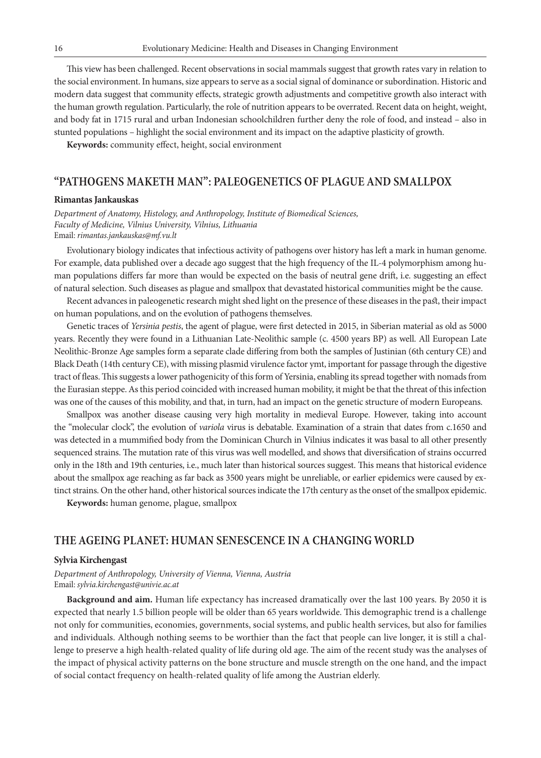This view has been challenged. Recent observations in social mammals suggest that growth rates vary in relation to the social environment. In humans, size appears to serve as a social signal of dominance or subordination. Historic and modern data suggest that community effects, strategic growth adjustments and competitive growth also interact with the human growth regulation. Particularly, the role of nutrition appears to be overrated. Recent data on height, weight, and body fat in 1715 rural and urban Indonesian schoolchildren further deny the role of food, and instead – also in stunted populations – highlight the social environment and its impact on the adaptive plasticity of growth.

**Keywords:** community effect, height, social environment

## "PATHOGENS MAKETH MAN": PALEOGENETICS OF PLAGUE AND SMALLPOX

**Rimantas Jankauskas**

*Department of Anatomy, Histology, and Anthropology, Institute of Biomedical Sciences, Faculty of Medicine, Vilnius University, Vilnius, Lithuania*
Email: *rimantas.jankauskas@mf.vu.lt*

Evolutionary biology indicates that infectious activity of pathogens over history has left a mark in human genome. For example, data published over a decade ago suggest that the high frequency of the IL-4 polymorphism among human populations differs far more than would be expected on the basis of neutral gene drift, i.e. suggesting an effect of natural selection. Such diseases as plague and smallpox that devastated historical communities might be the cause.

Recent advances in paleogenetic research might shed light on the presence of these diseases in the past, their impact on human populations, and on the evolution of pathogens themselves.

Genetic traces of *Yersinia pestis*, the agent of plague, were first detected in 2015, in Siberian material as old as 5000 years. Recently they were found in a Lithuanian Late-Neolithic sample (c. 4500 years BP) as well. All European Late Neolithic-Bronze Age samples form a separate clade differing from both the samples of Justinian (6th century CE) and Black Death (14th century CE), with missing plasmid virulence factor ymt, important for passage through the digestive tract of fleas. This suggests a lower pathogenicity of this form of Yersinia, enabling its spread together with nomads from the Eurasian steppe. As this period coincided with increased human mobility, it might be that the threat of this infection was one of the causes of this mobility, and that, in turn, had an impact on the genetic structure of modern Europeans.

Smallpox was another disease causing very high mortality in medieval Europe. However, taking into account the "molecular clock", the evolution of *variola* virus is debatable. Examination of a strain that dates from c.1650 and was detected in a mummified body from the Dominican Church in Vilnius indicates it was basal to all other presently sequenced strains. The mutation rate of this virus was well modelled, and shows that diversification of strains occurred only in the 18th and 19th centuries, i.e., much later than historical sources suggest. This means that historical evidence about the smallpox age reaching as far back as 3500 years might be unreliable, or earlier epidemics were caused by extinct strains. On the other hand, other historical sources indicate the 17th century as the onset of the smallpox epidemic.

**Keywords:** human genome, plague, smallpox

## THE AGEING PLANET: HUMAN SENESCENCE IN A CHANGING WORLD

**Sylvia Kirchengast**

*Department of Anthropology, University of Vienna, Vienna, Austria*
Email: *sylvia.kirchengast@univie.ac.at*

**Background and aim.** Human life expectancy has increased dramatically over the last 100 years. By 2050 it is expected that nearly 1.5 billion people will be older than 65 years worldwide. This demographic trend is a challenge not only for communities, economies, governments, social systems, and public health services, but also for families and individuals. Although nothing seems to be worthier than the fact that people can live longer, it is still a challenge to preserve a high health-related quality of life during old age. The aim of the recent study was the analyses of the impact of physical activity patterns on the bone structure and muscle strength on the one hand, and the impact of social contact frequency on health-related quality of life among the Austrian elderly.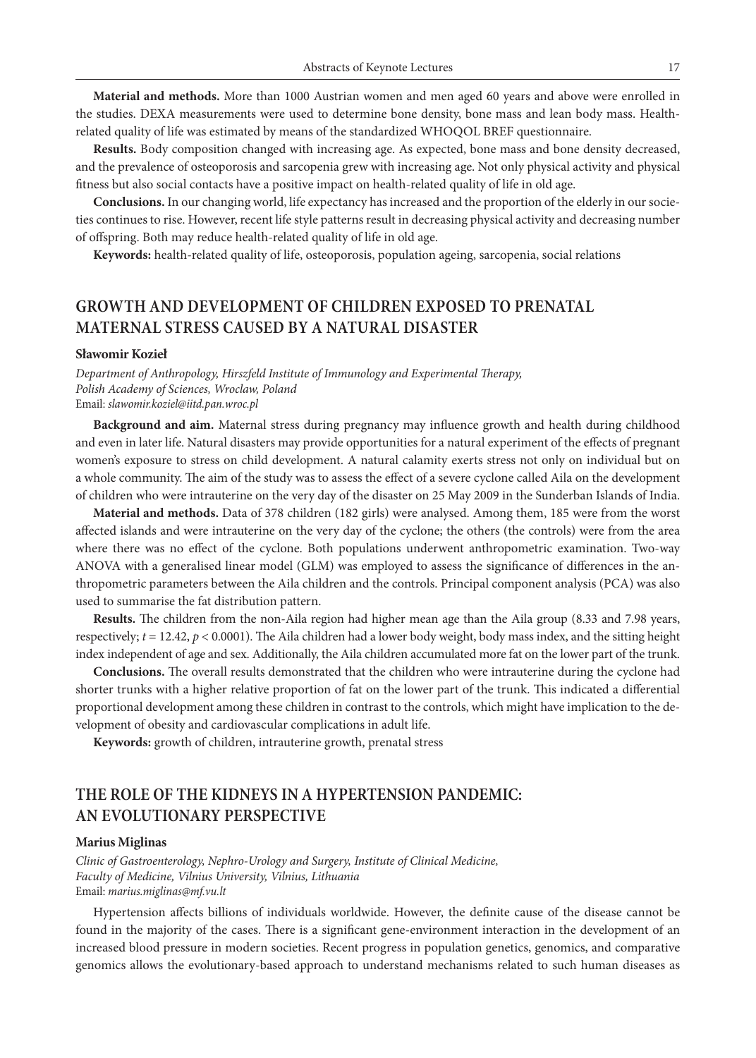**Material and methods.** More than 1000 Austrian women and men aged 60 years and above were enrolled in the studies. DEXA measurements were used to determine bone density, bone mass and lean body mass. Health-related quality of life was estimated by means of the standardized WHOQOL BREF questionnaire.

**Results.** Body composition changed with increasing age. As expected, bone mass and bone density decreased, and the prevalence of osteoporosis and sarcopenia grew with increasing age. Not only physical activity and physical fitness but also social contacts have a positive impact on health-related quality of life in old age.

**Conclusions.** In our changing world, life expectancy has increased and the proportion of the elderly in our societies continues to rise. However, recent life style patterns result in decreasing physical activity and decreasing number of offspring. Both may reduce health-related quality of life in old age.

**Keywords:** health-related quality of life, osteoporosis, population ageing, sarcopenia, social relations

## GROWTH AND DEVELOPMENT OF CHILDREN EXPOSED TO PRENATAL MATERNAL STRESS CAUSED BY A NATURAL DISASTER

**Sławomir Kozieł**

*Department of Anthropology, Hirszfeld Institute of Immunology and Experimental Therapy, Polish Academy of Sciences, Wroclaw, Poland*
Email: *slawomir.koziel@iitd.pan.wroc.pl*

**Background and aim.** Maternal stress during pregnancy may influence growth and health during childhood and even in later life. Natural disasters may provide opportunities for a natural experiment of the effects of pregnant women's exposure to stress on child development. A natural calamity exerts stress not only on individual but on a whole community. The aim of the study was to assess the effect of a severe cyclone called Aila on the development of children who were intrauterine on the very day of the disaster on 25 May 2009 in the Sunderban Islands of India.

**Material and methods.** Data of 378 children (182 girls) were analysed. Among them, 185 were from the worst affected islands and were intrauterine on the very day of the cyclone; the others (the controls) were from the area where there was no effect of the cyclone. Both populations underwent anthropometric examination. Two-way ANOVA with a generalised linear model (GLM) was employed to assess the significance of differences in the anthropometric parameters between the Aila children and the controls. Principal component analysis (PCA) was also used to summarise the fat distribution pattern.

**Results.** The children from the non-Aila region had higher mean age than the Aila group (8.33 and 7.98 years, respectively; $t = 12.42$, $p < 0.0001$). The Aila children had a lower body weight, body mass index, and the sitting height index independent of age and sex. Additionally, the Aila children accumulated more fat on the lower part of the trunk.

**Conclusions.** The overall results demonstrated that the children who were intrauterine during the cyclone had shorter trunks with a higher relative proportion of fat on the lower part of the trunk. This indicated a differential proportional development among these children in contrast to the controls, which might have implication to the development of obesity and cardiovascular complications in adult life.

**Keywords:** growth of children, intrauterine growth, prenatal stress

## THE ROLE OF THE KIDNEYS IN A HYPERTENSION PANDEMIC: AN EVOLUTIONARY PERSPECTIVE

**Marius Miglinas**

*Clinic of Gastroenterology, Nephro-Urology and Surgery, Institute of Clinical Medicine, Faculty of Medicine, Vilnius University, Vilnius, Lithuania*
Email: *marius.miglinas@mf.vu.lt*

Hypertension affects billions of individuals worldwide. However, the definite cause of the disease cannot be found in the majority of the cases. There is a significant gene-environment interaction in the development of an increased blood pressure in modern societies. Recent progress in population genetics, genomics, and comparative genomics allows the evolutionary-based approach to understand mechanisms related to such human diseases as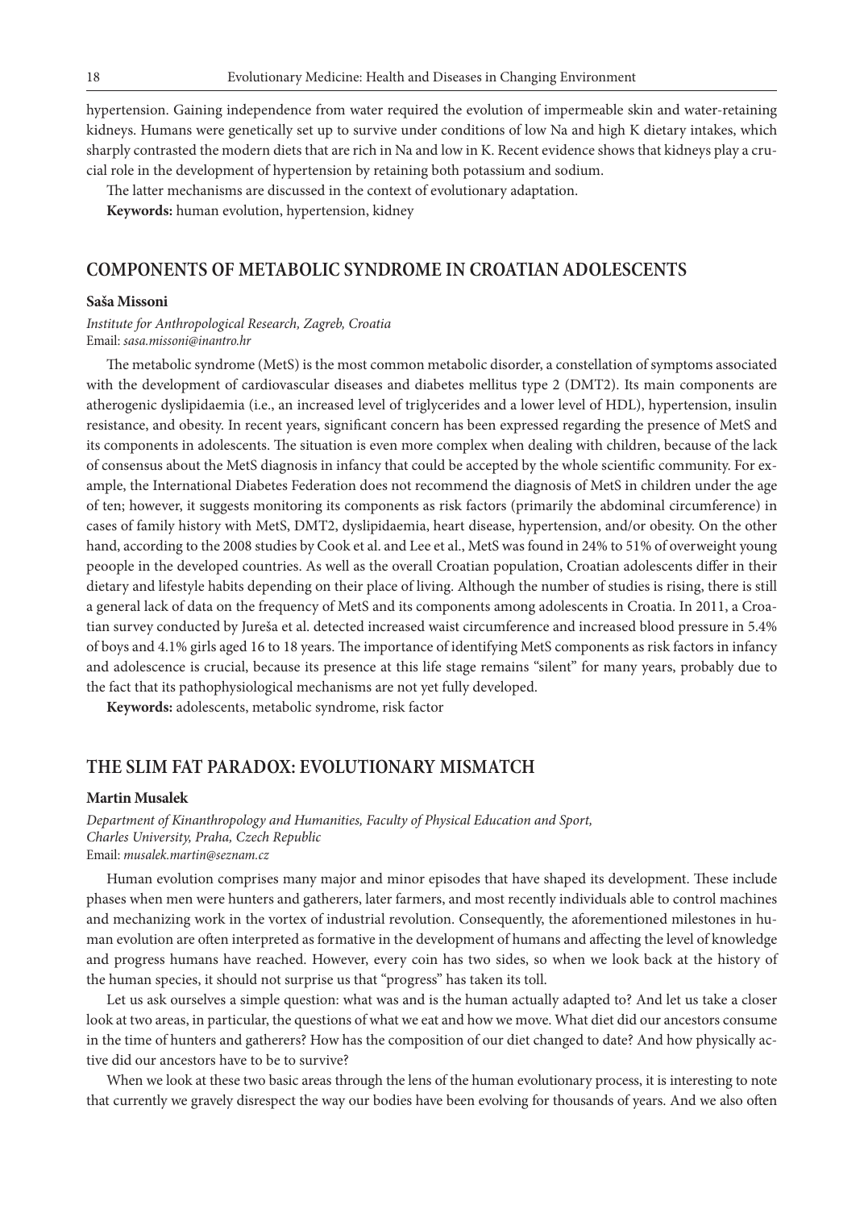hypertension. Gaining independence from water required the evolution of impermeable skin and water-retaining kidneys. Humans were genetically set up to survive under conditions of low Na and high K dietary intakes, which sharply contrasted the modern diets that are rich in Na and low in K. Recent evidence shows that kidneys play a crucial role in the development of hypertension by retaining both potassium and sodium.

The latter mechanisms are discussed in the context of evolutionary adaptation.

**Keywords:** human evolution, hypertension, kidney

## COMPONENTS OF METABOLIC SYNDROME IN CROATIAN ADOLESCENTS

**Saša Missoni**

*Institute for Anthropological Research, Zagreb, Croatia*
Email: *sasa.missoni@inantro.hr*

The metabolic syndrome (MetS) is the most common metabolic disorder, a constellation of symptoms associated with the development of cardiovascular diseases and diabetes mellitus type 2 (DMT2). Its main components are atherogenic dyslipidaemia (i.e., an increased level of triglycerides and a lower level of HDL), hypertension, insulin resistance, and obesity. In recent years, significant concern has been expressed regarding the presence of MetS and its components in adolescents. The situation is even more complex when dealing with children, because of the lack of consensus about the MetS diagnosis in infancy that could be accepted by the whole scientific community. For example, the International Diabetes Federation does not recommend the diagnosis of MetS in children under the age of ten; however, it suggests monitoring its components as risk factors (primarily the abdominal circumference) in cases of family history with MetS, DMT2, dyslipidaemia, heart disease, hypertension, and/or obesity. On the other hand, according to the 2008 studies by Cook et al. and Lee et al., MetS was found in 24% to 51% of overweight young peoople in the developed countries. As well as the overall Croatian population, Croatian adolescents differ in their dietary and lifestyle habits depending on their place of living. Although the number of studies is rising, there is still a general lack of data on the frequency of MetS and its components among adolescents in Croatia. In 2011, a Croatian survey conducted by Jureša et al. detected increased waist circumference and increased blood pressure in 5.4% of boys and 4.1% girls aged 16 to 18 years. The importance of identifying MetS components as risk factors in infancy and adolescence is crucial, because its presence at this life stage remains "silent" for many years, probably due to the fact that its pathophysiological mechanisms are not yet fully developed.

**Keywords:** adolescents, metabolic syndrome, risk factor

## THE SLIM FAT PARADOX: EVOLUTIONARY MISMATCH

**Martin Musalek**

*Department of Kinanthropology and Humanities, Faculty of Physical Education and Sport, Charles University, Praha, Czech Republic*
Email: *musalek.martin@seznam.cz*

Human evolution comprises many major and minor episodes that have shaped its development. These include phases when men were hunters and gatherers, later farmers, and most recently individuals able to control machines and mechanizing work in the vortex of industrial revolution. Consequently, the aforementioned milestones in human evolution are often interpreted as formative in the development of humans and affecting the level of knowledge and progress humans have reached. However, every coin has two sides, so when we look back at the history of the human species, it should not surprise us that "progress" has taken its toll.

Let us ask ourselves a simple question: what was and is the human actually adapted to? And let us take a closer look at two areas, in particular, the questions of what we eat and how we move. What diet did our ancestors consume in the time of hunters and gatherers? How has the composition of our diet changed to date? And how physically active did our ancestors have to be to survive?

When we look at these two basic areas through the lens of the human evolutionary process, it is interesting to note that currently we gravely disrespect the way our bodies have been evolving for thousands of years. And we also often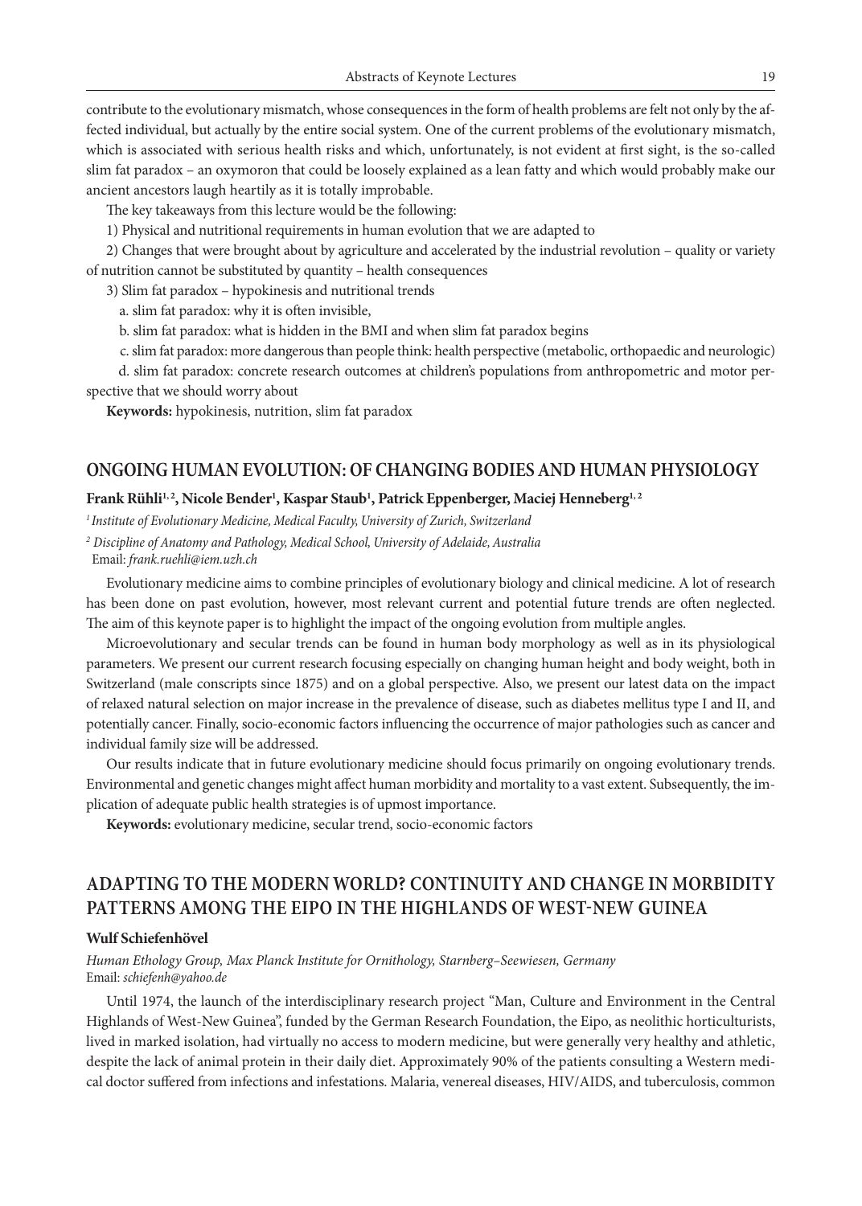contribute to the evolutionary mismatch, whose consequences in the form of health problems are felt not only by the affected individual, but actually by the entire social system. One of the current problems of the evolutionary mismatch, which is associated with serious health risks and which, unfortunately, is not evident at first sight, is the so-called slim fat paradox – an oxymoron that could be loosely explained as a lean fatty and which would probably make our ancient ancestors laugh heartily as it is totally improbable.

The key takeaways from this lecture would be the following:

1) Physical and nutritional requirements in human evolution that we are adapted to

2) Changes that were brought about by agriculture and accelerated by the industrial revolution – quality or variety of nutrition cannot be substituted by quantity – health consequences

3) Slim fat paradox – hypokinesis and nutritional trends

a. slim fat paradox: why it is often invisible,

b. slim fat paradox: what is hidden in the BMI and when slim fat paradox begins

c. slim fat paradox: more dangerous than people think: health perspective (metabolic, orthopaedic and neurologic)

d. slim fat paradox: concrete research outcomes at children's populations from anthropometric and motor perspective that we should worry about

**Keywords:** hypokinesis, nutrition, slim fat paradox

## ONGOING HUMAN EVOLUTION: OF CHANGING BODIES AND HUMAN PHYSIOLOGY

**Frank Rühli[1, 2], Nicole Bender[1], Kaspar Staub[1], Patrick Eppenberger, Maciej Henneberg[1, 2]**

*[1] Institute of Evolutionary Medicine, Medical Faculty, University of Zurich, Switzerland*

*[2] Discipline of Anatomy and Pathology, Medical School, University of Adelaide, Australia*

Email: *frank.ruehli@iem.uzh.ch*

Evolutionary medicine aims to combine principles of evolutionary biology and clinical medicine. A lot of research has been done on past evolution, however, most relevant current and potential future trends are often neglected. The aim of this keynote paper is to highlight the impact of the ongoing evolution from multiple angles.

Microevolutionary and secular trends can be found in human body morphology as well as in its physiological parameters. We present our current research focusing especially on changing human height and body weight, both in Switzerland (male conscripts since 1875) and on a global perspective. Also, we present our latest data on the impact of relaxed natural selection on major increase in the prevalence of disease, such as diabetes mellitus type I and II, and potentially cancer. Finally, socio-economic factors influencing the occurrence of major pathologies such as cancer and individual family size will be addressed.

Our results indicate that in future evolutionary medicine should focus primarily on ongoing evolutionary trends. Environmental and genetic changes might affect human morbidity and mortality to a vast extent. Subsequently, the implication of adequate public health strategies is of upmost importance.

**Keywords:** evolutionary medicine, secular trend, socio-economic factors

## ADAPTING TO THE MODERN WORLD? CONTINUITY AND CHANGE IN MORBIDITY PATTERNS AMONG THE EIPO IN THE HIGHLANDS OF WEST-NEW GUINEA

**Wulf Schiefenhövel**

*Human Ethology Group, Max Planck Institute for Ornithology, Starnberg–Seewiesen, Germany*

Email: *schiefenh@yahoo.de*

Until 1974, the launch of the interdisciplinary research project "Man, Culture and Environment in the Central Highlands of West-New Guinea", funded by the German Research Foundation, the Eipo, as neolithic horticulturists, lived in marked isolation, had virtually no access to modern medicine, but were generally very healthy and athletic, despite the lack of animal protein in their daily diet. Approximately 90% of the patients consulting a Western medical doctor suffered from infections and infestations. Malaria, venereal diseases, HIV/AIDS, and tuberculosis, common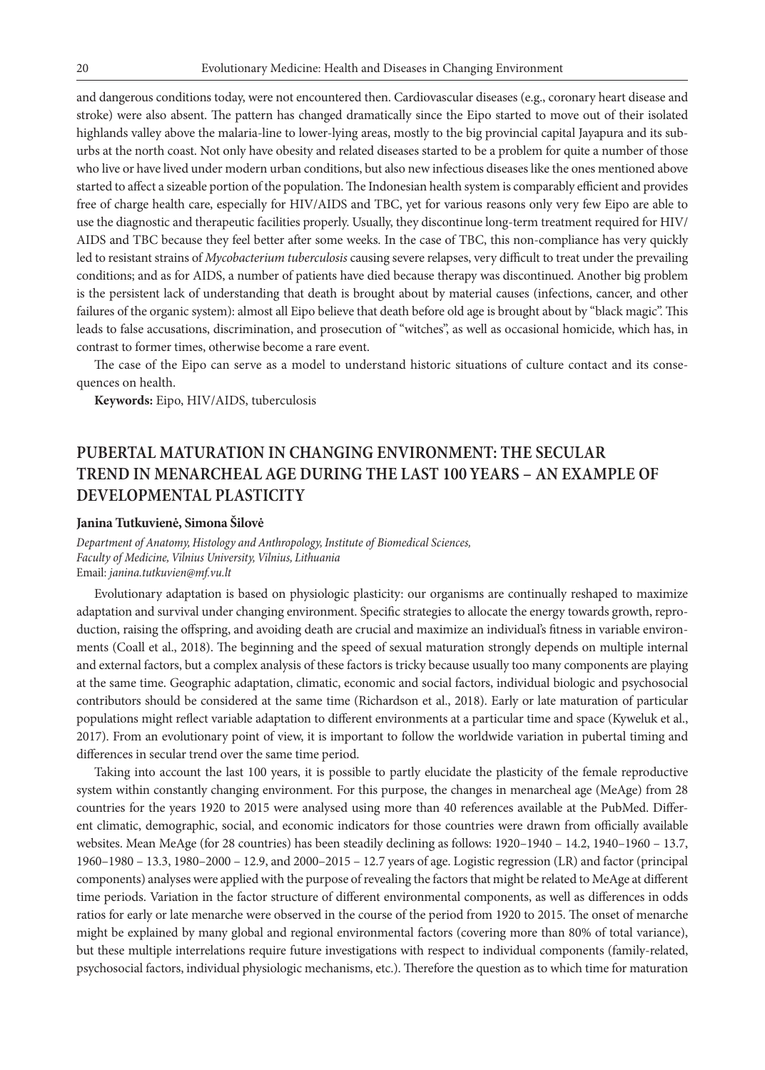and dangerous conditions today, were not encountered then. Cardiovascular diseases (e.g., coronary heart disease and stroke) were also absent. The pattern has changed dramatically since the Eipo started to move out of their isolated highlands valley above the malaria-line to lower-lying areas, mostly to the big provincial capital Jayapura and its suburbs at the north coast. Not only have obesity and related diseases started to be a problem for quite a number of those who live or have lived under modern urban conditions, but also new infectious diseases like the ones mentioned above started to affect a sizeable portion of the population. The Indonesian health system is comparably efficient and provides free of charge health care, especially for HIV/AIDS and TBC, yet for various reasons only very few Eipo are able to use the diagnostic and therapeutic facilities properly. Usually, they discontinue long-term treatment required for HIV/AIDS and TBC because they feel better after some weeks. In the case of TBC, this non-compliance has very quickly led to resistant strains of *Mycobacterium tuberculosis* causing severe relapses, very difficult to treat under the prevailing conditions; and as for AIDS, a number of patients have died because therapy was discontinued. Another big problem is the persistent lack of understanding that death is brought about by material causes (infections, cancer, and other failures of the organic system): almost all Eipo believe that death before old age is brought about by "black magic". This leads to false accusations, discrimination, and prosecution of "witches", as well as occasional homicide, which has, in contrast to former times, otherwise become a rare event.

The case of the Eipo can serve as a model to understand historic situations of culture contact and its consequences on health.

**Keywords:** Eipo, HIV/AIDS, tuberculosis

## PUBERTAL MATURATION IN CHANGING ENVIRONMENT: THE SECULAR TREND IN MENARCHEAL AGE DURING THE LAST 100 YEARS – AN EXAMPLE OF DEVELOPMENTAL PLASTICITY

**Janina Tutkuvienė, Simona Šilovė**

*Department of Anatomy, Histology and Anthropology, Institute of Biomedical Sciences, Faculty of Medicine, Vilnius University, Vilnius, Lithuania*
Email: *janina.tutkuvien@mf.vu.lt*

Evolutionary adaptation is based on physiologic plasticity: our organisms are continually reshaped to maximize adaptation and survival under changing environment. Specific strategies to allocate the energy towards growth, reproduction, raising the offspring, and avoiding death are crucial and maximize an individual's fitness in variable environments (Coall et al., 2018). The beginning and the speed of sexual maturation strongly depends on multiple internal and external factors, but a complex analysis of these factors is tricky because usually too many components are playing at the same time. Geographic adaptation, climatic, economic and social factors, individual biologic and psychosocial contributors should be considered at the same time (Richardson et al., 2018). Early or late maturation of particular populations might reflect variable adaptation to different environments at a particular time and space (Kyweluk et al., 2017). From an evolutionary point of view, it is important to follow the worldwide variation in pubertal timing and differences in secular trend over the same time period.

Taking into account the last 100 years, it is possible to partly elucidate the plasticity of the female reproductive system within constantly changing environment. For this purpose, the changes in menarcheal age (MeAge) from 28 countries for the years 1920 to 2015 were analysed using more than 40 references available at the PubMed. Different climatic, demographic, social, and economic indicators for those countries were drawn from officially available websites. Mean MeAge (for 28 countries) has been steadily declining as follows: 1920–1940 – 14.2, 1940–1960 – 13.7, 1960–1980 – 13.3, 1980–2000 – 12.9, and 2000–2015 – 12.7 years of age. Logistic regression (LR) and factor (principal components) analyses were applied with the purpose of revealing the factors that might be related to MeAge at different time periods. Variation in the factor structure of different environmental components, as well as differences in odds ratios for early or late menarche were observed in the course of the period from 1920 to 2015. The onset of menarche might be explained by many global and regional environmental factors (covering more than 80% of total variance), but these multiple interrelations require future investigations with respect to individual components (family-related, psychosocial factors, individual physiologic mechanisms, etc.). Therefore the question as to which time for maturation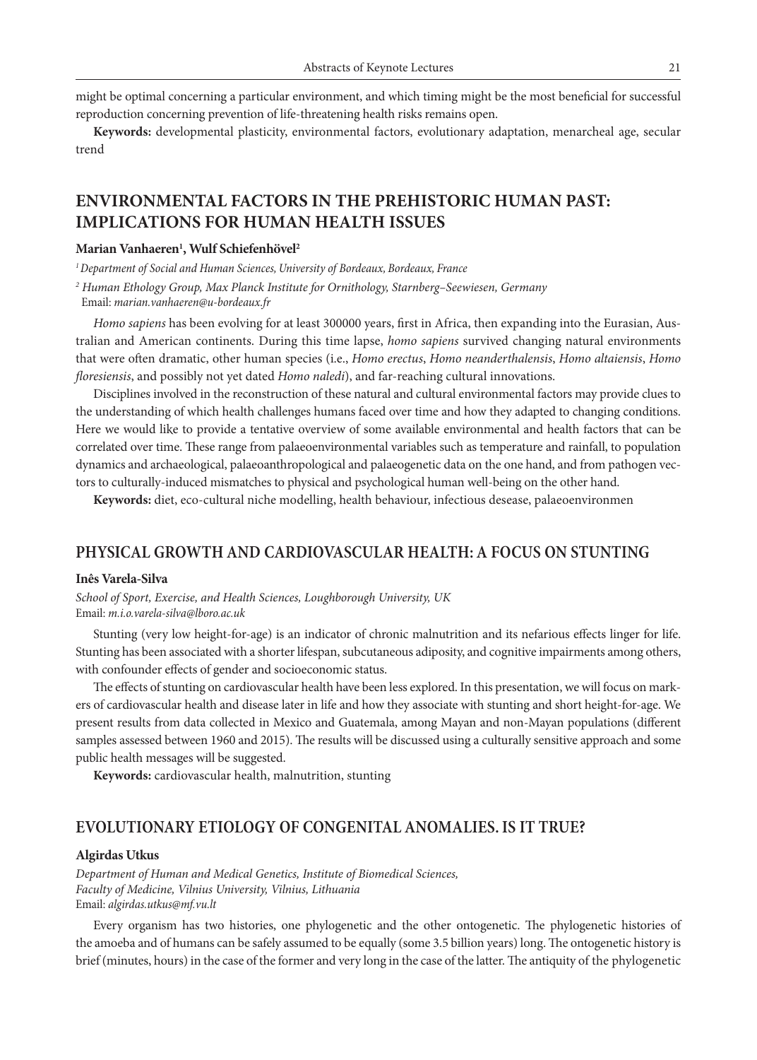might be optimal concerning a particular environment, and which timing might be the most beneficial for successful reproduction concerning prevention of life-threatening health risks remains open.

**Keywords:** developmental plasticity, environmental factors, evolutionary adaptation, menarcheal age, secular trend

## ENVIRONMENTAL FACTORS IN THE PREHISTORIC HUMAN PAST: IMPLICATIONS FOR HUMAN HEALTH ISSUES

**Marian Vanhaeren[1], Wulf Schiefenhövel[2]**

[1] *Department of Social and Human Sciences, University of Bordeaux, Bordeaux, France*

[2] *Human Ethology Group, Max Planck Institute for Ornithology, Starnberg–Seewiesen, Germany*
Email: *marian.vanhaeren@u-bordeaux.fr*

*Homo sapiens* has been evolving for at least 300000 years, first in Africa, then expanding into the Eurasian, Australian and American continents. During this time lapse, *homo sapiens* survived changing natural environments that were often dramatic, other human species (i.e., *Homo erectus*, *Homo neanderthalensis*, *Homo altaiensis*, *Homo floresiensis*, and possibly not yet dated *Homo naledi*), and far-reaching cultural innovations.

Disciplines involved in the reconstruction of these natural and cultural environmental factors may provide clues to the understanding of which health challenges humans faced over time and how they adapted to changing conditions. Here we would like to provide a tentative overview of some available environmental and health factors that can be correlated over time. These range from palaeoenvironmental variables such as temperature and rainfall, to population dynamics and archaeological, palaeoanthropological and palaeogenetic data on the one hand, and from pathogen vectors to culturally-induced mismatches to physical and psychological human well-being on the other hand.

**Keywords:** diet, eco-cultural niche modelling, health behaviour, infectious desease, palaeoenvironmen

## PHYSICAL GROWTH AND CARDIOVASCULAR HEALTH: A FOCUS ON STUNTING

**Inês Varela-Silva**

*School of Sport, Exercise, and Health Sciences, Loughborough University, UK*
Email: *m.i.o.varela-silva@lboro.ac.uk*

Stunting (very low height-for-age) is an indicator of chronic malnutrition and its nefarious effects linger for life. Stunting has been associated with a shorter lifespan, subcutaneous adiposity, and cognitive impairments among others, with confounder effects of gender and socioeconomic status.

The effects of stunting on cardiovascular health have been less explored. In this presentation, we will focus on markers of cardiovascular health and disease later in life and how they associate with stunting and short height-for-age. We present results from data collected in Mexico and Guatemala, among Mayan and non-Mayan populations (different samples assessed between 1960 and 2015). The results will be discussed using a culturally sensitive approach and some public health messages will be suggested.

**Keywords:** cardiovascular health, malnutrition, stunting

## EVOLUTIONARY ETIOLOGY OF CONGENITAL ANOMALIES. IS IT TRUE?

**Algirdas Utkus**

*Department of Human and Medical Genetics, Institute of Biomedical Sciences,*
*Faculty of Medicine, Vilnius University, Vilnius, Lithuania*
Email: *algirdas.utkus@mf.vu.lt*

Every organism has two histories, one phylogenetic and the other ontogenetic. The phylogenetic histories of the amoeba and of humans can be safely assumed to be equally (some 3.5 billion years) long. The ontogenetic history is brief (minutes, hours) in the case of the former and very long in the case of the latter. The antiquity of the phylogenetic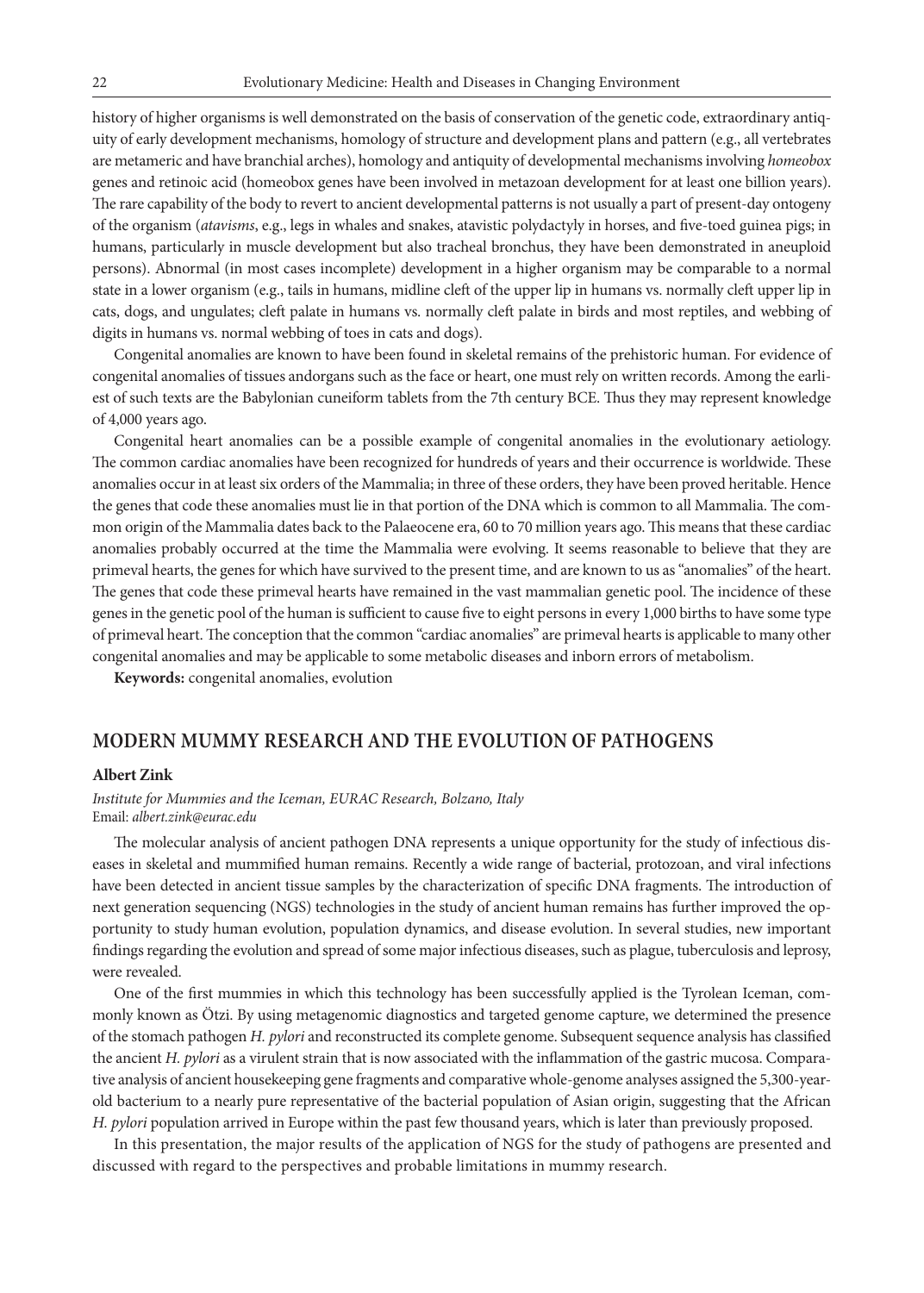history of higher organisms is well demonstrated on the basis of conservation of the genetic code, extraordinary antiquity of early development mechanisms, homology of structure and development plans and pattern (e.g., all vertebrates are metameric and have branchial arches), homology and antiquity of developmental mechanisms involving *homeobox* genes and retinoic acid (homeobox genes have been involved in metazoan development for at least one billion years). The rare capability of the body to revert to ancient developmental patterns is not usually a part of present-day ontogeny of the organism (*atavisms*, e.g., legs in whales and snakes, atavistic polydactyly in horses, and five-toed guinea pigs; in humans, particularly in muscle development but also tracheal bronchus, they have been demonstrated in aneuploid persons). Abnormal (in most cases incomplete) development in a higher organism may be comparable to a normal state in a lower organism (e.g., tails in humans, midline cleft of the upper lip in humans vs. normally cleft upper lip in cats, dogs, and ungulates; cleft palate in humans vs. normally cleft palate in birds and most reptiles, and webbing of digits in humans vs. normal webbing of toes in cats and dogs).

Congenital anomalies are known to have been found in skeletal remains of the prehistoric human. For evidence of congenital anomalies of tissues andorgans such as the face or heart, one must rely on written records. Among the earliest of such texts are the Babylonian cuneiform tablets from the 7th century BCE. Thus they may represent knowledge of 4,000 years ago.

Congenital heart anomalies can be a possible example of congenital anomalies in the evolutionary aetiology. The common cardiac anomalies have been recognized for hundreds of years and their occurrence is worldwide. These anomalies occur in at least six orders of the Mammalia; in three of these orders, they have been proved heritable. Hence the genes that code these anomalies must lie in that portion of the DNA which is common to all Mammalia. The common origin of the Mammalia dates back to the Palaeocene era, 60 to 70 million years ago. This means that these cardiac anomalies probably occurred at the time the Mammalia were evolving. It seems reasonable to believe that they are primeval hearts, the genes for which have survived to the present time, and are known to us as "anomalies" of the heart. The genes that code these primeval hearts have remained in the vast mammalian genetic pool. The incidence of these genes in the genetic pool of the human is sufficient to cause five to eight persons in every 1,000 births to have some type of primeval heart. The conception that the common "cardiac anomalies" are primeval hearts is applicable to many other congenital anomalies and may be applicable to some metabolic diseases and inborn errors of metabolism.

**Keywords:** congenital anomalies, evolution

## MODERN MUMMY RESEARCH AND THE EVOLUTION OF PATHOGENS

**Albert Zink**

*Institute for Mummies and the Iceman, EURAC Research, Bolzano, Italy*
Email: *albert.zink@eurac.edu*

The molecular analysis of ancient pathogen DNA represents a unique opportunity for the study of infectious diseases in skeletal and mummified human remains. Recently a wide range of bacterial, protozoan, and viral infections have been detected in ancient tissue samples by the characterization of specific DNA fragments. The introduction of next generation sequencing (NGS) technologies in the study of ancient human remains has further improved the opportunity to study human evolution, population dynamics, and disease evolution. In several studies, new important findings regarding the evolution and spread of some major infectious diseases, such as plague, tuberculosis and leprosy, were revealed.

One of the first mummies in which this technology has been successfully applied is the Tyrolean Iceman, commonly known as Ötzi. By using metagenomic diagnostics and targeted genome capture, we determined the presence of the stomach pathogen *H. pylori* and reconstructed its complete genome. Subsequent sequence analysis has classified the ancient *H. pylori* as a virulent strain that is now associated with the inflammation of the gastric mucosa. Comparative analysis of ancient housekeeping gene fragments and comparative whole-genome analyses assigned the 5,300-year-old bacterium to a nearly pure representative of the bacterial population of Asian origin, suggesting that the African *H. pylori* population arrived in Europe within the past few thousand years, which is later than previously proposed.

In this presentation, the major results of the application of NGS for the study of pathogens are presented and discussed with regard to the perspectives and probable limitations in mummy research.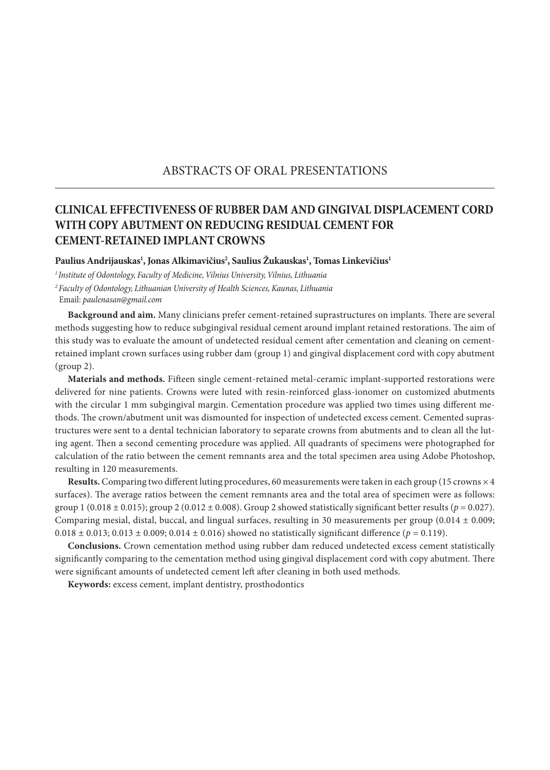# ABSTRACTS OF ORAL PRESENTATIONS

## CLINICAL EFFECTIVENESS OF RUBBER DAM AND GINGIVAL DISPLACEMENT CORD WITH COPY ABUTMENT ON REDUCING RESIDUAL CEMENT FOR CEMENT-RETAINED IMPLANT CROWNS

**Paulius Andrijauskas[1], Jonas Alkimavičius[2], Saulius Žukauskas[1], Tomas Linkevičius[1]**

*[1] Institute of Odontology, Faculty of Medicine, Vilnius University, Vilnius, Lithuania*

*[2] Faculty of Odontology, Lithuanian University of Health Sciences, Kaunas, Lithuania*

Email: *paulenasan@gmail.com*

**Background and aim.** Many clinicians prefer cement-retained suprastructures on implants. There are several methods suggesting how to reduce subgingival residual cement around implant retained restorations. The aim of this study was to evaluate the amount of undetected residual cement after cementation and cleaning on cement-retained implant crown surfaces using rubber dam (group 1) and gingival displacement cord with copy abutment (group 2).

**Materials and methods.** Fifteen single cement-retained metal-ceramic implant-supported restorations were delivered for nine patients. Crowns were luted with resin-reinforced glass-ionomer on customized abutments with the circular 1 mm subgingival margin. Cementation procedure was applied two times using different methods. The crown/abutment unit was dismounted for inspection of undetected excess cement. Cemented suprastructures were sent to a dental technician laboratory to separate crowns from abutments and to clean all the luting agent. Then a second cementing procedure was applied. All quadrants of specimens were photographed for calculation of the ratio between the cement remnants area and the total specimen area using Adobe Photoshop, resulting in 120 measurements.

**Results.** Comparing two different luting procedures, 60 measurements were taken in each group (15 crowns × 4 surfaces). The average ratios between the cement remnants area and the total area of specimen were as follows: group 1 (0.018 ± 0.015); group 2 (0.012 ± 0.008). Group 2 showed statistically significant better results ($p = 0.027$). Comparing mesial, distal, buccal, and lingual surfaces, resulting in 30 measurements per group (0.014 ± 0.009; 0.018 ± 0.013; 0.013 ± 0.009; 0.014 ± 0.016) showed no statistically significant difference ($p = 0.119$).

**Conclusions.** Crown cementation method using rubber dam reduced undetected excess cement statistically significantly comparing to the cementation method using gingival displacement cord with copy abutment. There were significant amounts of undetected cement left after cleaning in both used methods.

**Keywords:** excess cement, implant dentistry, prosthodontics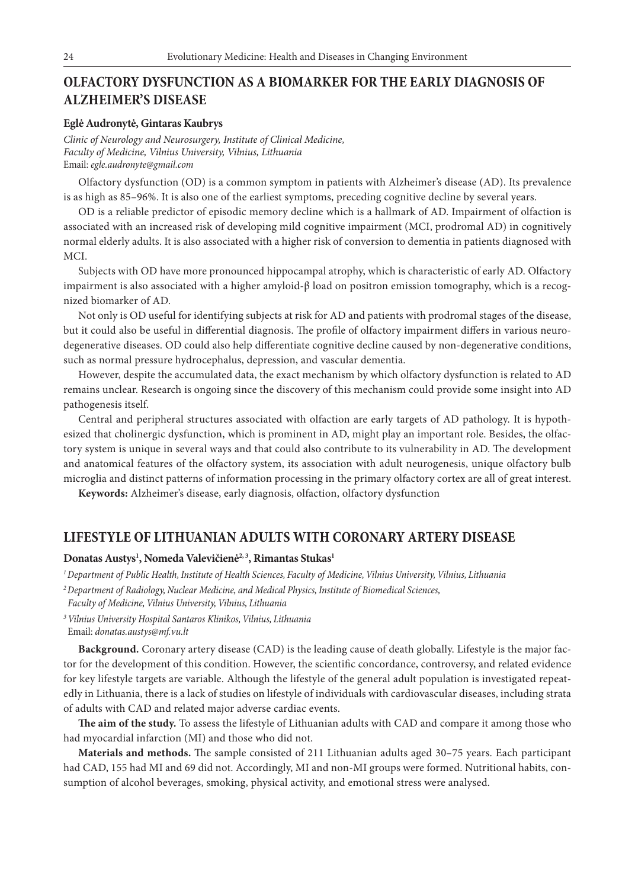## OLFACTORY DYSFUNCTION AS A BIOMARKER FOR THE EARLY DIAGNOSIS OF ALZHEIMER'S DISEASE

**Eglė Audronytė, Gintaras Kaubrys**

*Clinic of Neurology and Neurosurgery, Institute of Clinical Medicine, Faculty of Medicine, Vilnius University, Vilnius, Lithuania*
Email: *egle.audronyte@gmail.com*

Olfactory dysfunction (OD) is a common symptom in patients with Alzheimer's disease (AD). Its prevalence is as high as 85–96%. It is also one of the earliest symptoms, preceding cognitive decline by several years.

OD is a reliable predictor of episodic memory decline which is a hallmark of AD. Impairment of olfaction is associated with an increased risk of developing mild cognitive impairment (MCI, prodromal AD) in cognitively normal elderly adults. It is also associated with a higher risk of conversion to dementia in patients diagnosed with MCI.

Subjects with OD have more pronounced hippocampal atrophy, which is characteristic of early AD. Olfactory impairment is also associated with a higher amyloid-β load on positron emission tomography, which is a recognized biomarker of AD.

Not only is OD useful for identifying subjects at risk for AD and patients with prodromal stages of the disease, but it could also be useful in differential diagnosis. The profile of olfactory impairment differs in various neurodegenerative diseases. OD could also help differentiate cognitive decline caused by non-degenerative conditions, such as normal pressure hydrocephalus, depression, and vascular dementia.

However, despite the accumulated data, the exact mechanism by which olfactory dysfunction is related to AD remains unclear. Research is ongoing since the discovery of this mechanism could provide some insight into AD pathogenesis itself.

Central and peripheral structures associated with olfaction are early targets of AD pathology. It is hypothesized that cholinergic dysfunction, which is prominent in AD, might play an important role. Besides, the olfactory system is unique in several ways and that could also contribute to its vulnerability in AD. The development and anatomical features of the olfactory system, its association with adult neurogenesis, unique olfactory bulb microglia and distinct patterns of information processing in the primary olfactory cortex are all of great interest.

**Keywords:** Alzheimer's disease, early diagnosis, olfaction, olfactory dysfunction

## LIFESTYLE OF LITHUANIAN ADULTS WITH CORONARY ARTERY DISEASE

**Donatas Austys[1], Nomeda Valevičienė[2,3], Rimantas Stukas[1]**

[1] *Department of Public Health, Institute of Health Sciences, Faculty of Medicine, Vilnius University, Vilnius, Lithuania*

[2] *Department of Radiology, Nuclear Medicine, and Medical Physics, Institute of Biomedical Sciences, Faculty of Medicine, Vilnius University, Vilnius, Lithuania*

[3] *Vilnius University Hospital Santaros Klinikos, Vilnius, Lithuania*
Email: *donatas.austys@mf.vu.lt*

**Background.** Coronary artery disease (CAD) is the leading cause of death globally. Lifestyle is the major factor for the development of this condition. However, the scientific concordance, controversy, and related evidence for key lifestyle targets are variable. Although the lifestyle of the general adult population is investigated repeatedly in Lithuania, there is a lack of studies on lifestyle of individuals with cardiovascular diseases, including strata of adults with CAD and related major adverse cardiac events.

**The aim of the study.** To assess the lifestyle of Lithuanian adults with CAD and compare it among those who had myocardial infarction (MI) and those who did not.

**Materials and methods.** The sample consisted of 211 Lithuanian adults aged 30–75 years. Each participant had CAD, 155 had MI and 69 did not. Accordingly, MI and non-MI groups were formed. Nutritional habits, consumption of alcohol beverages, smoking, physical activity, and emotional stress were analysed.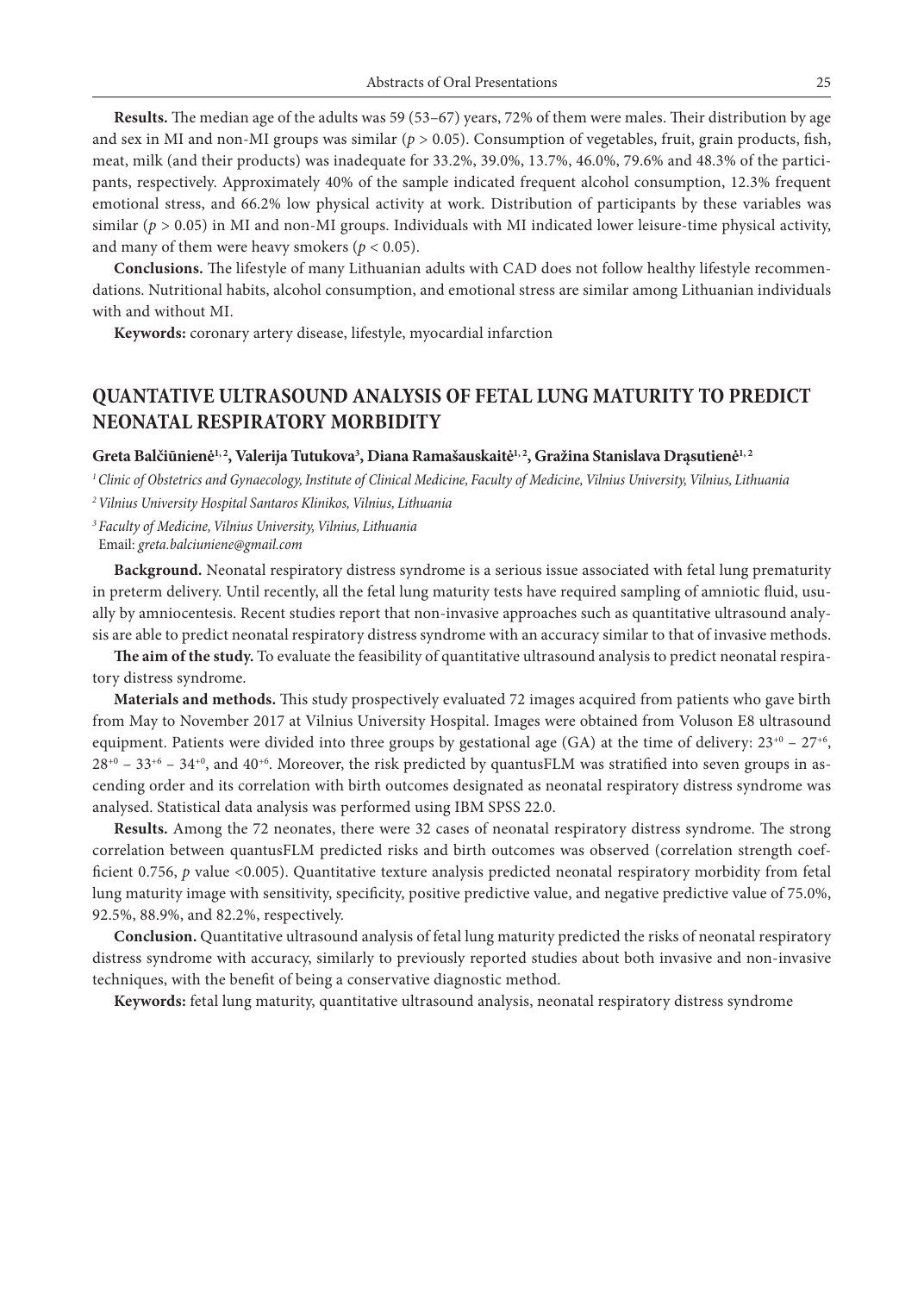**Results.** The median age of the adults was 59 (53–67) years, 72% of them were males. Their distribution by age and sex in MI and non-MI groups was similar ($p > 0.05$). Consumption of vegetables, fruit, grain products, fish, meat, milk (and their products) was inadequate for 33.2%, 39.0%, 13.7%, 46.0%, 79.6% and 48.3% of the participants, respectively. Approximately 40% of the sample indicated frequent alcohol consumption, 12.3% frequent emotional stress, and 66.2% low physical activity at work. Distribution of participants by these variables was similar ($p > 0.05$) in MI and non-MI groups. Individuals with MI indicated lower leisure-time physical activity, and many of them were heavy smokers ($p < 0.05$).

**Conclusions.** The lifestyle of many Lithuanian adults with CAD does not follow healthy lifestyle recommendations. Nutritional habits, alcohol consumption, and emotional stress are similar among Lithuanian individuals with and without MI.

**Keywords:** coronary artery disease, lifestyle, myocardial infarction

## QUANTATIVE ULTRASOUND ANALYSIS OF FETAL LUNG MATURITY TO PREDICT NEONATAL RESPIRATORY MORBIDITY

**Greta Balčiūnienė[1, 2], Valerija Tutukova[3], Diana Ramašauskaitė[1, 2], Gražina Stanislava Drąsutienė[1, 2]**

[1] *Clinic of Obstetrics and Gynaecology, Institute of Clinical Medicine, Faculty of Medicine, Vilnius University, Vilnius, Lithuania*

[2] *Vilnius University Hospital Santaros Klinikos, Vilnius, Lithuania*

[3] *Faculty of Medicine, Vilnius University, Vilnius, Lithuania*

Email: *greta.balciuniene@gmail.com*

**Background.** Neonatal respiratory distress syndrome is a serious issue associated with fetal lung prematurity in preterm delivery. Until recently, all the fetal lung maturity tests have required sampling of amniotic fluid, usually by amniocentesis. Recent studies report that non-invasive approaches such as quantitative ultrasound analysis are able to predict neonatal respiratory distress syndrome with an accuracy similar to that of invasive methods.

**The aim of the study.** To evaluate the feasibility of quantitative ultrasound analysis to predict neonatal respiratory distress syndrome.

**Materials and methods.** This study prospectively evaluated 72 images acquired from patients who gave birth from May to November 2017 at Vilnius University Hospital. Images were obtained from Voluson E8 ultrasound equipment. Patients were divided into three groups by gestational age (GA) at the time of delivery: $23^{+0}$ – $27^{+6}$, $28^{+0}$ – $33^{+6}$ – $34^{+0}$, and $40^{+6}$. Moreover, the risk predicted by quantusFLM was stratified into seven groups in ascending order and its correlation with birth outcomes designated as neonatal respiratory distress syndrome was analysed. Statistical data analysis was performed using IBM SPSS 22.0.

**Results.** Among the 72 neonates, there were 32 cases of neonatal respiratory distress syndrome. The strong correlation between quantusFLM predicted risks and birth outcomes was observed (correlation strength coefficient 0.756, $p$ value <0.005). Quantitative texture analysis predicted neonatal respiratory morbidity from fetal lung maturity image with sensitivity, specificity, positive predictive value, and negative predictive value of 75.0%, 92.5%, 88.9%, and 82.2%, respectively.

**Conclusion.** Quantitative ultrasound analysis of fetal lung maturity predicted the risks of neonatal respiratory distress syndrome with accuracy, similarly to previously reported studies about both invasive and non-invasive techniques, with the benefit of being a conservative diagnostic method.

**Keywords:** fetal lung maturity, quantitative ultrasound analysis, neonatal respiratory distress syndrome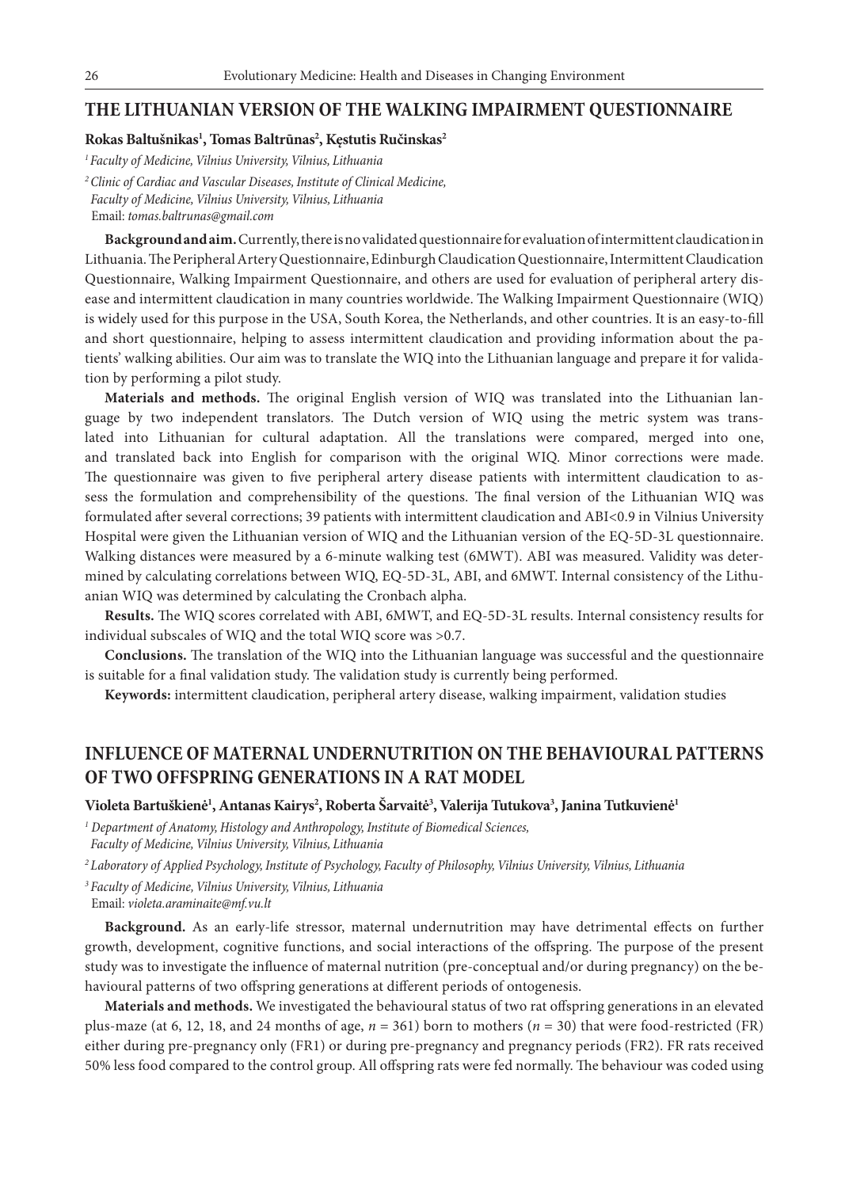## THE LITHUANIAN VERSION OF THE WALKING IMPAIRMENT QUESTIONNAIRE

**Rokas Baltušnikas[1], Tomas Baltrūnas[2], Kęstutis Ručinskas[2]**

*[1] Faculty of Medicine, Vilnius University, Vilnius, Lithuania*

*[2] Clinic of Cardiac and Vascular Diseases, Institute of Clinical Medicine, Faculty of Medicine, Vilnius University, Vilnius, Lithuania*

Email: *tomas.baltrunas@gmail.com*

**Background and aim.** Currently, there is no validated questionnaire for evaluation of intermittent claudication in Lithuania. The Peripheral Artery Questionnaire, Edinburgh Claudication Questionnaire, Intermittent Claudication Questionnaire, Walking Impairment Questionnaire, and others are used for evaluation of peripheral artery disease and intermittent claudication in many countries worldwide. The Walking Impairment Questionnaire (WIQ) is widely used for this purpose in the USA, South Korea, the Netherlands, and other countries. It is an easy-to-fill and short questionnaire, helping to assess intermittent claudication and providing information about the patients' walking abilities. Our aim was to translate the WIQ into the Lithuanian language and prepare it for validation by performing a pilot study.

**Materials and methods.** The original English version of WIQ was translated into the Lithuanian language by two independent translators. The Dutch version of WIQ using the metric system was translated into Lithuanian for cultural adaptation. All the translations were compared, merged into one, and translated back into English for comparison with the original WIQ. Minor corrections were made. The questionnaire was given to five peripheral artery disease patients with intermittent claudication to assess the formulation and comprehensibility of the questions. The final version of the Lithuanian WIQ was formulated after several corrections; 39 patients with intermittent claudication and ABI<0.9 in Vilnius University Hospital were given the Lithuanian version of WIQ and the Lithuanian version of the EQ-5D-3L questionnaire. Walking distances were measured by a 6-minute walking test (6MWT). ABI was measured. Validity was determined by calculating correlations between WIQ, EQ-5D-3L, ABI, and 6MWT. Internal consistency of the Lithuanian WIQ was determined by calculating the Cronbach alpha.

**Results.** The WIQ scores correlated with ABI, 6MWT, and EQ-5D-3L results. Internal consistency results for individual subscales of WIQ and the total WIQ score was >0.7.

**Conclusions.** The translation of the WIQ into the Lithuanian language was successful and the questionnaire is suitable for a final validation study. The validation study is currently being performed.

**Keywords:** intermittent claudication, peripheral artery disease, walking impairment, validation studies

## INFLUENCE OF MATERNAL UNDERNUTRITION ON THE BEHAVIOURAL PATTERNS OF TWO OFFSPRING GENERATIONS IN A RAT MODEL

**Violeta Bartuškienė[1], Antanas Kairys[2], Roberta Šarvaitė[3], Valerija Tutukova[3], Janina Tutkuvienė[1]**

*[1] Department of Anatomy, Histology and Anthropology, Institute of Biomedical Sciences, Faculty of Medicine, Vilnius University, Vilnius, Lithuania*

*[2] Laboratory of Applied Psychology, Institute of Psychology, Faculty of Philosophy, Vilnius University, Vilnius, Lithuania*

*[3] Faculty of Medicine, Vilnius University, Vilnius, Lithuania*

Email: *violeta.araminaite@mf.vu.lt*

**Background.** As an early-life stressor, maternal undernutrition may have detrimental effects on further growth, development, cognitive functions, and social interactions of the offspring. The purpose of the present study was to investigate the influence of maternal nutrition (pre-conceptual and/or during pregnancy) on the behavioural patterns of two offspring generations at different periods of ontogenesis.

**Materials and methods.** We investigated the behavioural status of two rat offspring generations in an elevated plus-maze (at 6, 12, 18, and 24 months of age, $n = 361$) born to mothers ($n = 30$) that were food-restricted (FR) either during pre-pregnancy only (FR1) or during pre-pregnancy and pregnancy periods (FR2). FR rats received 50% less food compared to the control group. All offspring rats were fed normally. The behaviour was coded using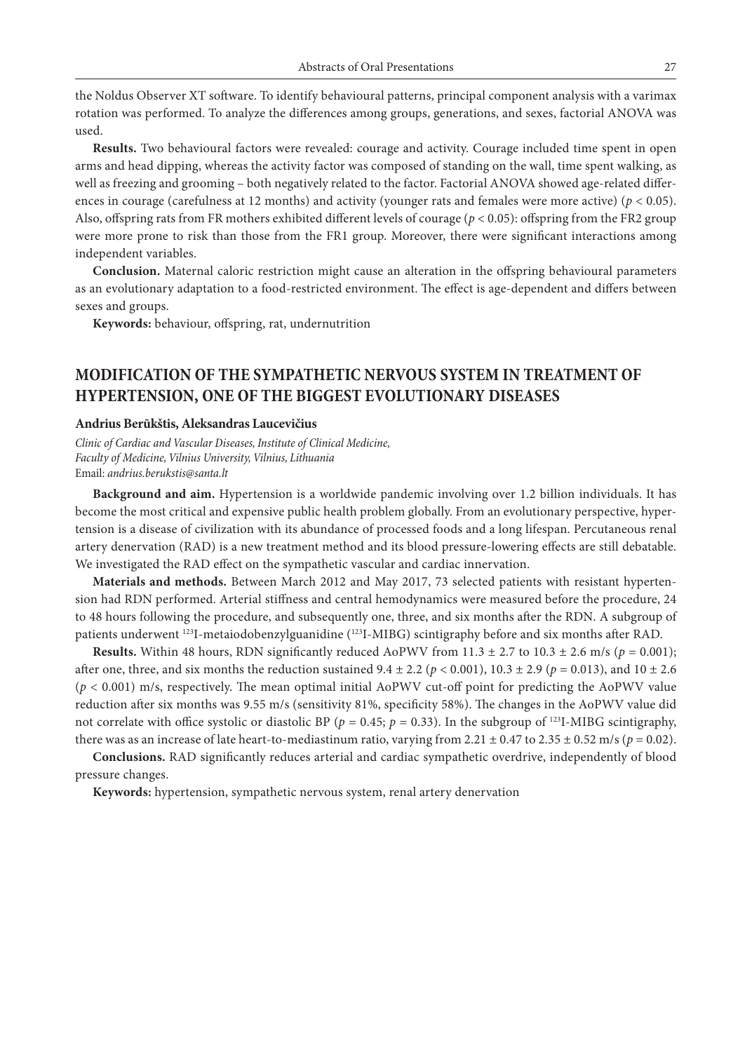the Noldus Observer XT software. To identify behavioural patterns, principal component analysis with a varimax rotation was performed. To analyze the differences among groups, generations, and sexes, factorial ANOVA was used.

**Results.** Two behavioural factors were revealed: courage and activity. Courage included time spent in open arms and head dipping, whereas the activity factor was composed of standing on the wall, time spent walking, as well as freezing and grooming – both negatively related to the factor. Factorial ANOVA showed age-related differences in courage (carefulness at 12 months) and activity (younger rats and females were more active) ($p < 0.05$). Also, offspring rats from FR mothers exhibited different levels of courage ($p < 0.05$): offspring from the FR2 group were more prone to risk than those from the FR1 group. Moreover, there were significant interactions among independent variables.

**Conclusion.** Maternal caloric restriction might cause an alteration in the offspring behavioural parameters as an evolutionary adaptation to a food-restricted environment. The effect is age-dependent and differs between sexes and groups.

**Keywords:** behaviour, offspring, rat, undernutrition

## MODIFICATION OF THE SYMPATHETIC NERVOUS SYSTEM IN TREATMENT OF HYPERTENSION, ONE OF THE BIGGEST EVOLUTIONARY DISEASES

**Andrius Berūkštis, Aleksandras Laucevičius**

*Clinic of Cardiac and Vascular Diseases, Institute of Clinical Medicine, Faculty of Medicine, Vilnius University, Vilnius, Lithuania*
Email: *andrius.berukstis@santa.lt*

**Background and aim.** Hypertension is a worldwide pandemic involving over 1.2 billion individuals. It has become the most critical and expensive public health problem globally. From an evolutionary perspective, hypertension is a disease of civilization with its abundance of processed foods and a long lifespan. Percutaneous renal artery denervation (RAD) is a new treatment method and its blood pressure-lowering effects are still debatable. We investigated the RAD effect on the sympathetic vascular and cardiac innervation.

**Materials and methods.** Between March 2012 and May 2017, 73 selected patients with resistant hypertension had RDN performed. Arterial stiffness and central hemodynamics were measured before the procedure, 24 to 48 hours following the procedure, and subsequently one, three, and six months after the RDN. A subgroup of patients underwent $^{123}$I-metaiodobenzylguanidine ($^{123}$I-MIBG) scintigraphy before and six months after RAD.

**Results.** Within 48 hours, RDN significantly reduced AoPWV from $11.3 \pm 2.7$ to $10.3 \pm 2.6$ m/s ($p = 0.001$); after one, three, and six months the reduction sustained $9.4 \pm 2.2$ ($p < 0.001$), $10.3 \pm 2.9$ ($p = 0.013$), and $10 \pm 2.6$ ($p < 0.001$) m/s, respectively. The mean optimal initial AoPWV cut-off point for predicting the AoPWV value reduction after six months was 9.55 m/s (sensitivity 81%, specificity 58%). The changes in the AoPWV value did not correlate with office systolic or diastolic BP ($p = 0.45$; $p = 0.33$). In the subgroup of $^{123}$I-MIBG scintigraphy, there was as an increase of late heart-to-mediastinum ratio, varying from $2.21 \pm 0.47$ to $2.35 \pm 0.52$ m/s ($p = 0.02$).

**Conclusions.** RAD significantly reduces arterial and cardiac sympathetic overdrive, independently of blood pressure changes.

**Keywords:** hypertension, sympathetic nervous system, renal artery denervation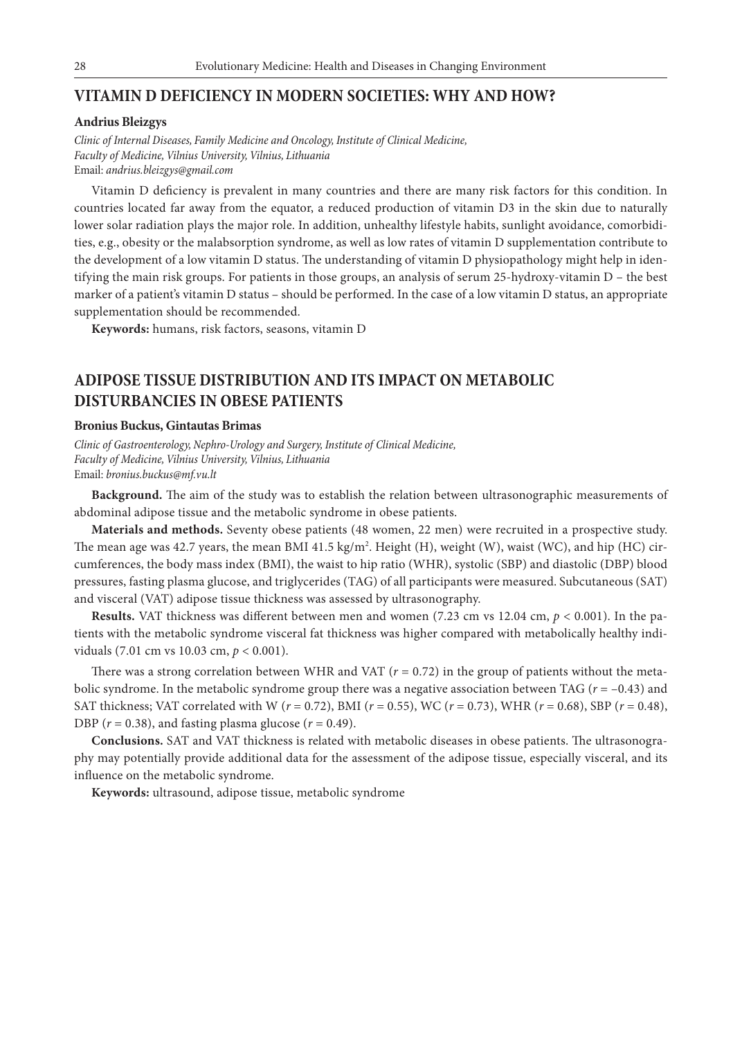## VITAMIN D DEFICIENCY IN MODERN SOCIETIES: WHY AND HOW?

**Andrius Bleizgys**

*Clinic of Internal Diseases, Family Medicine and Oncology, Institute of Clinical Medicine, Faculty of Medicine, Vilnius University, Vilnius, Lithuania*
Email: *andrius.bleizgys@gmail.com*

Vitamin D deficiency is prevalent in many countries and there are many risk factors for this condition. In countries located far away from the equator, a reduced production of vitamin D3 in the skin due to naturally lower solar radiation plays the major role. In addition, unhealthy lifestyle habits, sunlight avoidance, comorbidities, e.g., obesity or the malabsorption syndrome, as well as low rates of vitamin D supplementation contribute to the development of a low vitamin D status. The understanding of vitamin D physiopathology might help in identifying the main risk groups. For patients in those groups, an analysis of serum 25-hydroxy-vitamin D – the best marker of a patient's vitamin D status – should be performed. In the case of a low vitamin D status, an appropriate supplementation should be recommended.

**Keywords:** humans, risk factors, seasons, vitamin D

## ADIPOSE TISSUE DISTRIBUTION AND ITS IMPACT ON METABOLIC DISTURBANCIES IN OBESE PATIENTS

**Bronius Buckus, Gintautas Brimas**

*Clinic of Gastroenterology, Nephro-Urology and Surgery, Institute of Clinical Medicine, Faculty of Medicine, Vilnius University, Vilnius, Lithuania*
Email: *bronius.buckus@mf.vu.lt*

**Background.** The aim of the study was to establish the relation between ultrasonographic measurements of abdominal adipose tissue and the metabolic syndrome in obese patients.

**Materials and methods.** Seventy obese patients (48 women, 22 men) were recruited in a prospective study. The mean age was 42.7 years, the mean BMI 41.5 kg/m$^2$. Height (H), weight (W), waist (WC), and hip (HC) circumferences, the body mass index (BMI), the waist to hip ratio (WHR), systolic (SBP) and diastolic (DBP) blood pressures, fasting plasma glucose, and triglycerides (TAG) of all participants were measured. Subcutaneous (SAT) and visceral (VAT) adipose tissue thickness was assessed by ultrasonography.

**Results.** VAT thickness was different between men and women (7.23 cm vs 12.04 cm, $p < 0.001$). In the patients with the metabolic syndrome visceral fat thickness was higher compared with metabolically healthy individuals (7.01 cm vs 10.03 cm, $p < 0.001$).

There was a strong correlation between WHR and VAT ($r = 0.72$) in the group of patients without the metabolic syndrome. In the metabolic syndrome group there was a negative association between TAG ($r = -0.43$) and SAT thickness; VAT correlated with W ($r = 0.72$), BMI ($r = 0.55$), WC ($r = 0.73$), WHR ($r = 0.68$), SBP ($r = 0.48$), DBP ($r = 0.38$), and fasting plasma glucose ($r = 0.49$).

**Conclusions.** SAT and VAT thickness is related with metabolic diseases in obese patients. The ultrasonography may potentially provide additional data for the assessment of the adipose tissue, especially visceral, and its influence on the metabolic syndrome.

**Keywords:** ultrasound, adipose tissue, metabolic syndrome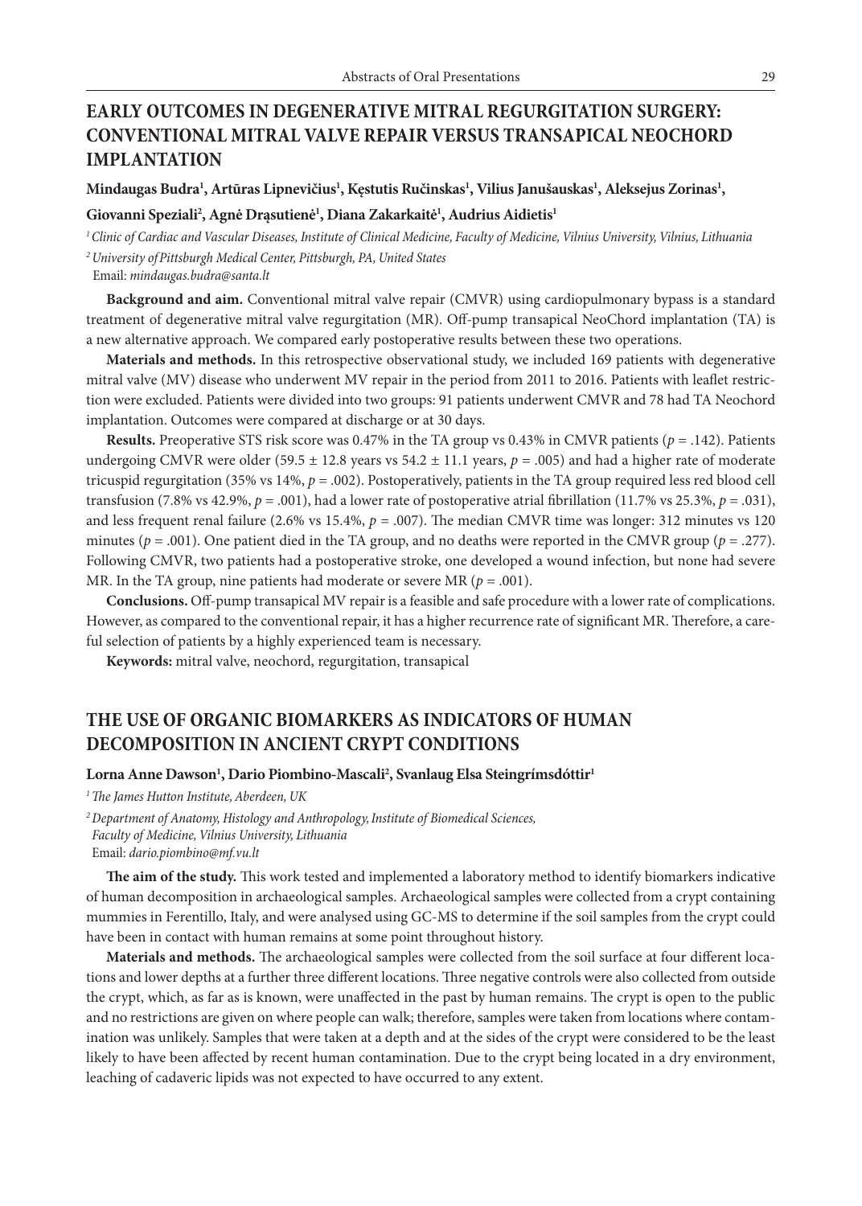## EARLY OUTCOMES IN DEGENERATIVE MITRAL REGURGITATION SURGERY: CONVENTIONAL MITRAL VALVE REPAIR VERSUS TRANSAPICAL NEOCHORD IMPLANTATION

**Mindaugas Budra[1], Artūras Lipnevičius[1], Kęstutis Ručinskas[1], Vilius Janušauskas[1], Aleksejus Zorinas[1], Giovanni Speziali[2], Agnė Drąsutienė[1], Diana Zakarkaitė[1], Audrius Aidietis[1]**

*[1] Clinic of Cardiac and Vascular Diseases, Institute of Clinical Medicine, Faculty of Medicine, Vilnius University, Vilnius, Lithuania*

*[2] University of Pittsburgh Medical Center, Pittsburgh, PA, United States*

Email: *mindaugas.budra@santa.lt*

**Background and aim.** Conventional mitral valve repair (CMVR) using cardiopulmonary bypass is a standard treatment of degenerative mitral valve regurgitation (MR). Off-pump transapical NeoChord implantation (TA) is a new alternative approach. We compared early postoperative results between these two operations.

**Materials and methods.** In this retrospective observational study, we included 169 patients with degenerative mitral valve (MV) disease who underwent MV repair in the period from 2011 to 2016. Patients with leaflet restriction were excluded. Patients were divided into two groups: 91 patients underwent CMVR and 78 had TA Neochord implantation. Outcomes were compared at discharge or at 30 days.

**Results.** Preoperative STS risk score was 0.47% in the TA group vs 0.43% in CMVR patients ($p = .142$). Patients undergoing CMVR were older (59.5 ± 12.8 years vs 54.2 ± 11.1 years, $p = .005$) and had a higher rate of moderate tricuspid regurgitation (35% vs 14%, $p = .002$). Postoperatively, patients in the TA group required less red blood cell transfusion (7.8% vs 42.9%, $p = .001$), had a lower rate of postoperative atrial fibrillation (11.7% vs 25.3%, $p = .031$), and less frequent renal failure (2.6% vs 15.4%, $p = .007$). The median CMVR time was longer: 312 minutes vs 120 minutes ($p = .001$). One patient died in the TA group, and no deaths were reported in the CMVR group ($p = .277$). Following CMVR, two patients had a postoperative stroke, one developed a wound infection, but none had severe MR. In the TA group, nine patients had moderate or severe MR ($p = .001$).

**Conclusions.** Off-pump transapical MV repair is a feasible and safe procedure with a lower rate of complications. However, as compared to the conventional repair, it has a higher recurrence rate of significant MR. Therefore, a careful selection of patients by a highly experienced team is necessary.

**Keywords:** mitral valve, neochord, regurgitation, transapical

## THE USE OF ORGANIC BIOMARKERS AS INDICATORS OF HUMAN DECOMPOSITION IN ANCIENT CRYPT CONDITIONS

**Lorna Anne Dawson[1], Dario Piombino-Mascali[2], Svanlaug Elsa Steingrímsdóttir[1]**

*[1] The James Hutton Institute, Aberdeen, UK*

*[2] Department of Anatomy, Histology and Anthropology, Institute of Biomedical Sciences, Faculty of Medicine, Vilnius University, Lithuania*

Email: *dario.piombino@mf.vu.lt*

**The aim of the study.** This work tested and implemented a laboratory method to identify biomarkers indicative of human decomposition in archaeological samples. Archaeological samples were collected from a crypt containing mummies in Ferentillo, Italy, and were analysed using GC-MS to determine if the soil samples from the crypt could have been in contact with human remains at some point throughout history.

**Materials and methods.** The archaeological samples were collected from the soil surface at four different locations and lower depths at a further three different locations. Three negative controls were also collected from outside the crypt, which, as far as is known, were unaffected in the past by human remains. The crypt is open to the public and no restrictions are given on where people can walk; therefore, samples were taken from locations where contamination was unlikely. Samples that were taken at a depth and at the sides of the crypt were considered to be the least likely to have been affected by recent human contamination. Due to the crypt being located in a dry environment, leaching of cadaveric lipids was not expected to have occurred to any extent.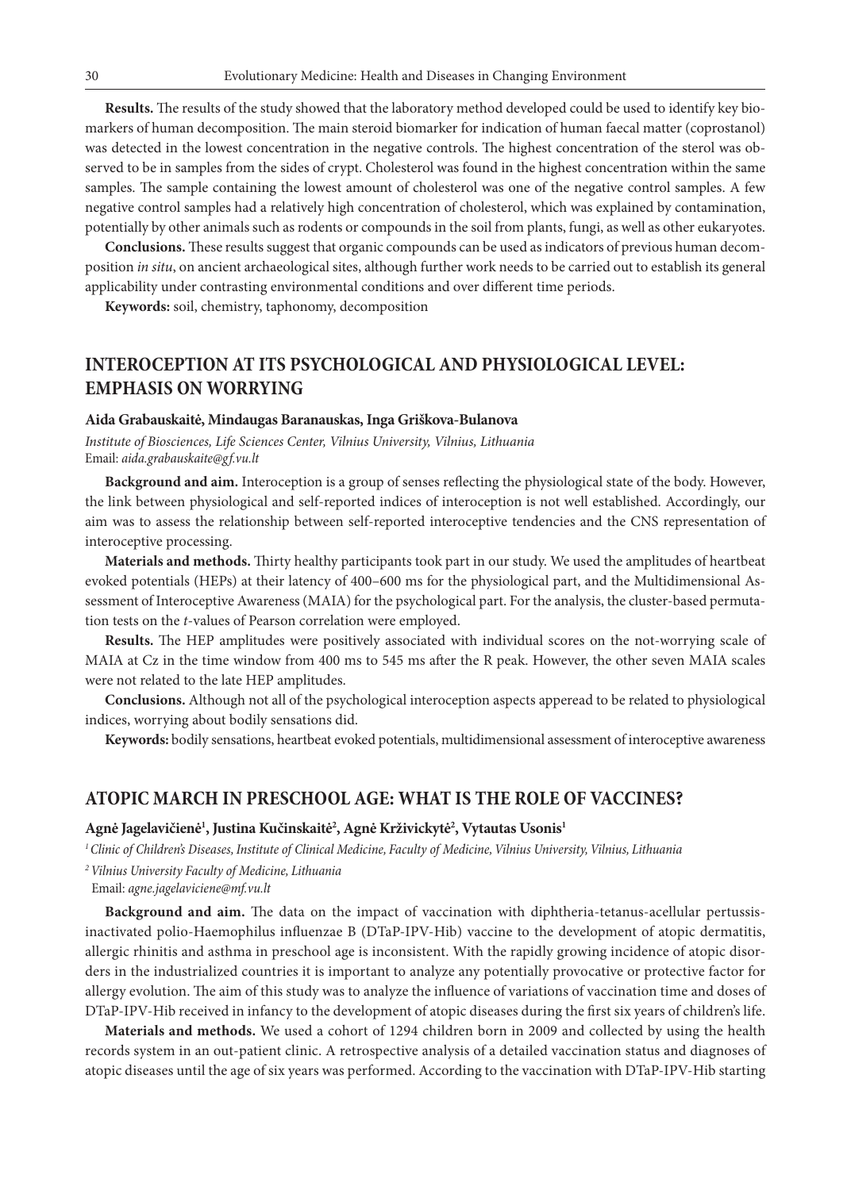**Results.** The results of the study showed that the laboratory method developed could be used to identify key biomarkers of human decomposition. The main steroid biomarker for indication of human faecal matter (coprostanol) was detected in the lowest concentration in the negative controls. The highest concentration of the sterol was observed to be in samples from the sides of crypt. Cholesterol was found in the highest concentration within the same samples. The sample containing the lowest amount of cholesterol was one of the negative control samples. A few negative control samples had a relatively high concentration of cholesterol, which was explained by contamination, potentially by other animals such as rodents or compounds in the soil from plants, fungi, as well as other eukaryotes.

**Conclusions.** These results suggest that organic compounds can be used as indicators of previous human decomposition *in situ*, on ancient archaeological sites, although further work needs to be carried out to establish its general applicability under contrasting environmental conditions and over different time periods.

**Keywords:** soil, chemistry, taphonomy, decomposition

## INTEROCEPTION AT ITS PSYCHOLOGICAL AND PHYSIOLOGICAL LEVEL: EMPHASIS ON WORRYING

**Aida Grabauskaitė, Mindaugas Baranauskas, Inga Griškova-Bulanova**

*Institute of Biosciences, Life Sciences Center, Vilnius University, Vilnius, Lithuania*
Email: *aida.grabauskaite@gf.vu.lt*

**Background and aim.** Interoception is a group of senses reflecting the physiological state of the body. However, the link between physiological and self-reported indices of interoception is not well established. Accordingly, our aim was to assess the relationship between self-reported interoceptive tendencies and the CNS representation of interoceptive processing.

**Materials and methods.** Thirty healthy participants took part in our study. We used the amplitudes of heartbeat evoked potentials (HEPs) at their latency of 400–600 ms for the physiological part, and the Multidimensional Assessment of Interoceptive Awareness (MAIA) for the psychological part. For the analysis, the cluster-based permutation tests on the *t*-values of Pearson correlation were employed.

**Results.** The HEP amplitudes were positively associated with individual scores on the not-worrying scale of MAIA at Cz in the time window from 400 ms to 545 ms after the R peak. However, the other seven MAIA scales were not related to the late HEP amplitudes.

**Conclusions.** Although not all of the psychological interoception aspects apperead to be related to physiological indices, worrying about bodily sensations did.

**Keywords:** bodily sensations, heartbeat evoked potentials, multidimensional assessment of interoceptive awareness

## ATOPIC MARCH IN PRESCHOOL AGE: WHAT IS THE ROLE OF VACCINES?

**Agnė Jagelavičienė[1], Justina Kučinskaitė[2], Agnė Krživickytė[2], Vytautas Usonis[1]**

[1] *Clinic of Children's Diseases, Institute of Clinical Medicine, Faculty of Medicine, Vilnius University, Vilnius, Lithuania*

[2] *Vilnius University Faculty of Medicine, Lithuania*

Email: *agne.jagelaviciene@mf.vu.lt*

**Background and aim.** The data on the impact of vaccination with diphtheria-tetanus-acellular pertussis-inactivated polio-Haemophilus influenzae B (DTaP-IPV-Hib) vaccine to the development of atopic dermatitis, allergic rhinitis and asthma in preschool age is inconsistent. With the rapidly growing incidence of atopic disorders in the industrialized countries it is important to analyze any potentially provocative or protective factor for allergy evolution. The aim of this study was to analyze the influence of variations of vaccination time and doses of DTaP-IPV-Hib received in infancy to the development of atopic diseases during the first six years of children's life.

**Materials and methods.** We used a cohort of 1294 children born in 2009 and collected by using the health records system in an out-patient clinic. A retrospective analysis of a detailed vaccination status and diagnoses of atopic diseases until the age of six years was performed. According to the vaccination with DTaP-IPV-Hib starting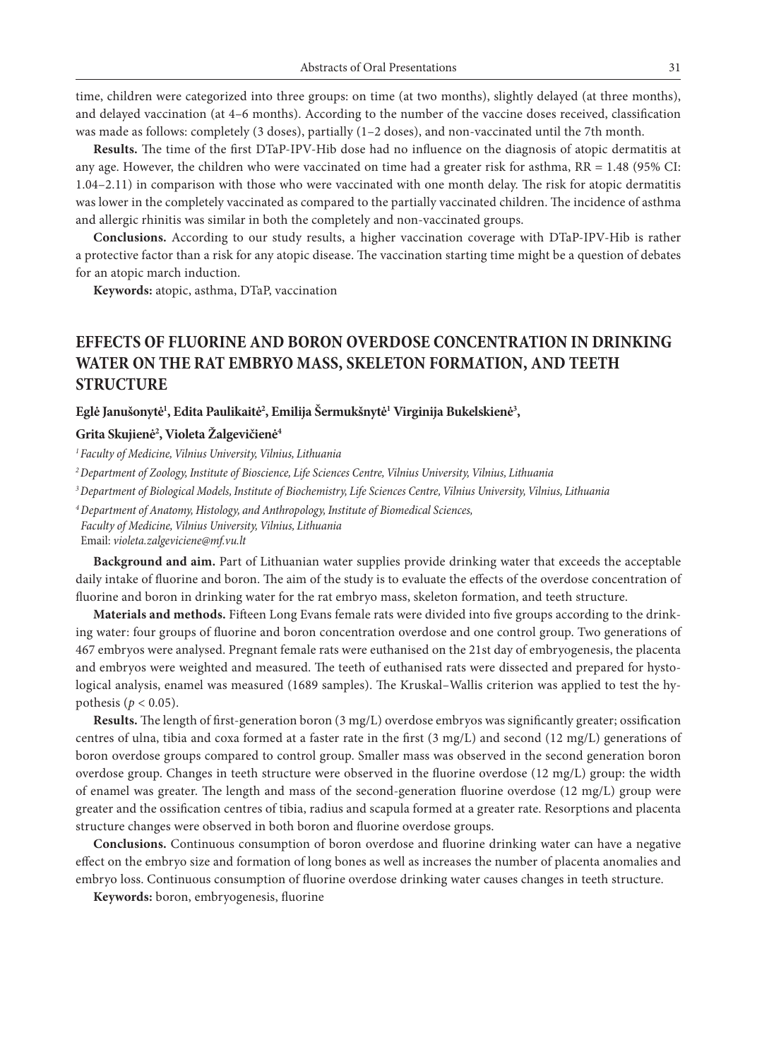time, children were categorized into three groups: on time (at two months), slightly delayed (at three months), and delayed vaccination (at 4–6 months). According to the number of the vaccine doses received, classification was made as follows: completely (3 doses), partially (1–2 doses), and non-vaccinated until the 7th month.

**Results.** The time of the first DTaP-IPV-Hib dose had no influence on the diagnosis of atopic dermatitis at any age. However, the children who were vaccinated on time had a greater risk for asthma, RR = 1.48 (95% CI: 1.04–2.11) in comparison with those who were vaccinated with one month delay. The risk for atopic dermatitis was lower in the completely vaccinated as compared to the partially vaccinated children. The incidence of asthma and allergic rhinitis was similar in both the completely and non-vaccinated groups.

**Conclusions.** According to our study results, a higher vaccination coverage with DTaP-IPV-Hib is rather a protective factor than a risk for any atopic disease. The vaccination starting time might be a question of debates for an atopic march induction.

**Keywords:** atopic, asthma, DTaP, vaccination

## EFFECTS OF FLUORINE AND BORON OVERDOSE CONCENTRATION IN DRINKING WATER ON THE RAT EMBRYO MASS, SKELETON FORMATION, AND TEETH STRUCTURE

**Eglė Janušonytė[1], Edita Paulikaitė[2], Emilija Šermukšnytė[1] Virginija Bukelskienė[3], Grita Skujienė[2], Violeta Žalgevičienė[4]**

*[1] Faculty of Medicine, Vilnius University, Vilnius, Lithuania*

*[2] Department of Zoology, Institute of Bioscience, Life Sciences Centre, Vilnius University, Vilnius, Lithuania*

*[3] Department of Biological Models, Institute of Biochemistry, Life Sciences Centre, Vilnius University, Vilnius, Lithuania*

*[4] Department of Anatomy, Histology, and Anthropology, Institute of Biomedical Sciences, Faculty of Medicine, Vilnius University, Vilnius, Lithuania*

Email: *violeta.zalgeviciene@mf.vu.lt*

**Background and aim.** Part of Lithuanian water supplies provide drinking water that exceeds the acceptable daily intake of fluorine and boron. The aim of the study is to evaluate the effects of the overdose concentration of fluorine and boron in drinking water for the rat embryo mass, skeleton formation, and teeth structure.

**Materials and methods.** Fifteen Long Evans female rats were divided into five groups according to the drinking water: four groups of fluorine and boron concentration overdose and one control group. Two generations of 467 embryos were analysed. Pregnant female rats were euthanised on the 21st day of embryogenesis, the placenta and embryos were weighted and measured. The teeth of euthanised rats were dissected and prepared for hystological analysis, enamel was measured (1689 samples). The Kruskal–Wallis criterion was applied to test the hypothesis ($p < 0.05$).

**Results.** The length of first-generation boron (3 mg/L) overdose embryos was significantly greater; ossification centres of ulna, tibia and coxa formed at a faster rate in the first (3 mg/L) and second (12 mg/L) generations of boron overdose groups compared to control group. Smaller mass was observed in the second generation boron overdose group. Changes in teeth structure were observed in the fluorine overdose (12 mg/L) group: the width of enamel was greater. The length and mass of the second-generation fluorine overdose (12 mg/L) group were greater and the ossification centres of tibia, radius and scapula formed at a greater rate. Resorptions and placenta structure changes were observed in both boron and fluorine overdose groups.

**Conclusions.** Continuous consumption of boron overdose and fluorine drinking water can have a negative effect on the embryo size and formation of long bones as well as increases the number of placenta anomalies and embryo loss. Continuous consumption of fluorine overdose drinking water causes changes in teeth structure.

**Keywords:** boron, embryogenesis, fluorine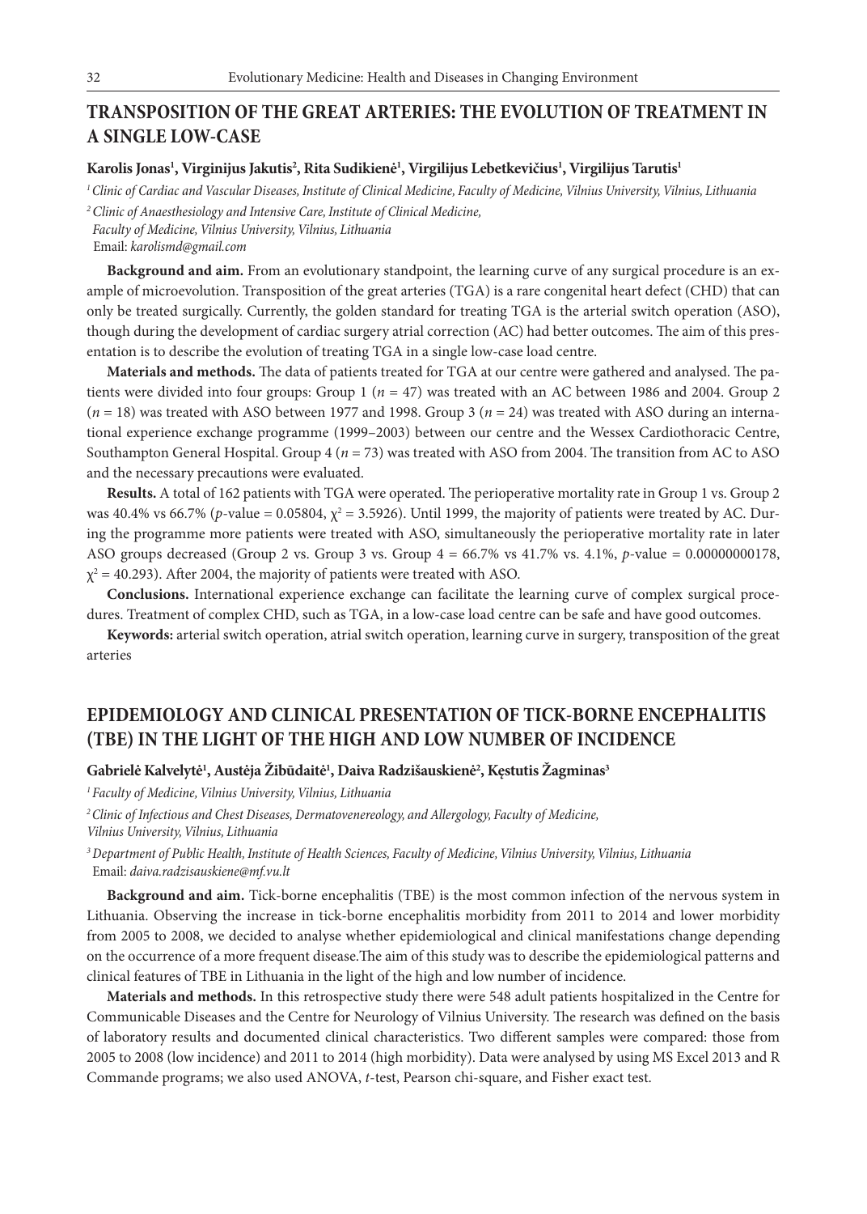## TRANSPOSITION OF THE GREAT ARTERIES: THE EVOLUTION OF TREATMENT IN A SINGLE LOW-CASE

**Karolis Jonas[1], Virginijus Jakutis[2], Rita Sudikienė[1], Virgilijus Lebetkevičius[1], Virgilijus Tarutis[1]**

*[1] Clinic of Cardiac and Vascular Diseases, Institute of Clinical Medicine, Faculty of Medicine, Vilnius University, Vilnius, Lithuania*

*[2] Clinic of Anaesthesiology and Intensive Care, Institute of Clinical Medicine, Faculty of Medicine, Vilnius University, Vilnius, Lithuania*

Email: *karolismd@gmail.com*

**Background and aim.** From an evolutionary standpoint, the learning curve of any surgical procedure is an example of microevolution. Transposition of the great arteries (TGA) is a rare congenital heart defect (CHD) that can only be treated surgically. Currently, the golden standard for treating TGA is the arterial switch operation (ASO), though during the development of cardiac surgery atrial correction (AC) had better outcomes. The aim of this presentation is to describe the evolution of treating TGA in a single low-case load centre.

**Materials and methods.** The data of patients treated for TGA at our centre were gathered and analysed. The patients were divided into four groups: Group 1 ($n = 47$) was treated with an AC between 1986 and 2004. Group 2 ($n = 18$) was treated with ASO between 1977 and 1998. Group 3 ($n = 24$) was treated with ASO during an international experience exchange programme (1999–2003) between our centre and the Wessex Cardiothoracic Centre, Southampton General Hospital. Group 4 ($n = 73$) was treated with ASO from 2004. The transition from AC to ASO and the necessary precautions were evaluated.

**Results.** A total of 162 patients with TGA were operated. The perioperative mortality rate in Group 1 vs. Group 2 was 40.4% vs 66.7% ($p$-value = 0.05804, $\chi^2 = 3.5926$). Until 1999, the majority of patients were treated by AC. During the programme more patients were treated with ASO, simultaneously the perioperative mortality rate in later ASO groups decreased (Group 2 vs. Group 3 vs. Group 4 = 66.7% vs 41.7% vs. 4.1%, $p$-value = 0.00000000178, $\chi^2 = 40.293$). After 2004, the majority of patients were treated with ASO.

**Conclusions.** International experience exchange can facilitate the learning curve of complex surgical procedures. Treatment of complex CHD, such as TGA, in a low-case load centre can be safe and have good outcomes.

**Keywords:** arterial switch operation, atrial switch operation, learning curve in surgery, transposition of the great arteries

## EPIDEMIOLOGY AND CLINICAL PRESENTATION OF TICK-BORNE ENCEPHALITIS (TBE) IN THE LIGHT OF THE HIGH AND LOW NUMBER OF INCIDENCE

**Gabrielė Kalvelytė[1], Austėja Žibūdaitė[1], Daiva Radzišauskienė[2], Kęstutis Žagminas[3]**

*[1] Faculty of Medicine, Vilnius University, Vilnius, Lithuania*

*[2] Clinic of Infectious and Chest Diseases, Dermatovenereology, and Allergology, Faculty of Medicine, Vilnius University, Vilnius, Lithuania*

*[3] Department of Public Health, Institute of Health Sciences, Faculty of Medicine, Vilnius University, Vilnius, Lithuania*

Email: *daiva.radzisauskiene@mf.vu.lt*

**Background and aim.** Tick-borne encephalitis (TBE) is the most common infection of the nervous system in Lithuania. Observing the increase in tick-borne encephalitis morbidity from 2011 to 2014 and lower morbidity from 2005 to 2008, we decided to analyse whether epidemiological and clinical manifestations change depending on the occurrence of a more frequent disease.The aim of this study was to describe the epidemiological patterns and clinical features of TBE in Lithuania in the light of the high and low number of incidence.

**Materials and methods.** In this retrospective study there were 548 adult patients hospitalized in the Centre for Communicable Diseases and the Centre for Neurology of Vilnius University. The research was defined on the basis of laboratory results and documented clinical characteristics. Two different samples were compared: those from 2005 to 2008 (low incidence) and 2011 to 2014 (high morbidity). Data were analysed by using MS Excel 2013 and R Commande programs; we also used ANOVA, *t*-test, Pearson chi-square, and Fisher exact test.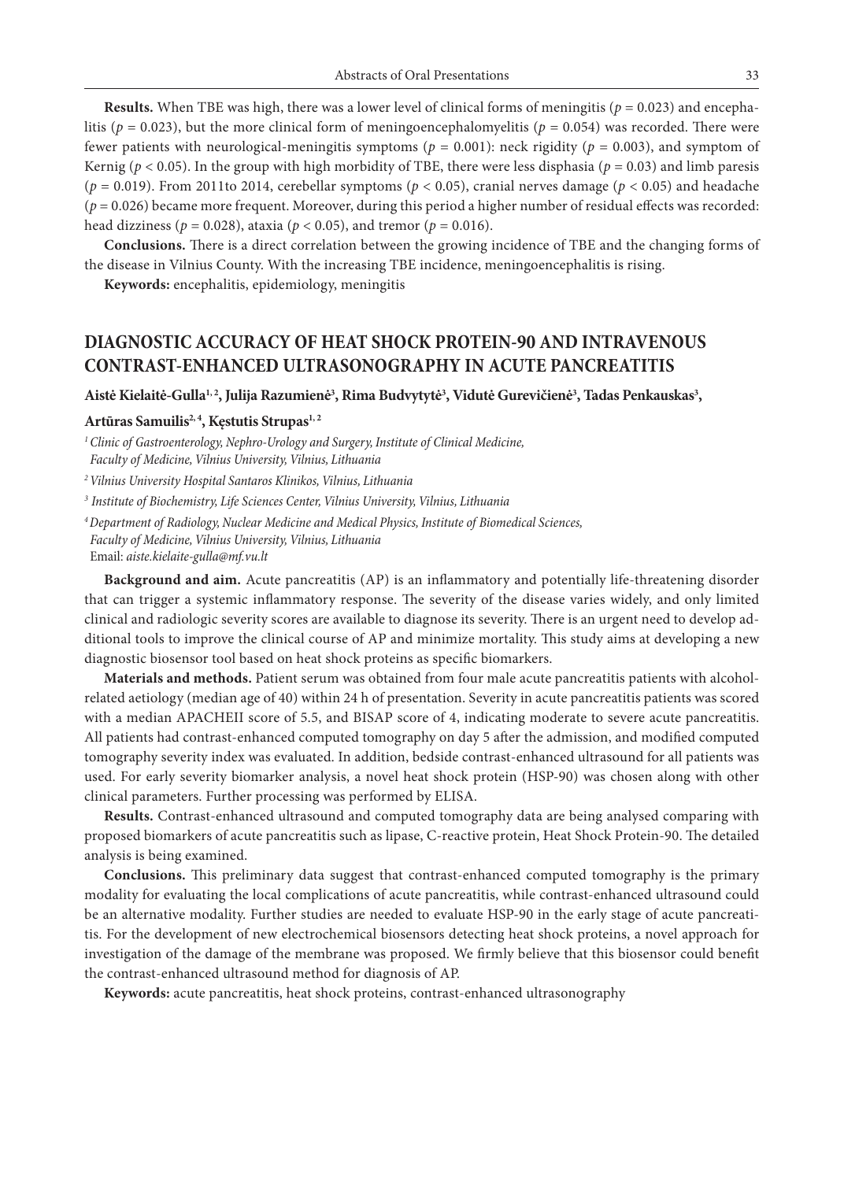**Results.** When TBE was high, there was a lower level of clinical forms of meningitis ($p = 0.023$) and encephalitis ($p = 0.023$), but the more clinical form of meningoencephalomyelitis ($p = 0.054$) was recorded. There were fewer patients with neurological-meningitis symptoms ($p = 0.001$): neck rigidity ($p = 0.003$), and symptom of Kernig ($p < 0.05$). In the group with high morbidity of TBE, there were less disphasia ($p = 0.03$) and limb paresis ($p = 0.019$). From 2011to 2014, cerebellar symptoms ($p < 0.05$), cranial nerves damage ($p < 0.05$) and headache ($p = 0.026$) became more frequent. Moreover, during this period a higher number of residual effects was recorded: head dizziness ($p = 0.028$), ataxia ($p < 0.05$), and tremor ($p = 0.016$).

**Conclusions.** There is a direct correlation between the growing incidence of TBE and the changing forms of the disease in Vilnius County. With the increasing TBE incidence, meningoencephalitis is rising.

**Keywords:** encephalitis, epidemiology, meningitis

## DIAGNOSTIC ACCURACY OF HEAT SHOCK PROTEIN-90 AND INTRAVENOUS CONTRAST-ENHANCED ULTRASONOGRAPHY IN ACUTE PANCREATITIS

**Aistė Kielaitė-Gulla[1,2], Julija Razumienė[3], Rima Budvytytė[3], Vidutė Gurevičienė[3], Tadas Penkauskas[3], Artūras Samuilis[2,4], Kęstutis Strupas[1,2]**

*[1] Clinic of Gastroenterology, Nephro-Urology and Surgery, Institute of Clinical Medicine, Faculty of Medicine, Vilnius University, Vilnius, Lithuania*

*[2] Vilnius University Hospital Santaros Klinikos, Vilnius, Lithuania*

*[3] Institute of Biochemistry, Life Sciences Center, Vilnius University, Vilnius, Lithuania*

*[4] Department of Radiology, Nuclear Medicine and Medical Physics, Institute of Biomedical Sciences, Faculty of Medicine, Vilnius University, Vilnius, Lithuania*

Email: *aiste.kielaite-gulla@mf.vu.lt*

**Background and aim.** Acute pancreatitis (AP) is an inflammatory and potentially life-threatening disorder that can trigger a systemic inflammatory response. The severity of the disease varies widely, and only limited clinical and radiologic severity scores are available to diagnose its severity. There is an urgent need to develop additional tools to improve the clinical course of AP and minimize mortality. This study aims at developing a new diagnostic biosensor tool based on heat shock proteins as specific biomarkers.

**Materials and methods.** Patient serum was obtained from four male acute pancreatitis patients with alcohol-related aetiology (median age of 40) within 24 h of presentation. Severity in acute pancreatitis patients was scored with a median APACHEII score of 5.5, and BISAP score of 4, indicating moderate to severe acute pancreatitis. All patients had contrast-enhanced computed tomography on day 5 after the admission, and modified computed tomography severity index was evaluated. In addition, bedside contrast-enhanced ultrasound for all patients was used. For early severity biomarker analysis, a novel heat shock protein (HSP-90) was chosen along with other clinical parameters. Further processing was performed by ELISA.

**Results.** Contrast-enhanced ultrasound and computed tomography data are being analysed comparing with proposed biomarkers of acute pancreatitis such as lipase, C-reactive protein, Heat Shock Protein-90. The detailed analysis is being examined.

**Conclusions.** This preliminary data suggest that contrast-enhanced computed tomography is the primary modality for evaluating the local complications of acute pancreatitis, while contrast-enhanced ultrasound could be an alternative modality. Further studies are needed to evaluate HSP-90 in the early stage of acute pancreatitis. For the development of new electrochemical biosensors detecting heat shock proteins, a novel approach for investigation of the damage of the membrane was proposed. We firmly believe that this biosensor could benefit the contrast-enhanced ultrasound method for diagnosis of AP.

**Keywords:** acute pancreatitis, heat shock proteins, contrast-enhanced ultrasonography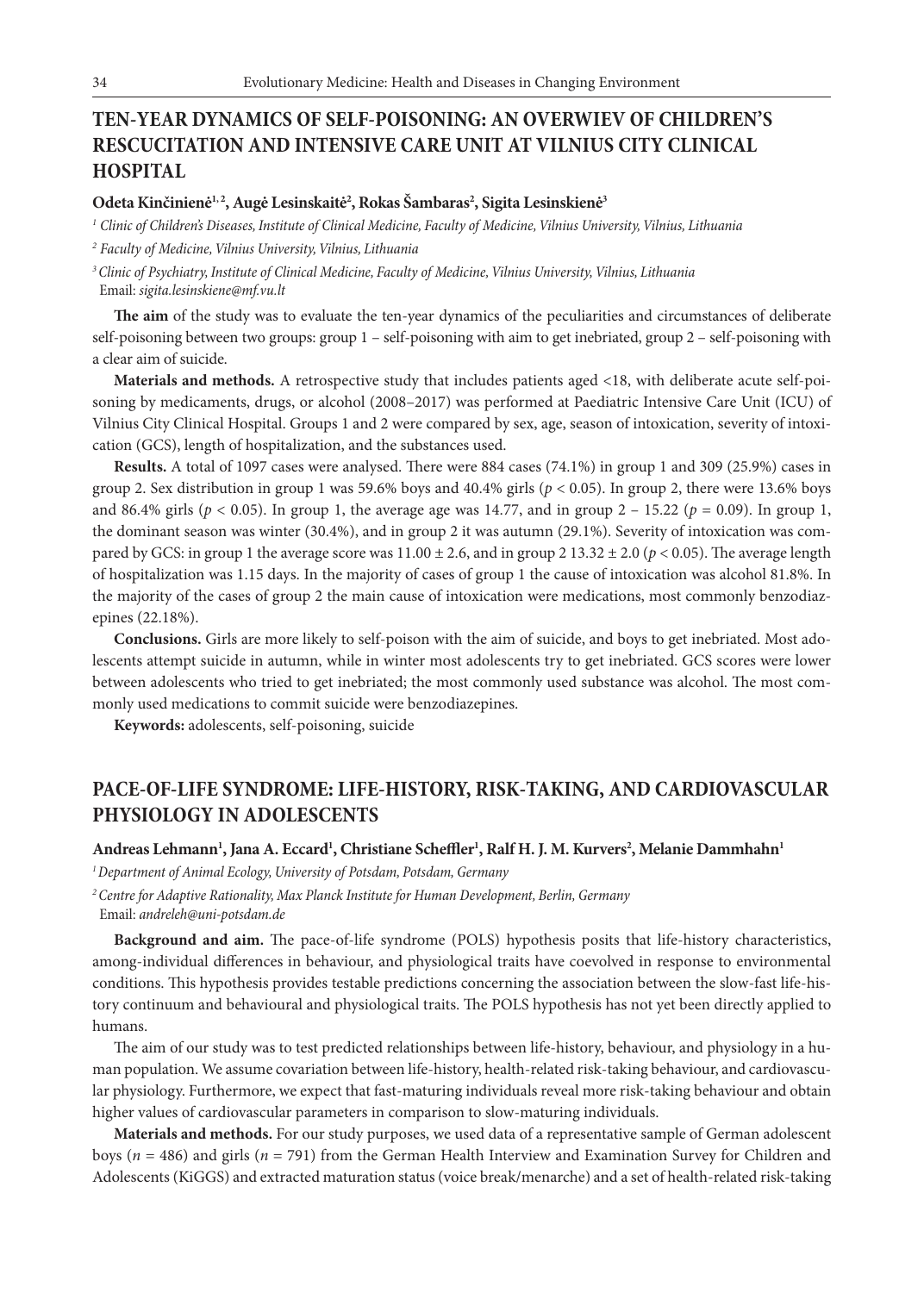## TEN-YEAR DYNAMICS OF SELF-POISONING: AN OVERWIEV OF CHILDREN'S RESCUCITATION AND INTENSIVE CARE UNIT AT VILNIUS CITY CLINICAL HOSPITAL

**Odeta Kinčinienė[1,2], Augė Lesinskaitė[2], Rokas Šambaras[2], Sigita Lesinskienė[3]**

[1] *Clinic of Children's Diseases, Institute of Clinical Medicine, Faculty of Medicine, Vilnius University, Vilnius, Lithuania*

[2] *Faculty of Medicine, Vilnius University, Vilnius, Lithuania*

[3] *Clinic of Psychiatry, Institute of Clinical Medicine, Faculty of Medicine, Vilnius University, Vilnius, Lithuania*
Email: *sigita.lesinskiene@mf.vu.lt*

**The aim** of the study was to evaluate the ten-year dynamics of the peculiarities and circumstances of deliberate self-poisoning between two groups: group 1 – self-poisoning with aim to get inebriated, group 2 – self-poisoning with a clear aim of suicide.

**Materials and methods.** A retrospective study that includes patients aged <18, with deliberate acute self-poisoning by medicaments, drugs, or alcohol (2008–2017) was performed at Paediatric Intensive Care Unit (ICU) of Vilnius City Clinical Hospital. Groups 1 and 2 were compared by sex, age, season of intoxication, severity of intoxication (GCS), length of hospitalization, and the substances used.

**Results.** A total of 1097 cases were analysed. There were 884 cases (74.1%) in group 1 and 309 (25.9%) cases in group 2. Sex distribution in group 1 was 59.6% boys and 40.4% girls ($p < 0.05$). In group 2, there were 13.6% boys and 86.4% girls ($p < 0.05$). In group 1, the average age was 14.77, and in group 2 – 15.22 ($p = 0.09$). In group 1, the dominant season was winter (30.4%), and in group 2 it was autumn (29.1%). Severity of intoxication was compared by GCS: in group 1 the average score was $11.00 \pm 2.6$, and in group 2 $13.32 \pm 2.0$ ($p < 0.05$). The average length of hospitalization was 1.15 days. In the majority of cases of group 1 the cause of intoxication was alcohol 81.8%. In the majority of the cases of group 2 the main cause of intoxication were medications, most commonly benzodiazepines (22.18%).

**Conclusions.** Girls are more likely to self-poison with the aim of suicide, and boys to get inebriated. Most adolescents attempt suicide in autumn, while in winter most adolescents try to get inebriated. GCS scores were lower between adolescents who tried to get inebriated; the most commonly used substance was alcohol. The most commonly used medications to commit suicide were benzodiazepines.

**Keywords:** adolescents, self-poisoning, suicide

## PACE-OF-LIFE SYNDROME: LIFE-HISTORY, RISK-TAKING, AND CARDIOVASCULAR PHYSIOLOGY IN ADOLESCENTS

**Andreas Lehmann[1], Jana A. Eccard[1], Christiane Scheffler[1], Ralf H. J. M. Kurvers[2], Melanie Dammhahn[1]**

[1] *Department of Animal Ecology, University of Potsdam, Potsdam, Germany*

[2] *Centre for Adaptive Rationality, Max Planck Institute for Human Development, Berlin, Germany*
Email: *andreleh@uni-potsdam.de*

**Background and aim.** The pace-of-life syndrome (POLS) hypothesis posits that life-history characteristics, among-individual differences in behaviour, and physiological traits have coevolved in response to environmental conditions. This hypothesis provides testable predictions concerning the association between the slow-fast life-history continuum and behavioural and physiological traits. The POLS hypothesis has not yet been directly applied to humans.

The aim of our study was to test predicted relationships between life-history, behaviour, and physiology in a human population. We assume covariation between life-history, health-related risk-taking behaviour, and cardiovascular physiology. Furthermore, we expect that fast-maturing individuals reveal more risk-taking behaviour and obtain higher values of cardiovascular parameters in comparison to slow-maturing individuals.

**Materials and methods.** For our study purposes, we used data of a representative sample of German adolescent boys ($n = 486$) and girls ($n = 791$) from the German Health Interview and Examination Survey for Children and Adolescents (KiGGS) and extracted maturation status (voice break/menarche) and a set of health-related risk-taking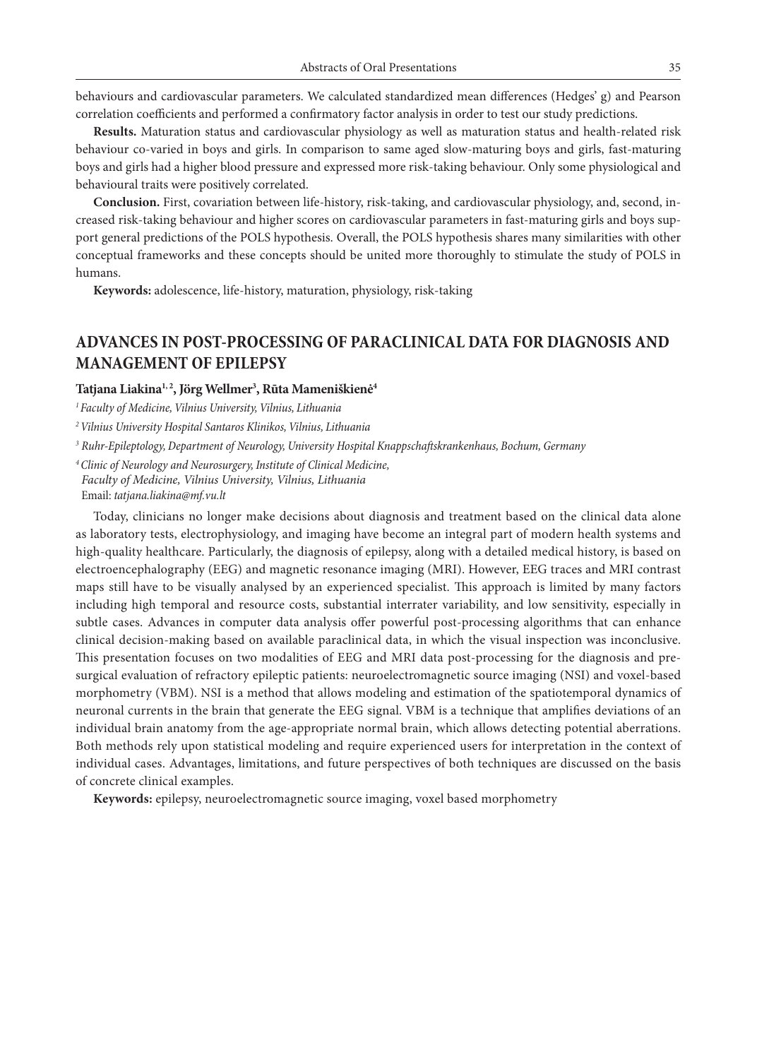behaviours and cardiovascular parameters. We calculated standardized mean differences (Hedges' g) and Pearson correlation coefficients and performed a confirmatory factor analysis in order to test our study predictions.

**Results.** Maturation status and cardiovascular physiology as well as maturation status and health-related risk behaviour co-varied in boys and girls. In comparison to same aged slow-maturing boys and girls, fast-maturing boys and girls had a higher blood pressure and expressed more risk-taking behaviour. Only some physiological and behavioural traits were positively correlated.

**Conclusion.** First, covariation between life-history, risk-taking, and cardiovascular physiology, and, second, increased risk-taking behaviour and higher scores on cardiovascular parameters in fast-maturing girls and boys support general predictions of the POLS hypothesis. Overall, the POLS hypothesis shares many similarities with other conceptual frameworks and these concepts should be united more thoroughly to stimulate the study of POLS in humans.

**Keywords:** adolescence, life-history, maturation, physiology, risk-taking

## ADVANCES IN POST-PROCESSING OF PARACLINICAL DATA FOR DIAGNOSIS AND MANAGEMENT OF EPILEPSY

**Tatjana Liakina[1, 2], Jörg Wellmer[3], Rūta Mameniškienė[4]**

[1] *Faculty of Medicine, Vilnius University, Vilnius, Lithuania*

[2] *Vilnius University Hospital Santaros Klinikos, Vilnius, Lithuania*

[3] *Ruhr-Epileptology, Department of Neurology, University Hospital Knappschaftskrankenhaus, Bochum, Germany*

[4] *Clinic of Neurology and Neurosurgery, Institute of Clinical Medicine, Faculty of Medicine, Vilnius University, Vilnius, Lithuania*

Email: *tatjana.liakina@mf.vu.lt*

Today, clinicians no longer make decisions about diagnosis and treatment based on the clinical data alone as laboratory tests, electrophysiology, and imaging have become an integral part of modern health systems and high-quality healthcare. Particularly, the diagnosis of epilepsy, along with a detailed medical history, is based on electroencephalography (EEG) and magnetic resonance imaging (MRI). However, EEG traces and MRI contrast maps still have to be visually analysed by an experienced specialist. This approach is limited by many factors including high temporal and resource costs, substantial interrater variability, and low sensitivity, especially in subtle cases. Advances in computer data analysis offer powerful post-processing algorithms that can enhance clinical decision-making based on available paraclinical data, in which the visual inspection was inconclusive. This presentation focuses on two modalities of EEG and MRI data post-processing for the diagnosis and presurgical evaluation of refractory epileptic patients: neuroelectromagnetic source imaging (NSI) and voxel-based morphometry (VBM). NSI is a method that allows modeling and estimation of the spatiotemporal dynamics of neuronal currents in the brain that generate the EEG signal. VBM is a technique that amplifies deviations of an individual brain anatomy from the age-appropriate normal brain, which allows detecting potential aberrations. Both methods rely upon statistical modeling and require experienced users for interpretation in the context of individual cases. Advantages, limitations, and future perspectives of both techniques are discussed on the basis of concrete clinical examples.

**Keywords:** epilepsy, neuroelectromagnetic source imaging, voxel based morphometry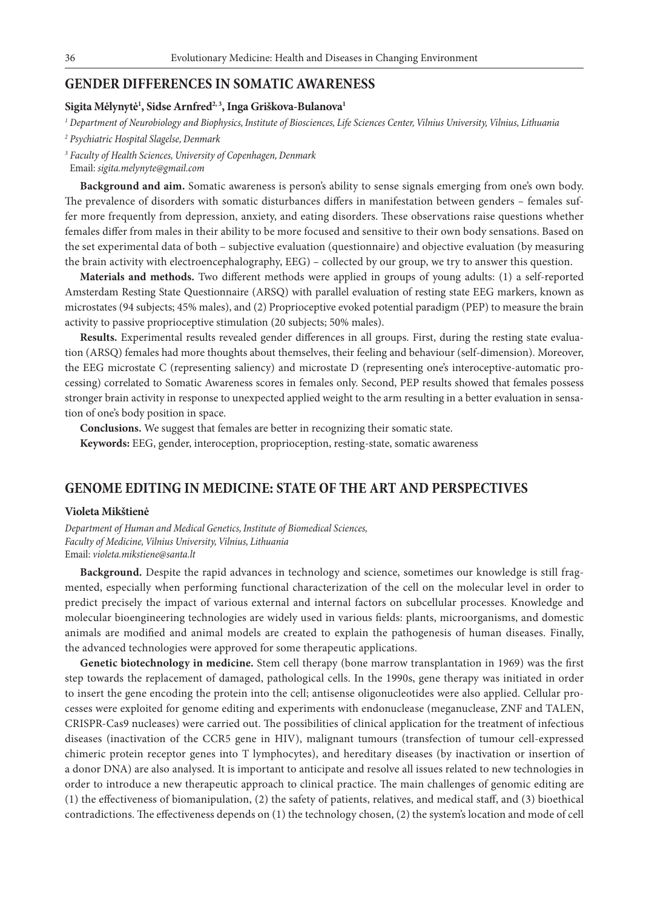## GENDER DIFFERENCES IN SOMATIC AWARENESS

**Sigita Mėlynytė[1], Sidse Arnfred[2, 3], Inga Griškova-Bulanova[1]**

*[1] Department of Neurobiology and Biophysics, Institute of Biosciences, Life Sciences Center, Vilnius University, Vilnius, Lithuania*

*[2] Psychiatric Hospital Slagelse, Denmark*

*[3] Faculty of Health Sciences, University of Copenhagen, Denmark*

Email: *sigita.melynyte@gmail.com*

**Background and aim.** Somatic awareness is person's ability to sense signals emerging from one's own body. The prevalence of disorders with somatic disturbances differs in manifestation between genders – females suffer more frequently from depression, anxiety, and eating disorders. These observations raise questions whether females differ from males in their ability to be more focused and sensitive to their own body sensations. Based on the set experimental data of both – subjective evaluation (questionnaire) and objective evaluation (by measuring the brain activity with electroencephalography, EEG) – collected by our group, we try to answer this question.

**Materials and methods.** Two different methods were applied in groups of young adults: (1) a self-reported Amsterdam Resting State Questionnaire (ARSQ) with parallel evaluation of resting state EEG markers, known as microstates (94 subjects; 45% males), and (2) Proprioceptive evoked potential paradigm (PEP) to measure the brain activity to passive proprioceptive stimulation (20 subjects; 50% males).

**Results.** Experimental results revealed gender differences in all groups. First, during the resting state evaluation (ARSQ) females had more thoughts about themselves, their feeling and behaviour (self-dimension). Moreover, the EEG microstate C (representing saliency) and microstate D (representing one's interoceptive-automatic processing) correlated to Somatic Awareness scores in females only. Second, PEP results showed that females possess stronger brain activity in response to unexpected applied weight to the arm resulting in a better evaluation in sensation of one's body position in space.

**Conclusions.** We suggest that females are better in recognizing their somatic state.

**Keywords:** EEG, gender, interoception, proprioception, resting-state, somatic awareness

## GENOME EDITING IN MEDICINE: STATE OF THE ART AND PERSPECTIVES

**Violeta Mikštienė**

*Department of Human and Medical Genetics, Institute of Biomedical Sciences, Faculty of Medicine, Vilnius University, Vilnius, Lithuania*

Email: *violeta.mikstiene@santa.lt*

**Background.** Despite the rapid advances in technology and science, sometimes our knowledge is still fragmented, especially when performing functional characterization of the cell on the molecular level in order to predict precisely the impact of various external and internal factors on subcellular processes. Knowledge and molecular bioengineering technologies are widely used in various fields: plants, microorganisms, and domestic animals are modified and animal models are created to explain the pathogenesis of human diseases. Finally, the advanced technologies were approved for some therapeutic applications.

**Genetic biotechnology in medicine.** Stem cell therapy (bone marrow transplantation in 1969) was the first step towards the replacement of damaged, pathological cells. In the 1990s, gene therapy was initiated in order to insert the gene encoding the protein into the cell; antisense oligonucleotides were also applied. Cellular processes were exploited for genome editing and experiments with endonuclease (meganuclease, ZNF and TALEN, CRISPR-Cas9 nucleases) were carried out. The possibilities of clinical application for the treatment of infectious diseases (inactivation of the CCR5 gene in HIV), malignant tumours (transfection of tumour cell-expressed chimeric protein receptor genes into T lymphocytes), and hereditary diseases (by inactivation or insertion of a donor DNA) are also analysed. It is important to anticipate and resolve all issues related to new technologies in order to introduce a new therapeutic approach to clinical practice. The main challenges of genomic editing are (1) the effectiveness of biomanipulation, (2) the safety of patients, relatives, and medical staff, and (3) bioethical contradictions. The effectiveness depends on (1) the technology chosen, (2) the system's location and mode of cell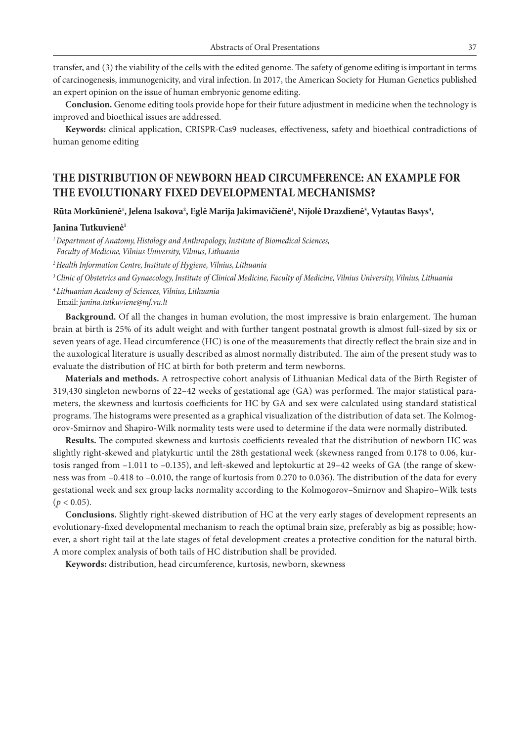transfer, and (3) the viability of the cells with the edited genome. The safety of genome editing is important in terms of carcinogenesis, immunogenicity, and viral infection. In 2017, the American Society for Human Genetics published an expert opinion on the issue of human embryonic genome editing.

**Conclusion.** Genome editing tools provide hope for their future adjustment in medicine when the technology is improved and bioethical issues are addressed.

**Keywords:** clinical application, CRISPR-Cas9 nucleases, effectiveness, safety and bioethical contradictions of human genome editing

## THE DISTRIBUTION OF NEWBORN HEAD CIRCUMFERENCE: AN EXAMPLE FOR THE EVOLUTIONARY FIXED DEVELOPMENTAL MECHANISMS?

**Rūta Morkūnienė[1], Jelena Isakova[2], Eglė Marija Jakimavičienė[1], Nijolė Drazdienė[3], Vytautas Basys[4], Janina Tutkuvienė[1]**

*[1] Department of Anatomy, Histology and Anthropology, Institute of Biomedical Sciences, Faculty of Medicine, Vilnius University, Vilnius, Lithuania*

*[2] Health Information Centre, Institute of Hygiene, Vilnius, Lithuania*

*[3] Clinic of Obstetrics and Gynaecology, Institute of Clinical Medicine, Faculty of Medicine, Vilnius University, Vilnius, Lithuania*

*[4] Lithuanian Academy of Sciences, Vilnius, Lithuania*

Email: *janina.tutkuviene@mf.vu.lt*

**Background.** Of all the changes in human evolution, the most impressive is brain enlargement. The human brain at birth is 25% of its adult weight and with further tangent postnatal growth is almost full-sized by six or seven years of age. Head circumference (HC) is one of the measurements that directly reflect the brain size and in the auxological literature is usually described as almost normally distributed. The aim of the present study was to evaluate the distribution of HC at birth for both preterm and term newborns.

**Materials and methods.** A retrospective cohort analysis of Lithuanian Medical data of the Birth Register of 319,430 singleton newborns of 22–42 weeks of gestational age (GA) was performed. The major statistical parameters, the skewness and kurtosis coefficients for HC by GA and sex were calculated using standard statistical programs. The histograms were presented as a graphical visualization of the distribution of data set. The Kolmogorov-Smirnov and Shapiro-Wilk normality tests were used to determine if the data were normally distributed.

**Results.** The computed skewness and kurtosis coefficients revealed that the distribution of newborn HC was slightly right-skewed and platykurtic until the 28th gestational week (skewness ranged from 0.178 to 0.06, kurtosis ranged from −1.011 to −0.135), and left-skewed and leptokurtic at 29–42 weeks of GA (the range of skewness was from −0.418 to −0.010, the range of kurtosis from 0.270 to 0.036). The distribution of the data for every gestational week and sex group lacks normality according to the Kolmogorov–Smirnov and Shapiro–Wilk tests ($p < 0.05$).

**Conclusions.** Slightly right-skewed distribution of HC at the very early stages of development represents an evolutionary-fixed developmental mechanism to reach the optimal brain size, preferably as big as possible; however, a short right tail at the late stages of fetal development creates a protective condition for the natural birth. A more complex analysis of both tails of HC distribution shall be provided.

**Keywords:** distribution, head circumference, kurtosis, newborn, skewness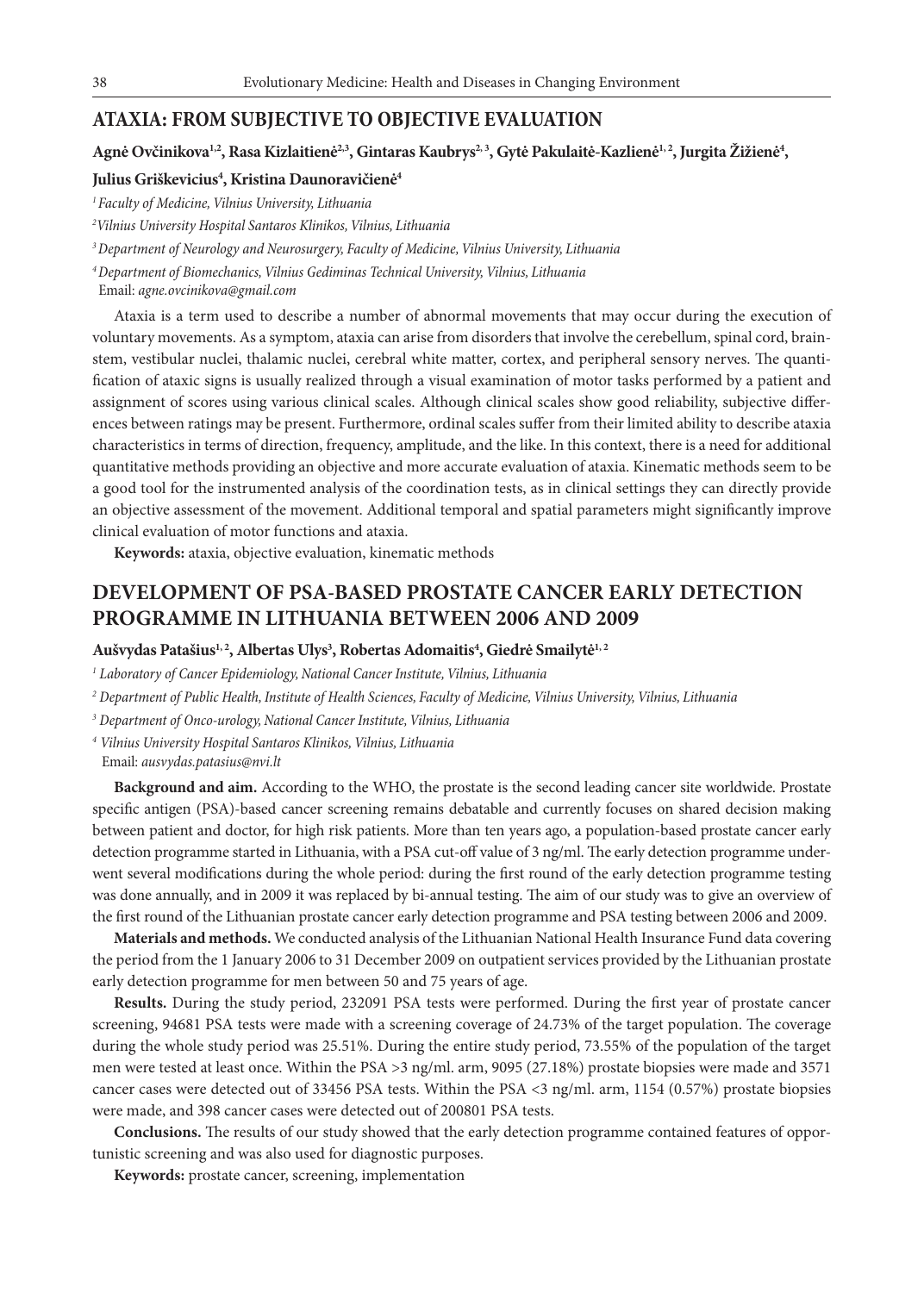## ATAXIA: FROM SUBJECTIVE TO OBJECTIVE EVALUATION

**Agnė Ovčinikova[1,2], Rasa Kizlaitienė[2,3], Gintaras Kaubrys[2,3], Gytė Pakulaitė-Kazlienė[1,2], Jurgita Žižienė[4], Julius Griškevicius[4], Kristina Daunoravičienė[4]**

*[1] Faculty of Medicine, Vilnius University, Lithuania*

*[2] Vilnius University Hospital Santaros Klinikos, Vilnius, Lithuania*

*[3] Department of Neurology and Neurosurgery, Faculty of Medicine, Vilnius University, Lithuania*

*[4] Department of Biomechanics, Vilnius Gediminas Technical University, Vilnius, Lithuania*

Email: *agne.ovcinikova@gmail.com*

Ataxia is a term used to describe a number of abnormal movements that may occur during the execution of voluntary movements. As a symptom, ataxia can arise from disorders that involve the cerebellum, spinal cord, brainstem, vestibular nuclei, thalamic nuclei, cerebral white matter, cortex, and peripheral sensory nerves. The quantification of ataxic signs is usually realized through a visual examination of motor tasks performed by a patient and assignment of scores using various clinical scales. Although clinical scales show good reliability, subjective differences between ratings may be present. Furthermore, ordinal scales suffer from their limited ability to describe ataxia characteristics in terms of direction, frequency, amplitude, and the like. In this context, there is a need for additional quantitative methods providing an objective and more accurate evaluation of ataxia. Kinematic methods seem to be a good tool for the instrumented analysis of the coordination tests, as in clinical settings they can directly provide an objective assessment of the movement. Additional temporal and spatial parameters might significantly improve clinical evaluation of motor functions and ataxia.

**Keywords:** ataxia, objective evaluation, kinematic methods

## DEVELOPMENT OF PSA-BASED PROSTATE CANCER EARLY DETECTION PROGRAMME IN LITHUANIA BETWEEN 2006 AND 2009

**Aušvydas Patašius[1,2], Albertas Ulys[3], Robertas Adomaitis[4], Giedrė Smailytė[1,2]**

*[1] Laboratory of Cancer Epidemiology, National Cancer Institute, Vilnius, Lithuania*

*[2] Department of Public Health, Institute of Health Sciences, Faculty of Medicine, Vilnius University, Vilnius, Lithuania*

*[3] Department of Onco-urology, National Cancer Institute, Vilnius, Lithuania*

*[4] Vilnius University Hospital Santaros Klinikos, Vilnius, Lithuania*

Email: *ausvydas.patasius@nvi.lt*

**Background and aim.** According to the WHO, the prostate is the second leading cancer site worldwide. Prostate specific antigen (PSA)-based cancer screening remains debatable and currently focuses on shared decision making between patient and doctor, for high risk patients. More than ten years ago, a population-based prostate cancer early detection programme started in Lithuania, with a PSA cut-off value of 3 ng/ml. The early detection programme underwent several modifications during the whole period: during the first round of the early detection programme testing was done annually, and in 2009 it was replaced by bi-annual testing. The aim of our study was to give an overview of the first round of the Lithuanian prostate cancer early detection programme and PSA testing between 2006 and 2009.

**Materials and methods.** We conducted analysis of the Lithuanian National Health Insurance Fund data covering the period from the 1 January 2006 to 31 December 2009 on outpatient services provided by the Lithuanian prostate early detection programme for men between 50 and 75 years of age.

**Results.** During the study period, 232091 PSA tests were performed. During the first year of prostate cancer screening, 94681 PSA tests were made with a screening coverage of 24.73% of the target population. The coverage during the whole study period was 25.51%. During the entire study period, 73.55% of the population of the target men were tested at least once. Within the PSA >3 ng/ml. arm, 9095 (27.18%) prostate biopsies were made and 3571 cancer cases were detected out of 33456 PSA tests. Within the PSA <3 ng/ml. arm, 1154 (0.57%) prostate biopsies were made, and 398 cancer cases were detected out of 200801 PSA tests.

**Conclusions.** The results of our study showed that the early detection programme contained features of opportunistic screening and was also used for diagnostic purposes.

**Keywords:** prostate cancer, screening, implementation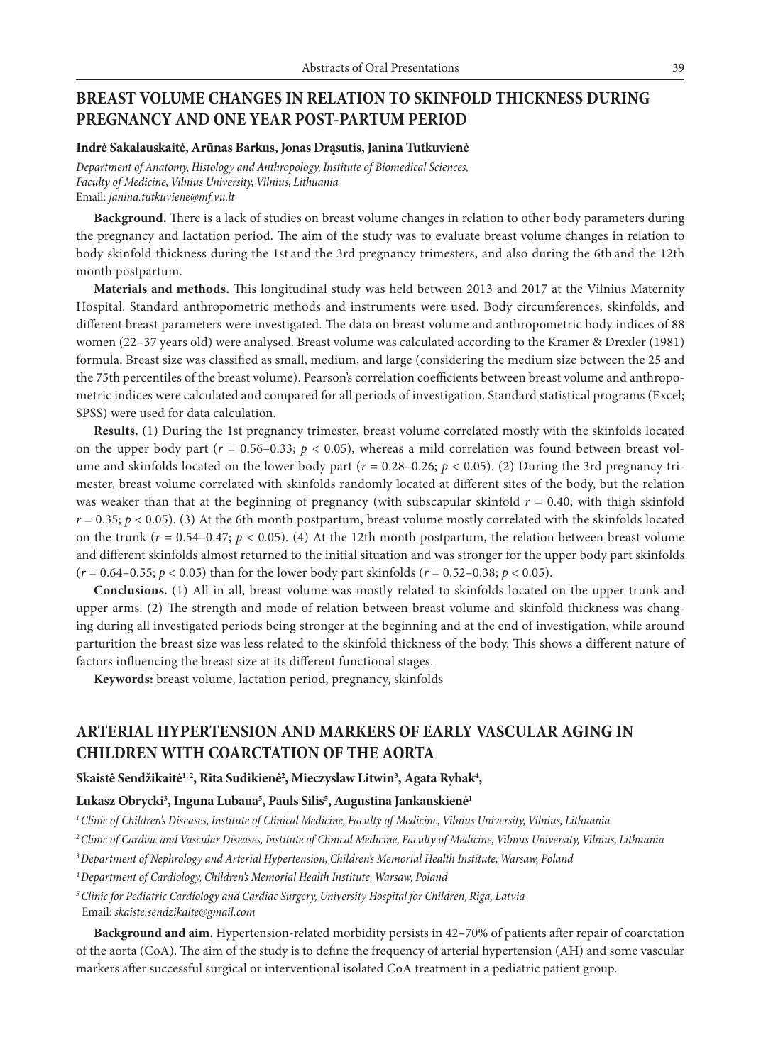## BREAST VOLUME CHANGES IN RELATION TO SKINFOLD THICKNESS DURING PREGNANCY AND ONE YEAR POST-PARTUM PERIOD

**Indrė Sakalauskaitė, Arūnas Barkus, Jonas Drąsutis, Janina Tutkuvienė**

*Department of Anatomy, Histology and Anthropology, Institute of Biomedical Sciences, Faculty of Medicine, Vilnius University, Vilnius, Lithuania*
Email: *janina.tutkuviene@mf.vu.lt*

**Background.** There is a lack of studies on breast volume changes in relation to other body parameters during the pregnancy and lactation period. The aim of the study was to evaluate breast volume changes in relation to body skinfold thickness during the 1st and the 3rd pregnancy trimesters, and also during the 6th and the 12th month postpartum.

**Materials and methods.** This longitudinal study was held between 2013 and 2017 at the Vilnius Maternity Hospital. Standard anthropometric methods and instruments were used. Body circumferences, skinfolds, and different breast parameters were investigated. The data on breast volume and anthropometric body indices of 88 women (22–37 years old) were analysed. Breast volume was calculated according to the Kramer & Drexler (1981) formula. Breast size was classified as small, medium, and large (considering the medium size between the 25 and the 75th percentiles of the breast volume). Pearson's correlation coefficients between breast volume and anthropometric indices were calculated and compared for all periods of investigation. Standard statistical programs (Excel; SPSS) were used for data calculation.

**Results.** (1) During the 1st pregnancy trimester, breast volume correlated mostly with the skinfolds located on the upper body part ($r = 0.56–0.33$; $p < 0.05$), whereas a mild correlation was found between breast volume and skinfolds located on the lower body part ($r = 0.28–0.26$; $p < 0.05$). (2) During the 3rd pregnancy trimester, breast volume correlated with skinfolds randomly located at different sites of the body, but the relation was weaker than that at the beginning of pregnancy (with subscapular skinfold $r = 0.40$; with thigh skinfold $r = 0.35$; $p < 0.05$). (3) At the 6th month postpartum, breast volume mostly correlated with the skinfolds located on the trunk ($r = 0.54–0.47$; $p < 0.05$). (4) At the 12th month postpartum, the relation between breast volume and different skinfolds almost returned to the initial situation and was stronger for the upper body part skinfolds ($r = 0.64–0.55$; $p < 0.05$) than for the lower body part skinfolds ($r = 0.52–0.38$; $p < 0.05$).

**Conclusions.** (1) All in all, breast volume was mostly related to skinfolds located on the upper trunk and upper arms. (2) The strength and mode of relation between breast volume and skinfold thickness was changing during all investigated periods being stronger at the beginning and at the end of investigation, while around parturition the breast size was less related to the skinfold thickness of the body. This shows a different nature of factors influencing the breast size at its different functional stages.

**Keywords:** breast volume, lactation period, pregnancy, skinfolds

## ARTERIAL HYPERTENSION AND MARKERS OF EARLY VASCULAR AGING IN CHILDREN WITH COARCTATION OF THE AORTA

**Skaistė Sendžikaitė[1, 2], Rita Sudikienė[2], Mieczyslaw Litwin[3], Agata Rybak[4], Lukasz Obrycki[3], Inguna Lubaua[5], Pauls Silis[5], Augustina Jankauskienė[1]**

[1] *Clinic of Children's Diseases, Institute of Clinical Medicine, Faculty of Medicine, Vilnius University, Vilnius, Lithuania*

[2] *Clinic of Cardiac and Vascular Diseases, Institute of Clinical Medicine, Faculty of Medicine, Vilnius University, Vilnius, Lithuania*

[3] *Department of Nephrology and Arterial Hypertension, Children's Memorial Health Institute, Warsaw, Poland*

[4] *Department of Cardiology, Children's Memorial Health Institute, Warsaw, Poland*

[5] *Clinic for Pediatric Cardiology and Cardiac Surgery, University Hospital for Children, Riga, Latvia*
Email: *skaiste.sendzikaite@gmail.com*

**Background and aim.** Hypertension-related morbidity persists in 42–70% of patients after repair of coarctation of the aorta (CoA). The aim of the study is to define the frequency of arterial hypertension (AH) and some vascular markers after successful surgical or interventional isolated CoA treatment in a pediatric patient group.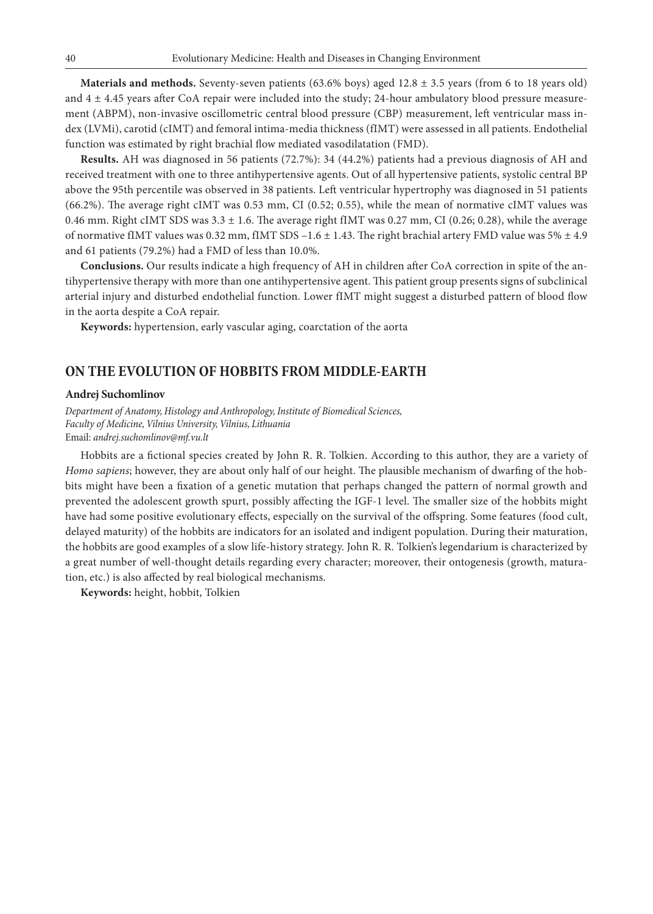**Materials and methods.** Seventy-seven patients (63.6% boys) aged 12.8 ± 3.5 years (from 6 to 18 years old) and 4 ± 4.45 years after CoA repair were included into the study; 24-hour ambulatory blood pressure measurement (ABPM), non-invasive oscillometric central blood pressure (CBP) measurement, left ventricular mass index (LVMi), carotid (cIMT) and femoral intima-media thickness (fIMT) were assessed in all patients. Endothelial function was estimated by right brachial flow mediated vasodilatation (FMD).

**Results.** AH was diagnosed in 56 patients (72.7%): 34 (44.2%) patients had a previous diagnosis of AH and received treatment with one to three antihypertensive agents. Out of all hypertensive patients, systolic central BP above the 95th percentile was observed in 38 patients. Left ventricular hypertrophy was diagnosed in 51 patients (66.2%). The average right cIMT was 0.53 mm, CI (0.52; 0.55), while the mean of normative cIMT values was 0.46 mm. Right cIMT SDS was 3.3 ± 1.6. The average right fIMT was 0.27 mm, CI (0.26; 0.28), while the average of normative fIMT values was 0.32 mm, fIMT SDS –1.6 ± 1.43. The right brachial artery FMD value was 5% ± 4.9 and 61 patients (79.2%) had a FMD of less than 10.0%.

**Conclusions.** Our results indicate a high frequency of AH in children after CoA correction in spite of the antihypertensive therapy with more than one antihypertensive agent. This patient group presents signs of subclinical arterial injury and disturbed endothelial function. Lower fIMT might suggest a disturbed pattern of blood flow in the aorta despite a CoA repair.

**Keywords:** hypertension, early vascular aging, coarctation of the aorta

## ON THE EVOLUTION OF HOBBITS FROM MIDDLE-EARTH

**Andrej Suchomlinov**

*Department of Anatomy, Histology and Anthropology, Institute of Biomedical Sciences, Faculty of Medicine, Vilnius University, Vilnius, Lithuania*
Email: *andrej.suchomlinov@mf.vu.lt*

Hobbits are a fictional species created by John R. R. Tolkien. According to this author, they are a variety of *Homo sapiens*; however, they are about only half of our height. The plausible mechanism of dwarfing of the hobbits might have been a fixation of a genetic mutation that perhaps changed the pattern of normal growth and prevented the adolescent growth spurt, possibly affecting the IGF-1 level. The smaller size of the hobbits might have had some positive evolutionary effects, especially on the survival of the offspring. Some features (food cult, delayed maturity) of the hobbits are indicators for an isolated and indigent population. During their maturation, the hobbits are good examples of a slow life-history strategy. John R. R. Tolkien's legendarium is characterized by a great number of well-thought details regarding every character; moreover, their ontogenesis (growth, maturation, etc.) is also affected by real biological mechanisms.

**Keywords:** height, hobbit, Tolkien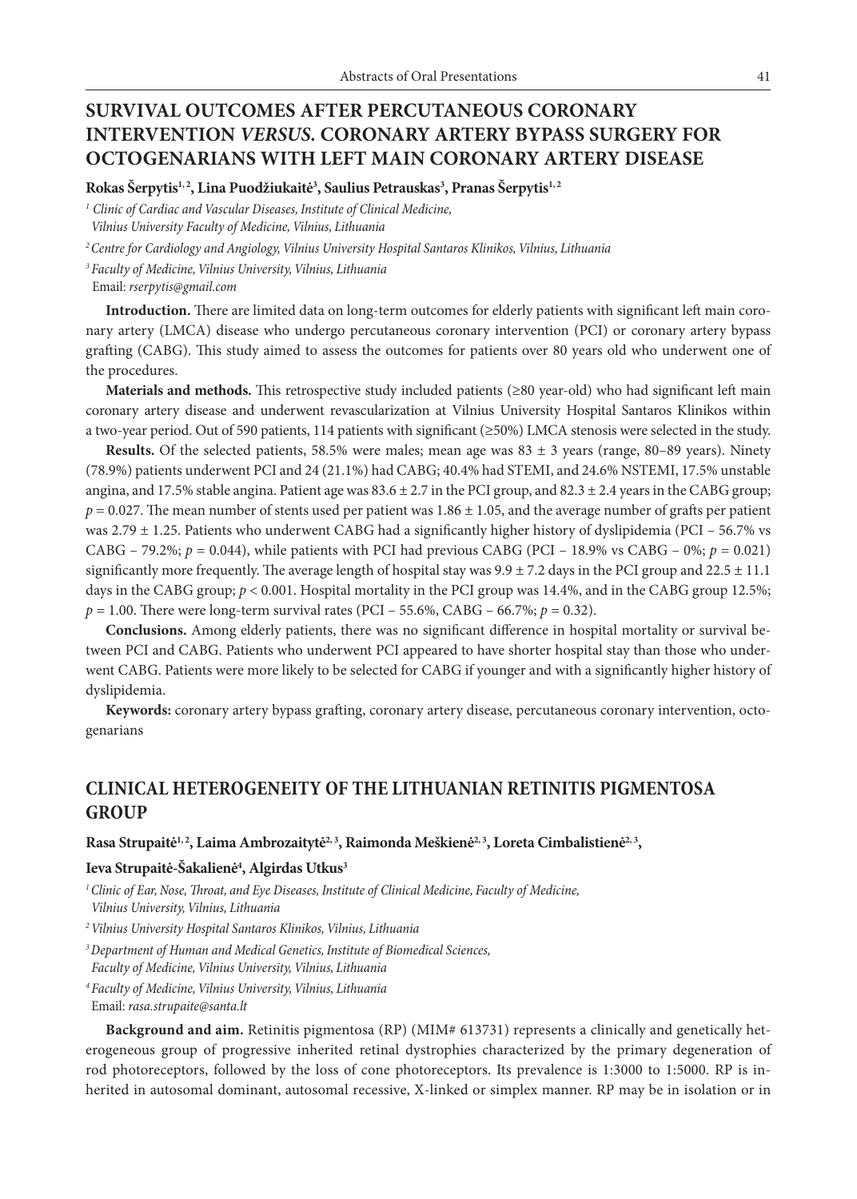## SURVIVAL OUTCOMES AFTER PERCUTANEOUS CORONARY INTERVENTION *VERSUS.* CORONARY ARTERY BYPASS SURGERY FOR OCTOGENARIANS WITH LEFT MAIN CORONARY ARTERY DISEASE

**Rokas Šerpytis[1,2], Lina Puodžiukaitė[3], Saulius Petrauskas[3], Pranas Šerpytis[1,2]**

[1] *Clinic of Cardiac and Vascular Diseases, Institute of Clinical Medicine, Vilnius University Faculty of Medicine, Vilnius, Lithuania*

[2] *Centre for Cardiology and Angiology, Vilnius University Hospital Santaros Klinikos, Vilnius, Lithuania*

[3] *Faculty of Medicine, Vilnius University, Vilnius, Lithuania*

Email: *rserpytis@gmail.com*

**Introduction.** There are limited data on long-term outcomes for elderly patients with significant left main coronary artery (LMCA) disease who undergo percutaneous coronary intervention (PCI) or coronary artery bypass grafting (CABG). This study aimed to assess the outcomes for patients over 80 years old who underwent one of the procedures.

**Materials and methods.** This retrospective study included patients (≥80 year-old) who had significant left main coronary artery disease and underwent revascularization at Vilnius University Hospital Santaros Klinikos within a two-year period. Out of 590 patients, 114 patients with significant (≥50%) LMCA stenosis were selected in the study.

**Results.** Of the selected patients, 58.5% were males; mean age was 83 ± 3 years (range, 80–89 years). Ninety (78.9%) patients underwent PCI and 24 (21.1%) had CABG; 40.4% had STEMI, and 24.6% NSTEMI, 17.5% unstable angina, and 17.5% stable angina. Patient age was 83.6 ± 2.7 in the PCI group, and 82.3 ± 2.4 years in the CABG group; $p = 0.027$. The mean number of stents used per patient was 1.86 ± 1.05, and the average number of grafts per patient was 2.79 ± 1.25. Patients who underwent CABG had a significantly higher history of dyslipidemia (PCI – 56.7% vs CABG – 79.2%; $p = 0.044$), while patients with PCI had previous CABG (PCI – 18.9% vs CABG – 0%; $p = 0.021$) significantly more frequently. The average length of hospital stay was 9.9 ± 7.2 days in the PCI group and 22.5 ± 11.1 days in the CABG group; $p < 0.001$. Hospital mortality in the PCI group was 14.4%, and in the CABG group 12.5%; $p = 1.00$. There were long-term survival rates (PCI – 55.6%, CABG – 66.7%; $p = 0.32$).

**Conclusions.** Among elderly patients, there was no significant difference in hospital mortality or survival between PCI and CABG. Patients who underwent PCI appeared to have shorter hospital stay than those who underwent CABG. Patients were more likely to be selected for CABG if younger and with a significantly higher history of dyslipidemia.

**Keywords:** coronary artery bypass grafting, coronary artery disease, percutaneous coronary intervention, octogenarians

## CLINICAL HETEROGENEITY OF THE LITHUANIAN RETINITIS PIGMENTOSA GROUP

**Rasa Strupaitė[1,2], Laima Ambrozaitytė[2,3], Raimonda Meškienė[2,3], Loreta Cimbalistienė[2,3], Ieva Strupaitė-Šakalienė[4], Algirdas Utkus[3]**

[1] *Clinic of Ear, Nose, Throat, and Eye Diseases, Institute of Clinical Medicine, Faculty of Medicine, Vilnius University, Vilnius, Lithuania*

[2] *Vilnius University Hospital Santaros Klinikos, Vilnius, Lithuania*

[3] *Department of Human and Medical Genetics, Institute of Biomedical Sciences, Faculty of Medicine, Vilnius University, Vilnius, Lithuania*

[4] *Faculty of Medicine, Vilnius University, Vilnius, Lithuania*

Email: *rasa.strupaite@santa.lt*

**Background and aim.** Retinitis pigmentosa (RP) (MIM# 613731) represents a clinically and genetically heterogeneous group of progressive inherited retinal dystrophies characterized by the primary degeneration of rod photoreceptors, followed by the loss of cone photoreceptors. Its prevalence is 1:3000 to 1:5000. RP is inherited in autosomal dominant, autosomal recessive, X-linked or simplex manner. RP may be in isolation or in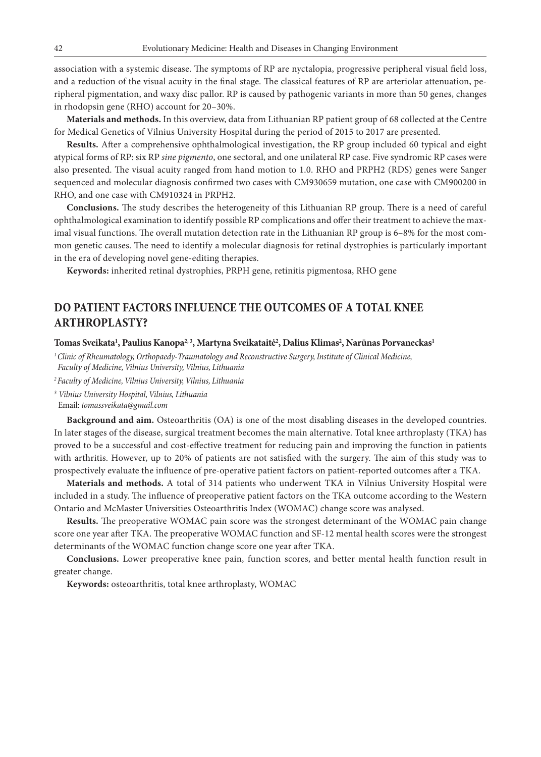association with a systemic disease. The symptoms of RP are nyctalopia, progressive peripheral visual field loss, and a reduction of the visual acuity in the final stage. The classical features of RP are arteriolar attenuation, peripheral pigmentation, and waxy disc pallor. RP is caused by pathogenic variants in more than 50 genes, changes in rhodopsin gene (RHO) account for 20–30%.

**Materials and methods.** In this overview, data from Lithuanian RP patient group of 68 collected at the Centre for Medical Genetics of Vilnius University Hospital during the period of 2015 to 2017 are presented.

**Results.** After a comprehensive ophthalmological investigation, the RP group included 60 typical and eight atypical forms of RP: six RP *sine pigmento*, one sectoral, and one unilateral RP case. Five syndromic RP cases were also presented. The visual acuity ranged from hand motion to 1.0. RHO and PRPH2 (RDS) genes were Sanger sequenced and molecular diagnosis confirmed two cases with CM930659 mutation, one case with CM900200 in RHO, and one case with CM910324 in PRPH2.

**Conclusions.** The study describes the heterogeneity of this Lithuanian RP group. There is a need of careful ophthalmological examination to identify possible RP complications and offer their treatment to achieve the maximal visual functions. The overall mutation detection rate in the Lithuanian RP group is 6–8% for the most common genetic causes. The need to identify a molecular diagnosis for retinal dystrophies is particularly important in the era of developing novel gene-editing therapies.

**Keywords:** inherited retinal dystrophies, PRPH gene, retinitis pigmentosa, RHO gene

## DO PATIENT FACTORS INFLUENCE THE OUTCOMES OF A TOTAL KNEE ARTHROPLASTY?

**Tomas Sveikata[1], Paulius Kanopa[2, 3], Martyna Sveikataitė[2], Dalius Klimas[2], Narūnas Porvaneckas[1]**

[1] *Clinic of Rheumatology, Orthopaedy-Traumatology and Reconstructive Surgery, Institute of Clinical Medicine, Faculty of Medicine, Vilnius University, Vilnius, Lithuania*

[2] *Faculty of Medicine, Vilnius University, Vilnius, Lithuania*

[3] *Vilnius University Hospital, Vilnius, Lithuania*

Email: *tomassveikata@gmail.com*

**Background and aim.** Osteoarthritis (OA) is one of the most disabling diseases in the developed countries. In later stages of the disease, surgical treatment becomes the main alternative. Total knee arthroplasty (TKA) has proved to be a successful and cost-effective treatment for reducing pain and improving the function in patients with arthritis. However, up to 20% of patients are not satisfied with the surgery. The aim of this study was to prospectively evaluate the influence of pre-operative patient factors on patient-reported outcomes after a TKA.

**Materials and methods.** A total of 314 patients who underwent TKA in Vilnius University Hospital were included in a study. The influence of preoperative patient factors on the TKA outcome according to the Western Ontario and McMaster Universities Osteoarthritis Index (WOMAC) change score was analysed.

**Results.** The preoperative WOMAC pain score was the strongest determinant of the WOMAC pain change score one year after TKA. The preoperative WOMAC function and SF-12 mental health scores were the strongest determinants of the WOMAC function change score one year after TKA.

**Conclusions.** Lower preoperative knee pain, function scores, and better mental health function result in greater change.

**Keywords:** osteoarthritis, total knee arthroplasty, WOMAC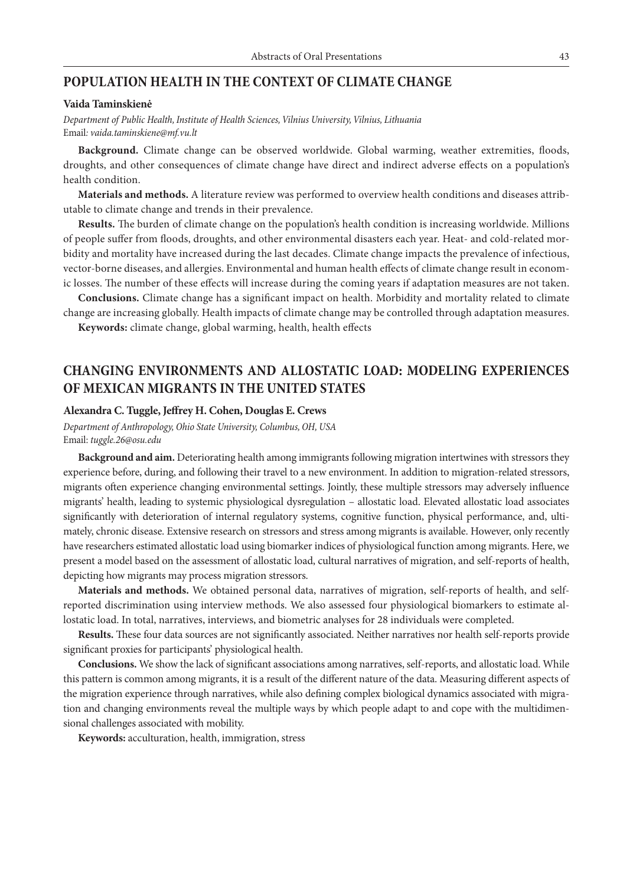## POPULATION HEALTH IN THE CONTEXT OF CLIMATE CHANGE

**Vaida Taminskienė**

*Department of Public Health, Institute of Health Sciences, Vilnius University, Vilnius, Lithuania*
Email: *vaida.taminskiene@mf.vu.lt*

**Background.** Climate change can be observed worldwide. Global warming, weather extremities, floods, droughts, and other consequences of climate change have direct and indirect adverse effects on a population's health condition.

**Materials and methods.** A literature review was performed to overview health conditions and diseases attributable to climate change and trends in their prevalence.

**Results.** The burden of climate change on the population's health condition is increasing worldwide. Millions of people suffer from floods, droughts, and other environmental disasters each year. Heat- and cold-related morbidity and mortality have increased during the last decades. Climate change impacts the prevalence of infectious, vector-borne diseases, and allergies. Environmental and human health effects of climate change result in economic losses. The number of these effects will increase during the coming years if adaptation measures are not taken.

**Conclusions.** Climate change has a significant impact on health. Morbidity and mortality related to climate change are increasing globally. Health impacts of climate change may be controlled through adaptation measures.

**Keywords:** climate change, global warming, health, health effects

## CHANGING ENVIRONMENTS AND ALLOSTATIC LOAD: MODELING EXPERIENCES OF MEXICAN MIGRANTS IN THE UNITED STATES

**Alexandra C. Tuggle, Jeffrey H. Cohen, Douglas E. Crews**

*Department of Anthropology, Ohio State University, Columbus, OH, USA*
Email: *tuggle.26@osu.edu*

**Background and aim.** Deteriorating health among immigrants following migration intertwines with stressors they experience before, during, and following their travel to a new environment. In addition to migration-related stressors, migrants often experience changing environmental settings. Jointly, these multiple stressors may adversely influence migrants' health, leading to systemic physiological dysregulation – allostatic load. Elevated allostatic load associates significantly with deterioration of internal regulatory systems, cognitive function, physical performance, and, ultimately, chronic disease. Extensive research on stressors and stress among migrants is available. However, only recently have researchers estimated allostatic load using biomarker indices of physiological function among migrants. Here, we present a model based on the assessment of allostatic load, cultural narratives of migration, and self-reports of health, depicting how migrants may process migration stressors.

**Materials and methods.** We obtained personal data, narratives of migration, self-reports of health, and self-reported discrimination using interview methods. We also assessed four physiological biomarkers to estimate allostatic load. In total, narratives, interviews, and biometric analyses for 28 individuals were completed.

**Results.** These four data sources are not significantly associated. Neither narratives nor health self-reports provide significant proxies for participants' physiological health.

**Conclusions.** We show the lack of significant associations among narratives, self-reports, and allostatic load. While this pattern is common among migrants, it is a result of the different nature of the data. Measuring different aspects of the migration experience through narratives, while also defining complex biological dynamics associated with migration and changing environments reveal the multiple ways by which people adapt to and cope with the multidimensional challenges associated with mobility.

**Keywords:** acculturation, health, immigration, stress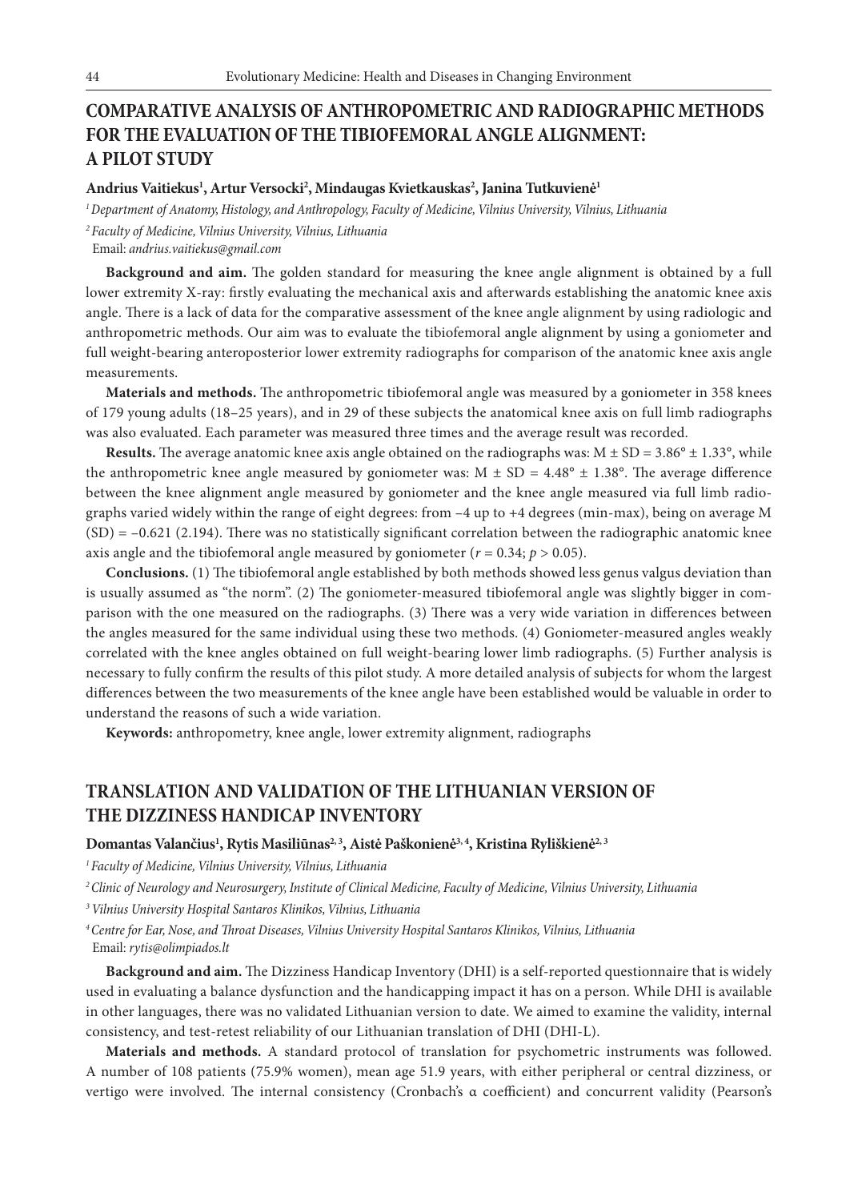## COMPARATIVE ANALYSIS OF ANTHROPOMETRIC AND RADIOGRAPHIC METHODS FOR THE EVALUATION OF THE TIBIOFEMORAL ANGLE ALIGNMENT: A PILOT STUDY

**Andrius Vaitiekus[1], Artur Versocki[2], Mindaugas Kvietkauskas[2], Janina Tutkuvienė[1]**

*[1] Department of Anatomy, Histology, and Anthropology, Faculty of Medicine, Vilnius University, Vilnius, Lithuania*

*[2] Faculty of Medicine, Vilnius University, Vilnius, Lithuania*

Email: *andrius.vaitiekus@gmail.com*

**Background and aim.** The golden standard for measuring the knee angle alignment is obtained by a full lower extremity X-ray: firstly evaluating the mechanical axis and afterwards establishing the anatomic knee axis angle. There is a lack of data for the comparative assessment of the knee angle alignment by using radiologic and anthropometric methods. Our aim was to evaluate the tibiofemoral angle alignment by using a goniometer and full weight-bearing anteroposterior lower extremity radiographs for comparison of the anatomic knee axis angle measurements.

**Materials and methods.** The anthropometric tibiofemoral angle was measured by a goniometer in 358 knees of 179 young adults (18–25 years), and in 29 of these subjects the anatomical knee axis on full limb radiographs was also evaluated. Each parameter was measured three times and the average result was recorded.

**Results.** The average anatomic knee axis angle obtained on the radiographs was: $M \pm SD = 3.86° \pm 1.33°$, while the anthropometric knee angle measured by goniometer was: $M \pm SD = 4.48° \pm 1.38°$. The average difference between the knee alignment angle measured by goniometer and the knee angle measured via full limb radiographs varied widely within the range of eight degrees: from –4 up to +4 degrees (min-max), being on average M (SD) = –0.621 (2.194). There was no statistically significant correlation between the radiographic anatomic knee axis angle and the tibiofemoral angle measured by goniometer ($r = 0.34$; $p > 0.05$).

**Conclusions.** (1) The tibiofemoral angle established by both methods showed less genus valgus deviation than is usually assumed as "the norm". (2) The goniometer-measured tibiofemoral angle was slightly bigger in comparison with the one measured on the radiographs. (3) There was a very wide variation in differences between the angles measured for the same individual using these two methods. (4) Goniometer-measured angles weakly correlated with the knee angles obtained on full weight-bearing lower limb radiographs. (5) Further analysis is necessary to fully confirm the results of this pilot study. A more detailed analysis of subjects for whom the largest differences between the two measurements of the knee angle have been established would be valuable in order to understand the reasons of such a wide variation.

**Keywords:** anthropometry, knee angle, lower extremity alignment, radiographs

## TRANSLATION AND VALIDATION OF THE LITHUANIAN VERSION OF THE DIZZINESS HANDICAP INVENTORY

**Domantas Valančius[1], Rytis Masiliūnas[2,3], Aistė Paškonienė[3,4], Kristina Ryliškienė[2,3]**

*[1] Faculty of Medicine, Vilnius University, Vilnius, Lithuania*

*[2] Clinic of Neurology and Neurosurgery, Institute of Clinical Medicine, Faculty of Medicine, Vilnius University, Lithuania*

*[3] Vilnius University Hospital Santaros Klinikos, Vilnius, Lithuania*

*[4] Centre for Ear, Nose, and Throat Diseases, Vilnius University Hospital Santaros Klinikos, Vilnius, Lithuania*

Email: *rytis@olimpiados.lt*

**Background and aim.** The Dizziness Handicap Inventory (DHI) is a self-reported questionnaire that is widely used in evaluating a balance dysfunction and the handicapping impact it has on a person. While DHI is available in other languages, there was no validated Lithuanian version to date. We aimed to examine the validity, internal consistency, and test-retest reliability of our Lithuanian translation of DHI (DHI-L).

**Materials and methods.** A standard protocol of translation for psychometric instruments was followed. A number of 108 patients (75.9% women), mean age 51.9 years, with either peripheral or central dizziness, or vertigo were involved. The internal consistency (Cronbach's α coefficient) and concurrent validity (Pearson's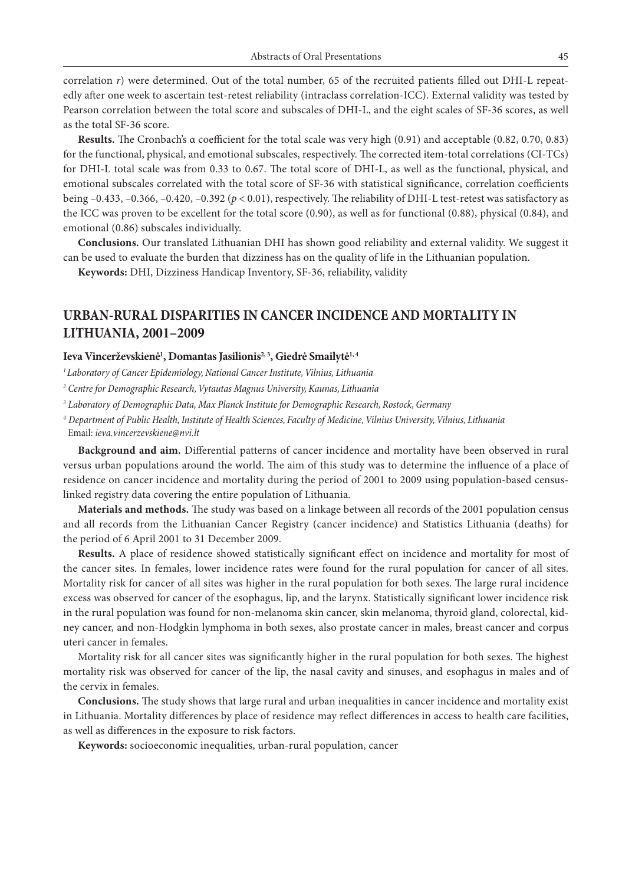correlation *r*) were determined. Out of the total number, 65 of the recruited patients filled out DHI-L repeatedly after one week to ascertain test-retest reliability (intraclass correlation-ICC). External validity was tested by Pearson correlation between the total score and subscales of DHI-L, and the eight scales of SF-36 scores, as well as the total SF-36 score.

**Results.** The Cronbach's α coefficient for the total scale was very high (0.91) and acceptable (0.82, 0.70, 0.83) for the functional, physical, and emotional subscales, respectively. The corrected item-total correlations (CI-TCs) for DHI-L total scale was from 0.33 to 0.67. The total score of DHI-L, as well as the functional, physical, and emotional subscales correlated with the total score of SF-36 with statistical significance, correlation coefficients being –0.433, –0.366, –0.420, –0.392 ($p < 0.01$), respectively. The reliability of DHI-L test-retest was satisfactory as the ICC was proven to be excellent for the total score (0.90), as well as for functional (0.88), physical (0.84), and emotional (0.86) subscales individually.

**Conclusions.** Our translated Lithuanian DHI has shown good reliability and external validity. We suggest it can be used to evaluate the burden that dizziness has on the quality of life in the Lithuanian population.

**Keywords:** DHI, Dizziness Handicap Inventory, SF-36, reliability, validity

## URBAN-RURAL DISPARITIES IN CANCER INCIDENCE AND MORTALITY IN LITHUANIA, 2001–2009

**Ieva Vincerževskienė[1], Domantas Jasilionis[2, 3], Giedrė Smailytė[1, 4]**

*[1] Laboratory of Cancer Epidemiology, National Cancer Institute, Vilnius, Lithuania*

*[2] Centre for Demographic Research, Vytautas Magnus University, Kaunas, Lithuania*

*[3] Laboratory of Demographic Data, Max Planck Institute for Demographic Research, Rostock, Germany*

*[4] Department of Public Health, Institute of Health Sciences, Faculty of Medicine, Vilnius University, Vilnius, Lithuania*

Email: *ieva.vincerzevskiene@nvi.lt*

**Background and aim.** Differential patterns of cancer incidence and mortality have been observed in rural versus urban populations around the world. The aim of this study was to determine the influence of a place of residence on cancer incidence and mortality during the period of 2001 to 2009 using population-based census-linked registry data covering the entire population of Lithuania.

**Materials and methods.** The study was based on a linkage between all records of the 2001 population census and all records from the Lithuanian Cancer Registry (cancer incidence) and Statistics Lithuania (deaths) for the period of 6 April 2001 to 31 December 2009.

**Results.** A place of residence showed statistically significant effect on incidence and mortality for most of the cancer sites. In females, lower incidence rates were found for the rural population for cancer of all sites. Mortality risk for cancer of all sites was higher in the rural population for both sexes. The large rural incidence excess was observed for cancer of the esophagus, lip, and the larynx. Statistically significant lower incidence risk in the rural population was found for non-melanoma skin cancer, skin melanoma, thyroid gland, colorectal, kidney cancer, and non-Hodgkin lymphoma in both sexes, also prostate cancer in males, breast cancer and corpus uteri cancer in females.

Mortality risk for all cancer sites was significantly higher in the rural population for both sexes. The highest mortality risk was observed for cancer of the lip, the nasal cavity and sinuses, and esophagus in males and of the cervix in females.

**Conclusions.** The study shows that large rural and urban inequalities in cancer incidence and mortality exist in Lithuania. Mortality differences by place of residence may reflect differences in access to health care facilities, as well as differences in the exposure to risk factors.

**Keywords:** socioeconomic inequalities, urban-rural population, cancer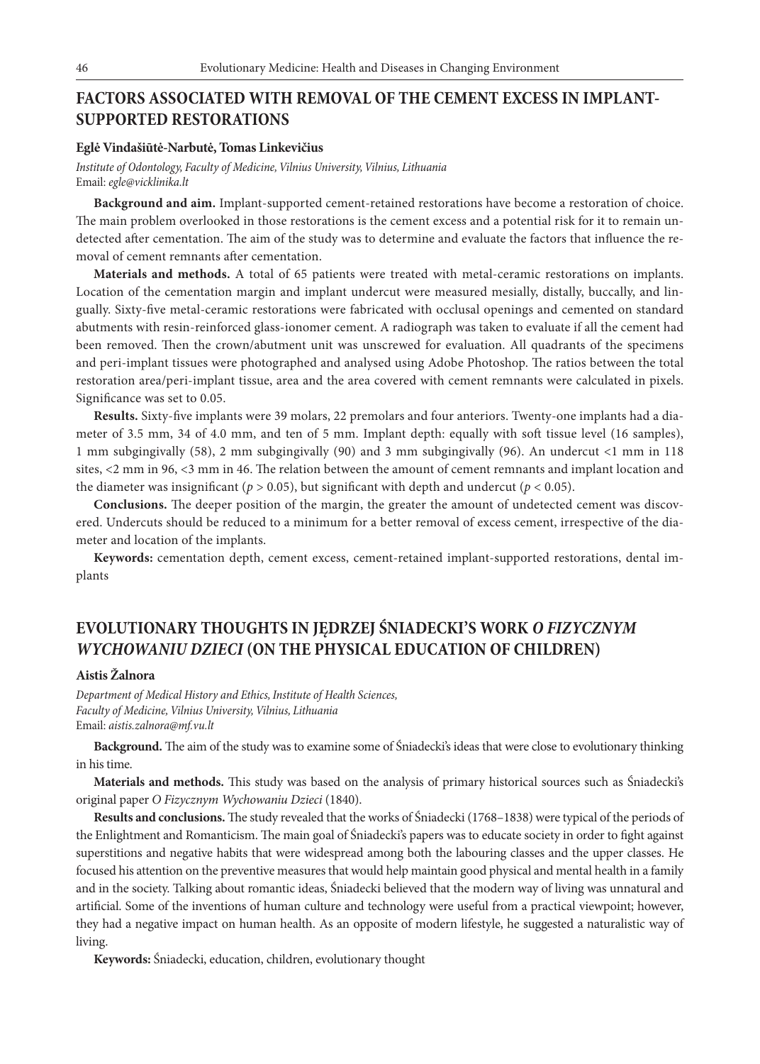## FACTORS ASSOCIATED WITH REMOVAL OF THE CEMENT EXCESS IN IMPLANT-SUPPORTED RESTORATIONS

**Eglė Vindašiūtė-Narbutė, Tomas Linkevičius**

*Institute of Odontology, Faculty of Medicine, Vilnius University, Vilnius, Lithuania*
Email: *egle@vicklinika.lt*

**Background and aim.** Implant-supported cement-retained restorations have become a restoration of choice. The main problem overlooked in those restorations is the cement excess and a potential risk for it to remain undetected after cementation. The aim of the study was to determine and evaluate the factors that influence the removal of cement remnants after cementation.

**Materials and methods.** A total of 65 patients were treated with metal-ceramic restorations on implants. Location of the cementation margin and implant undercut were measured mesially, distally, buccally, and lingually. Sixty-five metal-ceramic restorations were fabricated with occlusal openings and cemented on standard abutments with resin-reinforced glass-ionomer cement. A radiograph was taken to evaluate if all the cement had been removed. Then the crown/abutment unit was unscrewed for evaluation. All quadrants of the specimens and peri-implant tissues were photographed and analysed using Adobe Photoshop. The ratios between the total restoration area/peri-implant tissue, area and the area covered with cement remnants were calculated in pixels. Significance was set to 0.05.

**Results.** Sixty-five implants were 39 molars, 22 premolars and four anteriors. Twenty-one implants had a diameter of 3.5 mm, 34 of 4.0 mm, and ten of 5 mm. Implant depth: equally with soft tissue level (16 samples), 1 mm subgingivally (58), 2 mm subgingivally (90) and 3 mm subgingivally (96). An undercut <1 mm in 118 sites, <2 mm in 96, <3 mm in 46. The relation between the amount of cement remnants and implant location and the diameter was insignificant ($p > 0.05$), but significant with depth and undercut ($p < 0.05$).

**Conclusions.** The deeper position of the margin, the greater the amount of undetected cement was discovered. Undercuts should be reduced to a minimum for a better removal of excess cement, irrespective of the diameter and location of the implants.

**Keywords:** cementation depth, cement excess, cement-retained implant-supported restorations, dental implants

## EVOLUTIONARY THOUGHTS IN JĘDRZEJ ŚNIADECKI'S WORK *O FIZYCZNYM WYCHOWANIU DZIECI* (ON THE PHYSICAL EDUCATION OF CHILDREN)

**Aistis Žalnora**

*Department of Medical History and Ethics, Institute of Health Sciences, Faculty of Medicine, Vilnius University, Vilnius, Lithuania*
Email: *aistis.zalnora@mf.vu.lt*

**Background.** The aim of the study was to examine some of Śniadecki's ideas that were close to evolutionary thinking in his time.

**Materials and methods.** This study was based on the analysis of primary historical sources such as Śniadecki's original paper *O Fizycznym Wychowaniu Dzieci* (1840).

**Results and conclusions.** The study revealed that the works of Śniadecki (1768–1838) were typical of the periods of the Enlightment and Romanticism. The main goal of Śniadecki's papers was to educate society in order to fight against superstitions and negative habits that were widespread among both the labouring classes and the upper classes. He focused his attention on the preventive measures that would help maintain good physical and mental health in a family and in the society. Talking about romantic ideas, Śniadecki believed that the modern way of living was unnatural and artificial. Some of the inventions of human culture and technology were useful from a practical viewpoint; however, they had a negative impact on human health. As an opposite of modern lifestyle, he suggested a naturalistic way of living.

**Keywords:** Śniadecki, education, children, evolutionary thought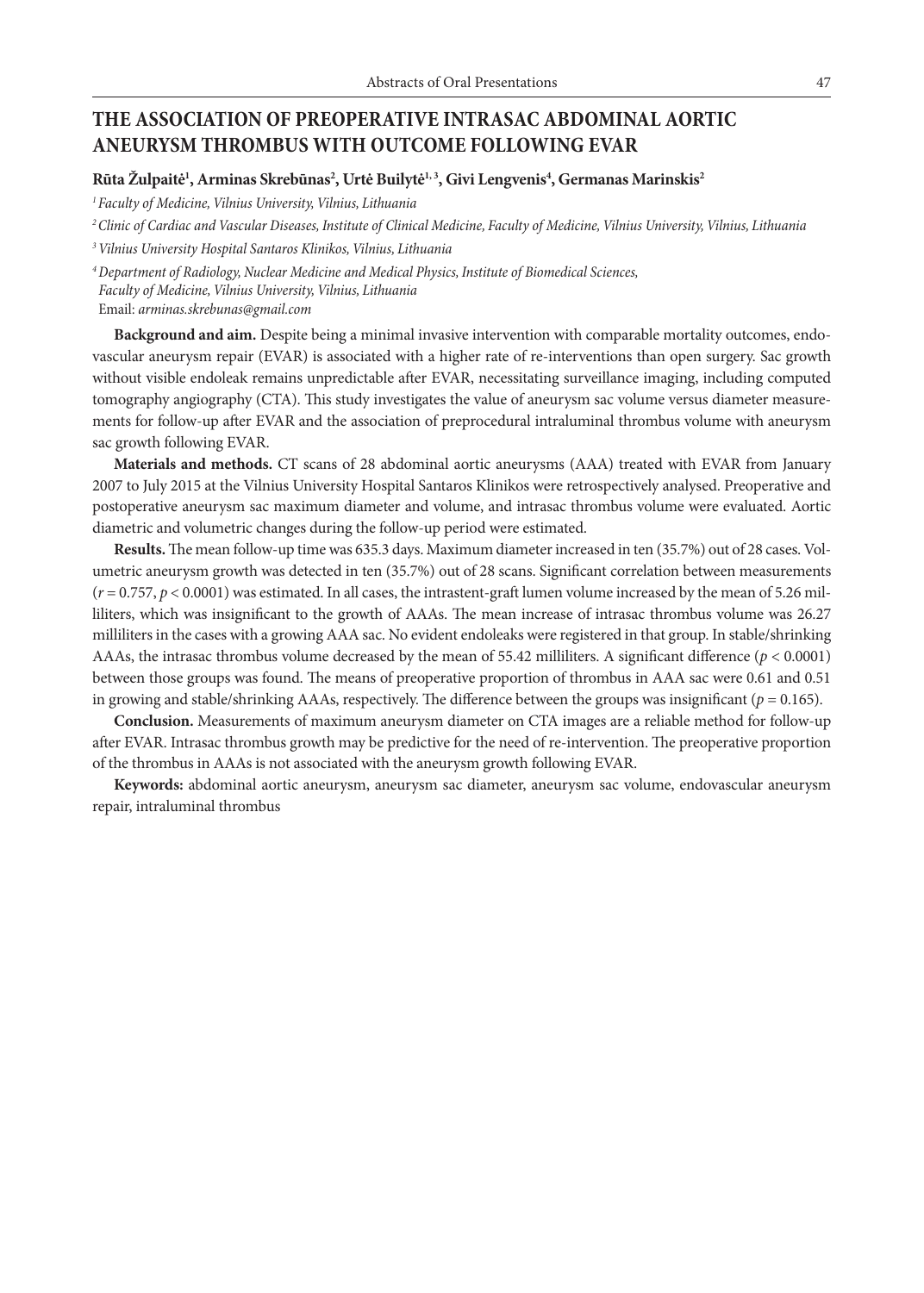# THE ASSOCIATION OF PREOPERATIVE INTRASAC ABDOMINAL AORTIC ANEURYSM THROMBUS WITH OUTCOME FOLLOWING EVAR

**Rūta Žulpaitė[1], Arminas Skrebūnas[2], Urtė Builytė[1,3], Givi Lengvenis[4], Germanas Marinskis[2]**

*[1] Faculty of Medicine, Vilnius University, Vilnius, Lithuania*

*[2] Clinic of Cardiac and Vascular Diseases, Institute of Clinical Medicine, Faculty of Medicine, Vilnius University, Vilnius, Lithuania*

*[3] Vilnius University Hospital Santaros Klinikos, Vilnius, Lithuania*

*[4] Department of Radiology, Nuclear Medicine and Medical Physics, Institute of Biomedical Sciences, Faculty of Medicine, Vilnius University, Vilnius, Lithuania*

Email: *arminas.skrebunas@gmail.com*

**Background and aim.** Despite being a minimal invasive intervention with comparable mortality outcomes, endovascular aneurysm repair (EVAR) is associated with a higher rate of re-interventions than open surgery. Sac growth without visible endoleak remains unpredictable after EVAR, necessitating surveillance imaging, including computed tomography angiography (CTA). This study investigates the value of aneurysm sac volume versus diameter measurements for follow-up after EVAR and the association of preprocedural intraluminal thrombus volume with aneurysm sac growth following EVAR.

**Materials and methods.** CT scans of 28 abdominal aortic aneurysms (AAA) treated with EVAR from January 2007 to July 2015 at the Vilnius University Hospital Santaros Klinikos were retrospectively analysed. Preoperative and postoperative aneurysm sac maximum diameter and volume, and intrasac thrombus volume were evaluated. Aortic diametric and volumetric changes during the follow-up period were estimated.

**Results.** The mean follow-up time was 635.3 days. Maximum diameter increased in ten (35.7%) out of 28 cases. Volumetric aneurysm growth was detected in ten (35.7%) out of 28 scans. Significant correlation between measurements ($r = 0.757$, $p < 0.0001$) was estimated. In all cases, the intrastent-graft lumen volume increased by the mean of 5.26 milliliters, which was insignificant to the growth of AAAs. The mean increase of intrasac thrombus volume was 26.27 milliliters in the cases with a growing AAA sac. No evident endoleaks were registered in that group. In stable/shrinking AAAs, the intrasac thrombus volume decreased by the mean of 55.42 milliliters. A significant difference ($p < 0.0001$) between those groups was found. The means of preoperative proportion of thrombus in AAA sac were 0.61 and 0.51 in growing and stable/shrinking AAAs, respectively. The difference between the groups was insignificant ($p = 0.165$).

**Conclusion.** Measurements of maximum aneurysm diameter on CTA images are a reliable method for follow-up after EVAR. Intrasac thrombus growth may be predictive for the need of re-intervention. The preoperative proportion of the thrombus in AAAs is not associated with the aneurysm growth following EVAR.

**Keywords:** abdominal aortic aneurysm, aneurysm sac diameter, aneurysm sac volume, endovascular aneurysm repair, intraluminal thrombus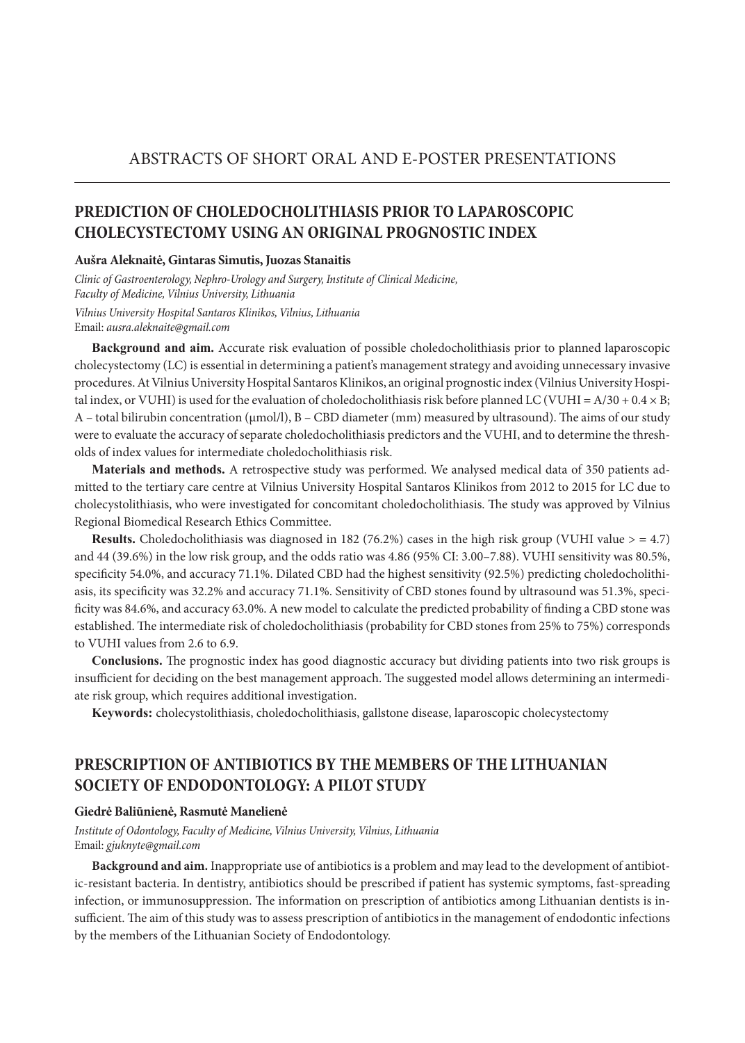# ABSTRACTS OF SHORT ORAL AND E-POSTER PRESENTATIONS

## PREDICTION OF CHOLEDOCHOLITHIASIS PRIOR TO LAPAROSCOPIC CHOLECYSTECTOMY USING AN ORIGINAL PROGNOSTIC INDEX

**Aušra Aleknaitė, Gintaras Simutis, Juozas Stanaitis**

*Clinic of Gastroenterology, Nephro-Urology and Surgery, Institute of Clinical Medicine, Faculty of Medicine, Vilnius University, Lithuania*

*Vilnius University Hospital Santaros Klinikos, Vilnius, Lithuania*

Email: *ausra.aleknaite@gmail.com*

**Background and aim.** Accurate risk evaluation of possible choledocholithiasis prior to planned laparoscopic cholecystectomy (LC) is essential in determining a patient's management strategy and avoiding unnecessary invasive procedures. At Vilnius University Hospital Santaros Klinikos, an original prognostic index (Vilnius University Hospital index, or VUHI) is used for the evaluation of choledocholithiasis risk before planned LC (VUHI = $A/30 + 0.4 \times B$; A – total bilirubin concentration (μmol/l), B – CBD diameter (mm) measured by ultrasound). The aims of our study were to evaluate the accuracy of separate choledocholithiasis predictors and the VUHI, and to determine the thresholds of index values for intermediate choledocholithiasis risk.

**Materials and methods.** A retrospective study was performed. We analysed medical data of 350 patients admitted to the tertiary care centre at Vilnius University Hospital Santaros Klinikos from 2012 to 2015 for LC due to cholecystolithiasis, who were investigated for concomitant choledocholithiasis. The study was approved by Vilnius Regional Biomedical Research Ethics Committee.

**Results.** Choledocholithiasis was diagnosed in 182 (76.2%) cases in the high risk group (VUHI value > = 4.7) and 44 (39.6%) in the low risk group, and the odds ratio was 4.86 (95% CI: 3.00–7.88). VUHI sensitivity was 80.5%, specificity 54.0%, and accuracy 71.1%. Dilated CBD had the highest sensitivity (92.5%) predicting choledocholithiasis, its specificity was 32.2% and accuracy 71.1%. Sensitivity of CBD stones found by ultrasound was 51.3%, specificity was 84.6%, and accuracy 63.0%. A new model to calculate the predicted probability of finding a CBD stone was established. The intermediate risk of choledocholithiasis (probability for CBD stones from 25% to 75%) corresponds to VUHI values from 2.6 to 6.9.

**Conclusions.** The prognostic index has good diagnostic accuracy but dividing patients into two risk groups is insufficient for deciding on the best management approach. The suggested model allows determining an intermediate risk group, which requires additional investigation.

**Keywords:** cholecystolithiasis, choledocholithiasis, gallstone disease, laparoscopic cholecystectomy

## PRESCRIPTION OF ANTIBIOTICS BY THE MEMBERS OF THE LITHUANIAN SOCIETY OF ENDODONTOLOGY: A PILOT STUDY

**Giedrė Baliūnienė, Rasmutė Manelienė**

*Institute of Odontology, Faculty of Medicine, Vilnius University, Vilnius, Lithuania*

Email: *gjuknyte@gmail.com*

**Background and aim.** Inappropriate use of antibiotics is a problem and may lead to the development of antibiotic-resistant bacteria. In dentistry, antibiotics should be prescribed if patient has systemic symptoms, fast-spreading infection, or immunosuppression. The information on prescription of antibiotics among Lithuanian dentists is insufficient. The aim of this study was to assess prescription of antibiotics in the management of endodontic infections by the members of the Lithuanian Society of Endodontology.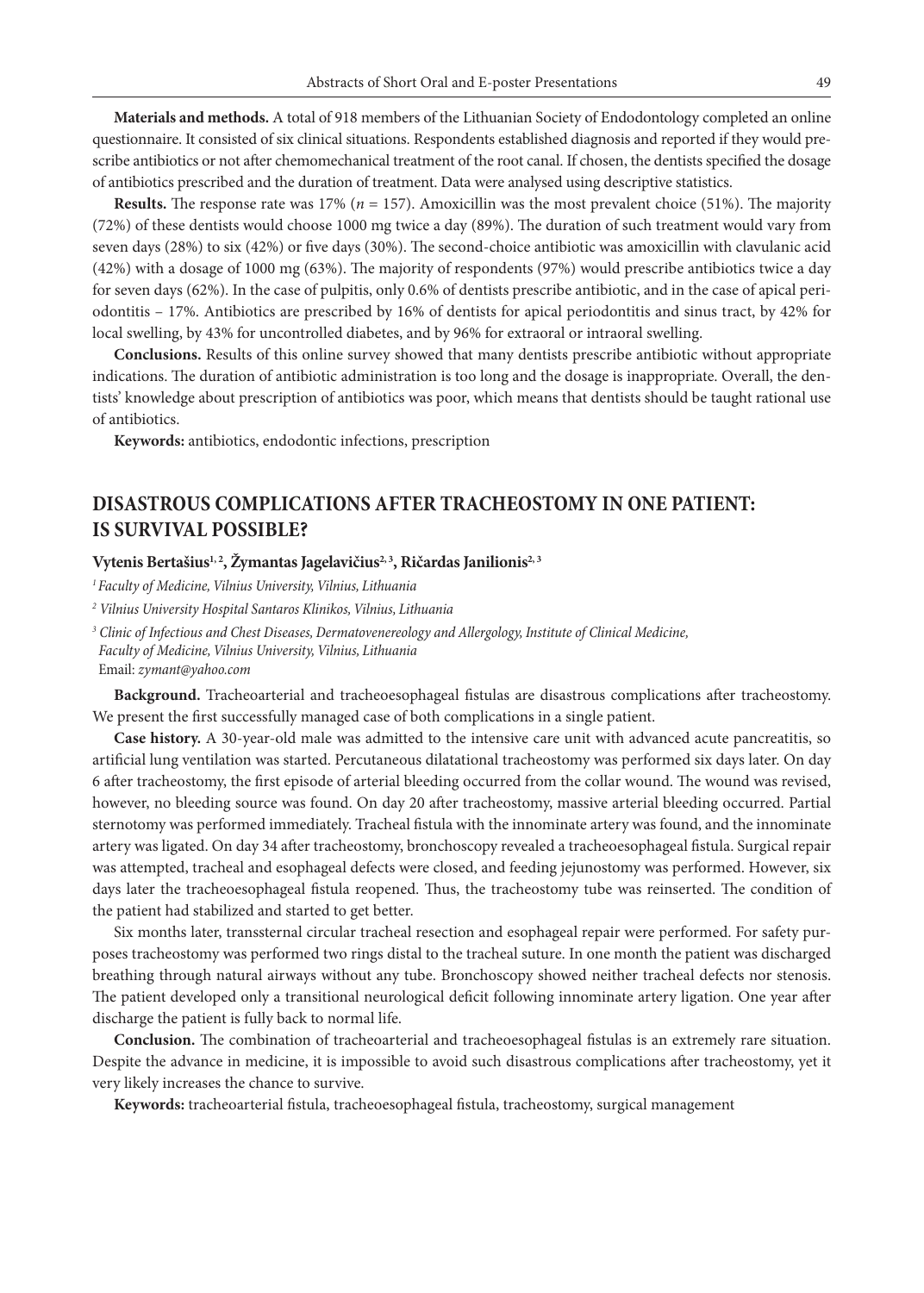**Materials and methods.** A total of 918 members of the Lithuanian Society of Endodontology completed an online questionnaire. It consisted of six clinical situations. Respondents established diagnosis and reported if they would prescribe antibiotics or not after chemomechanical treatment of the root canal. If chosen, the dentists specified the dosage of antibiotics prescribed and the duration of treatment. Data were analysed using descriptive statistics.

**Results.** The response rate was 17% ($n = 157$). Amoxicillin was the most prevalent choice (51%). The majority (72%) of these dentists would choose 1000 mg twice a day (89%). The duration of such treatment would vary from seven days (28%) to six (42%) or five days (30%). The second-choice antibiotic was amoxicillin with clavulanic acid (42%) with a dosage of 1000 mg (63%). The majority of respondents (97%) would prescribe antibiotics twice a day for seven days (62%). In the case of pulpitis, only 0.6% of dentists prescribe antibiotic, and in the case of apical periodontitis – 17%. Antibiotics are prescribed by 16% of dentists for apical periodontitis and sinus tract, by 42% for local swelling, by 43% for uncontrolled diabetes, and by 96% for extraoral or intraoral swelling.

**Conclusions.** Results of this online survey showed that many dentists prescribe antibiotic without appropriate indications. The duration of antibiotic administration is too long and the dosage is inappropriate. Overall, the dentists' knowledge about prescription of antibiotics was poor, which means that dentists should be taught rational use of antibiotics.

**Keywords:** antibiotics, endodontic infections, prescription

## DISASTROUS COMPLICATIONS AFTER TRACHEOSTOMY IN ONE PATIENT: IS SURVIVAL POSSIBLE?

**Vytenis Bertašius[1, 2], Žymantas Jagelavičius[2, 3], Ričardas Janilionis[2, 3]**

*[1] Faculty of Medicine, Vilnius University, Vilnius, Lithuania*

*[2] Vilnius University Hospital Santaros Klinikos, Vilnius, Lithuania*

*[3] Clinic of Infectious and Chest Diseases, Dermatovenereology and Allergology, Institute of Clinical Medicine, Faculty of Medicine, Vilnius University, Vilnius, Lithuania*
Email: *zymant@yahoo.com*

**Background.** Tracheoarterial and tracheoesophageal fistulas are disastrous complications after tracheostomy. We present the first successfully managed case of both complications in a single patient.

**Case history.** A 30-year-old male was admitted to the intensive care unit with advanced acute pancreatitis, so artificial lung ventilation was started. Percutaneous dilatational tracheostomy was performed six days later. On day 6 after tracheostomy, the first episode of arterial bleeding occurred from the collar wound. The wound was revised, however, no bleeding source was found. On day 20 after tracheostomy, massive arterial bleeding occurred. Partial sternotomy was performed immediately. Tracheal fistula with the innominate artery was found, and the innominate artery was ligated. On day 34 after tracheostomy, bronchoscopy revealed a tracheoesophageal fistula. Surgical repair was attempted, tracheal and esophageal defects were closed, and feeding jejunostomy was performed. However, six days later the tracheoesophageal fistula reopened. Thus, the tracheostomy tube was reinserted. The condition of the patient had stabilized and started to get better.

Six months later, transsternal circular tracheal resection and esophageal repair were performed. For safety purposes tracheostomy was performed two rings distal to the tracheal suture. In one month the patient was discharged breathing through natural airways without any tube. Bronchoscopy showed neither tracheal defects nor stenosis. The patient developed only a transitional neurological deficit following innominate artery ligation. One year after discharge the patient is fully back to normal life.

**Conclusion.** The combination of tracheoarterial and tracheoesophageal fistulas is an extremely rare situation. Despite the advance in medicine, it is impossible to avoid such disastrous complications after tracheostomy, yet it very likely increases the chance to survive.

**Keywords:** tracheoarterial fistula, tracheoesophageal fistula, tracheostomy, surgical management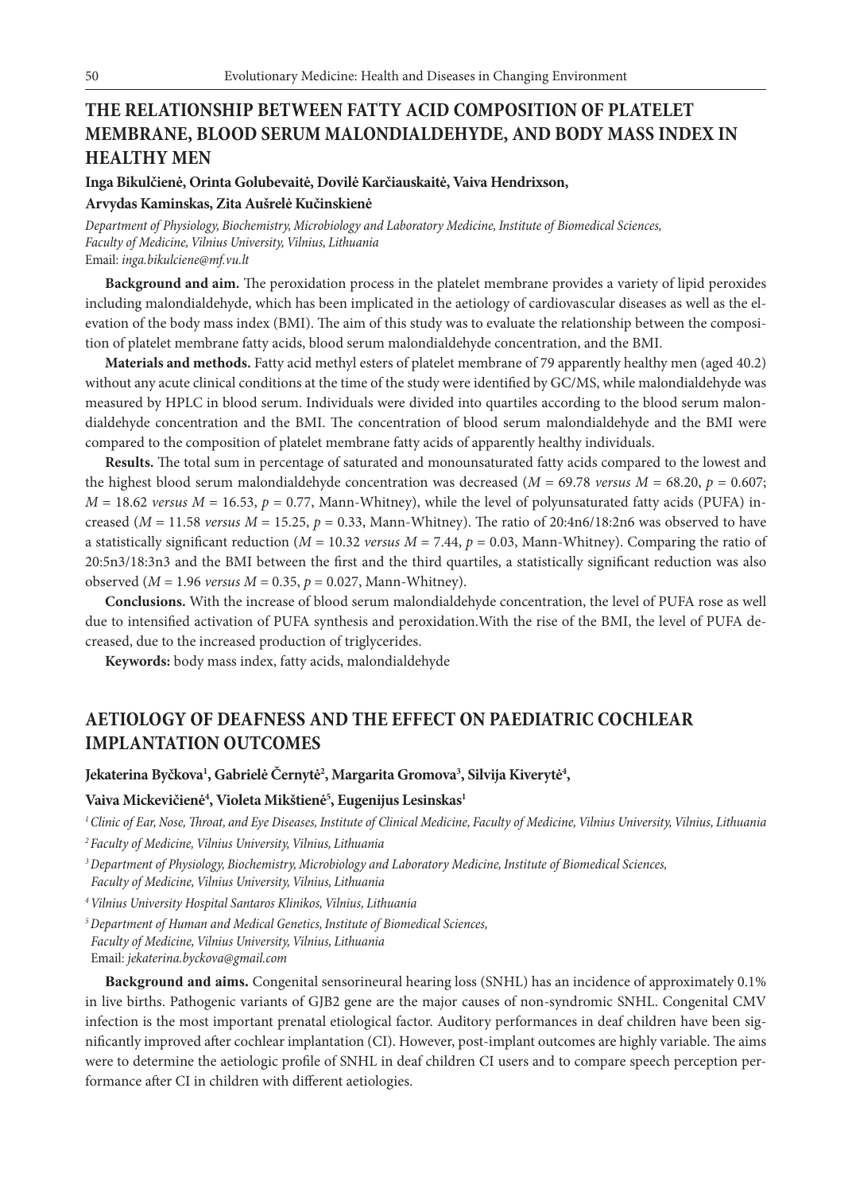## THE RELATIONSHIP BETWEEN FATTY ACID COMPOSITION OF PLATELET MEMBRANE, BLOOD SERUM MALONDIALDEHYDE, AND BODY MASS INDEX IN HEALTHY MEN

**Inga Bikulčienė, Orinta Golubevaitė, Dovilė Karčiauskaitė, Vaiva Hendrixson, Arvydas Kaminskas, Zita Aušrelė Kučinskienė**

*Department of Physiology, Biochemistry, Microbiology and Laboratory Medicine, Institute of Biomedical Sciences, Faculty of Medicine, Vilnius University, Vilnius, Lithuania*
Email: *inga.bikulciene@mf.vu.lt*

**Background and aim.** The peroxidation process in the platelet membrane provides a variety of lipid peroxides including malondialdehyde, which has been implicated in the aetiology of cardiovascular diseases as well as the elevation of the body mass index (BMI). The aim of this study was to evaluate the relationship between the composition of platelet membrane fatty acids, blood serum malondialdehyde concentration, and the BMI.

**Materials and methods.** Fatty acid methyl esters of platelet membrane of 79 apparently healthy men (aged 40.2) without any acute clinical conditions at the time of the study were identified by GC/MS, while malondialdehyde was measured by HPLC in blood serum. Individuals were divided into quartiles according to the blood serum malondialdehyde concentration and the BMI. The concentration of blood serum malondialdehyde and the BMI were compared to the composition of platelet membrane fatty acids of apparently healthy individuals.

**Results.** The total sum in percentage of saturated and monounsaturated fatty acids compared to the lowest and the highest blood serum malondialdehyde concentration was decreased ($M = 69.78$ *versus* $M = 68.20$, $p = 0.607$; $M = 18.62$ *versus* $M = 16.53$, $p = 0.77$, Mann-Whitney), while the level of polyunsaturated fatty acids (PUFA) increased ($M = 11.58$ *versus* $M = 15.25$, $p = 0.33$, Mann-Whitney). The ratio of 20:4n6/18:2n6 was observed to have a statistically significant reduction ($M = 10.32$ *versus* $M = 7.44$, $p = 0.03$, Mann-Whitney). Comparing the ratio of 20:5n3/18:3n3 and the BMI between the first and the third quartiles, a statistically significant reduction was also observed ($M = 1.96$ *versus* $M = 0.35$, $p = 0.027$, Mann-Whitney).

**Conclusions.** With the increase of blood serum malondialdehyde concentration, the level of PUFA rose as well due to intensified activation of PUFA synthesis and peroxidation.With the rise of the BMI, the level of PUFA decreased, due to the increased production of triglycerides.

**Keywords:** body mass index, fatty acids, malondialdehyde

## AETIOLOGY OF DEAFNESS AND THE EFFECT ON PAEDIATRIC COCHLEAR IMPLANTATION OUTCOMES

**Jekaterina Byčkova[1], Gabrielė Černytė[2], Margarita Gromova[3], Silvija Kiverytė[4], Vaiva Mickevičienė[4], Violeta Mikštienė[5], Eugenijus Lesinskas[1]**

*[1] Clinic of Ear, Nose, Throat, and Eye Diseases, Institute of Clinical Medicine, Faculty of Medicine, Vilnius University, Vilnius, Lithuania*

*[2] Faculty of Medicine, Vilnius University, Vilnius, Lithuania*

*[3] Department of Physiology, Biochemistry, Microbiology and Laboratory Medicine, Institute of Biomedical Sciences, Faculty of Medicine, Vilnius University, Vilnius, Lithuania*

*[4] Vilnius University Hospital Santaros Klinikos, Vilnius, Lithuania*

*[5] Department of Human and Medical Genetics, Institute of Biomedical Sciences, Faculty of Medicine, Vilnius University, Vilnius, Lithuania*

Email: *jekaterina.byckova@gmail.com*

**Background and aims.** Congenital sensorineural hearing loss (SNHL) has an incidence of approximately 0.1% in live births. Pathogenic variants of GJB2 gene are the major causes of non-syndromic SNHL. Congenital CMV infection is the most important prenatal etiological factor. Auditory performances in deaf children have been significantly improved after cochlear implantation (CI). However, post-implant outcomes are highly variable. The aims were to determine the aetiologic profile of SNHL in deaf children CI users and to compare speech perception performance after CI in children with different aetiologies.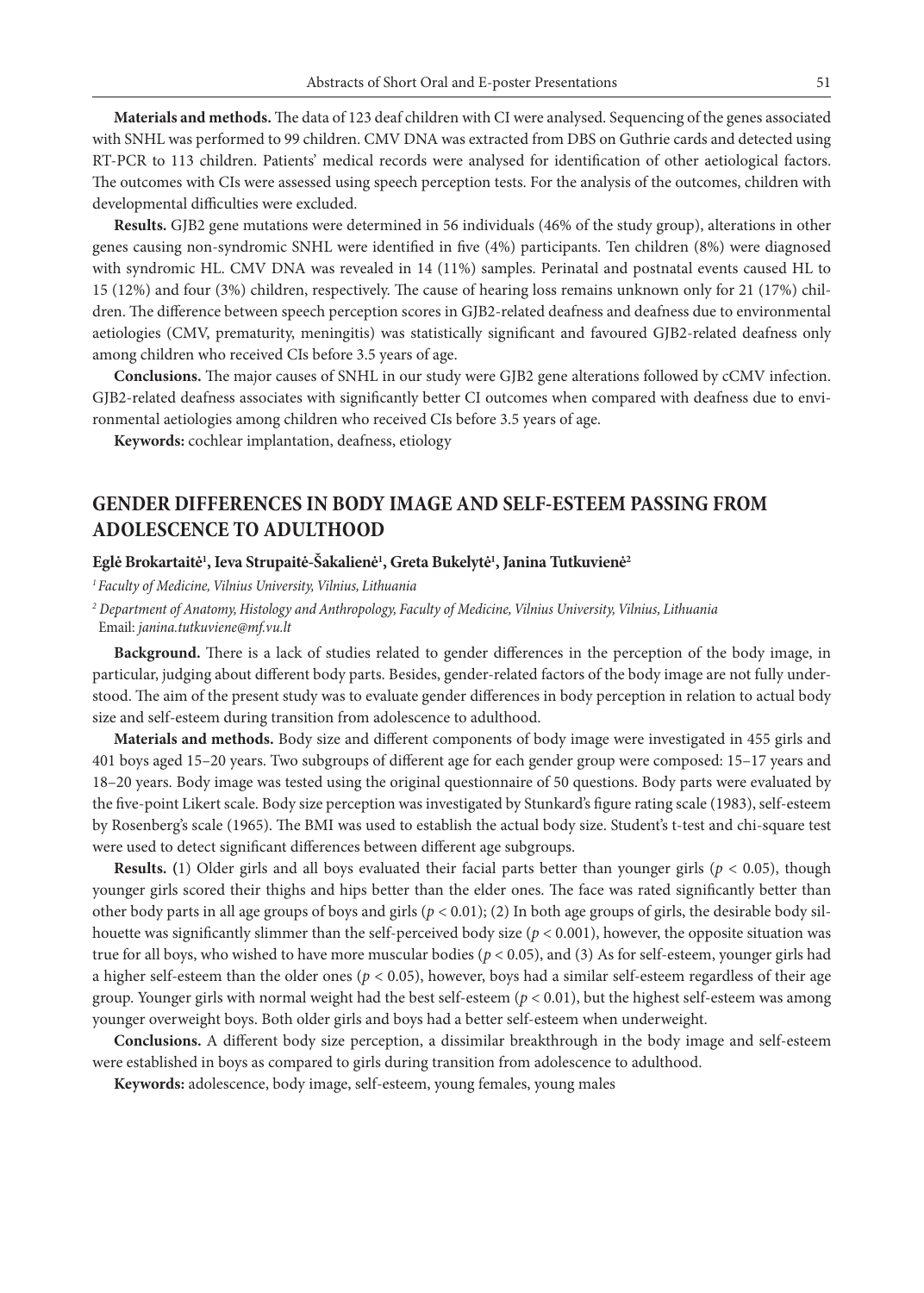**Materials and methods.** The data of 123 deaf children with CI were analysed. Sequencing of the genes associated with SNHL was performed to 99 children. CMV DNA was extracted from DBS on Guthrie cards and detected using RT-PCR to 113 children. Patients' medical records were analysed for identification of other aetiological factors. The outcomes with CIs were assessed using speech perception tests. For the analysis of the outcomes, children with developmental difficulties were excluded.

**Results.** GJB2 gene mutations were determined in 56 individuals (46% of the study group), alterations in other genes causing non-syndromic SNHL were identified in five (4%) participants. Ten children (8%) were diagnosed with syndromic HL. CMV DNA was revealed in 14 (11%) samples. Perinatal and postnatal events caused HL to 15 (12%) and four (3%) children, respectively. The cause of hearing loss remains unknown only for 21 (17%) children. The difference between speech perception scores in GJB2-related deafness and deafness due to environmental aetiologies (CMV, prematurity, meningitis) was statistically significant and favoured GJB2-related deafness only among children who received CIs before 3.5 years of age.

**Conclusions.** The major causes of SNHL in our study were GJB2 gene alterations followed by cCMV infection. GJB2-related deafness associates with significantly better CI outcomes when compared with deafness due to environmental aetiologies among children who received CIs before 3.5 years of age.

**Keywords:** cochlear implantation, deafness, etiology

## GENDER DIFFERENCES IN BODY IMAGE AND SELF-ESTEEM PASSING FROM ADOLESCENCE TO ADULTHOOD

**Eglė Brokartaitė[1], Ieva Strupaitė-Šakalienė[1], Greta Bukelytė[1], Janina Tutkuvienė[2]**

[1] *Faculty of Medicine, Vilnius University, Vilnius, Lithuania*

[2] *Department of Anatomy, Histology and Anthropology, Faculty of Medicine, Vilnius University, Vilnius, Lithuania*
Email: *janina.tutkuviene@mf.vu.lt*

**Background.** There is a lack of studies related to gender differences in the perception of the body image, in particular, judging about different body parts. Besides, gender-related factors of the body image are not fully understood. The aim of the present study was to evaluate gender differences in body perception in relation to actual body size and self-esteem during transition from adolescence to adulthood.

**Materials and methods.** Body size and different components of body image were investigated in 455 girls and 401 boys aged 15–20 years. Two subgroups of different age for each gender group were composed: 15–17 years and 18–20 years. Body image was tested using the original questionnaire of 50 questions. Body parts were evaluated by the five-point Likert scale. Body size perception was investigated by Stunkard's figure rating scale (1983), self-esteem by Rosenberg's scale (1965). The BMI was used to establish the actual body size. Student's t-test and chi-square test were used to detect significant differences between different age subgroups.

**Results.** (1) Older girls and all boys evaluated their facial parts better than younger girls ($p < 0.05$), though younger girls scored their thighs and hips better than the elder ones. The face was rated significantly better than other body parts in all age groups of boys and girls ($p < 0.01$); (2) In both age groups of girls, the desirable body silhouette was significantly slimmer than the self-perceived body size ($p < 0.001$), however, the opposite situation was true for all boys, who wished to have more muscular bodies ($p < 0.05$), and (3) As for self-esteem, younger girls had a higher self-esteem than the older ones ($p < 0.05$), however, boys had a similar self-esteem regardless of their age group. Younger girls with normal weight had the best self-esteem ($p < 0.01$), but the highest self-esteem was among younger overweight boys. Both older girls and boys had a better self-esteem when underweight.

**Conclusions.** A different body size perception, a dissimilar breakthrough in the body image and self-esteem were established in boys as compared to girls during transition from adolescence to adulthood.

**Keywords:** adolescence, body image, self-esteem, young females, young males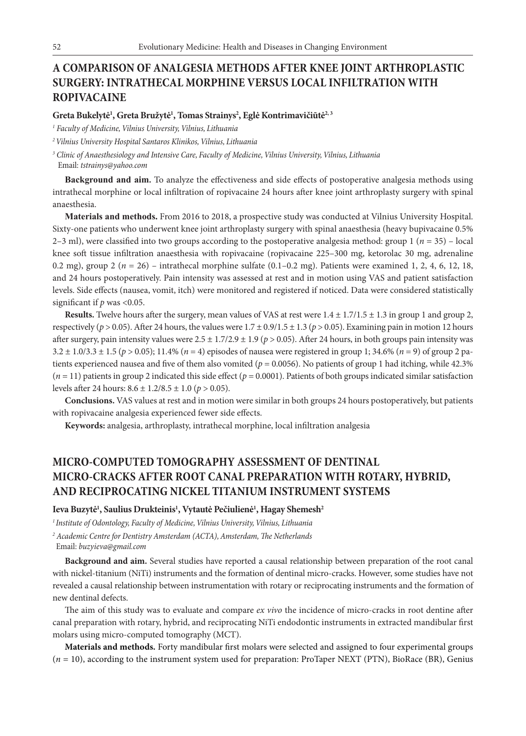## A COMPARISON OF ANALGESIA METHODS AFTER KNEE JOINT ARTHROPLASTIC SURGERY: INTRATHECAL MORPHINE VERSUS LOCAL INFILTRATION WITH ROPIVACAINE

**Greta Bukelytė[1], Greta Bružytė[1], Tomas Strainys[2], Eglė Kontrimavičiūtė[2, 3]**

*[1] Faculty of Medicine, Vilnius University, Vilnius, Lithuania*

*[2] Vilnius University Hospital Santaros Klinikos, Vilnius, Lithuania*

*[3] Clinic of Anaesthesiology and Intensive Care, Faculty of Medicine, Vilnius University, Vilnius, Lithuania*
Email: *tstrainys@yahoo.com*

**Background and aim.** To analyze the effectiveness and side effects of postoperative analgesia methods using intrathecal morphine or local infiltration of ropivacaine 24 hours after knee joint arthroplasty surgery with spinal anaesthesia.

**Materials and methods.** From 2016 to 2018, a prospective study was conducted at Vilnius University Hospital. Sixty-one patients who underwent knee joint arthroplasty surgery with spinal anaesthesia (heavy bupivacaine 0.5% 2–3 ml), were classified into two groups according to the postoperative analgesia method: group 1 ($n = 35$) – local knee soft tissue infiltration anaesthesia with ropivacaine (ropivacaine 225–300 mg, ketorolac 30 mg, adrenaline 0.2 mg), group 2 ($n = 26$) – intrathecal morphine sulfate (0.1–0.2 mg). Patients were examined 1, 2, 4, 6, 12, 18, and 24 hours postoperatively. Pain intensity was assessed at rest and in motion using VAS and patient satisfaction levels. Side effects (nausea, vomit, itch) were monitored and registered if noticed. Data were considered statistically significant if $p$ was <0.05.

**Results.** Twelve hours after the surgery, mean values of VAS at rest were $1.4 \pm 1.7/1.5 \pm 1.3$ in group 1 and group 2, respectively ($p > 0.05$). After 24 hours, the values were $1.7 \pm 0.9/1.5 \pm 1.3$ ($p > 0.05$). Examining pain in motion 12 hours after surgery, pain intensity values were $2.5 \pm 1.7/2.9 \pm 1.9$ ($p > 0.05$). After 24 hours, in both groups pain intensity was $3.2 \pm 1.0/3.3 \pm 1.5$ ($p > 0.05$); 11.4% ($n = 4$) episodes of nausea were registered in group 1; 34.6% ($n = 9$) of group 2 patients experienced nausea and five of them also vomited ($p = 0.0056$). No patients of group 1 had itching, while 42.3% ($n = 11$) patients in group 2 indicated this side effect ($p = 0.0001$). Patients of both groups indicated similar satisfaction levels after 24 hours: $8.6 \pm 1.2/8.5 \pm 1.0$ ($p > 0.05$).

**Conclusions.** VAS values at rest and in motion were similar in both groups 24 hours postoperatively, but patients with ropivacaine analgesia experienced fewer side effects.

**Keywords:** analgesia, arthroplasty, intrathecal morphine, local infiltration analgesia

## MICRO-COMPUTED TOMOGRAPHY ASSESSMENT OF DENTINAL MICRO-CRACKS AFTER ROOT CANAL PREPARATION WITH ROTARY, HYBRID, AND RECIPROCATING NICKEL TITANIUM INSTRUMENT SYSTEMS

**Ieva Buzytė[1], Saulius Drukteinis[1], Vytautė Pečiulienė[1], Hagay Shemesh[2]**

*[1] Institute of Odontology, Faculty of Medicine, Vilnius University, Vilnius, Lithuania*

*[2] Academic Centre for Dentistry Amsterdam (ACTA), Amsterdam, The Netherlands*
Email: *buzyieva@gmail.com*

**Background and aim.** Several studies have reported a causal relationship between preparation of the root canal with nickel-titanium (NiTi) instruments and the formation of dentinal micro-cracks. However, some studies have not revealed a causal relationship between instrumentation with rotary or reciprocating instruments and the formation of new dentinal defects.

The aim of this study was to evaluate and compare *ex vivo* the incidence of micro-cracks in root dentine after canal preparation with rotary, hybrid, and reciprocating NiTi endodontic instruments in extracted mandibular first molars using micro-computed tomography (MCT).

**Materials and methods.** Forty mandibular first molars were selected and assigned to four experimental groups ($n = 10$), according to the instrument system used for preparation: ProTaper NEXT (PTN), BioRace (BR), Genius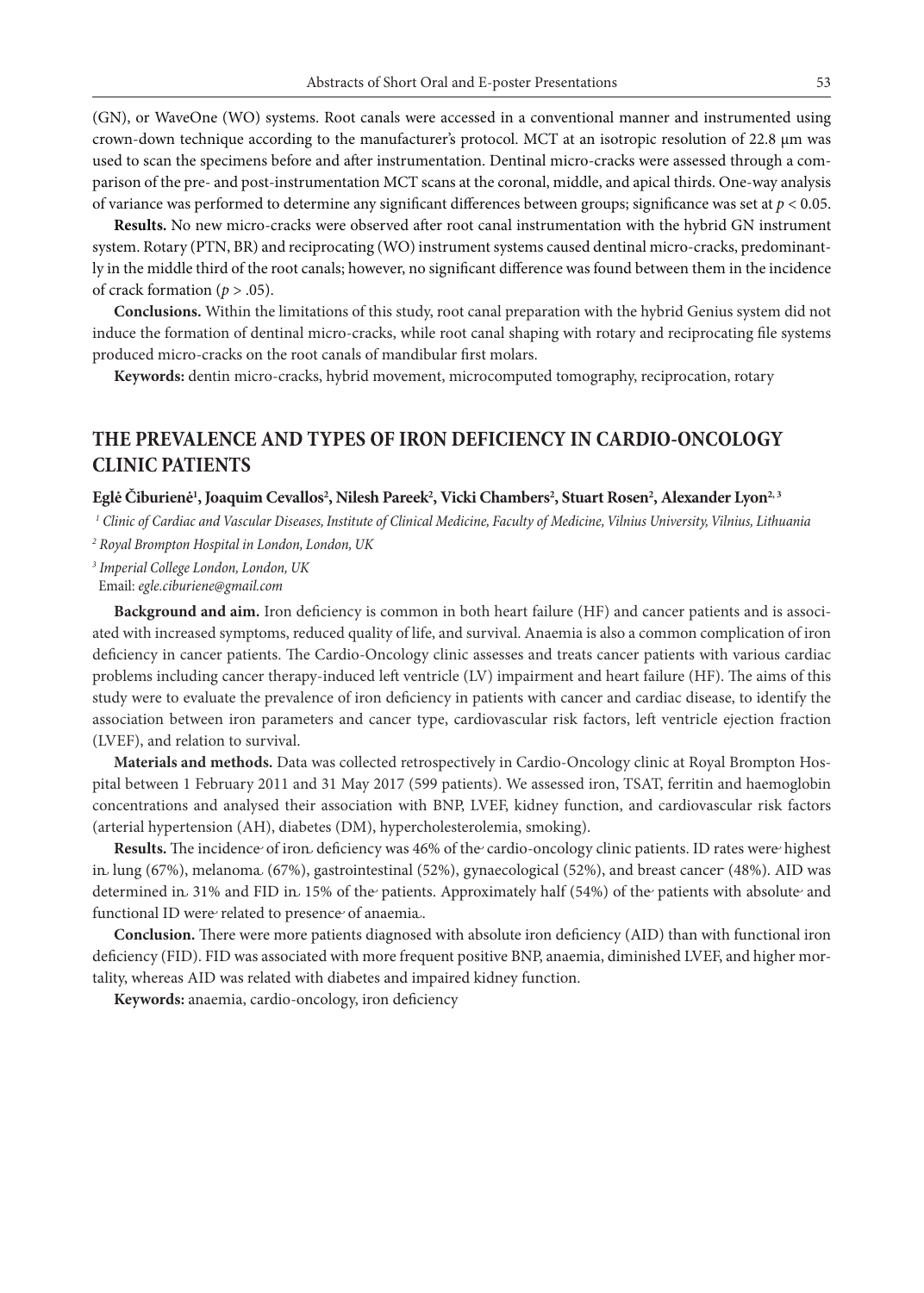(GN), or WaveOne (WO) systems. Root canals were accessed in a conventional manner and instrumented using crown-down technique according to the manufacturer's protocol. MCT at an isotropic resolution of 22.8 μm was used to scan the specimens before and after instrumentation. Dentinal micro-cracks were assessed through a comparison of the pre- and post-instrumentation MCT scans at the coronal, middle, and apical thirds. One-way analysis of variance was performed to determine any significant differences between groups; significance was set at $p < 0.05$.

**Results.** No new micro-cracks were observed after root canal instrumentation with the hybrid GN instrument system. Rotary (PTN, BR) and reciprocating (WO) instrument systems caused dentinal micro-cracks, predominantly in the middle third of the root canals; however, no significant difference was found between them in the incidence of crack formation ($p > .05$).

**Conclusions.** Within the limitations of this study, root canal preparation with the hybrid Genius system did not induce the formation of dentinal micro-cracks, while root canal shaping with rotary and reciprocating file systems produced micro-cracks on the root canals of mandibular first molars.

**Keywords:** dentin micro-cracks, hybrid movement, microcomputed tomography, reciprocation, rotary

## THE PREVALENCE AND TYPES OF IRON DEFICIENCY IN CARDIO-ONCOLOGY CLINIC PATIENTS

**Eglė Čiburienė[1], Joaquim Cevallos[2], Nilesh Pareek[2], Vicki Chambers[2], Stuart Rosen[2], Alexander Lyon[2,3]**

*[1] Clinic of Cardiac and Vascular Diseases, Institute of Clinical Medicine, Faculty of Medicine, Vilnius University, Vilnius, Lithuania*

*[2] Royal Brompton Hospital in London, London, UK*

*[3] Imperial College London, London, UK*

Email: *egle.ciburiene@gmail.com*

**Background and aim.** Iron deficiency is common in both heart failure (HF) and cancer patients and is associated with increased symptoms, reduced quality of life, and survival. Anaemia is also a common complication of iron deficiency in cancer patients. The Cardio-Oncology clinic assesses and treats cancer patients with various cardiac problems including cancer therapy-induced left ventricle (LV) impairment and heart failure (HF). The aims of this study were to evaluate the prevalence of iron deficiency in patients with cancer and cardiac disease, to identify the association between iron parameters and cancer type, cardiovascular risk factors, left ventricle ejection fraction (LVEF), and relation to survival.

**Materials and methods.** Data was collected retrospectively in Cardio-Oncology clinic at Royal Brompton Hospital between 1 February 2011 and 31 May 2017 (599 patients). We assessed iron, TSAT, ferritin and haemoglobin concentrations and analysed their association with BNP, LVEF, kidney function, and cardiovascular risk factors (arterial hypertension (AH), diabetes (DM), hypercholesterolemia, smoking).

**Results.** The incidence of iron deficiency was 46% of the cardio-oncology clinic patients. ID rates were highest in lung (67%), melanoma (67%), gastrointestinal (52%), gynaecological (52%), and breast cancer (48%). AID was determined in 31% and FID in 15% of the patients. Approximately half (54%) of the patients with absolute and functional ID were related to presence of anaemia.

**Conclusion.** There were more patients diagnosed with absolute iron deficiency (AID) than with functional iron deficiency (FID). FID was associated with more frequent positive BNP, anaemia, diminished LVEF, and higher mortality, whereas AID was related with diabetes and impaired kidney function.

**Keywords:** anaemia, cardio-oncology, iron deficiency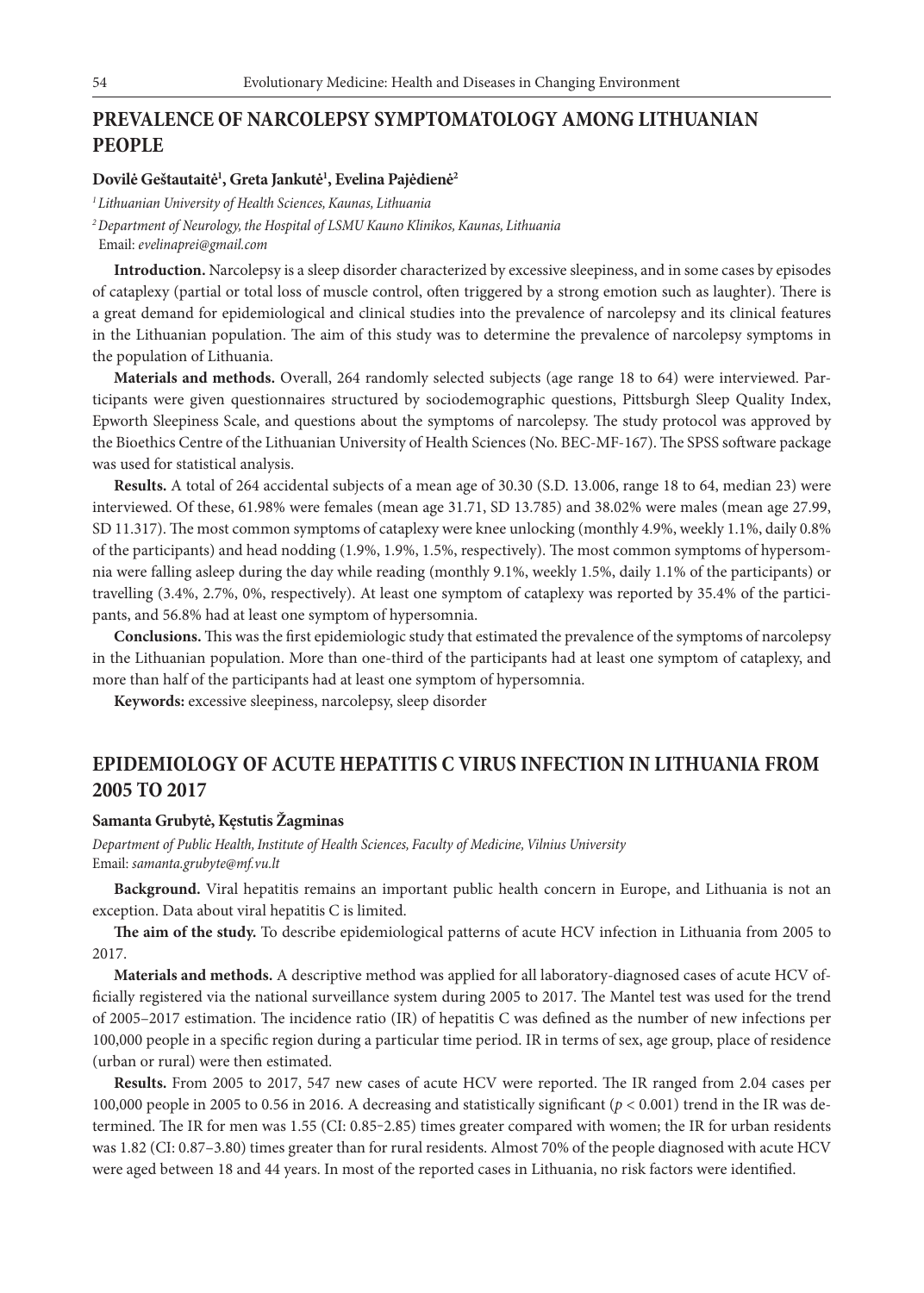## PREVALENCE OF NARCOLEPSY SYMPTOMATOLOGY AMONG LITHUANIAN PEOPLE

**Dovilė Geštautaitė[1], Greta Jankutė[1], Evelina Pajėdienė[2]**

*[1] Lithuanian University of Health Sciences, Kaunas, Lithuania*

*[2] Department of Neurology, the Hospital of LSMU Kauno Klinikos, Kaunas, Lithuania*

Email: *evelinaprei@gmail.com*

**Introduction.** Narcolepsy is a sleep disorder characterized by excessive sleepiness, and in some cases by episodes of cataplexy (partial or total loss of muscle control, often triggered by a strong emotion such as laughter). There is a great demand for epidemiological and clinical studies into the prevalence of narcolepsy and its clinical features in the Lithuanian population. The aim of this study was to determine the prevalence of narcolepsy symptoms in the population of Lithuania.

**Materials and methods.** Overall, 264 randomly selected subjects (age range 18 to 64) were interviewed. Participants were given questionnaires structured by sociodemographic questions, Pittsburgh Sleep Quality Index, Epworth Sleepiness Scale, and questions about the symptoms of narcolepsy. The study protocol was approved by the Bioethics Centre of the Lithuanian University of Health Sciences (No. BEC-MF-167). The SPSS software package was used for statistical analysis.

**Results.** A total of 264 accidental subjects of a mean age of 30.30 (S.D. 13.006, range 18 to 64, median 23) were interviewed. Of these, 61.98% were females (mean age 31.71, SD 13.785) and 38.02% were males (mean age 27.99, SD 11.317). The most common symptoms of cataplexy were knee unlocking (monthly 4.9%, weekly 1.1%, daily 0.8% of the participants) and head nodding (1.9%, 1.9%, 1.5%, respectively). The most common symptoms of hypersomnia were falling asleep during the day while reading (monthly 9.1%, weekly 1.5%, daily 1.1% of the participants) or travelling (3.4%, 2.7%, 0%, respectively). At least one symptom of cataplexy was reported by 35.4% of the participants, and 56.8% had at least one symptom of hypersomnia.

**Conclusions.** This was the first epidemiologic study that estimated the prevalence of the symptoms of narcolepsy in the Lithuanian population. More than one-third of the participants had at least one symptom of cataplexy, and more than half of the participants had at least one symptom of hypersomnia.

**Keywords:** excessive sleepiness, narcolepsy, sleep disorder

## EPIDEMIOLOGY OF ACUTE HEPATITIS C VIRUS INFECTION IN LITHUANIA FROM 2005 TO 2017

**Samanta Grubytė, Kęstutis Žagminas**

*Department of Public Health, Institute of Health Sciences, Faculty of Medicine, Vilnius University*

Email: *samanta.grubyte@mf.vu.lt*

**Background.** Viral hepatitis remains an important public health concern in Europe, and Lithuania is not an exception. Data about viral hepatitis C is limited.

**The aim of the study.** To describe epidemiological patterns of acute HCV infection in Lithuania from 2005 to 2017.

**Materials and methods.** A descriptive method was applied for all laboratory-diagnosed cases of acute HCV officially registered via the national surveillance system during 2005 to 2017. The Mantel test was used for the trend of 2005–2017 estimation. The incidence ratio (IR) of hepatitis C was defined as the number of new infections per 100,000 people in a specific region during a particular time period. IR in terms of sex, age group, place of residence (urban or rural) were then estimated.

**Results.** From 2005 to 2017, 547 new cases of acute HCV were reported. The IR ranged from 2.04 cases per 100,000 people in 2005 to 0.56 in 2016. A decreasing and statistically significant ($p < 0.001$) trend in the IR was determined. The IR for men was 1.55 (CI: 0.85–2.85) times greater compared with women; the IR for urban residents was 1.82 (CI: 0.87–3.80) times greater than for rural residents. Almost 70% of the people diagnosed with acute HCV were aged between 18 and 44 years. In most of the reported cases in Lithuania, no risk factors were identified.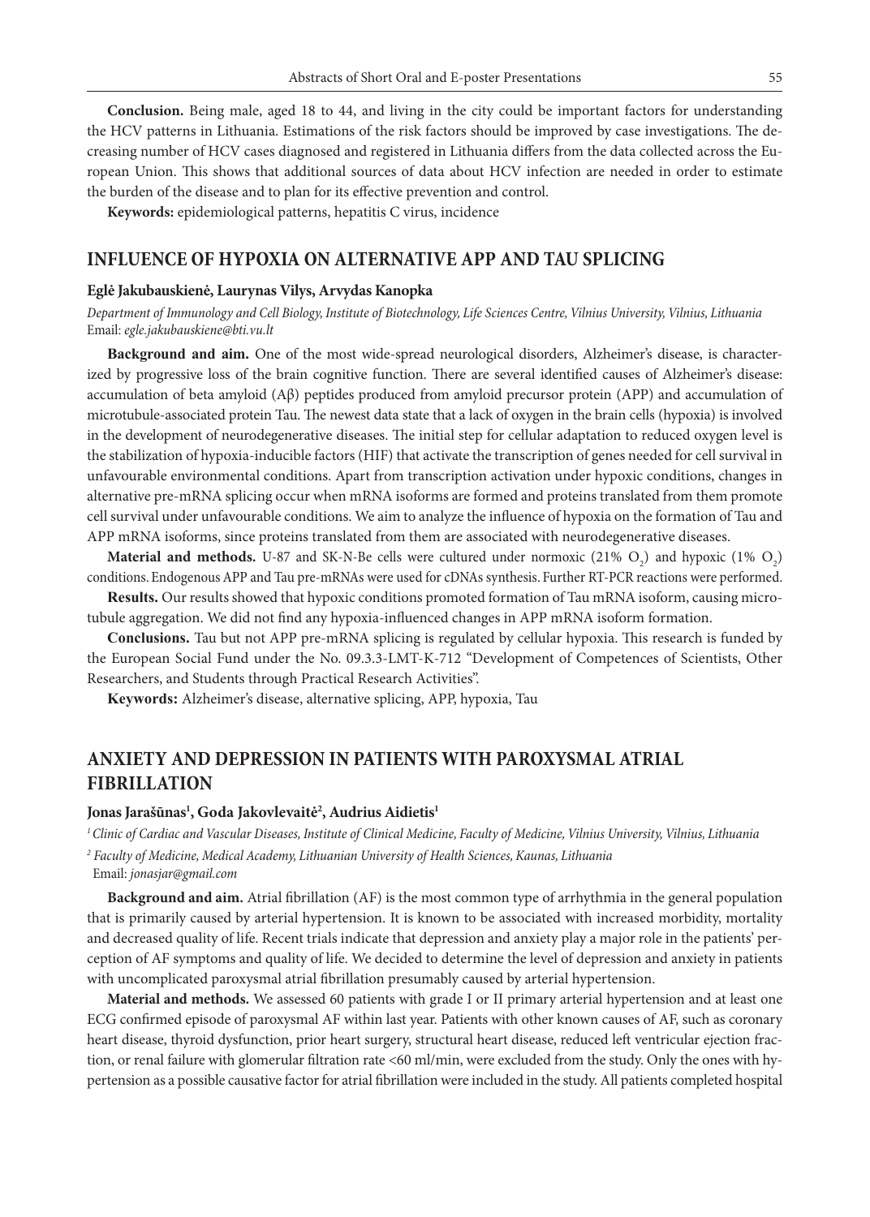**Conclusion.** Being male, aged 18 to 44, and living in the city could be important factors for understanding the HCV patterns in Lithuania. Estimations of the risk factors should be improved by case investigations. The decreasing number of HCV cases diagnosed and registered in Lithuania differs from the data collected across the European Union. This shows that additional sources of data about HCV infection are needed in order to estimate the burden of the disease and to plan for its effective prevention and control.

**Keywords:** epidemiological patterns, hepatitis C virus, incidence

## INFLUENCE OF HYPOXIA ON ALTERNATIVE APP AND TAU SPLICING

**Eglė Jakubauskienė, Laurynas Vilys, Arvydas Kanopka**

*Department of Immunology and Cell Biology, Institute of Biotechnology, Life Sciences Centre, Vilnius University, Vilnius, Lithuania*
Email: *egle.jakubauskiene@bti.vu.lt*

**Background and aim.** One of the most wide-spread neurological disorders, Alzheimer's disease, is characterized by progressive loss of the brain cognitive function. There are several identified causes of Alzheimer's disease: accumulation of beta amyloid (Aβ) peptides produced from amyloid precursor protein (APP) and accumulation of microtubule-associated protein Tau. The newest data state that a lack of oxygen in the brain cells (hypoxia) is involved in the development of neurodegenerative diseases. The initial step for cellular adaptation to reduced oxygen level is the stabilization of hypoxia-inducible factors (HIF) that activate the transcription of genes needed for cell survival in unfavourable environmental conditions. Apart from transcription activation under hypoxic conditions, changes in alternative pre-mRNA splicing occur when mRNA isoforms are formed and proteins translated from them promote cell survival under unfavourable conditions. We aim to analyze the influence of hypoxia on the formation of Tau and APP mRNA isoforms, since proteins translated from them are associated with neurodegenerative diseases.

**Material and methods.** U-87 and SK-N-Be cells were cultured under normoxic (21% $O_2$) and hypoxic (1% $O_2$) conditions. Endogenous APP and Tau pre-mRNAs were used for cDNAs synthesis. Further RT-PCR reactions were performed.

**Results.** Our results showed that hypoxic conditions promoted formation of Tau mRNA isoform, causing microtubule aggregation. We did not find any hypoxia-influenced changes in APP mRNA isoform formation.

**Conclusions.** Tau but not APP pre-mRNA splicing is regulated by cellular hypoxia. This research is funded by the European Social Fund under the No. 09.3.3-LMT-K-712 "Development of Competences of Scientists, Other Researchers, and Students through Practical Research Activities".

**Keywords:** Alzheimer's disease, alternative splicing, APP, hypoxia, Tau

## ANXIETY AND DEPRESSION IN PATIENTS WITH PAROXYSMAL ATRIAL FIBRILLATION

**Jonas Jarašūnas[1], Goda Jakovlevaitė[2], Audrius Aidietis[1]**

*[1] Clinic of Cardiac and Vascular Diseases, Institute of Clinical Medicine, Faculty of Medicine, Vilnius University, Vilnius, Lithuania*
*[2] Faculty of Medicine, Medical Academy, Lithuanian University of Health Sciences, Kaunas, Lithuania*
Email: *jonasjar@gmail.com*

**Background and aim.** Atrial fibrillation (AF) is the most common type of arrhythmia in the general population that is primarily caused by arterial hypertension. It is known to be associated with increased morbidity, mortality and decreased quality of life. Recent trials indicate that depression and anxiety play a major role in the patients' perception of AF symptoms and quality of life. We decided to determine the level of depression and anxiety in patients with uncomplicated paroxysmal atrial fibrillation presumably caused by arterial hypertension.

**Material and methods.** We assessed 60 patients with grade I or II primary arterial hypertension and at least one ECG confirmed episode of paroxysmal AF within last year. Patients with other known causes of AF, such as coronary heart disease, thyroid dysfunction, prior heart surgery, structural heart disease, reduced left ventricular ejection fraction, or renal failure with glomerular filtration rate <60 ml/min, were excluded from the study. Only the ones with hypertension as a possible causative factor for atrial fibrillation were included in the study. All patients completed hospital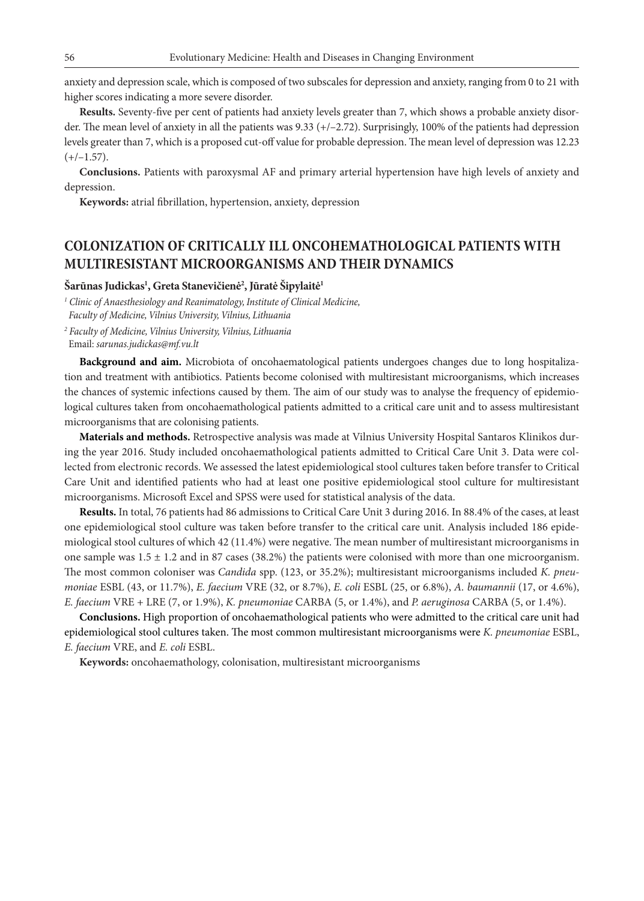anxiety and depression scale, which is composed of two subscales for depression and anxiety, ranging from 0 to 21 with higher scores indicating a more severe disorder.

**Results.** Seventy-five per cent of patients had anxiety levels greater than 7, which shows a probable anxiety disorder. The mean level of anxiety in all the patients was 9.33 (+/–2.72). Surprisingly, 100% of the patients had depression levels greater than 7, which is a proposed cut-off value for probable depression. The mean level of depression was 12.23 (+/–1.57).

**Conclusions.** Patients with paroxysmal AF and primary arterial hypertension have high levels of anxiety and depression.

**Keywords:** atrial fibrillation, hypertension, anxiety, depression

## COLONIZATION OF CRITICALLY ILL ONCOHEMATHOLOGICAL PATIENTS WITH MULTIRESISTANT MICROORGANISMS AND THEIR DYNAMICS

**Šarūnas Judickas[1], Greta Stanevičienė[2], Jūratė Šipylaitė[1]**

[1] *Clinic of Anaesthesiology and Reanimatology, Institute of Clinical Medicine, Faculty of Medicine, Vilnius University, Vilnius, Lithuania*

[2] *Faculty of Medicine, Vilnius University, Vilnius, Lithuania*
Email: *sarunas.judickas@mf.vu.lt*

**Background and aim.** Microbiota of oncohaematological patients undergoes changes due to long hospitalization and treatment with antibiotics. Patients become colonised with multiresistant microorganisms, which increases the chances of systemic infections caused by them. The aim of our study was to analyse the frequency of epidemiological cultures taken from oncohaemathological patients admitted to a critical care unit and to assess multiresistant microorganisms that are colonising patients.

**Materials and methods.** Retrospective analysis was made at Vilnius University Hospital Santaros Klinikos during the year 2016. Study included oncohaemathological patients admitted to Critical Care Unit 3. Data were collected from electronic records. We assessed the latest epidemiological stool cultures taken before transfer to Critical Care Unit and identified patients who had at least one positive epidemiological stool culture for multiresistant microorganisms. Microsoft Excel and SPSS were used for statistical analysis of the data.

**Results.** In total, 76 patients had 86 admissions to Critical Care Unit 3 during 2016. In 88.4% of the cases, at least one epidemiological stool culture was taken before transfer to the critical care unit. Analysis included 186 epidemiological stool cultures of which 42 (11.4%) were negative. The mean number of multiresistant microorganisms in one sample was 1.5 ± 1.2 and in 87 cases (38.2%) the patients were colonised with more than one microorganism. The most common coloniser was *Candida* spp. (123, or 35.2%); multiresistant microorganisms included *K. pneumoniae* ESBL (43, or 11.7%), *E. faecium* VRE (32, or 8.7%), *E. coli* ESBL (25, or 6.8%), *A. baumannii* (17, or 4.6%), *E. faecium* VRE + LRE (7, or 1.9%), *K. pneumoniae* CARBA (5, or 1.4%), and *P. aeruginosa* CARBA (5, or 1.4%).

**Conclusions.** High proportion of oncohaemathological patients who were admitted to the critical care unit had epidemiological stool cultures taken. The most common multiresistant microorganisms were *K. pneumoniae* ESBL, *E. faecium* VRE, and *E. coli* ESBL.

**Keywords:** oncohaemathology, colonisation, multiresistant microorganisms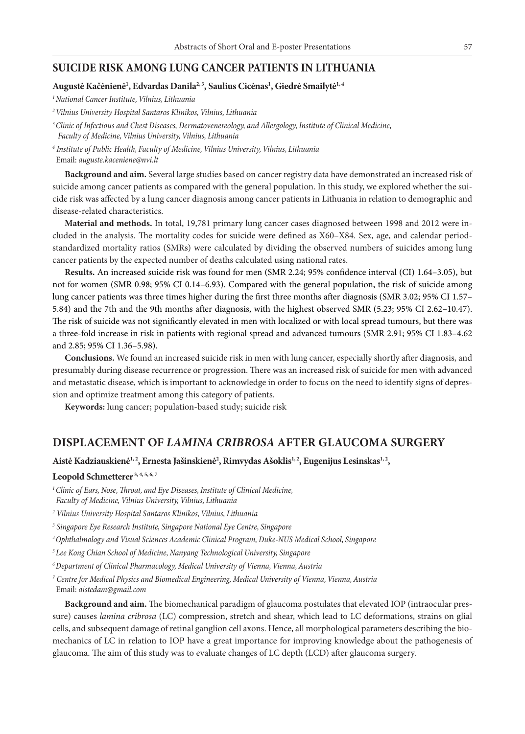## SUICIDE RISK AMONG LUNG CANCER PATIENTS IN LITHUANIA

**Augustė Kačėnienė[1], Edvardas Danila[2, 3], Saulius Cicėnas[1], Giedrė Smailytė[1, 4]**

[1] *National Cancer Institute, Vilnius, Lithuania*

[2] *Vilnius University Hospital Santaros Klinikos, Vilnius, Lithuania*

[3] *Clinic of Infectious and Chest Diseases, Dermatovenereology, and Allergology, Institute of Clinical Medicine, Faculty of Medicine, Vilnius University, Vilnius, Lithuania*

[4] *Institute of Public Health, Faculty of Medicine, Vilnius University, Vilnius, Lithuania*

Email: *auguste.kaceniene@nvi.lt*

**Background and aim.** Several large studies based on cancer registry data have demonstrated an increased risk of suicide among cancer patients as compared with the general population. In this study, we explored whether the suicide risk was affected by a lung cancer diagnosis among cancer patients in Lithuania in relation to demographic and disease-related characteristics.

**Material and methods.** In total, 19,781 primary lung cancer cases diagnosed between 1998 and 2012 were included in the analysis. The mortality codes for suicide were defined as X60–X84. Sex, age, and calendar period-standardized mortality ratios (SMRs) were calculated by dividing the observed numbers of suicides among lung cancer patients by the expected number of deaths calculated using national rates.

**Results.** An increased suicide risk was found for men (SMR 2.24; 95% confidence interval (CI) 1.64–3.05), but not for women (SMR 0.98; 95% CI 0.14–6.93). Compared with the general population, the risk of suicide among lung cancer patients was three times higher during the first three months after diagnosis (SMR 3.02; 95% CI 1.57–5.84) and the 7th and the 9th months after diagnosis, with the highest observed SMR (5.23; 95% CI 2.62–10.47). The risk of suicide was not significantly elevated in men with localized or with local spread tumours, but there was a three-fold increase in risk in patients with regional spread and advanced tumours (SMR 2.91; 95% CI 1.83–4.62 and 2.85; 95% CI 1.36–5.98).

**Conclusions.** We found an increased suicide risk in men with lung cancer, especially shortly after diagnosis, and presumably during disease recurrence or progression. There was an increased risk of suicide for men with advanced and metastatic disease, which is important to acknowledge in order to focus on the need to identify signs of depression and optimize treatment among this category of patients.

**Keywords:** lung cancer; population-based study; suicide risk

## DISPLACEMENT OF *LAMINA CRIBROSA* AFTER GLAUCOMA SURGERY

**Aistė Kadziauskienė[1, 2], Ernesta Jašinskienė[2], Rimvydas Ašoklis[1, 2], Eugenijus Lesinskas[1, 2], Leopold Schmetterer[3, 4, 5, 6, 7]**

[1] *Clinic of Ears, Nose, Throat, and Eye Diseases, Institute of Clinical Medicine, Faculty of Medicine, Vilnius University, Vilnius, Lithuania*

[2] *Vilnius University Hospital Santaros Klinikos, Vilnius, Lithuania*

[3] *Singapore Eye Research Institute, Singapore National Eye Centre, Singapore*

[4] *Ophthalmology and Visual Sciences Academic Clinical Program, Duke-NUS Medical School, Singapore*

[5] *Lee Kong Chian School of Medicine, Nanyang Technological University, Singapore*

[6] *Department of Clinical Pharmacology, Medical University of Vienna, Vienna, Austria*

[7] *Centre for Medical Physics and Biomedical Engineering, Medical University of Vienna, Vienna, Austria*

Email: *aistedam@gmail.com*

**Background and aim.** The biomechanical paradigm of glaucoma postulates that elevated IOP (intraocular pressure) causes *lamina cribrosa* (LC) compression, stretch and shear, which lead to LC deformations, strains on glial cells, and subsequent damage of retinal ganglion cell axons. Hence, all morphological parameters describing the biomechanics of LC in relation to IOP have a great importance for improving knowledge about the pathogenesis of glaucoma. The aim of this study was to evaluate changes of LC depth (LCD) after glaucoma surgery.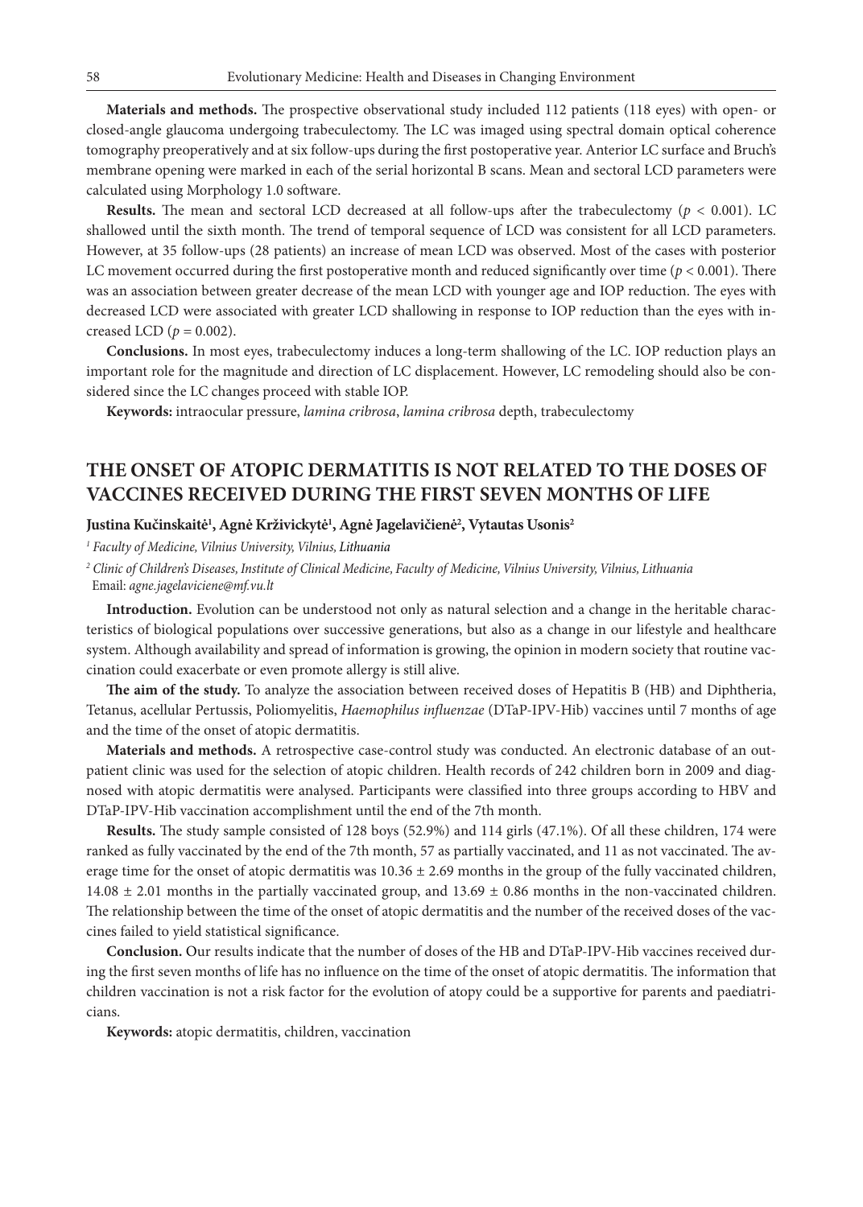**Materials and methods.** The prospective observational study included 112 patients (118 eyes) with open- or closed-angle glaucoma undergoing trabeculectomy. The LC was imaged using spectral domain optical coherence tomography preoperatively and at six follow-ups during the first postoperative year. Anterior LC surface and Bruch's membrane opening were marked in each of the serial horizontal B scans. Mean and sectoral LCD parameters were calculated using Morphology 1.0 software.

**Results.** The mean and sectoral LCD decreased at all follow-ups after the trabeculectomy ($p < 0.001$). LC shallowed until the sixth month. The trend of temporal sequence of LCD was consistent for all LCD parameters. However, at 35 follow-ups (28 patients) an increase of mean LCD was observed. Most of the cases with posterior LC movement occurred during the first postoperative month and reduced significantly over time ($p < 0.001$). There was an association between greater decrease of the mean LCD with younger age and IOP reduction. The eyes with decreased LCD were associated with greater LCD shallowing in response to IOP reduction than the eyes with increased LCD ($p = 0.002$).

**Conclusions.** In most eyes, trabeculectomy induces a long-term shallowing of the LC. IOP reduction plays an important role for the magnitude and direction of LC displacement. However, LC remodeling should also be considered since the LC changes proceed with stable IOP.

**Keywords:** intraocular pressure, *lamina cribrosa*, *lamina cribrosa* depth, trabeculectomy

## THE ONSET OF ATOPIC DERMATITIS IS NOT RELATED TO THE DOSES OF VACCINES RECEIVED DURING THE FIRST SEVEN MONTHS OF LIFE

**Justina Kučinskaitė[1], Agnė Kržívickytė[1], Agnė Jagelavičienė[2], Vytautas Usonis[2]**

*[1] Faculty of Medicine, Vilnius University, Vilnius, Lithuania*

*[2] Clinic of Children's Diseases, Institute of Clinical Medicine, Faculty of Medicine, Vilnius University, Vilnius, Lithuania*
Email: *agne.jagelaviciene@mf.vu.lt*

**Introduction.** Evolution can be understood not only as natural selection and a change in the heritable characteristics of biological populations over successive generations, but also as a change in our lifestyle and healthcare system. Although availability and spread of information is growing, the opinion in modern society that routine vaccination could exacerbate or even promote allergy is still alive.

**The aim of the study.** To analyze the association between received doses of Hepatitis B (HB) and Diphtheria, Tetanus, acellular Pertussis, Poliomyelitis, *Haemophilus influenzae* (DTaP-IPV-Hib) vaccines until 7 months of age and the time of the onset of atopic dermatitis.

**Materials and methods.** A retrospective case-control study was conducted. An electronic database of an outpatient clinic was used for the selection of atopic children. Health records of 242 children born in 2009 and diagnosed with atopic dermatitis were analysed. Participants were classified into three groups according to HBV and DTaP-IPV-Hib vaccination accomplishment until the end of the 7th month.

**Results.** The study sample consisted of 128 boys (52.9%) and 114 girls (47.1%). Of all these children, 174 were ranked as fully vaccinated by the end of the 7th month, 57 as partially vaccinated, and 11 as not vaccinated. The average time for the onset of atopic dermatitis was $10.36 \pm 2.69$ months in the group of the fully vaccinated children, $14.08 \pm 2.01$ months in the partially vaccinated group, and $13.69 \pm 0.86$ months in the non-vaccinated children. The relationship between the time of the onset of atopic dermatitis and the number of the received doses of the vaccines failed to yield statistical significance.

**Conclusion.** Our results indicate that the number of doses of the HB and DTaP-IPV-Hib vaccines received during the first seven months of life has no influence on the time of the onset of atopic dermatitis. The information that children vaccination is not a risk factor for the evolution of atopy could be a supportive for parents and paediatricians.

**Keywords:** atopic dermatitis, children, vaccination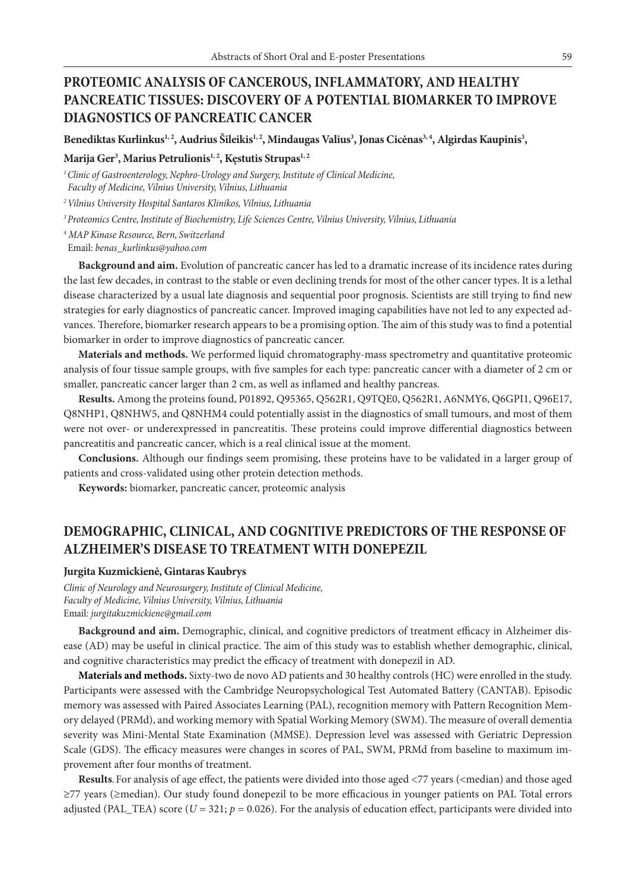## PROTEOMIC ANALYSIS OF CANCEROUS, INFLAMMATORY, AND HEALTHY PANCREATIC TISSUES: DISCOVERY OF A POTENTIAL BIOMARKER TO IMPROVE DIAGNOSTICS OF PANCREATIC CANCER

**Benediktas Kurlinkus[1, 2], Audrius Šileikis[1, 2], Mindaugas Valius[3], Jonas Cicėnas[3, 4], Algirdas Kaupinis[3], Marija Ger[3], Marius Petrulionis[1, 2], Kęstutis Strupas[1, 2]**

*[1] Clinic of Gastroenterology, Nephro-Urology and Surgery, Institute of Clinical Medicine, Faculty of Medicine, Vilnius University, Vilnius, Lithuania*

*[2] Vilnius University Hospital Santaros Klinikos, Vilnius, Lithuania*

*[3] Proteomics Centre, Institute of Biochemistry, Life Sciences Centre, Vilnius University, Vilnius, Lithuania*

*[4] MAP Kinase Resource, Bern, Switzerland*

Email: *benas_kurlinkus@yahoo.com*

**Background and aim.** Evolution of pancreatic cancer has led to a dramatic increase of its incidence rates during the last few decades, in contrast to the stable or even declining trends for most of the other cancer types. It is a lethal disease characterized by a usual late diagnosis and sequential poor prognosis. Scientists are still trying to find new strategies for early diagnostics of pancreatic cancer. Improved imaging capabilities have not led to any expected advances. Therefore, biomarker research appears to be a promising option. The aim of this study was to find a potential biomarker in order to improve diagnostics of pancreatic cancer.

**Materials and methods.** We performed liquid chromatography-mass spectrometry and quantitative proteomic analysis of four tissue sample groups, with five samples for each type: pancreatic cancer with a diameter of 2 cm or smaller, pancreatic cancer larger than 2 cm, as well as inflamed and healthy pancreas.

**Results.** Among the proteins found, P01892, Q95365, Q562R1, Q9TQE0, Q562R1, A6NMY6, Q6GPI1, Q96E17, Q8NHP1, Q8NHW5, and Q8NHM4 could potentially assist in the diagnostics of small tumours, and most of them were not over- or underexpressed in pancreatitis. These proteins could improve differential diagnostics between pancreatitis and pancreatic cancer, which is a real clinical issue at the moment.

**Conclusions.** Although our findings seem promising, these proteins have to be validated in a larger group of patients and cross-validated using other protein detection methods.

**Keywords:** biomarker, pancreatic cancer, proteomic analysis

## DEMOGRAPHIC, CLINICAL, AND COGNITIVE PREDICTORS OF THE RESPONSE OF ALZHEIMER'S DISEASE TO TREATMENT WITH DONEPEZIL

**Jurgita Kuzmickienė, Gintaras Kaubrys**

*Clinic of Neurology and Neurosurgery, Institute of Clinical Medicine, Faculty of Medicine, Vilnius University, Vilnius, Lithuania*

Email: *jurgitakuzmickiene@gmail.com*

**Background and aim.** Demographic, clinical, and cognitive predictors of treatment efficacy in Alzheimer disease (AD) may be useful in clinical practice. The aim of this study was to establish whether demographic, clinical, and cognitive characteristics may predict the efficacy of treatment with donepezil in AD.

**Materials and methods.** Sixty-two de novo AD patients and 30 healthy controls (HC) were enrolled in the study. Participants were assessed with the Cambridge Neuropsychological Test Automated Battery (CANTAB). Episodic memory was assessed with Paired Associates Learning (PAL), recognition memory with Pattern Recognition Memory delayed (PRMd), and working memory with Spatial Working Memory (SWM). The measure of overall dementia severity was Mini-Mental State Examination (MMSE). Depression level was assessed with Geriatric Depression Scale (GDS). The efficacy measures were changes in scores of PAL, SWM, PRMd from baseline to maximum improvement after four months of treatment.

**Results**. For analysis of age effect, the patients were divided into those aged <77 years (<median) and those aged ≥77 years (≥median). Our study found donepezil to be more efficacious in younger patients on PAL Total errors adjusted (PAL_TEA) score ($U = 321$; $p = 0.026$). For the analysis of education effect, participants were divided into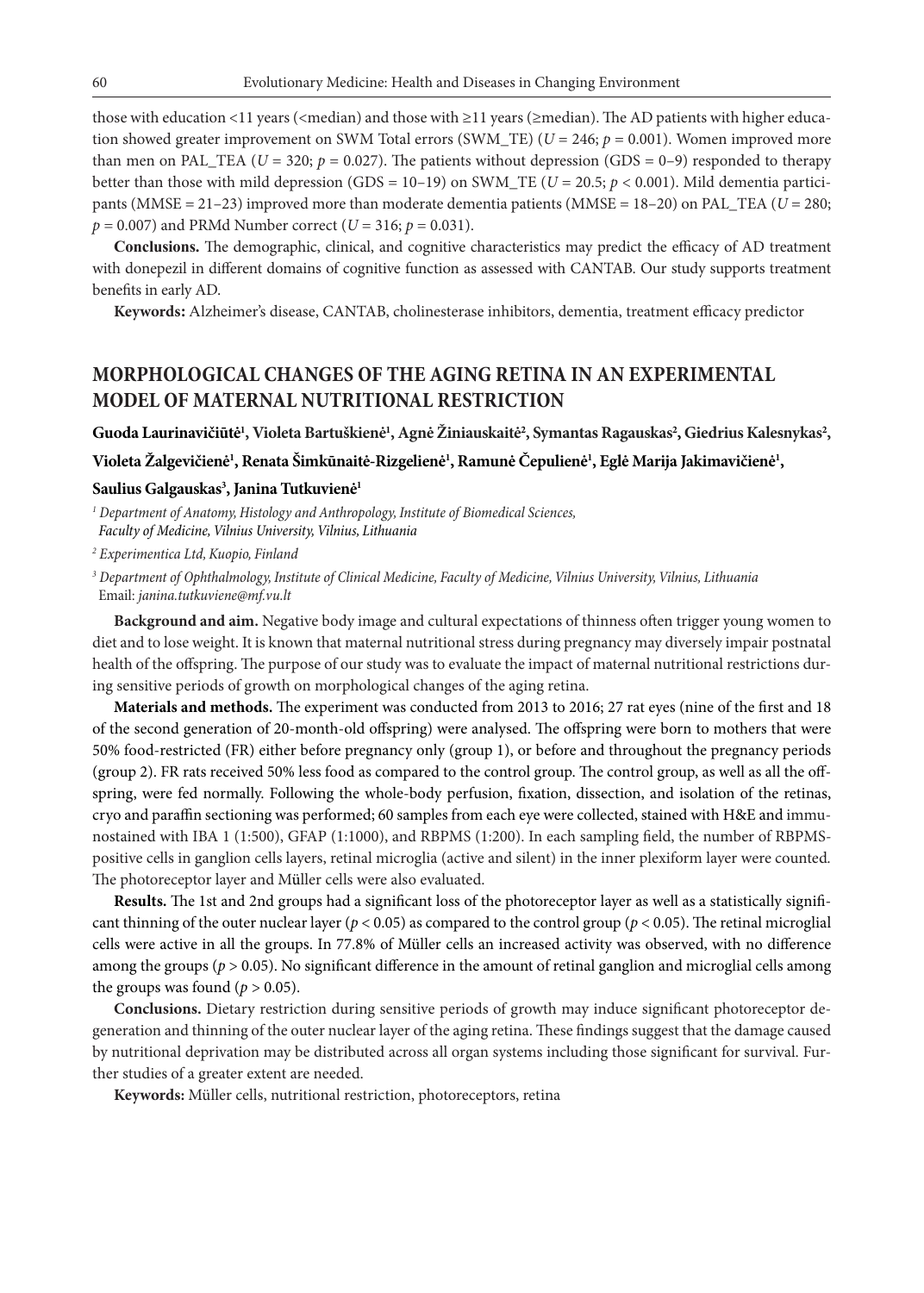those with education <11 years (<median) and those with ≥11 years (≥median). The AD patients with higher education showed greater improvement on SWM Total errors (SWM_TE) ($U = 246$; $p = 0.001$). Women improved more than men on PAL_TEA ($U = 320$; $p = 0.027$). The patients without depression (GDS = 0–9) responded to therapy better than those with mild depression (GDS = 10–19) on SWM_TE ($U = 20.5$; $p < 0.001$). Mild dementia participants (MMSE = 21–23) improved more than moderate dementia patients (MMSE = 18–20) on PAL_TEA ($U = 280$; $p = 0.007$) and PRMd Number correct ($U = 316$; $p = 0.031$).

**Conclusions.** The demographic, clinical, and cognitive characteristics may predict the efficacy of AD treatment with donepezil in different domains of cognitive function as assessed with CANTAB. Our study supports treatment benefits in early AD.

**Keywords:** Alzheimer's disease, CANTAB, cholinesterase inhibitors, dementia, treatment efficacy predictor

## MORPHOLOGICAL CHANGES OF THE AGING RETINA IN AN EXPERIMENTAL MODEL OF MATERNAL NUTRITIONAL RESTRICTION

**Guoda Laurinavičiūtė[1], Violeta Bartuškienė[1], Agnė Žiniauskaitė[2], Symantas Ragauskas[2], Giedrius Kalesnykas[2], Violeta Žalgevičienė[1], Renata Šimkūnaitė-Rizgelienė[1], Ramunė Čepulienė[1], Eglė Marija Jakimavičienė[1], Saulius Galgauskas[3], Janina Tutkuvienė[1]**

*[1] Department of Anatomy, Histology and Anthropology, Institute of Biomedical Sciences, Faculty of Medicine, Vilnius University, Vilnius, Lithuania*

*[2] Experimentica Ltd, Kuopio, Finland*

*[3] Department of Ophthalmology, Institute of Clinical Medicine, Faculty of Medicine, Vilnius University, Vilnius, Lithuania*
Email: *janina.tutkuviene@mf.vu.lt*

**Background and aim.** Negative body image and cultural expectations of thinness often trigger young women to diet and to lose weight. It is known that maternal nutritional stress during pregnancy may diversely impair postnatal health of the offspring. The purpose of our study was to evaluate the impact of maternal nutritional restrictions during sensitive periods of growth on morphological changes of the aging retina.

**Materials and methods.** The experiment was conducted from 2013 to 2016; 27 rat eyes (nine of the first and 18 of the second generation of 20-month-old offspring) were analysed. The offspring were born to mothers that were 50% food-restricted (FR) either before pregnancy only (group 1), or before and throughout the pregnancy periods (group 2). FR rats received 50% less food as compared to the control group. The control group, as well as all the offspring, were fed normally. Following the whole-body perfusion, fixation, dissection, and isolation of the retinas, cryo and paraffin sectioning was performed; 60 samples from each eye were collected, stained with H&E and immunostained with IBA 1 (1:500), GFAP (1:1000), and RBPMS (1:200). In each sampling field, the number of RBPMS-positive cells in ganglion cells layers, retinal microglia (active and silent) in the inner plexiform layer were counted. The photoreceptor layer and Müller cells were also evaluated.

**Results.** The 1st and 2nd groups had a significant loss of the photoreceptor layer as well as a statistically significant thinning of the outer nuclear layer ($p < 0.05$) as compared to the control group ($p < 0.05$). The retinal microglial cells were active in all the groups. In 77.8% of Müller cells an increased activity was observed, with no difference among the groups ($p > 0.05$). No significant difference in the amount of retinal ganglion and microglial cells among the groups was found ($p > 0.05$).

**Conclusions.** Dietary restriction during sensitive periods of growth may induce significant photoreceptor degeneration and thinning of the outer nuclear layer of the aging retina. These findings suggest that the damage caused by nutritional deprivation may be distributed across all organ systems including those significant for survival. Further studies of a greater extent are needed.

**Keywords:** Müller cells, nutritional restriction, photoreceptors, retina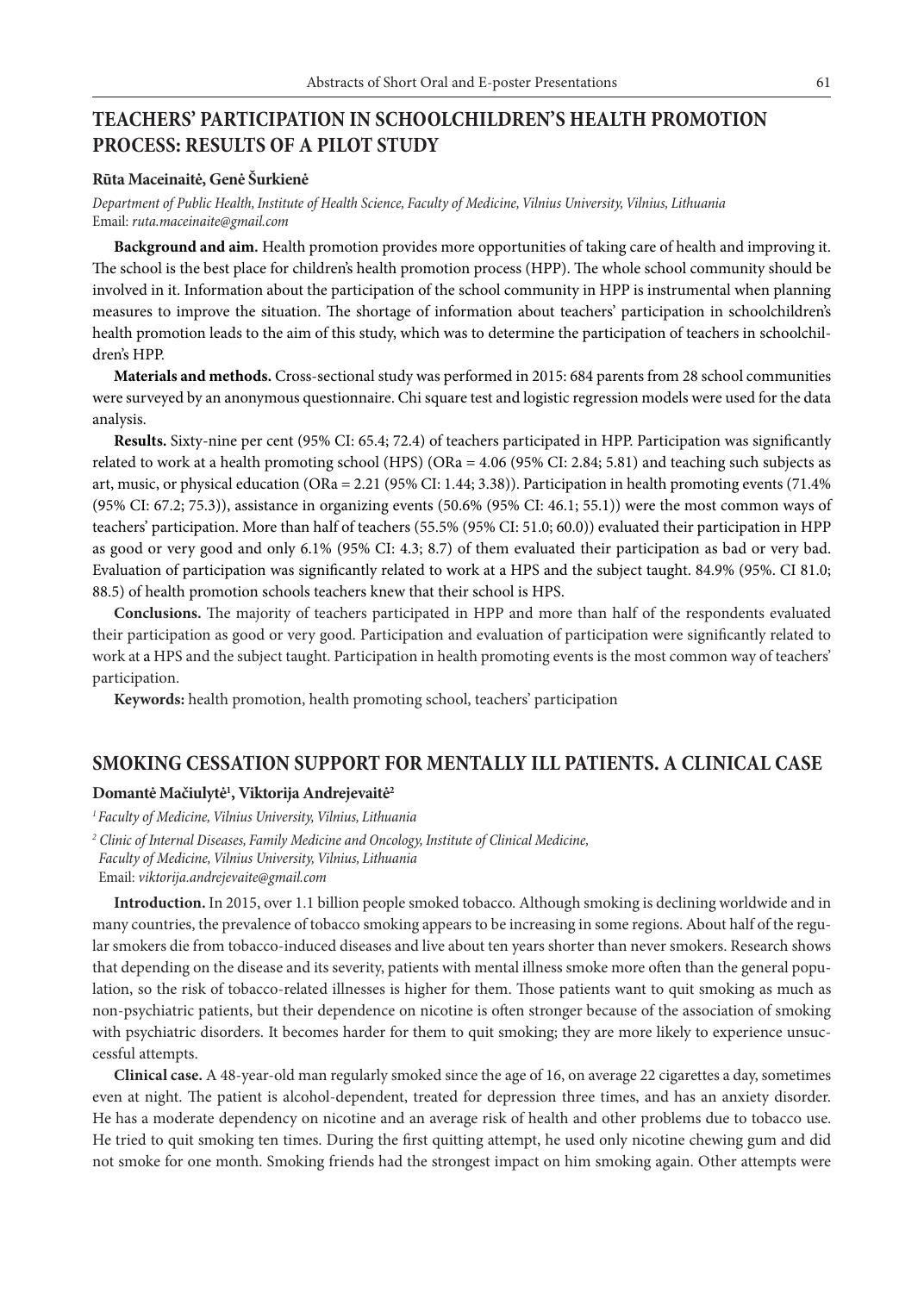## TEACHERS' PARTICIPATION IN SCHOOLCHILDREN'S HEALTH PROMOTION PROCESS: RESULTS OF A PILOT STUDY

**Rūta Maceinaitė, Genė Šurkienė**

*Department of Public Health, Institute of Health Science, Faculty of Medicine, Vilnius University, Vilnius, Lithuania*
Email: *ruta.maceinaite@gmail.com*

**Background and aim.** Health promotion provides more opportunities of taking care of health and improving it. The school is the best place for children's health promotion process (HPP). The whole school community should be involved in it. Information about the participation of the school community in HPP is instrumental when planning measures to improve the situation. The shortage of information about teachers' participation in schoolchildren's health promotion leads to the aim of this study, which was to determine the participation of teachers in schoolchildren's HPP.

**Materials and methods.** Cross-sectional study was performed in 2015: 684 parents from 28 school communities were surveyed by an anonymous questionnaire. Chi square test and logistic regression models were used for the data analysis.

**Results.** Sixty-nine per cent (95% CI: 65.4; 72.4) of teachers participated in HPP. Participation was significantly related to work at a health promoting school (HPS) (ORa = 4.06 (95% CI: 2.84; 5.81) and teaching such subjects as art, music, or physical education (ORa = 2.21 (95% CI: 1.44; 3.38)). Participation in health promoting events (71.4% (95% CI: 67.2; 75.3)), assistance in organizing events (50.6% (95% CI: 46.1; 55.1)) were the most common ways of teachers' participation. More than half of teachers (55.5% (95% CI: 51.0; 60.0)) evaluated their participation in HPP as good or very good and only 6.1% (95% CI: 4.3; 8.7) of them evaluated their participation as bad or very bad. Evaluation of participation was significantly related to work at a HPS and the subject taught. 84.9% (95%. CI 81.0; 88.5) of health promotion schools teachers knew that their school is HPS.

**Conclusions.** The majority of teachers participated in HPP and more than half of the respondents evaluated their participation as good or very good. Participation and evaluation of participation were significantly related to work at a HPS and the subject taught. Participation in health promoting events is the most common way of teachers' participation.

**Keywords:** health promotion, health promoting school, teachers' participation

## SMOKING CESSATION SUPPORT FOR MENTALLY ILL PATIENTS. A CLINICAL CASE

**Domantė Mačiulytė[1], Viktorija Andrejevaitė[2]**

*[1] Faculty of Medicine, Vilnius University, Vilnius, Lithuania*

*[2] Clinic of Internal Diseases, Family Medicine and Oncology, Institute of Clinical Medicine, Faculty of Medicine, Vilnius University, Vilnius, Lithuania*
Email: *viktorija.andrejevaite@gmail.com*

**Introduction.** In 2015, over 1.1 billion people smoked tobacco. Although smoking is declining worldwide and in many countries, the prevalence of tobacco smoking appears to be increasing in some regions. About half of the regular smokers die from tobacco-induced diseases and live about ten years shorter than never smokers. Research shows that depending on the disease and its severity, patients with mental illness smoke more often than the general population, so the risk of tobacco-related illnesses is higher for them. Those patients want to quit smoking as much as non-psychiatric patients, but their dependence on nicotine is often stronger because of the association of smoking with psychiatric disorders. It becomes harder for them to quit smoking; they are more likely to experience unsuccessful attempts.

**Clinical case.** A 48-year-old man regularly smoked since the age of 16, on average 22 cigarettes a day, sometimes even at night. The patient is alcohol-dependent, treated for depression three times, and has an anxiety disorder. He has a moderate dependency on nicotine and an average risk of health and other problems due to tobacco use. He tried to quit smoking ten times. During the first quitting attempt, he used only nicotine chewing gum and did not smoke for one month. Smoking friends had the strongest impact on him smoking again. Other attempts were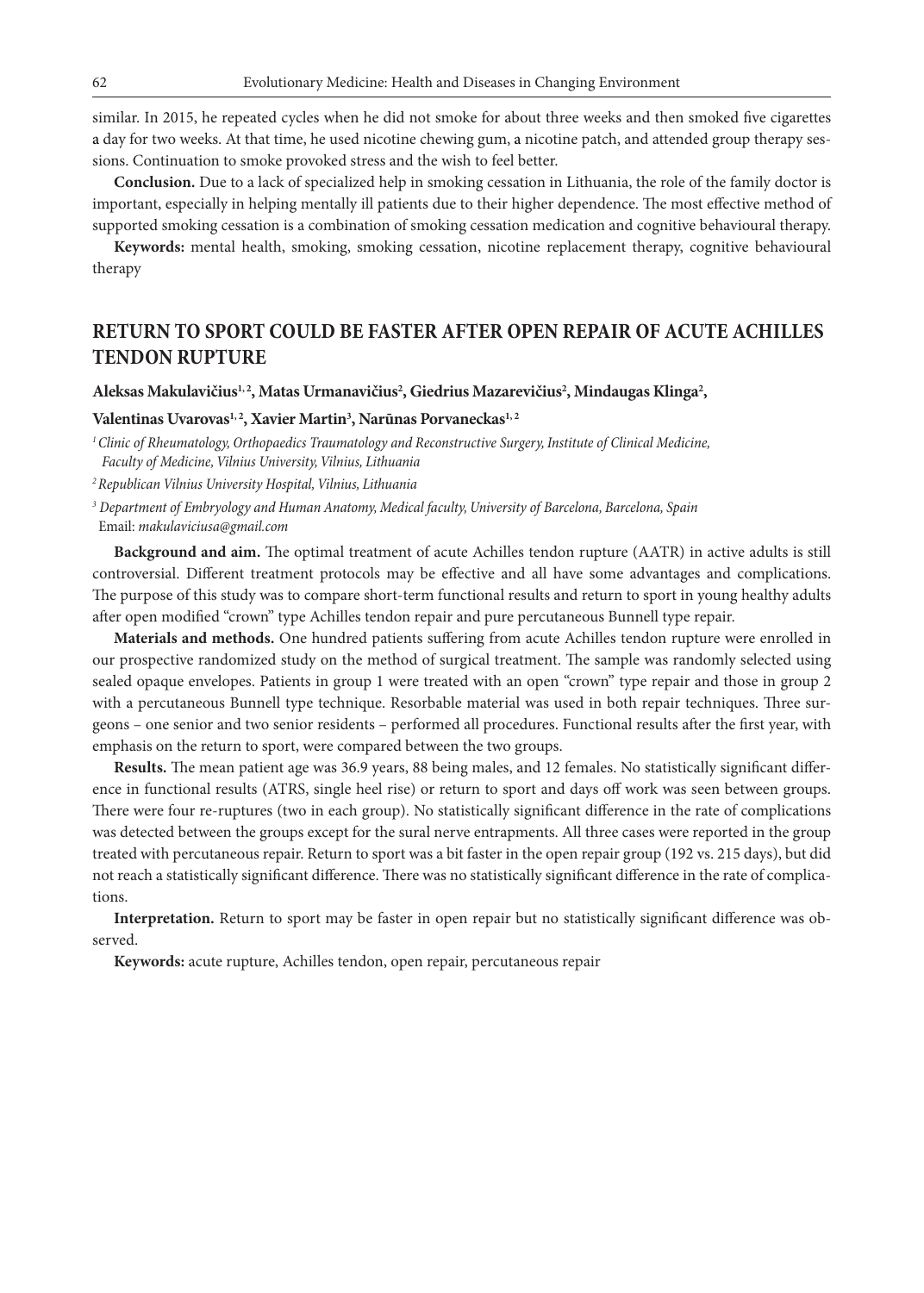similar. In 2015, he repeated cycles when he did not smoke for about three weeks and then smoked five cigarettes a day for two weeks. At that time, he used nicotine chewing gum, a nicotine patch, and attended group therapy sessions. Continuation to smoke provoked stress and the wish to feel better.

**Conclusion.** Due to a lack of specialized help in smoking cessation in Lithuania, the role of the family doctor is important, especially in helping mentally ill patients due to their higher dependence. The most effective method of supported smoking cessation is a combination of smoking cessation medication and cognitive behavioural therapy.

**Keywords:** mental health, smoking, smoking cessation, nicotine replacement therapy, cognitive behavioural therapy

## RETURN TO SPORT COULD BE FASTER AFTER OPEN REPAIR OF ACUTE ACHILLES TENDON RUPTURE

**Aleksas Makulavičius[1, 2], Matas Urmanavičius[2], Giedrius Mazarevičius[2], Mindaugas Klinga[2], Valentinas Uvarovas[1, 2], Xavier Martin[3], Narūnas Porvaneckas[1, 2]**

*[1] Clinic of Rheumatology, Orthopaedics Traumatology and Reconstructive Surgery, Institute of Clinical Medicine, Faculty of Medicine, Vilnius University, Vilnius, Lithuania*

*[2] Republican Vilnius University Hospital, Vilnius, Lithuania*

*[3] Department of Embryology and Human Anatomy, Medical faculty, University of Barcelona, Barcelona, Spain*

Email: *makulaviciusa@gmail.com*

**Background and aim.** The optimal treatment of acute Achilles tendon rupture (AATR) in active adults is still controversial. Different treatment protocols may be effective and all have some advantages and complications. The purpose of this study was to compare short-term functional results and return to sport in young healthy adults after open modified "crown" type Achilles tendon repair and pure percutaneous Bunnell type repair.

**Materials and methods.** One hundred patients suffering from acute Achilles tendon rupture were enrolled in our prospective randomized study on the method of surgical treatment. The sample was randomly selected using sealed opaque envelopes. Patients in group 1 were treated with an open "crown" type repair and those in group 2 with a percutaneous Bunnell type technique. Resorbable material was used in both repair techniques. Three surgeons – one senior and two senior residents – performed all procedures. Functional results after the first year, with emphasis on the return to sport, were compared between the two groups.

**Results.** The mean patient age was 36.9 years, 88 being males, and 12 females. No statistically significant difference in functional results (ATRS, single heel rise) or return to sport and days off work was seen between groups. There were four re-ruptures (two in each group). No statistically significant difference in the rate of complications was detected between the groups except for the sural nerve entrapments. All three cases were reported in the group treated with percutaneous repair. Return to sport was a bit faster in the open repair group (192 vs. 215 days), but did not reach a statistically significant difference. There was no statistically significant difference in the rate of complications.

**Interpretation.** Return to sport may be faster in open repair but no statistically significant difference was observed.

**Keywords:** acute rupture, Achilles tendon, open repair, percutaneous repair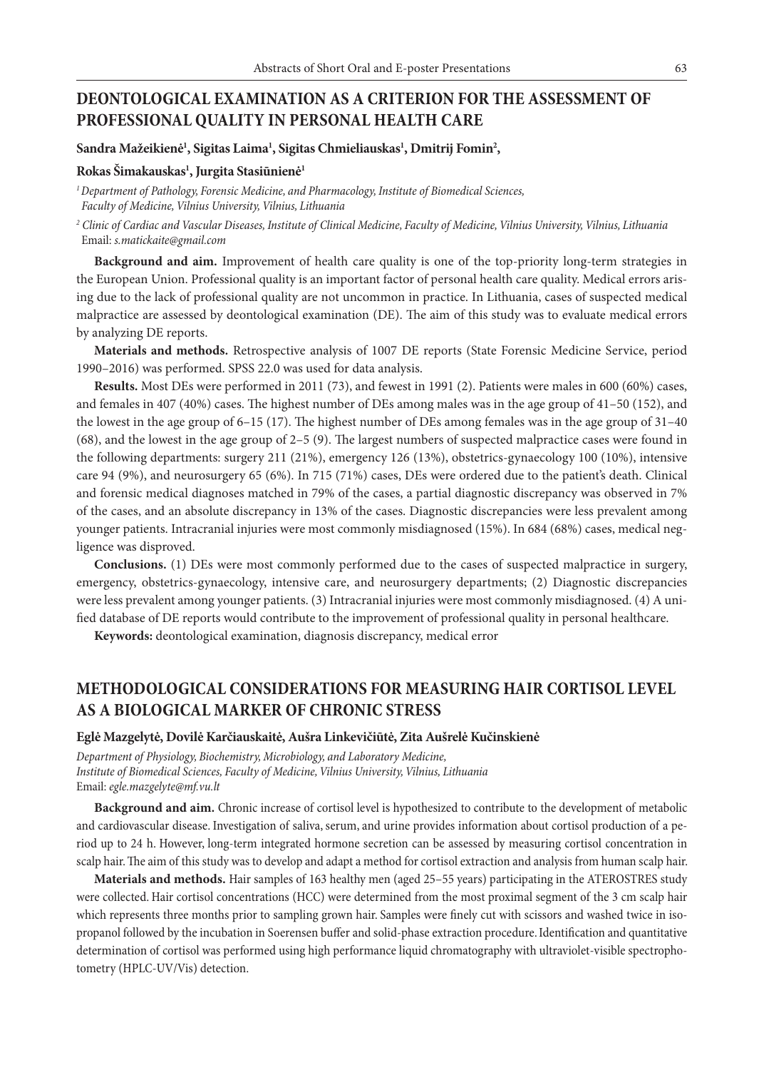## DEONTOLOGICAL EXAMINATION AS A CRITERION FOR THE ASSESSMENT OF PROFESSIONAL QUALITY IN PERSONAL HEALTH CARE

**Sandra Mažeikienė[1], Sigitas Laima[1], Sigitas Chmieliauskas[1], Dmitrij Fomin[2], Rokas Šimakauskas[1], Jurgita Stasiūnienė[1]**

*[1] Department of Pathology, Forensic Medicine, and Pharmacology, Institute of Biomedical Sciences, Faculty of Medicine, Vilnius University, Vilnius, Lithuania*

*[2] Clinic of Cardiac and Vascular Diseases, Institute of Clinical Medicine, Faculty of Medicine, Vilnius University, Vilnius, Lithuania*
Email: *s.matickaite@gmail.com*

**Background and aim.** Improvement of health care quality is one of the top-priority long-term strategies in the European Union. Professional quality is an important factor of personal health care quality. Medical errors arising due to the lack of professional quality are not uncommon in practice. In Lithuania, cases of suspected medical malpractice are assessed by deontological examination (DE). The aim of this study was to evaluate medical errors by analyzing DE reports.

**Materials and methods.** Retrospective analysis of 1007 DE reports (State Forensic Medicine Service, period 1990–2016) was performed. SPSS 22.0 was used for data analysis.

**Results.** Most DEs were performed in 2011 (73), and fewest in 1991 (2). Patients were males in 600 (60%) cases, and females in 407 (40%) cases. The highest number of DEs among males was in the age group of 41–50 (152), and the lowest in the age group of 6–15 (17). The highest number of DEs among females was in the age group of 31–40 (68), and the lowest in the age group of 2–5 (9). The largest numbers of suspected malpractice cases were found in the following departments: surgery 211 (21%), emergency 126 (13%), obstetrics-gynaecology 100 (10%), intensive care 94 (9%), and neurosurgery 65 (6%). In 715 (71%) cases, DEs were ordered due to the patient's death. Clinical and forensic medical diagnoses matched in 79% of the cases, a partial diagnostic discrepancy was observed in 7% of the cases, and an absolute discrepancy in 13% of the cases. Diagnostic discrepancies were less prevalent among younger patients. Intracranial injuries were most commonly misdiagnosed (15%). In 684 (68%) cases, medical negligence was disproved.

**Conclusions.** (1) DEs were most commonly performed due to the cases of suspected malpractice in surgery, emergency, obstetrics-gynaecology, intensive care, and neurosurgery departments; (2) Diagnostic discrepancies were less prevalent among younger patients. (3) Intracranial injuries were most commonly misdiagnosed. (4) A unified database of DE reports would contribute to the improvement of professional quality in personal healthcare.

**Keywords:** deontological examination, diagnosis discrepancy, medical error

## METHODOLOGICAL CONSIDERATIONS FOR MEASURING HAIR CORTISOL LEVEL AS A BIOLOGICAL MARKER OF CHRONIC STRESS

**Eglė Mazgelytė, Dovilė Karčiauskaitė, Aušra Linkevičiūtė, Zita Aušrelė Kučinskienė**

*Department of Physiology, Biochemistry, Microbiology, and Laboratory Medicine, Institute of Biomedical Sciences, Faculty of Medicine, Vilnius University, Vilnius, Lithuania*
Email: *egle.mazgelyte@mf.vu.lt*

**Background and aim.** Chronic increase of cortisol level is hypothesized to contribute to the development of metabolic and cardiovascular disease. Investigation of saliva, serum, and urine provides information about cortisol production of a period up to 24 h. However, long-term integrated hormone secretion can be assessed by measuring cortisol concentration in scalp hair. The aim of this study was to develop and adapt a method for cortisol extraction and analysis from human scalp hair.

**Materials and methods.** Hair samples of 163 healthy men (aged 25–55 years) participating in the ATEROSTRES study were collected. Hair cortisol concentrations (HCC) were determined from the most proximal segment of the 3 cm scalp hair which represents three months prior to sampling grown hair. Samples were finely cut with scissors and washed twice in isopropanol followed by the incubation in Soerensen buffer and solid-phase extraction procedure. Identification and quantitative determination of cortisol was performed using high performance liquid chromatography with ultraviolet-visible spectrophotometry (HPLC-UV/Vis) detection.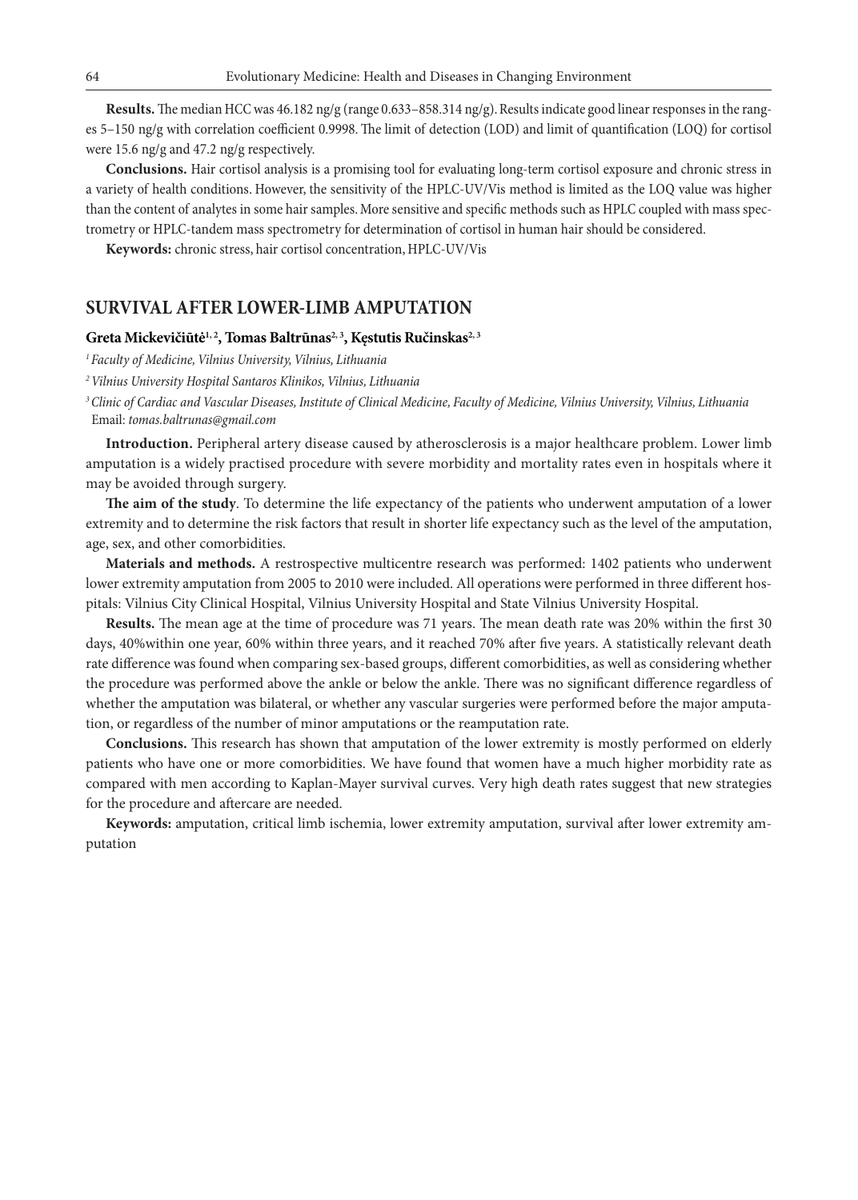**Results.** The median HCC was 46.182 ng/g (range 0.633–858.314 ng/g). Results indicate good linear responses in the ranges 5–150 ng/g with correlation coefficient 0.9998. The limit of detection (LOD) and limit of quantification (LOQ) for cortisol were 15.6 ng/g and 47.2 ng/g respectively.

**Conclusions.** Hair cortisol analysis is a promising tool for evaluating long-term cortisol exposure and chronic stress in a variety of health conditions. However, the sensitivity of the HPLC-UV/Vis method is limited as the LOQ value was higher than the content of analytes in some hair samples. More sensitive and specific methods such as HPLC coupled with mass spectrometry or HPLC-tandem mass spectrometry for determination of cortisol in human hair should be considered.

**Keywords:** chronic stress, hair cortisol concentration, HPLC-UV/Vis

## SURVIVAL AFTER LOWER-LIMB AMPUTATION

**Greta Mickevičiūtė[1, 2], Tomas Baltrūnas[2, 3], Kęstutis Ručinskas[2, 3]**

[1] *Faculty of Medicine, Vilnius University, Vilnius, Lithuania*

[2] *Vilnius University Hospital Santaros Klinikos, Vilnius, Lithuania*

[3] *Clinic of Cardiac and Vascular Diseases, Institute of Clinical Medicine, Faculty of Medicine, Vilnius University, Vilnius, Lithuania*
Email: *tomas.baltrunas@gmail.com*

**Introduction.** Peripheral artery disease caused by atherosclerosis is a major healthcare problem. Lower limb amputation is a widely practised procedure with severe morbidity and mortality rates even in hospitals where it may be avoided through surgery.

**The aim of the study**. To determine the life expectancy of the patients who underwent amputation of a lower extremity and to determine the risk factors that result in shorter life expectancy such as the level of the amputation, age, sex, and other comorbidities.

**Materials and methods.** A restrospective multicentre research was performed: 1402 patients who underwent lower extremity amputation from 2005 to 2010 were included. All operations were performed in three different hospitals: Vilnius City Clinical Hospital, Vilnius University Hospital and State Vilnius University Hospital.

**Results.** The mean age at the time of procedure was 71 years. The mean death rate was 20% within the first 30 days, 40%within one year, 60% within three years, and it reached 70% after five years. A statistically relevant death rate difference was found when comparing sex-based groups, different comorbidities, as well as considering whether the procedure was performed above the ankle or below the ankle. There was no significant difference regardless of whether the amputation was bilateral, or whether any vascular surgeries were performed before the major amputation, or regardless of the number of minor amputations or the reamputation rate.

**Conclusions.** This research has shown that amputation of the lower extremity is mostly performed on elderly patients who have one or more comorbidities. We have found that women have a much higher morbidity rate as compared with men according to Kaplan-Mayer survival curves. Very high death rates suggest that new strategies for the procedure and aftercare are needed.

**Keywords:** amputation, critical limb ischemia, lower extremity amputation, survival after lower extremity amputation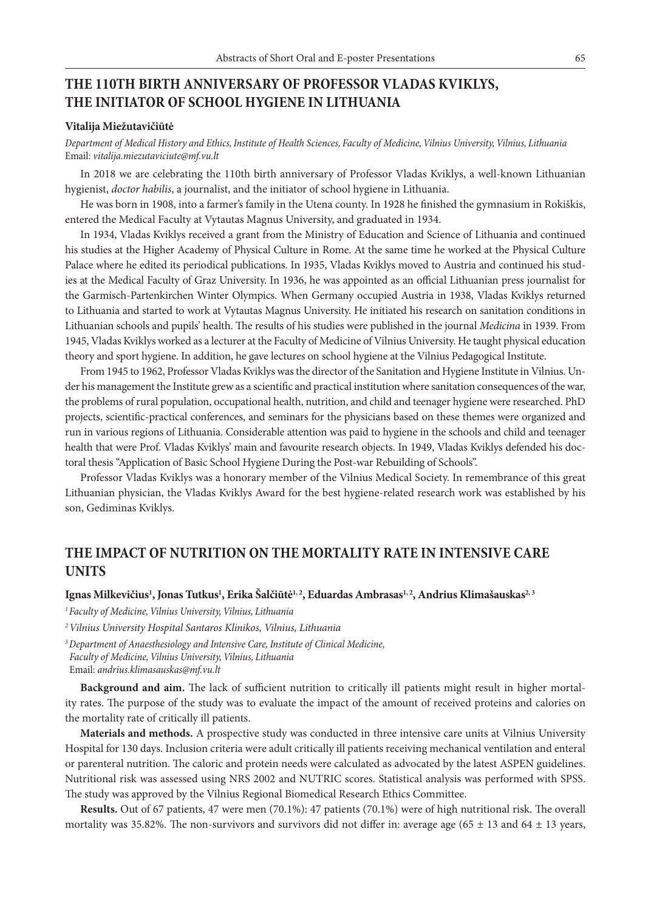## THE 110TH BIRTH ANNIVERSARY OF PROFESSOR VLADAS KVIKLYS, THE INITIATOR OF SCHOOL HYGIENE IN LITHUANIA

**Vitalija Miežutavičiūtė**

*Department of Medical History and Ethics, Institute of Health Sciences, Faculty of Medicine, Vilnius University, Vilnius, Lithuania*
Email: *vitalija.miezutaviciute@mf.vu.lt*

In 2018 we are celebrating the 110th birth anniversary of Professor Vladas Kviklys, a well-known Lithuanian hygienist, *doctor habilis*, a journalist, and the initiator of school hygiene in Lithuania.

He was born in 1908, into a farmer's family in the Utena county. In 1928 he finished the gymnasium in Rokiškis, entered the Medical Faculty at Vytautas Magnus University, and graduated in 1934.

In 1934, Vladas Kviklys received a grant from the Ministry of Education and Science of Lithuania and continued his studies at the Higher Academy of Physical Culture in Rome. At the same time he worked at the Physical Culture Palace where he edited its periodical publications. In 1935, Vladas Kviklys moved to Austria and continued his studies at the Medical Faculty of Graz University. In 1936, he was appointed as an official Lithuanian press journalist for the Garmisch-Partenkirchen Winter Olympics. When Germany occupied Austria in 1938, Vladas Kviklys returned to Lithuania and started to work at Vytautas Magnus University. He initiated his research on sanitation conditions in Lithuanian schools and pupils' health. The results of his studies were published in the journal *Medicina* in 1939. From 1945, Vladas Kviklys worked as a lecturer at the Faculty of Medicine of Vilnius University. He taught physical education theory and sport hygiene. In addition, he gave lectures on school hygiene at the Vilnius Pedagogical Institute.

From 1945 to 1962, Professor Vladas Kviklys was the director of the Sanitation and Hygiene Institute in Vilnius. Under his management the Institute grew as a scientific and practical institution where sanitation consequences of the war, the problems of rural population, occupational health, nutrition, and child and teenager hygiene were researched. PhD projects, scientific-practical conferences, and seminars for the physicians based on these themes were organized and run in various regions of Lithuania. Considerable attention was paid to hygiene in the schools and child and teenager health that were Prof. Vladas Kviklys' main and favourite research objects. In 1949, Vladas Kviklys defended his doctoral thesis "Application of Basic School Hygiene During the Post-war Rebuilding of Schools".

Professor Vladas Kviklys was a honorary member of the Vilnius Medical Society. In remembrance of this great Lithuanian physician, the Vladas Kviklys Award for the best hygiene-related research work was established by his son, Gediminas Kviklys.

## THE IMPACT OF NUTRITION ON THE MORTALITY RATE IN INTENSIVE CARE UNITS

**Ignas Milkevičius[1], Jonas Tutkus[1], Erika Šalčiūtė[1,2], Eduardas Ambrasas[1,2], Andrius Klimašauskas[2,3]**

[1] *Faculty of Medicine, Vilnius University, Vilnius, Lithuania*

[2] *Vilnius University Hospital Santaros Klinikos, Vilnius, Lithuania*

[3] *Department of Anaesthesiology and Intensive Care, Institute of Clinical Medicine, Faculty of Medicine, Vilnius University, Vilnius, Lithuania*
Email: *andrius.klimasauskas@mf.vu.lt*

**Background and aim.** The lack of sufficient nutrition to critically ill patients might result in higher mortality rates. The purpose of the study was to evaluate the impact of the amount of received proteins and calories on the mortality rate of critically ill patients.

**Materials and methods.** A prospective study was conducted in three intensive care units at Vilnius University Hospital for 130 days. Inclusion criteria were adult critically ill patients receiving mechanical ventilation and enteral or parenteral nutrition. The caloric and protein needs were calculated as advocated by the latest ASPEN guidelines. Nutritional risk was assessed using NRS 2002 and NUTRIC scores. Statistical analysis was performed with SPSS. The study was approved by the Vilnius Regional Biomedical Research Ethics Committee.

**Results.** Out of 67 patients, 47 were men (70.1%): 47 patients (70.1%) were of high nutritional risk. The overall mortality was 35.82%. The non-survivors and survivors did not differ in: average age ($65 \pm 13$ and $64 \pm 13$ years,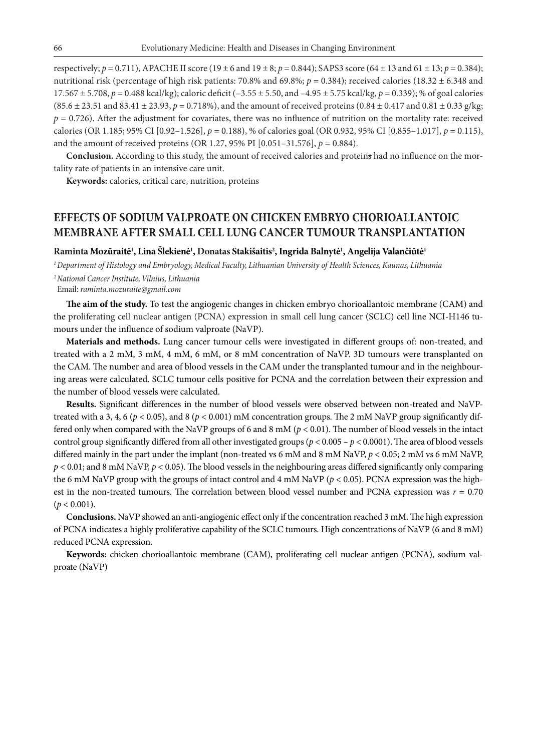respectively; $p = 0.711$), APACHE II score ($19 \pm 6$ and $19 \pm 8$; $p = 0.844$); SAPS3 score ($64 \pm 13$ and $61 \pm 13$; $p = 0.384$); nutritional risk (percentage of high risk patients: 70.8% and 69.8%; $p = 0.384$); received calories ($18.32 \pm 6.348$ and $17.567 \pm 5.708$, $p = 0.488$ kcal/kg); caloric deficit ($-3.55 \pm 5.50$, and $-4.95 \pm 5.75$ kcal/kg, $p = 0.339$); % of goal calories ($85.6 \pm 23.51$ and $83.41 \pm 23.93$, $p = 0.718$%), and the amount of received proteins ($0.84 \pm 0.417$ and $0.81 \pm 0.33$ g/kg; $p = 0.726$). After the adjustment for covariates, there was no influence of nutrition on the mortality rate: received calories (OR 1.185; 95% CI [0.92–1.526], $p = 0.188$), % of calories goal (OR 0.932, 95% CI [0.855–1.017], $p = 0.115$), and the amount of received proteins (OR 1.27, 95% PI [0.051–31.576], $p = 0.884$).

**Conclusion.** According to this study, the amount of received calories and proteins had no influence on the mortality rate of patients in an intensive care unit.

**Keywords:** calories, critical care, nutrition, proteins

## EFFECTS OF SODIUM VALPROATE ON CHICKEN EMBRYO CHORIOALLANTOIC MEMBRANE AFTER SMALL CELL LUNG CANCER TUMOUR TRANSPLANTATION

**Raminta Mozūraitė[1], Lina Šlekienė[1], Donatas Stakišaitis[2], Ingrida Balnytė[1], Angelija Valančiūtė[1]**

*[1] Department of Histology and Embryology, Medical Faculty, Lithuanian University of Health Sciences, Kaunas, Lithuania*

*[2] National Cancer Institute, Vilnius, Lithuania*

Email: *raminta.mozuraite@gmail.com*

**The aim of the study.** To test the angiogenic changes in chicken embryo chorioallantoic membrane (CAM) and the proliferating cell nuclear antigen (PCNA) expression in small cell lung cancer (SCLC) cell line NCI-H146 tumours under the influence of sodium valproate (NaVP).

**Materials and methods.** Lung cancer tumour cells were investigated in different groups of: non-treated, and treated with a 2 mM, 3 mM, 4 mM, 6 mM, or 8 mM concentration of NaVP. 3D tumours were transplanted on the CAM. The number and area of blood vessels in the CAM under the transplanted tumour and in the neighbouring areas were calculated. SCLC tumour cells positive for PCNA and the correlation between their expression and the number of blood vessels were calculated.

**Results.** Significant differences in the number of blood vessels were observed between non-treated and NaVP-treated with a 3, 4, 6 ($p < 0.05$), and 8 ($p < 0.001$) mM concentration groups. The 2 mM NaVP group significantly differed only when compared with the NaVP groups of 6 and 8 mM ($p < 0.01$). The number of blood vessels in the intact control group significantly differed from all other investigated groups ($p < 0.005$ – $p < 0.0001$). The area of blood vessels differed mainly in the part under the implant (non-treated vs 6 mM and 8 mM NaVP, $p < 0.05$; 2 mM vs 6 mM NaVP, $p < 0.01$; and 8 mM NaVP, $p < 0.05$). The blood vessels in the neighbouring areas differed significantly only comparing the 6 mM NaVP group with the groups of intact control and 4 mM NaVP ($p < 0.05$). PCNA expression was the highest in the non-treated tumours. The correlation between blood vessel number and PCNA expression was $r = 0.70$ ($p < 0.001$).

**Conclusions.** NaVP showed an anti-angiogenic effect only if the concentration reached 3 mM. The high expression of PCNA indicates a highly proliferative capability of the SCLC tumours. High concentrations of NaVP (6 and 8 mM) reduced PCNA expression.

**Keywords:** chicken chorioallantoic membrane (CAM), proliferating cell nuclear antigen (PCNA), sodium valproate (NaVP)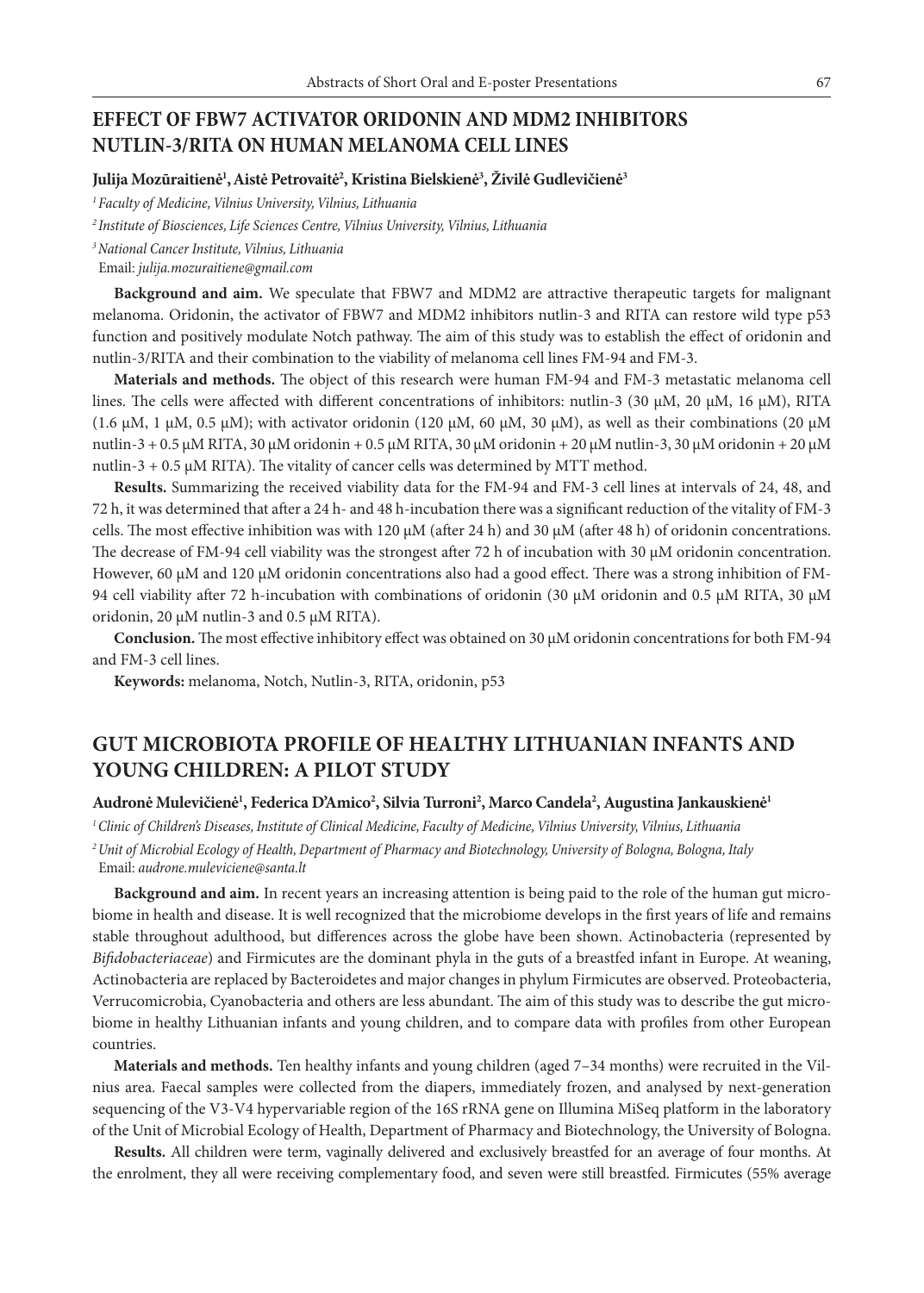## EFFECT OF FBW7 ACTIVATOR ORIDONIN AND MDM2 INHIBITORS NUTLIN-3/RITA ON HUMAN MELANOMA CELL LINES

**Julija Mozūraitienė[1], Aistė Petrovaitė[2], Kristina Bielskienė[3], Živilė Gudlevičienė[3]**

*[1] Faculty of Medicine, Vilnius University, Vilnius, Lithuania*

*[2] Institute of Biosciences, Life Sciences Centre, Vilnius University, Vilnius, Lithuania*

*[3] National Cancer Institute, Vilnius, Lithuania*

Email: *julija.mozuraitiene@gmail.com*

**Background and aim.** We speculate that FBW7 and MDM2 are attractive therapeutic targets for malignant melanoma. Oridonin, the activator of FBW7 and MDM2 inhibitors nutlin-3 and RITA can restore wild type p53 function and positively modulate Notch pathway. The aim of this study was to establish the effect of oridonin and nutlin-3/RITA and their combination to the viability of melanoma cell lines FM-94 and FM-3.

**Materials and methods.** The object of this research were human FM-94 and FM-3 metastatic melanoma cell lines. The cells were affected with different concentrations of inhibitors: nutlin-3 (30 μM, 20 μM, 16 μM), RITA (1.6 μM, 1 μM, 0.5 μM); with activator oridonin (120 μM, 60 μM, 30 μM), as well as their combinations (20 μM nutlin-3 + 0.5 μM RITA, 30 μM oridonin + 0.5 μM RITA, 30 μM oridonin + 20 μM nutlin-3, 30 μM oridonin + 20 μM nutlin-3 + 0.5 μM RITA). The vitality of cancer cells was determined by MTT method.

**Results.** Summarizing the received viability data for the FM-94 and FM-3 cell lines at intervals of 24, 48, and 72 h, it was determined that after a 24 h- and 48 h-incubation there was a significant reduction of the vitality of FM-3 cells. The most effective inhibition was with 120 μM (after 24 h) and 30 μM (after 48 h) of oridonin concentrations. The decrease of FM-94 cell viability was the strongest after 72 h of incubation with 30 μM oridonin concentration. However, 60 μM and 120 μM oridonin concentrations also had a good effect. There was a strong inhibition of FM-94 cell viability after 72 h-incubation with combinations of oridonin (30 μM oridonin and 0.5 μM RITA, 30 μM oridonin, 20 μM nutlin-3 and 0.5 μM RITA).

**Conclusion.** The most effective inhibitory effect was obtained on 30 μM oridonin concentrations for both FM-94 and FM-3 cell lines.

**Keywords:** melanoma, Notch, Nutlin-3, RITA, oridonin, p53

## GUT MICROBIOTA PROFILE OF HEALTHY LITHUANIAN INFANTS AND YOUNG CHILDREN: A PILOT STUDY

**Audronė Mulevičienė[1], Federica D'Amico[2], Silvia Turroni[2], Marco Candela[2], Augustina Jankauskienė[1]**

*[1] Clinic of Children's Diseases, Institute of Clinical Medicine, Faculty of Medicine, Vilnius University, Vilnius, Lithuania*

*[2] Unit of Microbial Ecology of Health, Department of Pharmacy and Biotechnology, University of Bologna, Bologna, Italy*

Email: *audrone.muleviciene@santa.lt*

**Background and aim.** In recent years an increasing attention is being paid to the role of the human gut microbiome in health and disease. It is well recognized that the microbiome develops in the first years of life and remains stable throughout adulthood, but differences across the globe have been shown. Actinobacteria (represented by *Bifidobacteriaceae*) and Firmicutes are the dominant phyla in the guts of a breastfed infant in Europe. At weaning, Actinobacteria are replaced by Bacteroidetes and major changes in phylum Firmicutes are observed. Proteobacteria, Verrucomicrobia, Cyanobacteria and others are less abundant. The aim of this study was to describe the gut microbiome in healthy Lithuanian infants and young children, and to compare data with profiles from other European countries.

**Materials and methods.** Ten healthy infants and young children (aged 7–34 months) were recruited in the Vilnius area. Faecal samples were collected from the diapers, immediately frozen, and analysed by next-generation sequencing of the V3-V4 hypervariable region of the 16S rRNA gene on Illumina MiSeq platform in the laboratory of the Unit of Microbial Ecology of Health, Department of Pharmacy and Biotechnology, the University of Bologna.

**Results.** All children were term, vaginally delivered and exclusively breastfed for an average of four months. At the enrolment, they all were receiving complementary food, and seven were still breastfed. Firmicutes (55% average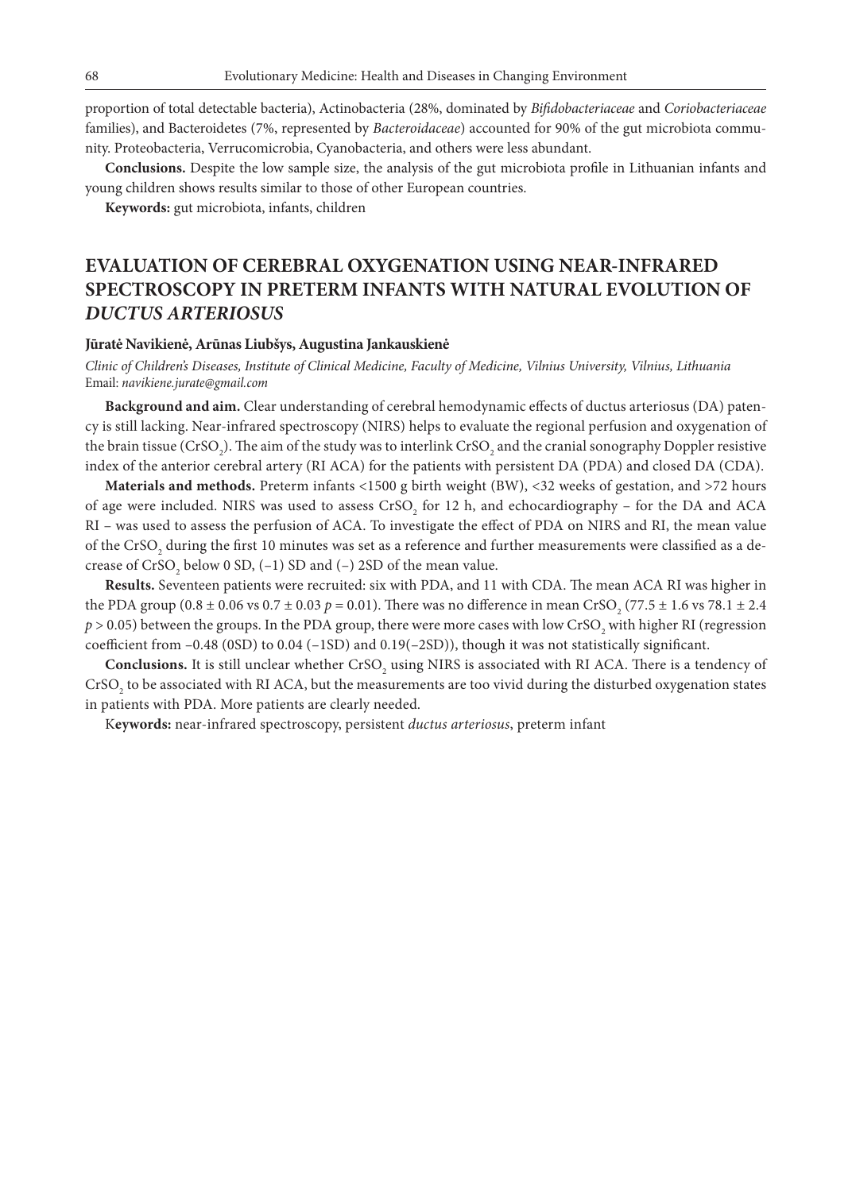proportion of total detectable bacteria), Actinobacteria (28%, dominated by *Bifidobacteriaceae* and *Coriobacteriaceae* families), and Bacteroidetes (7%, represented by *Bacteroidaceae*) accounted for 90% of the gut microbiota community. Proteobacteria, Verrucomicrobia, Cyanobacteria, and others were less abundant.

**Conclusions.** Despite the low sample size, the analysis of the gut microbiota profile in Lithuanian infants and young children shows results similar to those of other European countries.

**Keywords:** gut microbiota, infants, children

## EVALUATION OF CEREBRAL OXYGENATION USING NEAR-INFRARED SPECTROSCOPY IN PRETERM INFANTS WITH NATURAL EVOLUTION OF *DUCTUS ARTERIOSUS*

**Jūratė Navikienė, Arūnas Liubšys, Augustina Jankauskienė**

*Clinic of Children's Diseases, Institute of Clinical Medicine, Faculty of Medicine, Vilnius University, Vilnius, Lithuania*
Email: *navikiene.jurate@gmail.com*

**Background and aim.** Clear understanding of cerebral hemodynamic effects of ductus arteriosus (DA) patency is still lacking. Near-infrared spectroscopy (NIRS) helps to evaluate the regional perfusion and oxygenation of the brain tissue ($CrSO_2$). The aim of the study was to interlink $CrSO_2$ and the cranial sonography Doppler resistive index of the anterior cerebral artery (RI ACA) for the patients with persistent DA (PDA) and closed DA (CDA).

**Materials and methods.** Preterm infants <1500 g birth weight (BW), <32 weeks of gestation, and >72 hours of age were included. NIRS was used to assess $CrSO_2$ for 12 h, and echocardiography – for the DA and ACA RI – was used to assess the perfusion of ACA. To investigate the effect of PDA on NIRS and RI, the mean value of the $CrSO_2$ during the first 10 minutes was set as a reference and further measurements were classified as a decrease of $CrSO_2$ below 0 SD, (–1) SD and (–) 2SD of the mean value.

**Results.** Seventeen patients were recruited: six with PDA, and 11 with CDA. The mean ACA RI was higher in the PDA group ($0.8 \pm 0.06$ vs $0.7 \pm 0.03$ $p = 0.01$). There was no difference in mean $CrSO_2$ ($77.5 \pm 1.6$ vs $78.1 \pm 2.4$ $p > 0.05$) between the groups. In the PDA group, there were more cases with low $CrSO_2$ with higher RI (regression coefficient from –0.48 (0SD) to 0.04 (–1SD) and 0.19(–2SD)), though it was not statistically significant.

**Conclusions.** It is still unclear whether $CrSO_2$ using NIRS is associated with RI ACA. There is a tendency of $CrSO_2$ to be associated with RI ACA, but the measurements are too vivid during the disturbed oxygenation states in patients with PDA. More patients are clearly needed.

**Keywords:** near-infrared spectroscopy, persistent *ductus arteriosus*, preterm infant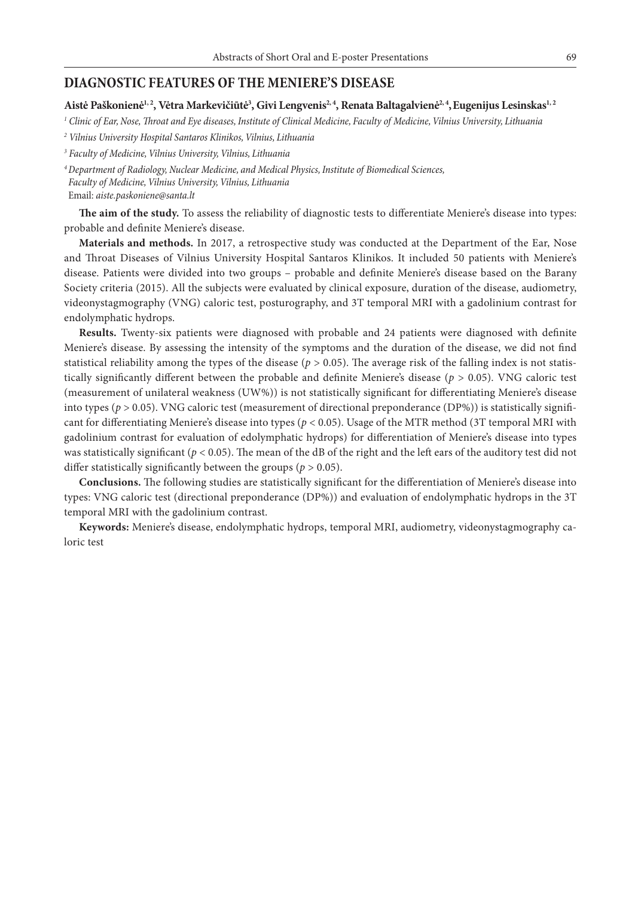## DIAGNOSTIC FEATURES OF THE MENIERE'S DISEASE

**Aistė Paškonienė[1, 2], Vėtra Markevičiūtė[3], Givi Lengvenis[2, 4], Renata Baltagalvienė[2, 4], Eugenijus Lesinskas[1, 2]**

*[1] Clinic of Ear, Nose, Throat and Eye diseases, Institute of Clinical Medicine, Faculty of Medicine, Vilnius University, Lithuania*

*[2] Vilnius University Hospital Santaros Klinikos, Vilnius, Lithuania*

*[3] Faculty of Medicine, Vilnius University, Vilnius, Lithuania*

*[4] Department of Radiology, Nuclear Medicine, and Medical Physics, Institute of Biomedical Sciences, Faculty of Medicine, Vilnius University, Vilnius, Lithuania*

Email: *aiste.paskoniene@santa.lt*

**The aim of the study.** To assess the reliability of diagnostic tests to differentiate Meniere's disease into types: probable and definite Meniere's disease.

**Materials and methods.** In 2017, a retrospective study was conducted at the Department of the Ear, Nose and Throat Diseases of Vilnius University Hospital Santaros Klinikos. It included 50 patients with Meniere's disease. Patients were divided into two groups – probable and definite Meniere's disease based on the Barany Society criteria (2015). All the subjects were evaluated by clinical exposure, duration of the disease, audiometry, videonystagmography (VNG) caloric test, posturography, and 3T temporal MRI with a gadolinium contrast for endolymphatic hydrops.

**Results.** Twenty-six patients were diagnosed with probable and 24 patients were diagnosed with definite Meniere's disease. By assessing the intensity of the symptoms and the duration of the disease, we did not find statistical reliability among the types of the disease ($p > 0.05$). The average risk of the falling index is not statistically significantly different between the probable and definite Meniere's disease ($p > 0.05$). VNG caloric test (measurement of unilateral weakness (UW%)) is not statistically significant for differentiating Meniere's disease into types ($p > 0.05$). VNG caloric test (measurement of directional preponderance (DP%)) is statistically significant for differentiating Meniere's disease into types ($p < 0.05$). Usage of the MTR method (3T temporal MRI with gadolinium contrast for evaluation of edolymphatic hydrops) for differentiation of Meniere's disease into types was statistically significant ($p < 0.05$). The mean of the dB of the right and the left ears of the auditory test did not differ statistically significantly between the groups ($p > 0.05$).

**Conclusions.** The following studies are statistically significant for the differentiation of Meniere's disease into types: VNG caloric test (directional preponderance (DP%)) and evaluation of endolymphatic hydrops in the 3T temporal MRI with the gadolinium contrast.

**Keywords:** Meniere's disease, endolymphatic hydrops, temporal MRI, audiometry, videonystagmography caloric test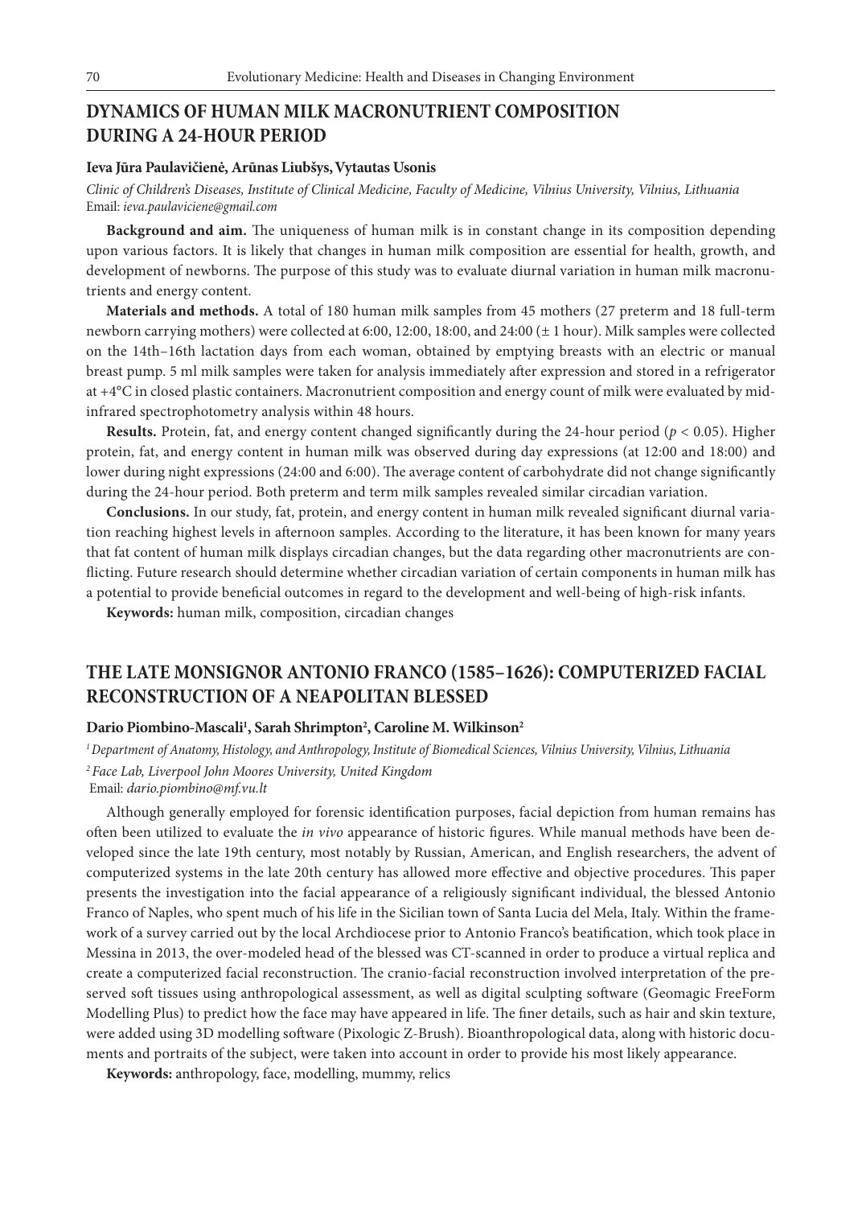## DYNAMICS OF HUMAN MILK MACRONUTRIENT COMPOSITION DURING A 24-HOUR PERIOD

**Ieva Jūra Paulavičienė, Arūnas Liubšys, Vytautas Usonis**

*Clinic of Children's Diseases, Institute of Clinical Medicine, Faculty of Medicine, Vilnius University, Vilnius, Lithuania*
Email: *ieva.paulaviciene@gmail.com*

**Background and aim.** The uniqueness of human milk is in constant change in its composition depending upon various factors. It is likely that changes in human milk composition are essential for health, growth, and development of newborns. The purpose of this study was to evaluate diurnal variation in human milk macronutrients and energy content.

**Materials and methods.** A total of 180 human milk samples from 45 mothers (27 preterm and 18 full-term newborn carrying mothers) were collected at 6:00, 12:00, 18:00, and 24:00 (± 1 hour). Milk samples were collected on the 14th–16th lactation days from each woman, obtained by emptying breasts with an electric or manual breast pump. 5 ml milk samples were taken for analysis immediately after expression and stored in a refrigerator at +4°C in closed plastic containers. Macronutrient composition and energy count of milk were evaluated by mid-infrared spectrophotometry analysis within 48 hours.

**Results.** Protein, fat, and energy content changed significantly during the 24-hour period ($p < 0.05$). Higher protein, fat, and energy content in human milk was observed during day expressions (at 12:00 and 18:00) and lower during night expressions (24:00 and 6:00). The average content of carbohydrate did not change significantly during the 24-hour period. Both preterm and term milk samples revealed similar circadian variation.

**Conclusions.** In our study, fat, protein, and energy content in human milk revealed significant diurnal variation reaching highest levels in afternoon samples. According to the literature, it has been known for many years that fat content of human milk displays circadian changes, but the data regarding other macronutrients are conflicting. Future research should determine whether circadian variation of certain components in human milk has a potential to provide beneficial outcomes in regard to the development and well-being of high-risk infants.

**Keywords:** human milk, composition, circadian changes

## THE LATE MONSIGNOR ANTONIO FRANCO (1585–1626): COMPUTERIZED FACIAL RECONSTRUCTION OF A NEAPOLITAN BLESSED

**Dario Piombino-Mascali[1], Sarah Shrimpton[2], Caroline M. Wilkinson[2]**

[1] *Department of Anatomy, Histology, and Anthropology, Institute of Biomedical Sciences, Vilnius University, Vilnius, Lithuania*
[2] *Face Lab, Liverpool John Moores University, United Kingdom*
Email: *dario.piombino@mf.vu.lt*

Although generally employed for forensic identification purposes, facial depiction from human remains has often been utilized to evaluate the *in vivo* appearance of historic figures. While manual methods have been developed since the late 19th century, most notably by Russian, American, and English researchers, the advent of computerized systems in the late 20th century has allowed more effective and objective procedures. This paper presents the investigation into the facial appearance of a religiously significant individual, the blessed Antonio Franco of Naples, who spent much of his life in the Sicilian town of Santa Lucia del Mela, Italy. Within the framework of a survey carried out by the local Archdiocese prior to Antonio Franco's beatification, which took place in Messina in 2013, the over-modeled head of the blessed was CT-scanned in order to produce a virtual replica and create a computerized facial reconstruction. The cranio-facial reconstruction involved interpretation of the preserved soft tissues using anthropological assessment, as well as digital sculpting software (Geomagic FreeForm Modelling Plus) to predict how the face may have appeared in life. The finer details, such as hair and skin texture, were added using 3D modelling software (Pixologic Z-Brush). Bioanthropological data, along with historic documents and portraits of the subject, were taken into account in order to provide his most likely appearance.

**Keywords:** anthropology, face, modelling, mummy, relics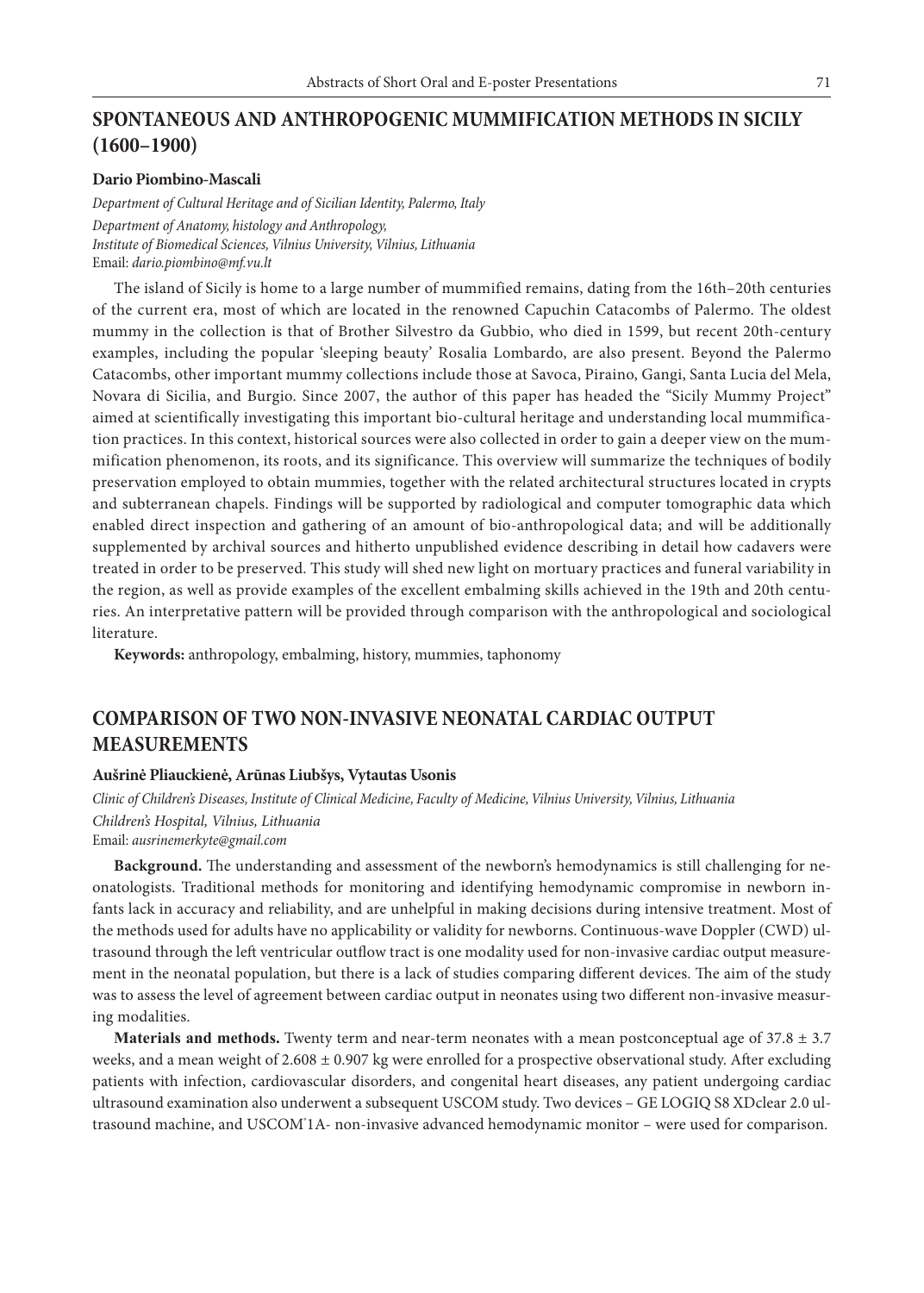## SPONTANEOUS AND ANTHROPOGENIC MUMMIFICATION METHODS IN SICILY (1600–1900)

**Dario Piombino-Mascali**

*Department of Cultural Heritage and of Sicilian Identity, Palermo, Italy*
*Department of Anatomy, histology and Anthropology,*
*Institute of Biomedical Sciences, Vilnius University, Vilnius, Lithuania*
Email: *dario.piombino@mf.vu.lt*

The island of Sicily is home to a large number of mummified remains, dating from the 16th–20th centuries of the current era, most of which are located in the renowned Capuchin Catacombs of Palermo. The oldest mummy in the collection is that of Brother Silvestro da Gubbio, who died in 1599, but recent 20th-century examples, including the popular 'sleeping beauty' Rosalia Lombardo, are also present. Beyond the Palermo Catacombs, other important mummy collections include those at Savoca, Piraino, Gangi, Santa Lucia del Mela, Novara di Sicilia, and Burgio. Since 2007, the author of this paper has headed the "Sicily Mummy Project" aimed at scientifically investigating this important bio-cultural heritage and understanding local mummification practices. In this context, historical sources were also collected in order to gain a deeper view on the mummification phenomenon, its roots, and its significance. This overview will summarize the techniques of bodily preservation employed to obtain mummies, together with the related architectural structures located in crypts and subterranean chapels. Findings will be supported by radiological and computer tomographic data which enabled direct inspection and gathering of an amount of bio-anthropological data; and will be additionally supplemented by archival sources and hitherto unpublished evidence describing in detail how cadavers were treated in order to be preserved. This study will shed new light on mortuary practices and funeral variability in the region, as well as provide examples of the excellent embalming skills achieved in the 19th and 20th centuries. An interpretative pattern will be provided through comparison with the anthropological and sociological literature.

**Keywords:** anthropology, embalming, history, mummies, taphonomy

## COMPARISON OF TWO NON-INVASIVE NEONATAL CARDIAC OUTPUT MEASUREMENTS

**Aušrinė Pliauckienė, Arūnas Liubšys, Vytautas Usonis**

*Clinic of Children's Diseases, Institute of Clinical Medicine, Faculty of Medicine, Vilnius University, Vilnius, Lithuania*
*Children's Hospital, Vilnius, Lithuania*
Email: *ausrinemerkyte@gmail.com*

**Background.** The understanding and assessment of the newborn's hemodynamics is still challenging for neonatologists. Traditional methods for monitoring and identifying hemodynamic compromise in newborn infants lack in accuracy and reliability, and are unhelpful in making decisions during intensive treatment. Most of the methods used for adults have no applicability or validity for newborns. Continuous-wave Doppler (CWD) ultrasound through the left ventricular outflow tract is one modality used for non-invasive cardiac output measurement in the neonatal population, but there is a lack of studies comparing different devices. The aim of the study was to assess the level of agreement between cardiac output in neonates using two different non-invasive measuring modalities.

**Materials and methods.** Twenty term and near-term neonates with a mean postconceptual age of 37.8 ± 3.7 weeks, and a mean weight of 2.608 ± 0.907 kg were enrolled for a prospective observational study. After excluding patients with infection, cardiovascular disorders, and congenital heart diseases, any patient undergoing cardiac ultrasound examination also underwent a subsequent USCOM study. Two devices – GE LOGIQ S8 XDclear 2.0 ultrasound machine, and USCOM®1A- non-invasive advanced hemodynamic monitor – were used for comparison.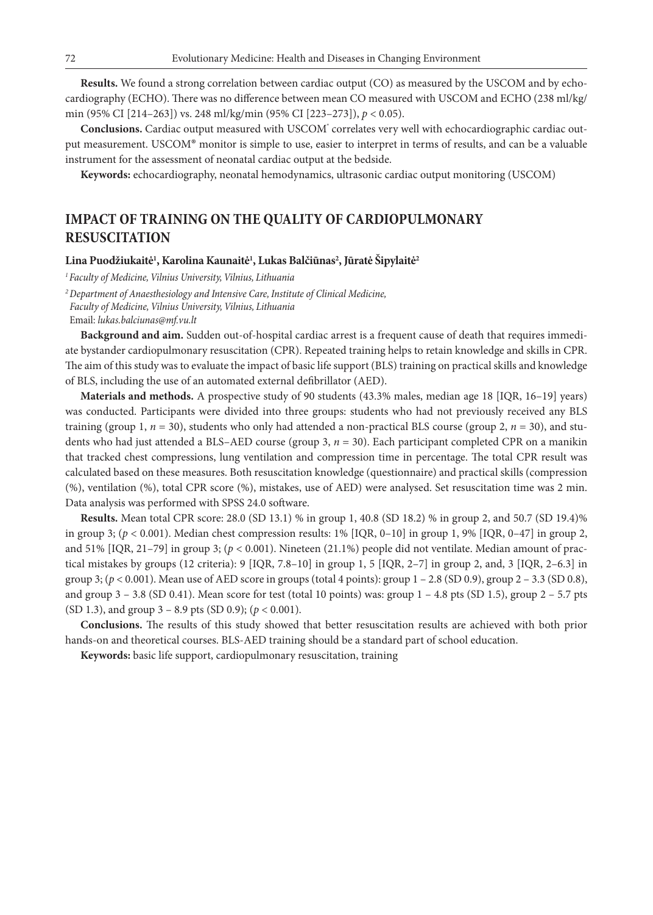**Results.** We found a strong correlation between cardiac output (CO) as measured by the USCOM and by echocardiography (ECHO). There was no difference between mean CO measured with USCOM and ECHO (238 ml/kg/min (95% CI [214–263]) vs. 248 ml/kg/min (95% CI [223–273]), $p < 0.05$).

**Conclusions.** Cardiac output measured with USCOM® correlates very well with echocardiographic cardiac output measurement. USCOM® monitor is simple to use, easier to interpret in terms of results, and can be a valuable instrument for the assessment of neonatal cardiac output at the bedside.

**Keywords:** echocardiography, neonatal hemodynamics, ultrasonic cardiac output monitoring (USCOM)

## IMPACT OF TRAINING ON THE QUALITY OF CARDIOPULMONARY RESUSCITATION

**Lina Puodžiukaitė[1], Karolina Kaunaitė[1], Lukas Balčiūnas[2], Jūratė Šipylaitė[2]**

[1] *Faculty of Medicine, Vilnius University, Vilnius, Lithuania*

[2] *Department of Anaesthesiology and Intensive Care, Institute of Clinical Medicine, Faculty of Medicine, Vilnius University, Vilnius, Lithuania*

Email: *lukas.balciunas@mf.vu.lt*

**Background and aim.** Sudden out-of-hospital cardiac arrest is a frequent cause of death that requires immediate bystander cardiopulmonary resuscitation (CPR). Repeated training helps to retain knowledge and skills in CPR. The aim of this study was to evaluate the impact of basic life support (BLS) training on practical skills and knowledge of BLS, including the use of an automated external defibrillator (AED).

**Materials and methods.** A prospective study of 90 students (43.3% males, median age 18 [IQR, 16–19] years) was conducted. Participants were divided into three groups: students who had not previously received any BLS training (group 1, $n = 30$), students who only had attended a non-practical BLS course (group 2, $n = 30$), and students who had just attended a BLS–AED course (group 3, $n = 30$). Each participant completed CPR on a manikin that tracked chest compressions, lung ventilation and compression time in percentage. The total CPR result was calculated based on these measures. Both resuscitation knowledge (questionnaire) and practical skills (compression (%), ventilation (%), total CPR score (%), mistakes, use of AED) were analysed. Set resuscitation time was 2 min. Data analysis was performed with SPSS 24.0 software.

**Results.** Mean total CPR score: 28.0 (SD 13.1) % in group 1, 40.8 (SD 18.2) % in group 2, and 50.7 (SD 19.4)% in group 3; ($p < 0.001$). Median chest compression results: 1% [IQR, 0–10] in group 1, 9% [IQR, 0–47] in group 2, and 51% [IQR, 21–79] in group 3; ($p < 0.001$). Nineteen (21.1%) people did not ventilate. Median amount of practical mistakes by groups (12 criteria): 9 [IQR, 7.8–10] in group 1, 5 [IQR, 2–7] in group 2, and, 3 [IQR, 2–6.3] in group 3; ($p < 0.001$). Mean use of AED score in groups (total 4 points): group 1 – 2.8 (SD 0.9), group 2 – 3.3 (SD 0.8), and group 3 – 3.8 (SD 0.41). Mean score for test (total 10 points) was: group 1 – 4.8 pts (SD 1.5), group 2 – 5.7 pts (SD 1.3), and group 3 – 8.9 pts (SD 0.9); ($p < 0.001$).

**Conclusions.** The results of this study showed that better resuscitation results are achieved with both prior hands-on and theoretical courses. BLS-AED training should be a standard part of school education.

**Keywords:** basic life support, cardiopulmonary resuscitation, training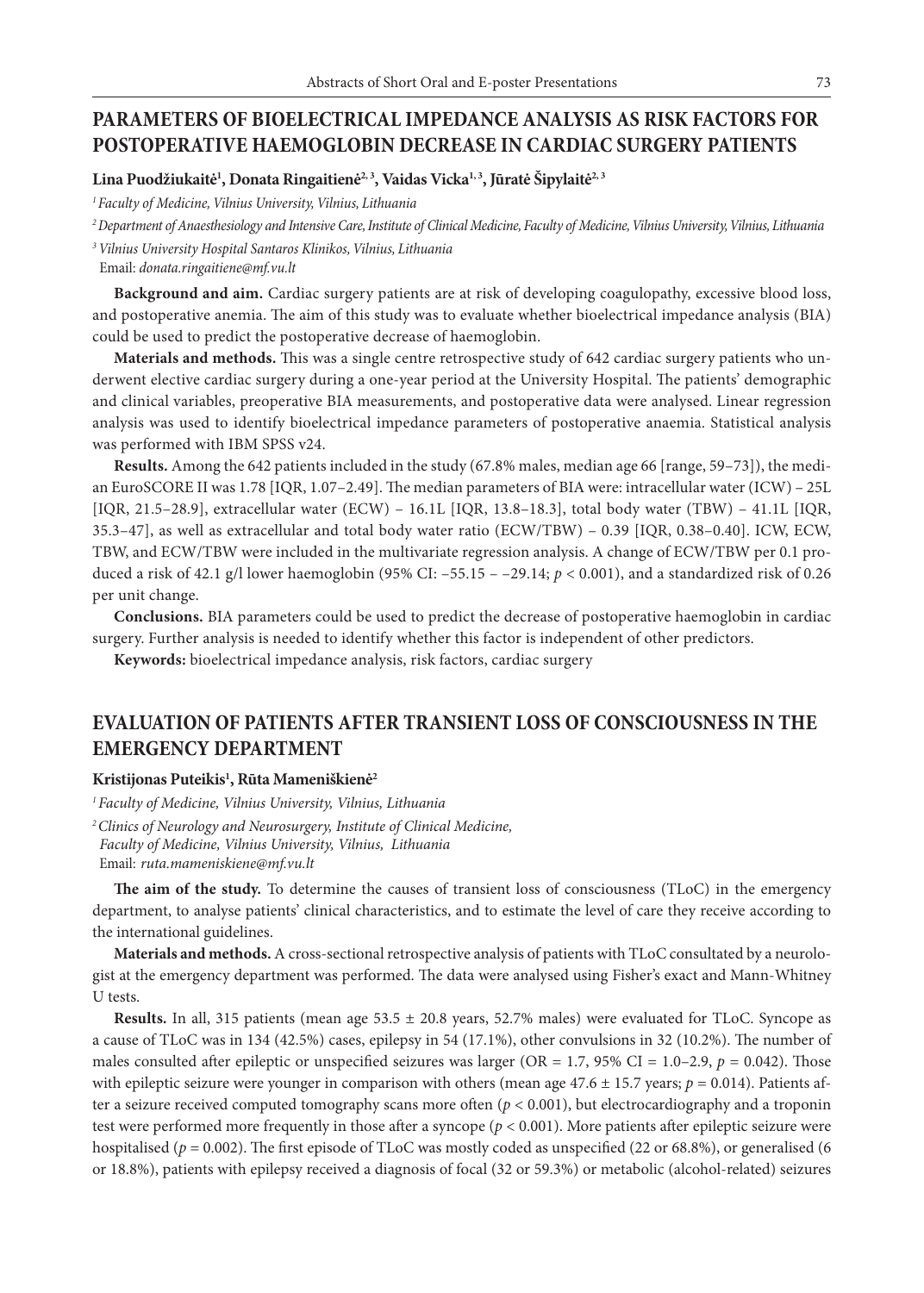## PARAMETERS OF BIOELECTRICAL IMPEDANCE ANALYSIS AS RISK FACTORS FOR POSTOPERATIVE HAEMOGLOBIN DECREASE IN CARDIAC SURGERY PATIENTS

**Lina Puodžiukaitė[1], Donata Ringaitienė[2,3], Vaidas Vicka[1,3], Jūratė Šipylaitė[2,3]**

*[1] Faculty of Medicine, Vilnius University, Vilnius, Lithuania*

*[2] Department of Anaesthesiology and Intensive Care, Institute of Clinical Medicine, Faculty of Medicine, Vilnius University, Vilnius, Lithuania*

*[3] Vilnius University Hospital Santaros Klinikos, Vilnius, Lithuania*

Email: *donata.ringaitiene@mf.vu.lt*

**Background and aim.** Cardiac surgery patients are at risk of developing coagulopathy, excessive blood loss, and postoperative anemia. The aim of this study was to evaluate whether bioelectrical impedance analysis (BIA) could be used to predict the postoperative decrease of haemoglobin.

**Materials and methods.** This was a single centre retrospective study of 642 cardiac surgery patients who underwent elective cardiac surgery during a one-year period at the University Hospital. The patients' demographic and clinical variables, preoperative BIA measurements, and postoperative data were analysed. Linear regression analysis was used to identify bioelectrical impedance parameters of postoperative anaemia. Statistical analysis was performed with IBM SPSS v24.

**Results.** Among the 642 patients included in the study (67.8% males, median age 66 [range, 59–73]), the median EuroSCORE II was 1.78 [IQR, 1.07–2.49]. The median parameters of BIA were: intracellular water (ICW) – 25L [IQR, 21.5–28.9], extracellular water (ECW) – 16.1L [IQR, 13.8–18.3], total body water (TBW) – 41.1L [IQR, 35.3–47], as well as extracellular and total body water ratio (ECW/TBW) – 0.39 [IQR, 0.38–0.40]. ICW, ECW, TBW, and ECW/TBW were included in the multivariate regression analysis. A change of ECW/TBW per 0.1 produced a risk of 42.1 g/l lower haemoglobin (95% CI: −55.15 – −29.14; $p < 0.001$), and a standardized risk of 0.26 per unit change.

**Conclusions.** BIA parameters could be used to predict the decrease of postoperative haemoglobin in cardiac surgery. Further analysis is needed to identify whether this factor is independent of other predictors.

**Keywords:** bioelectrical impedance analysis, risk factors, cardiac surgery

## EVALUATION OF PATIENTS AFTER TRANSIENT LOSS OF CONSCIOUSNESS IN THE EMERGENCY DEPARTMENT

**Kristijonas Puteikis[1], Rūta Mameniškienė[2]**

*[1] Faculty of Medicine, Vilnius University, Vilnius, Lithuania*

*[2] Clinics of Neurology and Neurosurgery, Institute of Clinical Medicine, Faculty of Medicine, Vilnius University, Vilnius, Lithuania*

Email: *ruta.mameniskiene@mf.vu.lt*

**The aim of the study.** To determine the causes of transient loss of consciousness (TLoC) in the emergency department, to analyse patients' clinical characteristics, and to estimate the level of care they receive according to the international guidelines.

**Materials and methods.** A cross-sectional retrospective analysis of patients with TLoC consultated by a neurologist at the emergency department was performed. The data were analysed using Fisher's exact and Mann-Whitney U tests.

**Results.** In all, 315 patients (mean age 53.5 ± 20.8 years, 52.7% males) were evaluated for TLoC. Syncope as a cause of TLoC was in 134 (42.5%) cases, epilepsy in 54 (17.1%), other convulsions in 32 (10.2%). The number of males consulted after epileptic or unspecified seizures was larger (OR = 1.7, 95% CI = 1.0–2.9, $p = 0.042$). Those with epileptic seizure were younger in comparison with others (mean age 47.6 ± 15.7 years; $p = 0.014$). Patients after a seizure received computed tomography scans more often ($p < 0.001$), but electrocardiography and a troponin test were performed more frequently in those after a syncope ($p < 0.001$). More patients after epileptic seizure were hospitalised ($p = 0.002$). The first episode of TLoC was mostly coded as unspecified (22 or 68.8%), or generalised (6 or 18.8%), patients with epilepsy received a diagnosis of focal (32 or 59.3%) or metabolic (alcohol-related) seizures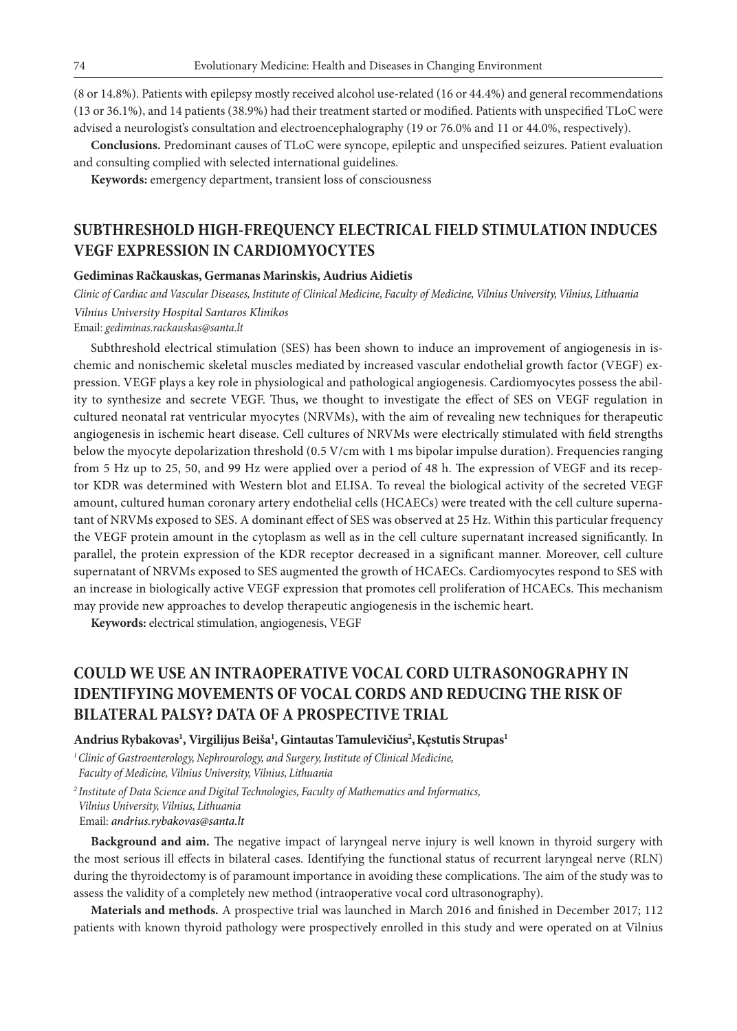(8 or 14.8%). Patients with epilepsy mostly received alcohol use-related (16 or 44.4%) and general recommendations (13 or 36.1%), and 14 patients (38.9%) had their treatment started or modified. Patients with unspecified TLoC were advised a neurologist's consultation and electroencephalography (19 or 76.0% and 11 or 44.0%, respectively).

**Conclusions.** Predominant causes of TLoC were syncope, epileptic and unspecified seizures. Patient evaluation and consulting complied with selected international guidelines.

**Keywords:** emergency department, transient loss of consciousness

## SUBTHRESHOLD HIGH-FREQUENCY ELECTRICAL FIELD STIMULATION INDUCES VEGF EXPRESSION IN CARDIOMYOCYTES

**Gediminas Račkauskas, Germanas Marinskis, Audrius Aidietis**

*Clinic of Cardiac and Vascular Diseases, Institute of Clinical Medicine, Faculty of Medicine, Vilnius University, Vilnius, Lithuania*

*Vilnius University Hospital Santaros Klinikos*

Email: *gediminas.rackauskas@santa.lt*

Subthreshold electrical stimulation (SES) has been shown to induce an improvement of angiogenesis in ischemic and nonischemic skeletal muscles mediated by increased vascular endothelial growth factor (VEGF) expression. VEGF plays a key role in physiological and pathological angiogenesis. Cardiomyocytes possess the ability to synthesize and secrete VEGF. Thus, we thought to investigate the effect of SES on VEGF regulation in cultured neonatal rat ventricular myocytes (NRVMs), with the aim of revealing new techniques for therapeutic angiogenesis in ischemic heart disease. Cell cultures of NRVMs were electrically stimulated with field strengths below the myocyte depolarization threshold (0.5 V/cm with 1 ms bipolar impulse duration). Frequencies ranging from 5 Hz up to 25, 50, and 99 Hz were applied over a period of 48 h. The expression of VEGF and its receptor KDR was determined with Western blot and ELISA. To reveal the biological activity of the secreted VEGF amount, cultured human coronary artery endothelial cells (HCAECs) were treated with the cell culture supernatant of NRVMs exposed to SES. A dominant effect of SES was observed at 25 Hz. Within this particular frequency the VEGF protein amount in the cytoplasm as well as in the cell culture supernatant increased significantly. In parallel, the protein expression of the KDR receptor decreased in a significant manner. Moreover, cell culture supernatant of NRVMs exposed to SES augmented the growth of HCAECs. Cardiomyocytes respond to SES with an increase in biologically active VEGF expression that promotes cell proliferation of HCAECs. This mechanism may provide new approaches to develop therapeutic angiogenesis in the ischemic heart.

**Keywords:** electrical stimulation, angiogenesis, VEGF

## COULD WE USE AN INTRAOPERATIVE VOCAL CORD ULTRASONOGRAPHY IN IDENTIFYING MOVEMENTS OF VOCAL CORDS AND REDUCING THE RISK OF BILATERAL PALSY? DATA OF A PROSPECTIVE TRIAL

**Andrius Rybakovas[1], Virgilijus Beiša[1], Gintautas Tamulevičius[2], Kęstutis Strupas[1]**

[1] *Clinic of Gastroenterology, Nephrourology, and Surgery, Institute of Clinical Medicine, Faculty of Medicine, Vilnius University, Vilnius, Lithuania*

[2] *Institute of Data Science and Digital Technologies, Faculty of Mathematics and Informatics, Vilnius University, Vilnius, Lithuania*

Email: *andrius.rybakovas@santa.lt*

**Background and aim.** The negative impact of laryngeal nerve injury is well known in thyroid surgery with the most serious ill effects in bilateral cases. Identifying the functional status of recurrent laryngeal nerve (RLN) during the thyroidectomy is of paramount importance in avoiding these complications. The aim of the study was to assess the validity of a completely new method (intraoperative vocal cord ultrasonography).

**Materials and methods.** A prospective trial was launched in March 2016 and finished in December 2017; 112 patients with known thyroid pathology were prospectively enrolled in this study and were operated on at Vilnius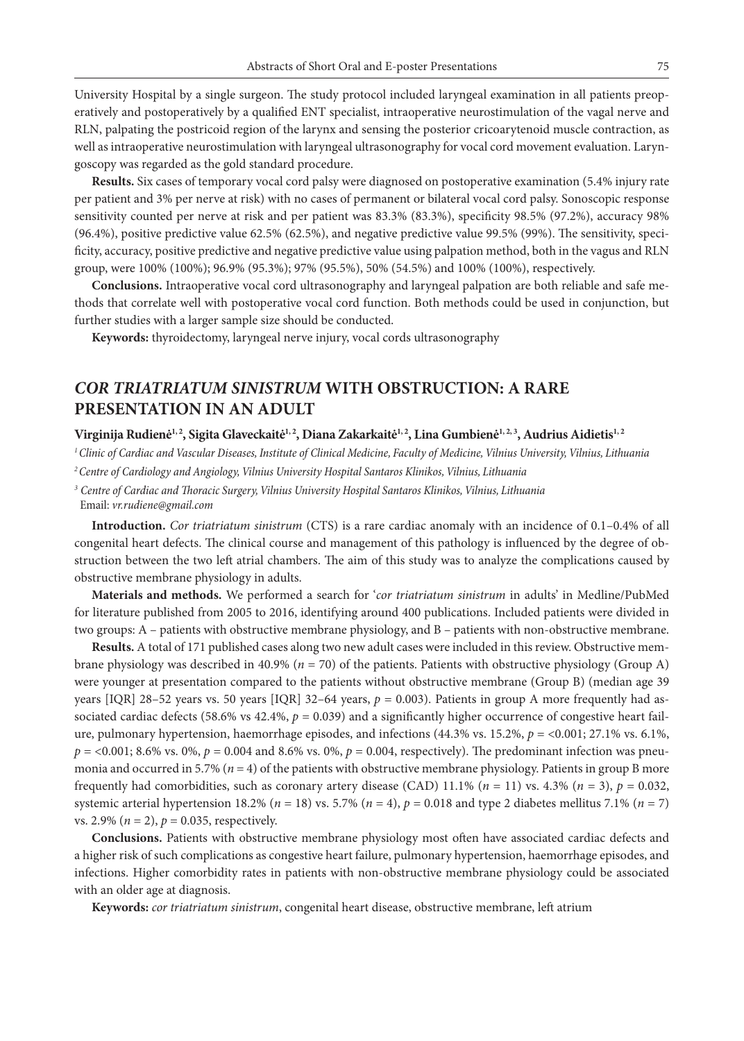University Hospital by a single surgeon. The study protocol included laryngeal examination in all patients preoperatively and postoperatively by a qualified ENT specialist, intraoperative neurostimulation of the vagal nerve and RLN, palpating the postricoid region of the larynx and sensing the posterior cricoarytenoid muscle contraction, as well as intraoperative neurostimulation with laryngeal ultrasonography for vocal cord movement evaluation. Laryngoscopy was regarded as the gold standard procedure.

**Results.** Six cases of temporary vocal cord palsy were diagnosed on postoperative examination (5.4% injury rate per patient and 3% per nerve at risk) with no cases of permanent or bilateral vocal cord palsy. Sonoscopic response sensitivity counted per nerve at risk and per patient was 83.3% (83.3%), specificity 98.5% (97.2%), accuracy 98% (96.4%), positive predictive value 62.5% (62.5%), and negative predictive value 99.5% (99%). The sensitivity, specificity, accuracy, positive predictive and negative predictive value using palpation method, both in the vagus and RLN group, were 100% (100%); 96.9% (95.3%); 97% (95.5%), 50% (54.5%) and 100% (100%), respectively.

**Conclusions.** Intraoperative vocal cord ultrasonography and laryngeal palpation are both reliable and safe methods that correlate well with postoperative vocal cord function. Both methods could be used in conjunction, but further studies with a larger sample size should be conducted.

**Keywords:** thyroidectomy, laryngeal nerve injury, vocal cords ultrasonography

## *COR TRIATRIATUM SINISTRUM* WITH OBSTRUCTION: A RARE PRESENTATION IN AN ADULT

**Virginija Rudienė[1,2], Sigita Glaveckaitė[1,2], Diana Zakarkaitė[1,2], Lina Gumbienė[1,2,3], Audrius Aidietis[1,2]**

[1] *Clinic of Cardiac and Vascular Diseases, Institute of Clinical Medicine, Faculty of Medicine, Vilnius University, Vilnius, Lithuania*

[2] *Centre of Cardiology and Angiology, Vilnius University Hospital Santaros Klinikos, Vilnius, Lithuania*

[3] *Centre of Cardiac and Thoracic Surgery, Vilnius University Hospital Santaros Klinikos, Vilnius, Lithuania*

Email: *vr.rudiene@gmail.com*

**Introduction.** *Cor triatriatum sinistrum* (CTS) is a rare cardiac anomaly with an incidence of 0.1–0.4% of all congenital heart defects. The clinical course and management of this pathology is influenced by the degree of obstruction between the two left atrial chambers. The aim of this study was to analyze the complications caused by obstructive membrane physiology in adults.

**Materials and methods.** We performed a search for '*cor triatriatum sinistrum* in adults' in Medline/PubMed for literature published from 2005 to 2016, identifying around 400 publications. Included patients were divided in two groups: A – patients with obstructive membrane physiology, and B – patients with non-obstructive membrane.

**Results.** A total of 171 published cases along two new adult cases were included in this review. Obstructive membrane physiology was described in 40.9% ($n = 70$) of the patients. Patients with obstructive physiology (Group A) were younger at presentation compared to the patients without obstructive membrane (Group B) (median age 39 years [IQR] 28–52 years vs. 50 years [IQR] 32–64 years, $p = 0.003$). Patients in group A more frequently had associated cardiac defects (58.6% vs 42.4%, $p = 0.039$) and a significantly higher occurrence of congestive heart failure, pulmonary hypertension, haemorrhage episodes, and infections (44.3% vs. 15.2%, $p = <0.001$; 27.1% vs. 6.1%, $p = <0.001$; 8.6% vs. 0%, $p = 0.004$ and 8.6% vs. 0%, $p = 0.004$, respectively). The predominant infection was pneumonia and occurred in 5.7% ($n = 4$) of the patients with obstructive membrane physiology. Patients in group B more frequently had comorbidities, such as coronary artery disease (CAD) 11.1% ($n = 11$) vs. 4.3% ($n = 3$), $p = 0.032$, systemic arterial hypertension 18.2% ($n = 18$) vs. 5.7% ($n = 4$), $p = 0.018$ and type 2 diabetes mellitus 7.1% ($n = 7$) vs. 2.9% ($n = 2$), $p = 0.035$, respectively.

**Conclusions.** Patients with obstructive membrane physiology most often have associated cardiac defects and a higher risk of such complications as congestive heart failure, pulmonary hypertension, haemorrhage episodes, and infections. Higher comorbidity rates in patients with non-obstructive membrane physiology could be associated with an older age at diagnosis.

**Keywords:** *cor triatriatum sinistrum*, congenital heart disease, obstructive membrane, left atrium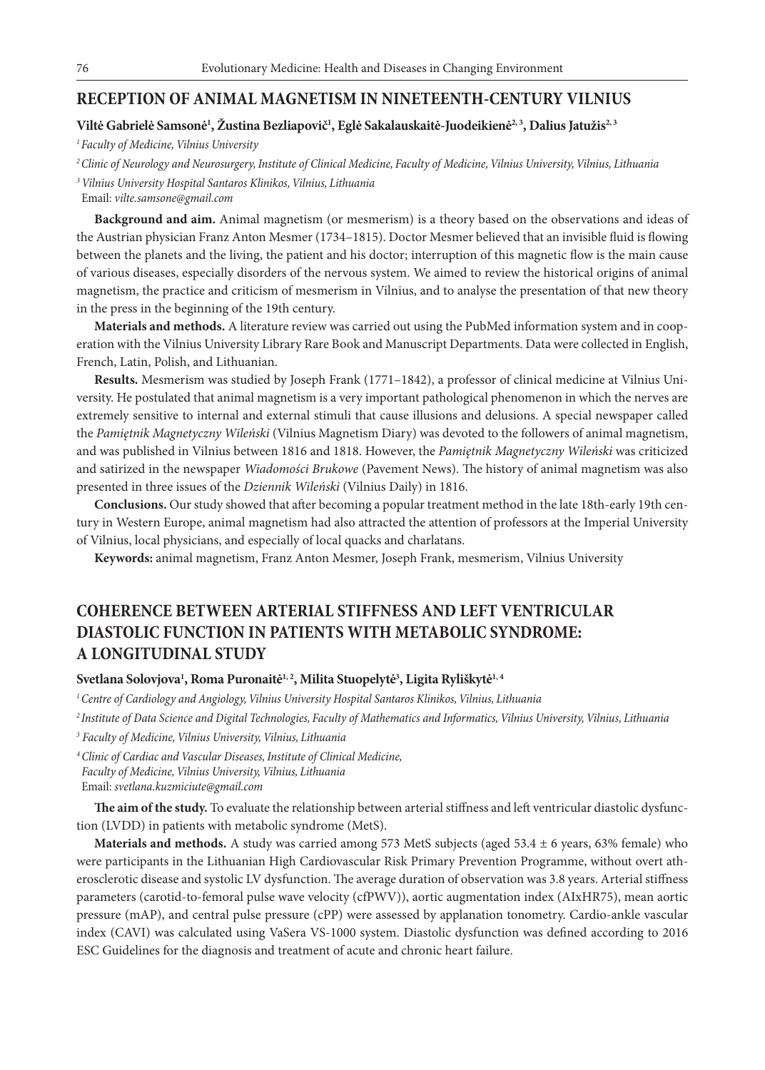## RECEPTION OF ANIMAL MAGNETISM IN NINETEENTH-CENTURY VILNIUS

**Viltė Gabrielė Samsonė[1], Žustina Bezliapovič[1], Eglė Sakalauskaitė-Juodeikienė[2,3], Dalius Jatužis[2,3]**

*[1] Faculty of Medicine, Vilnius University*

*[2] Clinic of Neurology and Neurosurgery, Institute of Clinical Medicine, Faculty of Medicine, Vilnius University, Vilnius, Lithuania*

*[3] Vilnius University Hospital Santaros Klinikos, Vilnius, Lithuania*

Email: *vilte.samsone@gmail.com*

**Background and aim.** Animal magnetism (or mesmerism) is a theory based on the observations and ideas of the Austrian physician Franz Anton Mesmer (1734–1815). Doctor Mesmer believed that an invisible fluid is flowing between the planets and the living, the patient and his doctor; interruption of this magnetic flow is the main cause of various diseases, especially disorders of the nervous system. We aimed to review the historical origins of animal magnetism, the practice and criticism of mesmerism in Vilnius, and to analyse the presentation of that new theory in the press in the beginning of the 19th century.

**Materials and methods.** A literature review was carried out using the PubMed information system and in cooperation with the Vilnius University Library Rare Book and Manuscript Departments. Data were collected in English, French, Latin, Polish, and Lithuanian.

**Results.** Mesmerism was studied by Joseph Frank (1771–1842), a professor of clinical medicine at Vilnius University. He postulated that animal magnetism is a very important pathological phenomenon in which the nerves are extremely sensitive to internal and external stimuli that cause illusions and delusions. A special newspaper called the *Pamiętnik Magnetyczny Wileński* (Vilnius Magnetism Diary) was devoted to the followers of animal magnetism, and was published in Vilnius between 1816 and 1818. However, the *Pamiętnik Magnetyczny Wileński* was criticized and satirized in the newspaper *Wiadomości Brukowe* (Pavement News). The history of animal magnetism was also presented in three issues of the *Dziennik Wileński* (Vilnius Daily) in 1816.

**Conclusions.** Our study showed that after becoming a popular treatment method in the late 18th-early 19th century in Western Europe, animal magnetism had also attracted the attention of professors at the Imperial University of Vilnius, local physicians, and especially of local quacks and charlatans.

**Keywords:** animal magnetism, Franz Anton Mesmer, Joseph Frank, mesmerism, Vilnius University

## COHERENCE BETWEEN ARTERIAL STIFFNESS AND LEFT VENTRICULAR DIASTOLIC FUNCTION IN PATIENTS WITH METABOLIC SYNDROME: A LONGITUDINAL STUDY

**Svetlana Solovjova[1], Roma Puronaitė[1,2], Milita Stuopelytė[3], Ligita Ryliškytė[1,4]**

*[1] Centre of Cardiology and Angiology, Vilnius University Hospital Santaros Klinikos, Vilnius, Lithuania*

*[2] Institute of Data Science and Digital Technologies, Faculty of Mathematics and Informatics, Vilnius University, Vilnius, Lithuania*

*[3] Faculty of Medicine, Vilnius University, Vilnius, Lithuania*

*[4] Clinic of Cardiac and Vascular Diseases, Institute of Clinical Medicine, Faculty of Medicine, Vilnius University, Vilnius, Lithuania*

Email: *svetlana.kuzmiciute@gmail.com*

**The aim of the study.** To evaluate the relationship between arterial stiffness and left ventricular diastolic dysfunction (LVDD) in patients with metabolic syndrome (MetS).

**Materials and methods.** A study was carried among 573 MetS subjects (aged 53.4 ± 6 years, 63% female) who were participants in the Lithuanian High Cardiovascular Risk Primary Prevention Programme, without overt atherosclerotic disease and systolic LV dysfunction. The average duration of observation was 3.8 years. Arterial stiffness parameters (carotid-to-femoral pulse wave velocity (cfPWV)), aortic augmentation index (AIxHR75), mean aortic pressure (mAP), and central pulse pressure (cPP) were assessed by applanation tonometry. Cardio-ankle vascular index (CAVI) was calculated using VaSera VS-1000 system. Diastolic dysfunction was defined according to 2016 ESC Guidelines for the diagnosis and treatment of acute and chronic heart failure.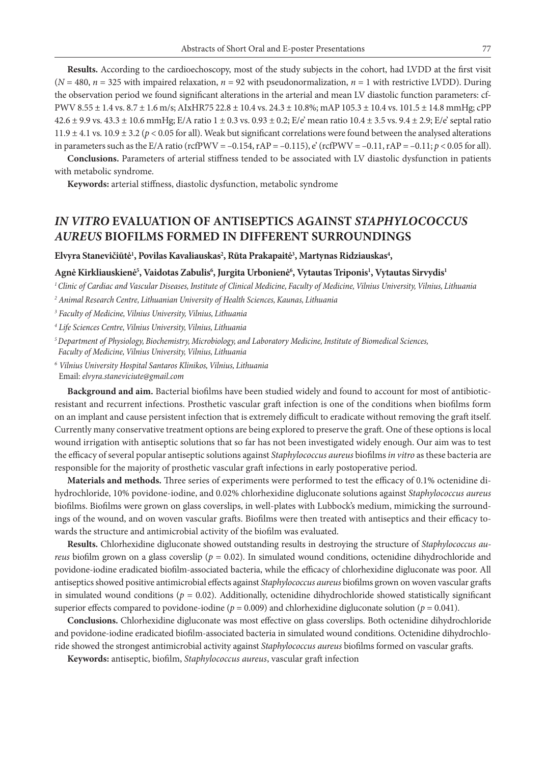**Results.** According to the cardioechoscopy, most of the study subjects in the cohort, had LVDD at the first visit ($N = 480$, $n = 325$ with impaired relaxation, $n = 92$ with pseudonormalization, $n = 1$ with restrictive LVDD). During the observation period we found significant alterations in the arterial and mean LV diastolic function parameters: cf-PWV 8.55 ± 1.4 vs. 8.7 ± 1.6 m/s; AIxHR75 22.8 ± 10.4 vs. 24.3 ± 10.8%; mAP 105.3 ± 10.4 vs. 101.5 ± 14.8 mmHg; cPP 42.6 ± 9.9 vs. 43.3 ± 10.6 mmHg; E/A ratio 1 ± 0.3 vs. 0.93 ± 0.2; E/e' mean ratio 10.4 ± 3.5 vs. 9.4 ± 2.9; E/e' septal ratio 11.9 ± 4.1 vs. 10.9 ± 3.2 ($p < 0.05$ for all). Weak but significant correlations were found between the analysed alterations in parameters such as the E/A ratio (rcfPWV = –0.154, rAP = –0.115), e' (rcfPWV = –0.11, rAP = –0.11; $p < 0.05$ for all).

**Conclusions.** Parameters of arterial stiffness tended to be associated with LV diastolic dysfunction in patients with metabolic syndrome.

**Keywords:** arterial stiffness, diastolic dysfunction, metabolic syndrome

## *IN VITRO* EVALUATION OF ANTISEPTICS AGAINST *STAPHYLOCOCCUS AUREUS* BIOFILMS FORMED IN DIFFERENT SURROUNDINGS

**Elvyra Stanevičiūtė[1], Povilas Kavaliauskas[2], Rūta Prakapaitė[3], Martynas Ridziauskas[4], Agnė Kirkliauskienė[5], Vaidotas Zabulis[6], Jurgita Urbonienė[6], Vytautas Triponis[1], Vytautas Sirvydis[1]**

[1] *Clinic of Cardiac and Vascular Diseases, Institute of Clinical Medicine, Faculty of Medicine, Vilnius University, Vilnius, Lithuania*

[2] *Animal Research Centre, Lithuanian University of Health Sciences, Kaunas, Lithuania*

[3] *Faculty of Medicine, Vilnius University, Vilnius, Lithuania*

[4] *Life Sciences Centre, Vilnius University, Vilnius, Lithuania*

[5] *Department of Physiology, Biochemistry, Microbiology, and Laboratory Medicine, Institute of Biomedical Sciences, Faculty of Medicine, Vilnius University, Vilnius, Lithuania*

[6] *Vilnius University Hospital Santaros Klinikos, Vilnius, Lithuania*

Email: *elvyra.staneviciute@gmail.com*

**Background and aim.** Bacterial biofilms have been studied widely and found to account for most of antibiotic-resistant and recurrent infections. Prosthetic vascular graft infection is one of the conditions when biofilms form on an implant and cause persistent infection that is extremely difficult to eradicate without removing the graft itself. Currently many conservative treatment options are being explored to preserve the graft. One of these options is local wound irrigation with antiseptic solutions that so far has not been investigated widely enough. Our aim was to test the efficacy of several popular antiseptic solutions against *Staphylococcus aureus* biofilms *in vitro* as these bacteria are responsible for the majority of prosthetic vascular graft infections in early postoperative period.

**Materials and methods.** Three series of experiments were performed to test the efficacy of 0.1% octenidine dihydrochloride, 10% povidone-iodine, and 0.02% chlorhexidine digluconate solutions against *Staphylococcus aureus* biofilms. Biofilms were grown on glass coverslips, in well-plates with Lubbock's medium, mimicking the surroundings of the wound, and on woven vascular grafts. Biofilms were then treated with antiseptics and their efficacy towards the structure and antimicrobial activity of the biofilm was evaluated.

**Results.** Chlorhexidine digluconate showed outstanding results in destroying the structure of *Staphylococcus aureus* biofilm grown on a glass coverslip ($p = 0.02$). In simulated wound conditions, octenidine dihydrochloride and povidone-iodine eradicated biofilm-associated bacteria, while the efficacy of chlorhexidine digluconate was poor. All antiseptics showed positive antimicrobial effects against *Staphylococcus aureus* biofilms grown on woven vascular grafts in simulated wound conditions ($p = 0.02$). Additionally, octenidine dihydrochloride showed statistically significant superior effects compared to povidone-iodine ($p = 0.009$) and chlorhexidine digluconate solution ($p = 0.041$).

**Conclusions.** Chlorhexidine digluconate was most effective on glass coverslips. Both octenidine dihydrochloride and povidone-iodine eradicated biofilm-associated bacteria in simulated wound conditions. Octenidine dihydrochloride showed the strongest antimicrobial activity against *Staphylococcus aureus* biofilms formed on vascular grafts.

**Keywords:** antiseptic, biofilm, *Staphylococcus aureus*, vascular graft infection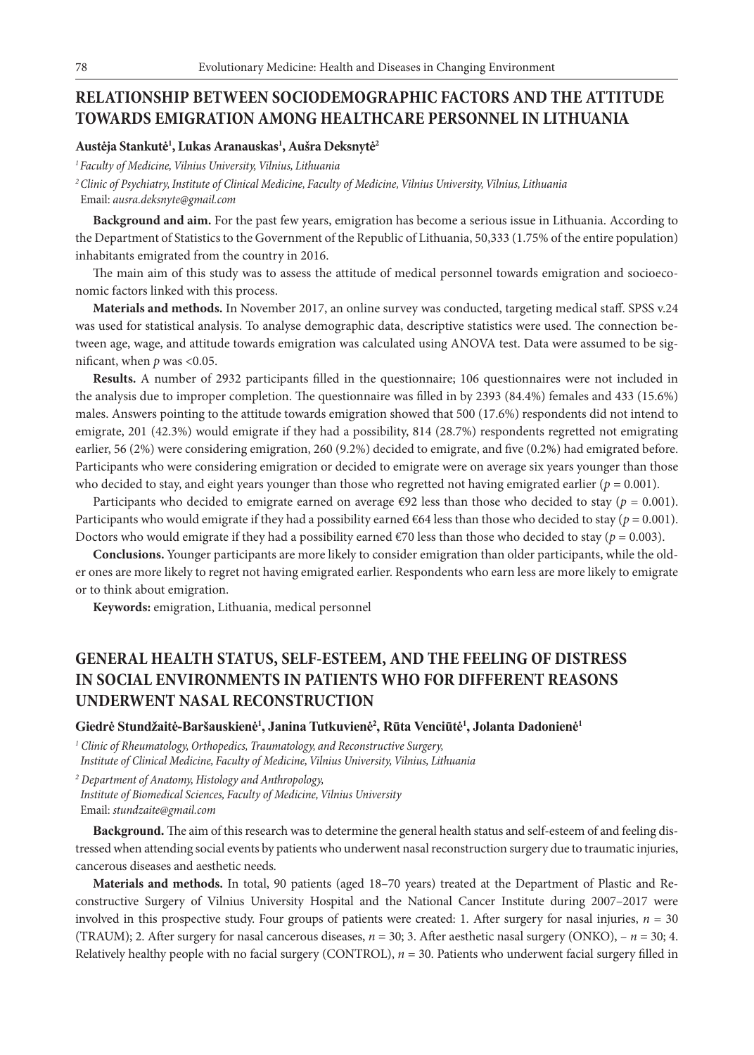## RELATIONSHIP BETWEEN SOCIODEMOGRAPHIC FACTORS AND THE ATTITUDE TOWARDS EMIGRATION AMONG HEALTHCARE PERSONNEL IN LITHUANIA

**Austėja Stankutė[1], Lukas Aranauskas[1], Aušra Deksnytė[2]**

*[1] Faculty of Medicine, Vilnius University, Vilnius, Lithuania*

*[2] Clinic of Psychiatry, Institute of Clinical Medicine, Faculty of Medicine, Vilnius University, Vilnius, Lithuania*
Email: *ausra.deksnyte@gmail.com*

**Background and aim.** For the past few years, emigration has become a serious issue in Lithuania. According to the Department of Statistics to the Government of the Republic of Lithuania, 50,333 (1.75% of the entire population) inhabitants emigrated from the country in 2016.

The main aim of this study was to assess the attitude of medical personnel towards emigration and socioeconomic factors linked with this process.

**Materials and methods.** In November 2017, an online survey was conducted, targeting medical staff. SPSS v.24 was used for statistical analysis. To analyse demographic data, descriptive statistics were used. The connection between age, wage, and attitude towards emigration was calculated using ANOVA test. Data were assumed to be significant, when $p$ was <0.05.

**Results.** A number of 2932 participants filled in the questionnaire; 106 questionnaires were not included in the analysis due to improper completion. The questionnaire was filled in by 2393 (84.4%) females and 433 (15.6%) males. Answers pointing to the attitude towards emigration showed that 500 (17.6%) respondents did not intend to emigrate, 201 (42.3%) would emigrate if they had a possibility, 814 (28.7%) respondents regretted not emigrating earlier, 56 (2%) were considering emigration, 260 (9.2%) decided to emigrate, and five (0.2%) had emigrated before. Participants who were considering emigration or decided to emigrate were on average six years younger than those who decided to stay, and eight years younger than those who regretted not having emigrated earlier ($p = 0.001$).

Participants who decided to emigrate earned on average €92 less than those who decided to stay ($p = 0.001$). Participants who would emigrate if they had a possibility earned €64 less than those who decided to stay ($p = 0.001$). Doctors who would emigrate if they had a possibility earned €70 less than those who decided to stay ($p = 0.003$).

**Conclusions.** Younger participants are more likely to consider emigration than older participants, while the older ones are more likely to regret not having emigrated earlier. Respondents who earn less are more likely to emigrate or to think about emigration.

**Keywords:** emigration, Lithuania, medical personnel

## GENERAL HEALTH STATUS, SELF-ESTEEM, AND THE FEELING OF DISTRESS IN SOCIAL ENVIRONMENTS IN PATIENTS WHO FOR DIFFERENT REASONS UNDERWENT NASAL RECONSTRUCTION

**Giedrė Stundžaitė-Baršauskienė[1], Janina Tutkuvienė[2], Rūta Venciūtė[1], Jolanta Dadonienė[1]**

*[1] Clinic of Rheumatology, Orthopedics, Traumatology, and Reconstructive Surgery, Institute of Clinical Medicine, Faculty of Medicine, Vilnius University, Vilnius, Lithuania*

*[2] Department of Anatomy, Histology and Anthropology, Institute of Biomedical Sciences, Faculty of Medicine, Vilnius University*
Email: *stundzaite@gmail.com*

**Background.** The aim of this research was to determine the general health status and self-esteem of and feeling distressed when attending social events by patients who underwent nasal reconstruction surgery due to traumatic injuries, cancerous diseases and aesthetic needs.

**Materials and methods.** In total, 90 patients (aged 18–70 years) treated at the Department of Plastic and Reconstructive Surgery of Vilnius University Hospital and the National Cancer Institute during 2007–2017 were involved in this prospective study. Four groups of patients were created: 1. After surgery for nasal injuries, $n = 30$ (TRAUM); 2. After surgery for nasal cancerous diseases, $n = 30$; 3. After aesthetic nasal surgery (ONKO), – $n = 30$; 4. Relatively healthy people with no facial surgery (CONTROL), $n = 30$. Patients who underwent facial surgery filled in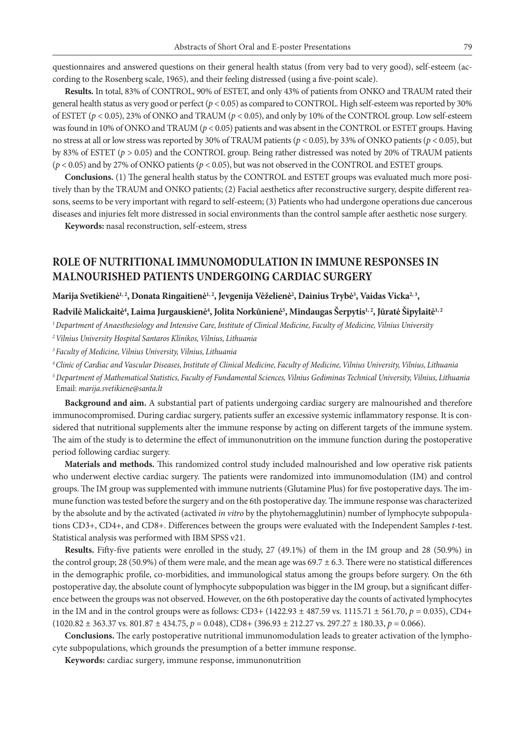questionnaires and answered questions on their general health status (from very bad to very good), self-esteem (according to the Rosenberg scale, 1965), and their feeling distressed (using a five-point scale).

**Results.** In total, 83% of CONTROL, 90% of ESTET, and only 43% of patients from ONKO and TRAUM rated their general health status as very good or perfect ($p < 0.05$) as compared to CONTROL. High self-esteem was reported by 30% of ESTET ($p < 0.05$), 23% of ONKO and TRAUM ($p < 0.05$), and only by 10% of the CONTROL group. Low self-esteem was found in 10% of ONKO and TRAUM ($p < 0.05$) patients and was absent in the CONTROL or ESTET groups. Having no stress at all or low stress was reported by 30% of TRAUM patients ($p < 0.05$), by 33% of ONKO patients ($p < 0.05$), but by 83% of ESTET ($p > 0.05$) and the CONTROL group. Being rather distressed was noted by 20% of TRAUM patients ($p < 0.05$) and by 27% of ONKO patients ($p < 0.05$), but was not observed in the CONTROL and ESTET groups.

**Conclusions.** (1) The general health status by the CONTROL and ESTET groups was evaluated much more positively than by the TRAUM and ONKO patients; (2) Facial aesthetics after reconstructive surgery, despite different reasons, seems to be very important with regard to self-esteem; (3) Patients who had undergone operations due cancerous diseases and injuries felt more distressed in social environments than the control sample after aesthetic nose surgery.

**Keywords:** nasal reconstruction, self-esteem, stress

## ROLE OF NUTRITIONAL IMMUNOMODULATION IN IMMUNE RESPONSES IN MALNOURISHED PATIENTS UNDERGOING CARDIAC SURGERY

**Marija Svetikienė[1, 2], Donata Ringaitienė[1, 2], Jevgenija Vėželienė[2], Dainius Trybė[3], Vaidas Vicka[2, 3], Radvilė Malickaitė[4], Laima Jurgauskienė[4], Jolita Norkūnienė[5], Mindaugas Šerpytis[1, 2], Jūratė Šipylaitė[1, 2]**

*[1] Department of Anaesthesiology and Intensive Care, Institute of Clinical Medicine, Faculty of Medicine, Vilnius University*

*[2] Vilnius University Hospital Santaros Klinikos, Vilnius, Lithuania*

*[3] Faculty of Medicine, Vilnius University, Vilnius, Lithuania*

*[4] Clinic of Cardiac and Vascular Diseases, Institute of Clinical Medicine, Faculty of Medicine, Vilnius University, Vilnius, Lithuania*

*[5] Department of Mathematical Statistics, Faculty of Fundamental Sciences, Vilnius Gediminas Technical University, Vilnius, Lithuania*

Email: *marija.svetikiene@santa.lt*

**Background and aim.** A substantial part of patients undergoing cardiac surgery are malnourished and therefore immunocompromised. During cardiac surgery, patients suffer an excessive systemic inflammatory response. It is considered that nutritional supplements alter the immune response by acting on different targets of the immune system. The aim of the study is to determine the effect of immunonutrition on the immune function during the postoperative period following cardiac surgery.

**Materials and methods.** This randomized control study included malnourished and low operative risk patients who underwent elective cardiac surgery. The patients were randomized into immunomodulation (IM) and control groups. The IM group was supplemented with immune nutrients (Glutamine Plus) for five postoperative days. The immune function was tested before the surgery and on the 6th postoperative day. The immune response was characterized by the absolute and by the activated (activated *in vitro* by the phytohemagglutinin) number of lymphocyte subpopulations CD3+, CD4+, and CD8+. Differences between the groups were evaluated with the Independent Samples *t*-test. Statistical analysis was performed with IBM SPSS v21.

**Results.** Fifty-five patients were enrolled in the study, 27 (49.1%) of them in the IM group and 28 (50.9%) in the control group; 28 (50.9%) of them were male, and the mean age was $69.7 \pm 6.3$. There were no statistical differences in the demographic profile, co-morbidities, and immunological status among the groups before surgery. On the 6th postoperative day, the absolute count of lymphocyte subpopulation was bigger in the IM group, but a significant difference between the groups was not observed. However, on the 6th postoperative day the counts of activated lymphocytes in the IM and in the control groups were as follows: CD3+ ($1422.93 \pm 487.59$ vs. $1115.71 \pm 561.70$, $p = 0.035$), CD4+ ($1020.82 \pm 363.37$ vs. $801.87 \pm 434.75$, $p = 0.048$), CD8+ ($396.93 \pm 212.27$ vs. $297.27 \pm 180.33$, $p = 0.066$).

**Conclusions.** The early postoperative nutritional immunomodulation leads to greater activation of the lymphocyte subpopulations, which grounds the presumption of a better immune response.

**Keywords:** cardiac surgery, immune response, immunonutrition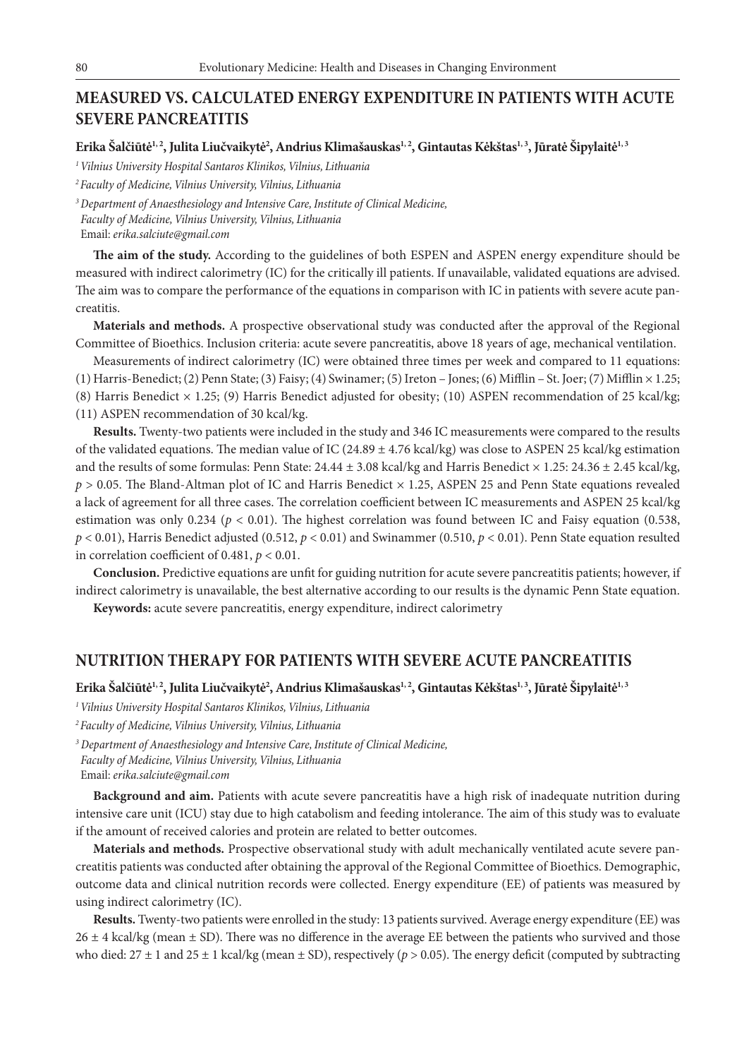## MEASURED VS. CALCULATED ENERGY EXPENDITURE IN PATIENTS WITH ACUTE SEVERE PANCREATITIS

**Erika Šalčiūtė[1,2], Julita Liučvaikytė[2], Andrius Klimašauskas[1,2], Gintautas Kėkštas[1,3], Jūratė Šipylaitė[1,3]**

*[1] Vilnius University Hospital Santaros Klinikos, Vilnius, Lithuania*

*[2] Faculty of Medicine, Vilnius University, Vilnius, Lithuania*

*[3] Department of Anaesthesiology and Intensive Care, Institute of Clinical Medicine, Faculty of Medicine, Vilnius University, Vilnius, Lithuania*

Email: *erika.salciute@gmail.com*

**The aim of the study.** According to the guidelines of both ESPEN and ASPEN energy expenditure should be measured with indirect calorimetry (IC) for the critically ill patients. If unavailable, validated equations are advised. The aim was to compare the performance of the equations in comparison with IC in patients with severe acute pancreatitis.

**Materials and methods.** A prospective observational study was conducted after the approval of the Regional Committee of Bioethics. Inclusion criteria: acute severe pancreatitis, above 18 years of age, mechanical ventilation.

Measurements of indirect calorimetry (IC) were obtained three times per week and compared to 11 equations: (1) Harris-Benedict; (2) Penn State; (3) Faisy; (4) Swinamer; (5) Ireton – Jones; (6) Mifflin – St. Joer; (7) Mifflin × 1.25; (8) Harris Benedict × 1.25; (9) Harris Benedict adjusted for obesity; (10) ASPEN recommendation of 25 kcal/kg; (11) ASPEN recommendation of 30 kcal/kg.

**Results.** Twenty-two patients were included in the study and 346 IC measurements were compared to the results of the validated equations. The median value of IC (24.89 ± 4.76 kcal/kg) was close to ASPEN 25 kcal/kg estimation and the results of some formulas: Penn State: 24.44 ± 3.08 kcal/kg and Harris Benedict × 1.25: 24.36 ± 2.45 kcal/kg, $p > 0.05$. The Bland-Altman plot of IC and Harris Benedict × 1.25, ASPEN 25 and Penn State equations revealed a lack of agreement for all three cases. The correlation coefficient between IC measurements and ASPEN 25 kcal/kg estimation was only 0.234 ($p < 0.01$). The highest correlation was found between IC and Faisy equation (0.538, $p < 0.01$), Harris Benedict adjusted (0.512, $p < 0.01$) and Swinammer (0.510, $p < 0.01$). Penn State equation resulted in correlation coefficient of 0.481, $p < 0.01$.

**Conclusion.** Predictive equations are unfit for guiding nutrition for acute severe pancreatitis patients; however, if indirect calorimetry is unavailable, the best alternative according to our results is the dynamic Penn State equation.

**Keywords:** acute severe pancreatitis, energy expenditure, indirect calorimetry

## NUTRITION THERAPY FOR PATIENTS WITH SEVERE ACUTE PANCREATITIS

**Erika Šalčiūtė[1,2], Julita Liučvaikytė[2], Andrius Klimašauskas[1,2], Gintautas Kėkštas[1,3], Jūratė Šipylaitė[1,3]**

*[1] Vilnius University Hospital Santaros Klinikos, Vilnius, Lithuania*

*[2] Faculty of Medicine, Vilnius University, Vilnius, Lithuania*

*[3] Department of Anaesthesiology and Intensive Care, Institute of Clinical Medicine, Faculty of Medicine, Vilnius University, Vilnius, Lithuania*

Email: *erika.salciute@gmail.com*

**Background and aim.** Patients with acute severe pancreatitis have a high risk of inadequate nutrition during intensive care unit (ICU) stay due to high catabolism and feeding intolerance. The aim of this study was to evaluate if the amount of received calories and protein are related to better outcomes.

**Materials and methods.** Prospective observational study with adult mechanically ventilated acute severe pancreatitis patients was conducted after obtaining the approval of the Regional Committee of Bioethics. Demographic, outcome data and clinical nutrition records were collected. Energy expenditure (EE) of patients was measured by using indirect calorimetry (IC).

**Results.** Twenty-two patients were enrolled in the study: 13 patients survived. Average energy expenditure (EE) was 26 ± 4 kcal/kg (mean ± SD). There was no difference in the average EE between the patients who survived and those who died: 27 ± 1 and 25 ± 1 kcal/kg (mean ± SD), respectively ($p > 0.05$). The energy deficit (computed by subtracting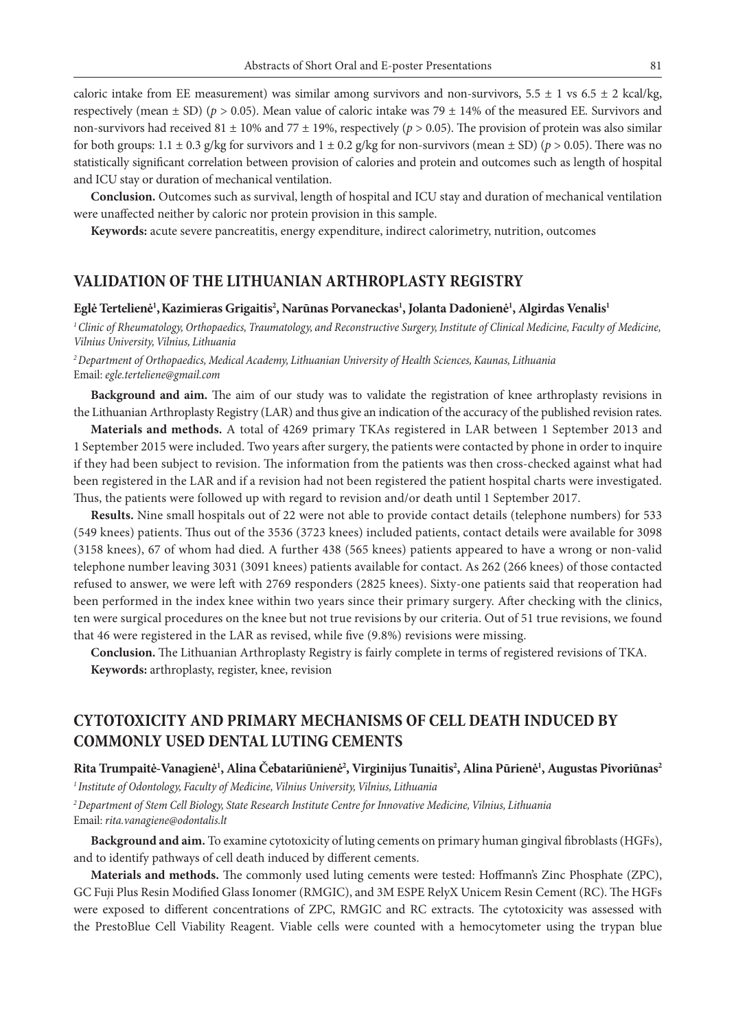caloric intake from EE measurement) was similar among survivors and non-survivors, 5.5 ± 1 vs 6.5 ± 2 kcal/kg, respectively (mean ± SD) ($p > 0.05$). Mean value of caloric intake was 79 ± 14% of the measured EE. Survivors and non-survivors had received 81 ± 10% and 77 ± 19%, respectively ($p > 0.05$). The provision of protein was also similar for both groups: 1.1 ± 0.3 g/kg for survivors and 1 ± 0.2 g/kg for non-survivors (mean ± SD) ($p > 0.05$). There was no statistically significant correlation between provision of calories and protein and outcomes such as length of hospital and ICU stay or duration of mechanical ventilation.

**Conclusion.** Outcomes such as survival, length of hospital and ICU stay and duration of mechanical ventilation were unaffected neither by caloric nor protein provision in this sample.

**Keywords:** acute severe pancreatitis, energy expenditure, indirect calorimetry, nutrition, outcomes

## VALIDATION OF THE LITHUANIAN ARTHROPLASTY REGISTRY

**Eglė Tertelienė[1], Kazimieras Grigaitis[2], Narūnas Porvaneckas[1], Jolanta Dadonienė[1], Algirdas Venalis[1]**

*[1] Clinic of Rheumatology, Orthopaedics, Traumatology, and Reconstructive Surgery, Institute of Clinical Medicine, Faculty of Medicine, Vilnius University, Vilnius, Lithuania*

*[2] Department of Orthopaedics, Medical Academy, Lithuanian University of Health Sciences, Kaunas, Lithuania*

Email: *egle.terteliene@gmail.com*

**Background and aim.** The aim of our study was to validate the registration of knee arthroplasty revisions in the Lithuanian Arthroplasty Registry (LAR) and thus give an indication of the accuracy of the published revision rates.

**Materials and methods.** A total of 4269 primary TKAs registered in LAR between 1 September 2013 and 1 September 2015 were included. Two years after surgery, the patients were contacted by phone in order to inquire if they had been subject to revision. The information from the patients was then cross-checked against what had been registered in the LAR and if a revision had not been registered the patient hospital charts were investigated. Thus, the patients were followed up with regard to revision and/or death until 1 September 2017.

**Results.** Nine small hospitals out of 22 were not able to provide contact details (telephone numbers) for 533 (549 knees) patients. Thus out of the 3536 (3723 knees) included patients, contact details were available for 3098 (3158 knees), 67 of whom had died. A further 438 (565 knees) patients appeared to have a wrong or non-valid telephone number leaving 3031 (3091 knees) patients available for contact. As 262 (266 knees) of those contacted refused to answer, we were left with 2769 responders (2825 knees). Sixty-one patients said that reoperation had been performed in the index knee within two years since their primary surgery. After checking with the clinics, ten were surgical procedures on the knee but not true revisions by our criteria. Out of 51 true revisions, we found that 46 were registered in the LAR as revised, while five (9.8%) revisions were missing.

**Conclusion.** The Lithuanian Arthroplasty Registry is fairly complete in terms of registered revisions of TKA.

**Keywords:** arthroplasty, register, knee, revision

## CYTOTOXICITY AND PRIMARY MECHANISMS OF CELL DEATH INDUCED BY COMMONLY USED DENTAL LUTING CEMENTS

**Rita Trumpaitė-Vanagienė[1], Alina Čebatariūnienė[2], Virginijus Tunaitis[2], Alina Pūrienė[1], Augustas Pivoriūnas[2]**

*[1] Institute of Odontology, Faculty of Medicine, Vilnius University, Vilnius, Lithuania*

*[2] Department of Stem Cell Biology, State Research Institute Centre for Innovative Medicine, Vilnius, Lithuania*

Email: *rita.vanagiene@odontalis.lt*

**Background and aim.** To examine cytotoxicity of luting cements on primary human gingival fibroblasts (HGFs), and to identify pathways of cell death induced by different cements.

**Materials and methods.** The commonly used luting cements were tested: Hoffmann's Zinc Phosphate (ZPC), GC Fuji Plus Resin Modified Glass Ionomer (RMGIC), and 3M ESPE RelyX Unicem Resin Cement (RC). The HGFs were exposed to different concentrations of ZPC, RMGIC and RC extracts. The cytotoxicity was assessed with the PrestoBlue Cell Viability Reagent. Viable cells were counted with a hemocytometer using the trypan blue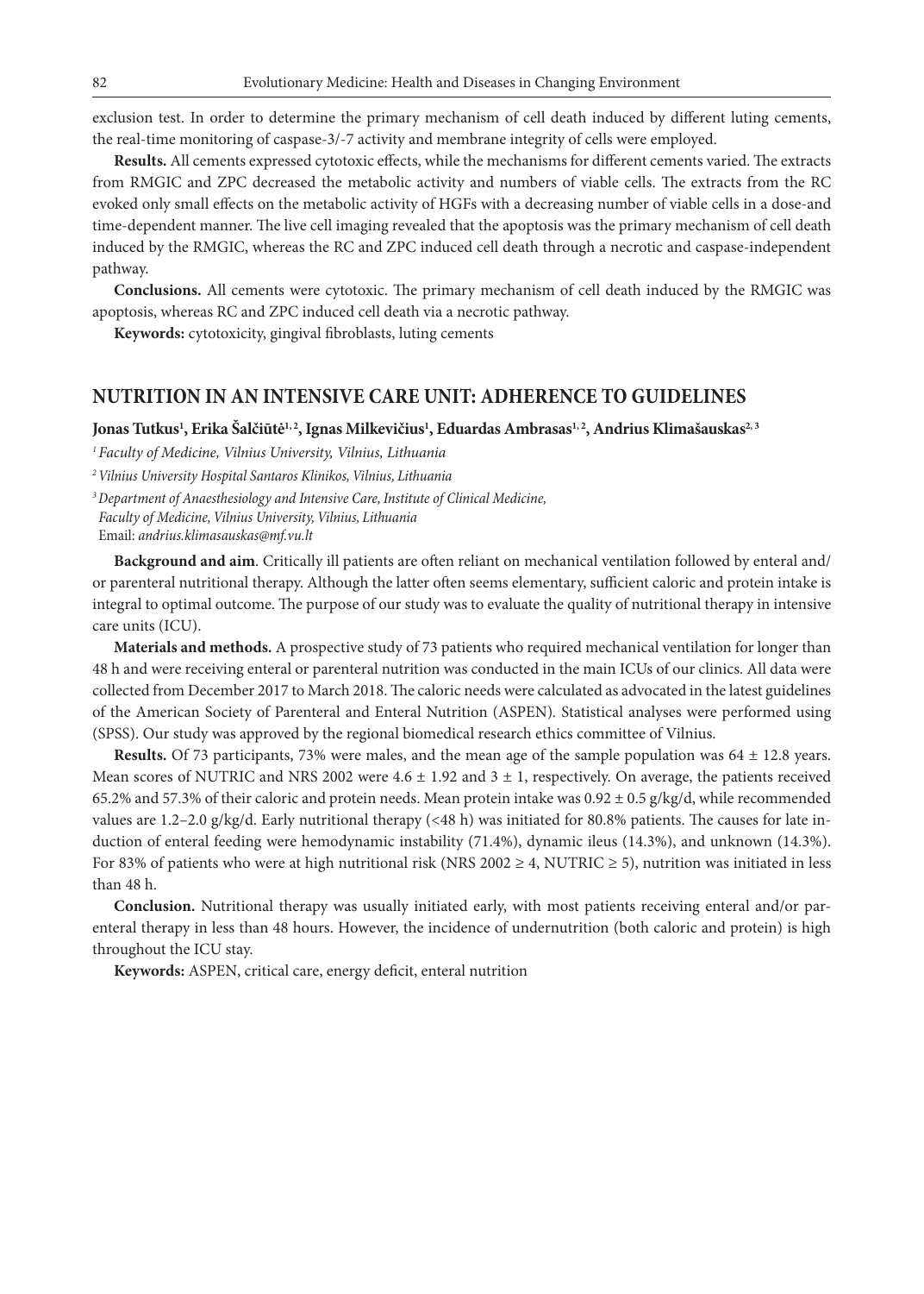exclusion test. In order to determine the primary mechanism of cell death induced by different luting cements, the real-time monitoring of caspase-3/-7 activity and membrane integrity of cells were employed.

**Results.** All cements expressed cytotoxic effects, while the mechanisms for different cements varied. The extracts from RMGIC and ZPC decreased the metabolic activity and numbers of viable cells. The extracts from the RC evoked only small effects on the metabolic activity of HGFs with a decreasing number of viable cells in a dose-and time-dependent manner. The live cell imaging revealed that the apoptosis was the primary mechanism of cell death induced by the RMGIC, whereas the RC and ZPC induced cell death through a necrotic and caspase-independent pathway.

**Conclusions.** All cements were cytotoxic. The primary mechanism of cell death induced by the RMGIC was apoptosis, whereas RC and ZPC induced cell death via a necrotic pathway.

**Keywords:** cytotoxicity, gingival fibroblasts, luting cements

## NUTRITION IN AN INTENSIVE CARE UNIT: ADHERENCE TO GUIDELINES

**Jonas Tutkus[1], Erika Šalčiūtė[1, 2], Ignas Milkevičius[1], Eduardas Ambrasas[1, 2], Andrius Klimašauskas[2, 3]**

*[1] Faculty of Medicine, Vilnius University, Vilnius, Lithuania*

*[2] Vilnius University Hospital Santaros Klinikos, Vilnius, Lithuania*

*[3] Department of Anaesthesiology and Intensive Care, Institute of Clinical Medicine, Faculty of Medicine, Vilnius University, Vilnius, Lithuania*

Email: *andrius.klimasauskas@mf.vu.lt*

**Background and aim**. Critically ill patients are often reliant on mechanical ventilation followed by enteral and/or parenteral nutritional therapy. Although the latter often seems elementary, sufficient caloric and protein intake is integral to optimal outcome. The purpose of our study was to evaluate the quality of nutritional therapy in intensive care units (ICU).

**Materials and methods.** A prospective study of 73 patients who required mechanical ventilation for longer than 48 h and were receiving enteral or parenteral nutrition was conducted in the main ICUs of our clinics. All data were collected from December 2017 to March 2018. The caloric needs were calculated as advocated in the latest guidelines of the American Society of Parenteral and Enteral Nutrition (ASPEN). Statistical analyses were performed using (SPSS). Our study was approved by the regional biomedical research ethics committee of Vilnius.

**Results.** Of 73 participants, 73% were males, and the mean age of the sample population was $64 \pm 12.8$ years. Mean scores of NUTRIC and NRS 2002 were $4.6 \pm 1.92$ and $3 \pm 1$, respectively. On average, the patients received 65.2% and 57.3% of their caloric and protein needs. Mean protein intake was $0.92 \pm 0.5$ g/kg/d, while recommended values are 1.2–2.0 g/kg/d. Early nutritional therapy (<48 h) was initiated for 80.8% patients. The causes for late induction of enteral feeding were hemodynamic instability (71.4%), dynamic ileus (14.3%), and unknown (14.3%). For 83% of patients who were at high nutritional risk (NRS 2002 $\geq 4$, NUTRIC $\geq 5$), nutrition was initiated in less than 48 h.

**Conclusion.** Nutritional therapy was usually initiated early, with most patients receiving enteral and/or parenteral therapy in less than 48 hours. However, the incidence of undernutrition (both caloric and protein) is high throughout the ICU stay.

**Keywords:** ASPEN, critical care, energy deficit, enteral nutrition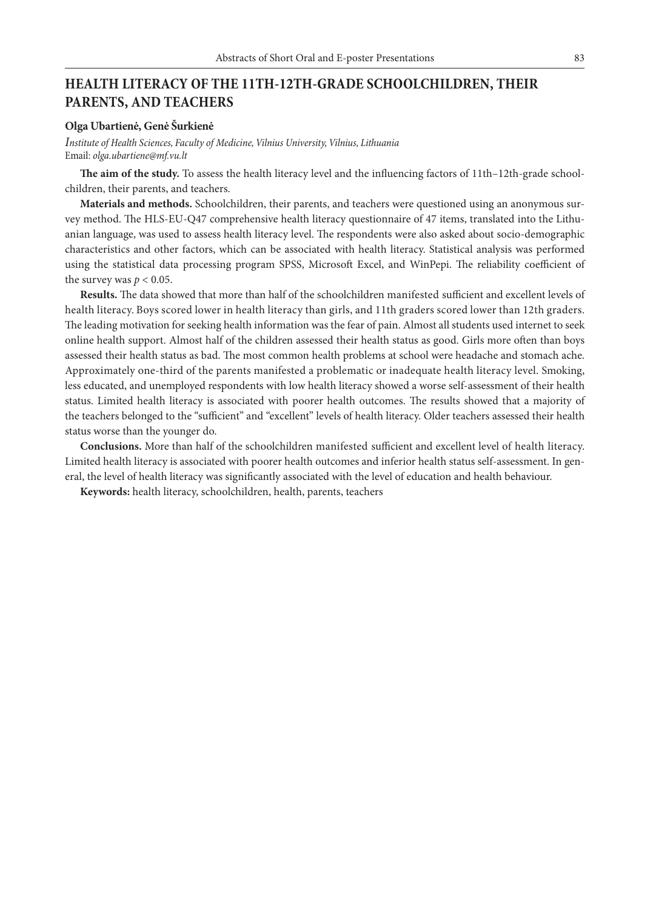# HEALTH LITERACY OF THE 11TH-12TH-GRADE SCHOOLCHILDREN, THEIR PARENTS, AND TEACHERS

**Olga Ubartienė, Genė Šurkienė**

*Institute of Health Sciences, Faculty of Medicine, Vilnius University, Vilnius, Lithuania*
Email: *olga.ubartiene@mf.vu.lt*

**The aim of the study.** To assess the health literacy level and the influencing factors of 11th–12th-grade schoolchildren, their parents, and teachers.

**Materials and methods.** Schoolchildren, their parents, and teachers were questioned using an anonymous survey method. The HLS-EU-Q47 comprehensive health literacy questionnaire of 47 items, translated into the Lithuanian language, was used to assess health literacy level. The respondents were also asked about socio-demographic characteristics and other factors, which can be associated with health literacy. Statistical analysis was performed using the statistical data processing program SPSS, Microsoft Excel, and WinPepi. The reliability coefficient of the survey was $p < 0.05$.

**Results.** The data showed that more than half of the schoolchildren manifested sufficient and excellent levels of health literacy. Boys scored lower in health literacy than girls, and 11th graders scored lower than 12th graders. The leading motivation for seeking health information was the fear of pain. Almost all students used internet to seek online health support. Almost half of the children assessed their health status as good. Girls more often than boys assessed their health status as bad. The most common health problems at school were headache and stomach ache. Approximately one-third of the parents manifested a problematic or inadequate health literacy level. Smoking, less educated, and unemployed respondents with low health literacy showed a worse self-assessment of their health status. Limited health literacy is associated with poorer health outcomes. The results showed that a majority of the teachers belonged to the "sufficient" and "excellent" levels of health literacy. Older teachers assessed their health status worse than the younger do.

**Conclusions.** More than half of the schoolchildren manifested sufficient and excellent level of health literacy. Limited health literacy is associated with poorer health outcomes and inferior health status self-assessment. In general, the level of health literacy was significantly associated with the level of education and health behaviour.

**Keywords:** health literacy, schoolchildren, health, parents, teachers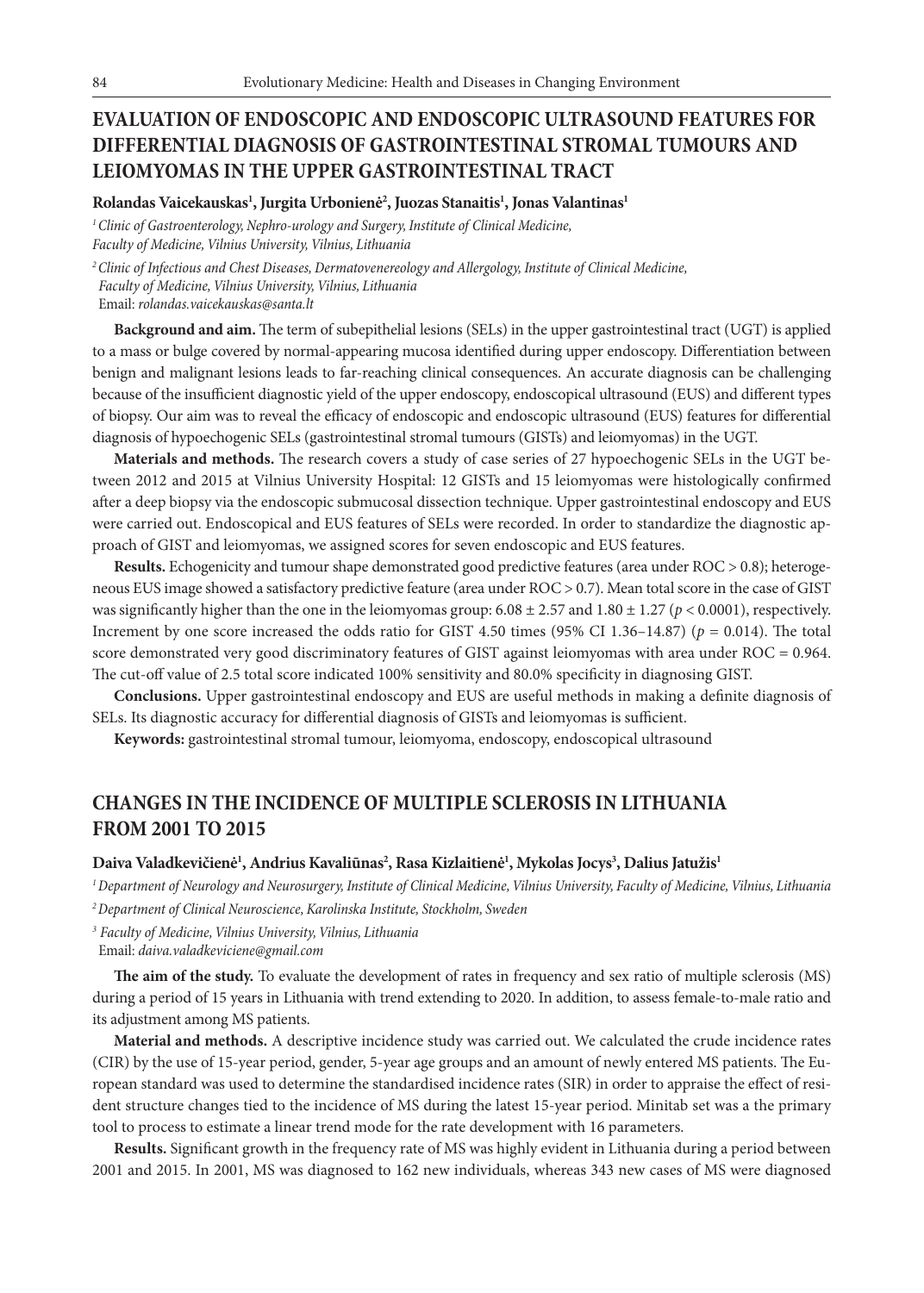## EVALUATION OF ENDOSCOPIC AND ENDOSCOPIC ULTRASOUND FEATURES FOR DIFFERENTIAL DIAGNOSIS OF GASTROINTESTINAL STROMAL TUMOURS AND LEIOMYOMAS IN THE UPPER GASTROINTESTINAL TRACT

**Rolandas Vaicekauskas[1], Jurgita Urbonienė[2], Juozas Stanaitis[1], Jonas Valantinas[1]**

*[1] Clinic of Gastroenterology, Nephro-urology and Surgery, Institute of Clinical Medicine, Faculty of Medicine, Vilnius University, Vilnius, Lithuania*

*[2] Clinic of Infectious and Chest Diseases, Dermatovenereology and Allergology, Institute of Clinical Medicine, Faculty of Medicine, Vilnius University, Vilnius, Lithuania*

Email: *rolandas.vaicekauskas@santa.lt*

**Background and aim.** The term of subepithelial lesions (SELs) in the upper gastrointestinal tract (UGT) is applied to a mass or bulge covered by normal-appearing mucosa identified during upper endoscopy. Differentiation between benign and malignant lesions leads to far-reaching clinical consequences. An accurate diagnosis can be challenging because of the insufficient diagnostic yield of the upper endoscopy, endoscopical ultrasound (EUS) and different types of biopsy. Our aim was to reveal the efficacy of endoscopic and endoscopic ultrasound (EUS) features for differential diagnosis of hypoechogenic SELs (gastrointestinal stromal tumours (GISTs) and leiomyomas) in the UGT.

**Materials and methods.** The research covers a study of case series of 27 hypoechogenic SELs in the UGT between 2012 and 2015 at Vilnius University Hospital: 12 GISTs and 15 leiomyomas were histologically confirmed after a deep biopsy via the endoscopic submucosal dissection technique. Upper gastrointestinal endoscopy and EUS were carried out. Endoscopical and EUS features of SELs were recorded. In order to standardize the diagnostic approach of GIST and leiomyomas, we assigned scores for seven endoscopic and EUS features.

**Results.** Echogenicity and tumour shape demonstrated good predictive features (area under ROC > 0.8); heterogeneous EUS image showed a satisfactory predictive feature (area under ROC > 0.7). Mean total score in the case of GIST was significantly higher than the one in the leiomyomas group: 6.08 ± 2.57 and 1.80 ± 1.27 ($p < 0.0001$), respectively. Increment by one score increased the odds ratio for GIST 4.50 times (95% CI 1.36–14.87) ($p = 0.014$). The total score demonstrated very good discriminatory features of GIST against leiomyomas with area under ROC = 0.964. The cut-off value of 2.5 total score indicated 100% sensitivity and 80.0% specificity in diagnosing GIST.

**Conclusions.** Upper gastrointestinal endoscopy and EUS are useful methods in making a definite diagnosis of SELs. Its diagnostic accuracy for differential diagnosis of GISTs and leiomyomas is sufficient.

**Keywords:** gastrointestinal stromal tumour, leiomyoma, endoscopy, endoscopical ultrasound

## CHANGES IN THE INCIDENCE OF MULTIPLE SCLEROSIS IN LITHUANIA FROM 2001 TO 2015

**Daiva Valadkevičienė[1], Andrius Kavaliūnas[2], Rasa Kizlaitienė[1], Mykolas Jocys[3], Dalius Jatužis[1]**

*[1] Department of Neurology and Neurosurgery, Institute of Clinical Medicine, Vilnius University, Faculty of Medicine, Vilnius, Lithuania*

*[2] Department of Clinical Neuroscience, Karolinska Institute, Stockholm, Sweden*

*[3] Faculty of Medicine, Vilnius University, Vilnius, Lithuania*

Email: *daiva.valadkeviciene@gmail.com*

**The aim of the study.** To evaluate the development of rates in frequency and sex ratio of multiple sclerosis (MS) during a period of 15 years in Lithuania with trend extending to 2020. In addition, to assess female-to-male ratio and its adjustment among MS patients.

**Material and methods.** A descriptive incidence study was carried out. We calculated the crude incidence rates (CIR) by the use of 15-year period, gender, 5-year age groups and an amount of newly entered MS patients. The European standard was used to determine the standardised incidence rates (SIR) in order to appraise the effect of resident structure changes tied to the incidence of MS during the latest 15-year period. Minitab set was a the primary tool to process to estimate a linear trend mode for the rate development with 16 parameters.

**Results.** Significant growth in the frequency rate of MS was highly evident in Lithuania during a period between 2001 and 2015. In 2001, MS was diagnosed to 162 new individuals, whereas 343 new cases of MS were diagnosed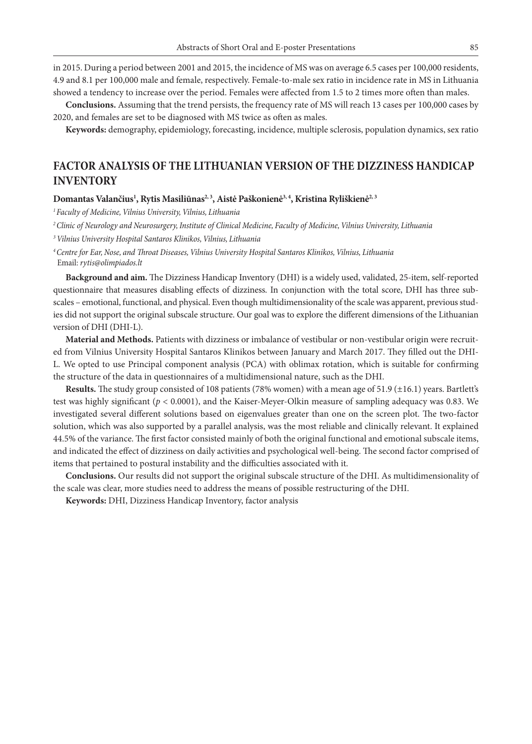in 2015. During a period between 2001 and 2015, the incidence of MS was on average 6.5 cases per 100,000 residents, 4.9 and 8.1 per 100,000 male and female, respectively. Female-to-male sex ratio in incidence rate in MS in Lithuania showed a tendency to increase over the period. Females were affected from 1.5 to 2 times more often than males.

**Conclusions.** Assuming that the trend persists, the frequency rate of MS will reach 13 cases per 100,000 cases by 2020, and females are set to be diagnosed with MS twice as often as males.

**Keywords:** demography, epidemiology, forecasting, incidence, multiple sclerosis, population dynamics, sex ratio

## FACTOR ANALYSIS OF THE LITHUANIAN VERSION OF THE DIZZINESS HANDICAP INVENTORY

**Domantas Valančius[1], Rytis Masiliūnas[2,3], Aistė Paškonienė[3,4], Kristina Ryliškienė[2,3]**

[1] *Faculty of Medicine, Vilnius University, Vilnius, Lithuania*

[2] *Clinic of Neurology and Neurosurgery, Institute of Clinical Medicine, Faculty of Medicine, Vilnius University, Lithuania*

[3] *Vilnius University Hospital Santaros Klinikos, Vilnius, Lithuania*

[4] *Centre for Ear, Nose, and Throat Diseases, Vilnius University Hospital Santaros Klinikos, Vilnius, Lithuania*

Email: *rytis@olimpiados.lt*

**Background and aim.** The Dizziness Handicap Inventory (DHI) is a widely used, validated, 25-item, self-reported questionnaire that measures disabling effects of dizziness. In conjunction with the total score, DHI has three subscales – emotional, functional, and physical. Even though multidimensionality of the scale was apparent, previous studies did not support the original subscale structure. Our goal was to explore the different dimensions of the Lithuanian version of DHI (DHI-L).

**Material and Methods.** Patients with dizziness or imbalance of vestibular or non-vestibular origin were recruited from Vilnius University Hospital Santaros Klinikos between January and March 2017. They filled out the DHI-L. We opted to use Principal component analysis (PCA) with oblimax rotation, which is suitable for confirming the structure of the data in questionnaires of a multidimensional nature, such as the DHI.

**Results.** The study group consisted of 108 patients (78% women) with a mean age of 51.9 (±16.1) years. Bartlett's test was highly significant ($p < 0.0001$), and the Kaiser-Meyer-Olkin measure of sampling adequacy was 0.83. We investigated several different solutions based on eigenvalues greater than one on the screen plot. The two-factor solution, which was also supported by a parallel analysis, was the most reliable and clinically relevant. It explained 44.5% of the variance. The first factor consisted mainly of both the original functional and emotional subscale items, and indicated the effect of dizziness on daily activities and psychological well-being. The second factor comprised of items that pertained to postural instability and the difficulties associated with it.

**Conclusions.** Our results did not support the original subscale structure of the DHI. As multidimensionality of the scale was clear, more studies need to address the means of possible restructuring of the DHI.

**Keywords:** DHI, Dizziness Handicap Inventory, factor analysis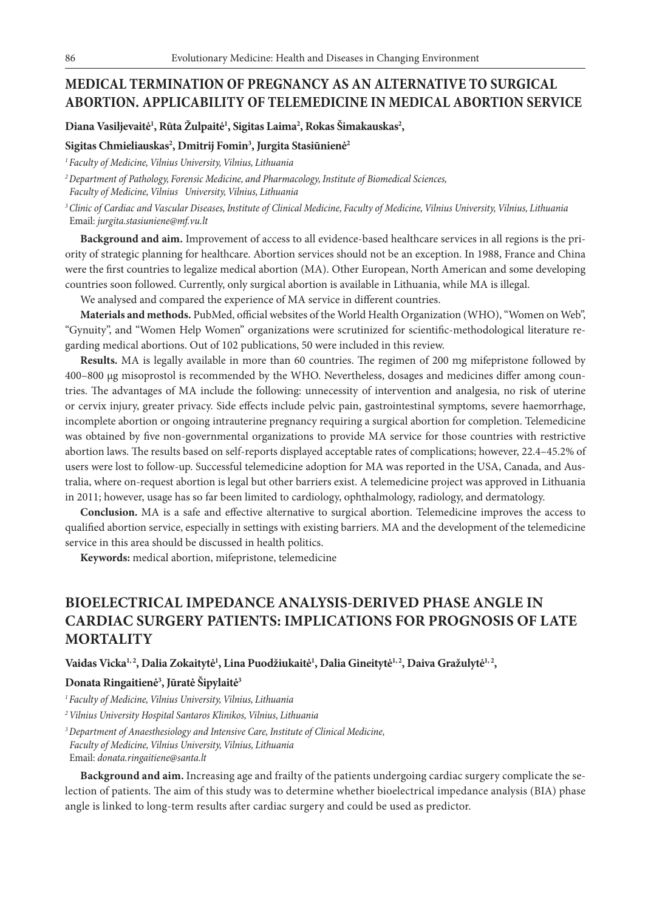## MEDICAL TERMINATION OF PREGNANCY AS AN ALTERNATIVE TO SURGICAL ABORTION. APPLICABILITY OF TELEMEDICINE IN MEDICAL ABORTION SERVICE

**Diana Vasiljevaitė[1], Rūta Žulpaitė[1], Sigitas Laima[2], Rokas Šimakauskas[2], Sigitas Chmieliauskas[2], Dmitrij Fomin[3], Jurgita Stasiūnienė[2]**

*[1] Faculty of Medicine, Vilnius University, Vilnius, Lithuania*

*[2] Department of Pathology, Forensic Medicine, and Pharmacology, Institute of Biomedical Sciences, Faculty of Medicine, Vilnius University, Vilnius, Lithuania*

*[3] Clinic of Cardiac and Vascular Diseases, Institute of Clinical Medicine, Faculty of Medicine, Vilnius University, Vilnius, Lithuania*
Email: *jurgita.stasiuniene@mf.vu.lt*

**Background and aim.** Improvement of access to all evidence-based healthcare services in all regions is the priority of strategic planning for healthcare. Abortion services should not be an exception. In 1988, France and China were the first countries to legalize medical abortion (MA). Other European, North American and some developing countries soon followed. Currently, only surgical abortion is available in Lithuania, while MA is illegal.

We analysed and compared the experience of MA service in different countries.

**Materials and methods.** PubMed, official websites of the World Health Organization (WHO), "Women on Web", "Gynuity", and "Women Help Women" organizations were scrutinized for scientific-methodological literature regarding medical abortions. Out of 102 publications, 50 were included in this review.

**Results.** MA is legally available in more than 60 countries. The regimen of 200 mg mifepristone followed by 400–800 μg misoprostol is recommended by the WHO. Nevertheless, dosages and medicines differ among countries. The advantages of MA include the following: unnecessity of intervention and analgesia, no risk of uterine or cervix injury, greater privacy. Side effects include pelvic pain, gastrointestinal symptoms, severe haemorrhage, incomplete abortion or ongoing intrauterine pregnancy requiring a surgical abortion for completion. Telemedicine was obtained by five non-governmental organizations to provide MA service for those countries with restrictive abortion laws. The results based on self-reports displayed acceptable rates of complications; however, 22.4–45.2% of users were lost to follow-up. Successful telemedicine adoption for MA was reported in the USA, Canada, and Australia, where on-request abortion is legal but other barriers exist. A telemedicine project was approved in Lithuania in 2011; however, usage has so far been limited to cardiology, ophthalmology, radiology, and dermatology.

**Conclusion.** MA is a safe and effective alternative to surgical abortion. Telemedicine improves the access to qualified abortion service, especially in settings with existing barriers. MA and the development of the telemedicine service in this area should be discussed in health politics.

**Keywords:** medical abortion, mifepristone, telemedicine

## BIOELECTRICAL IMPEDANCE ANALYSIS-DERIVED PHASE ANGLE IN CARDIAC SURGERY PATIENTS: IMPLICATIONS FOR PROGNOSIS OF LATE MORTALITY

**Vaidas Vicka[1,2], Dalia Zokaitytė[1], Lina Puodžiukaitė[1], Dalia Gineitytė[1,2], Daiva Gražulytė[1,2], Donata Ringaitienė[3], Jūratė Šipylaitė[3]**

*[1] Faculty of Medicine, Vilnius University, Vilnius, Lithuania*

*[2] Vilnius University Hospital Santaros Klinikos, Vilnius, Lithuania*

*[3] Department of Anaesthesiology and Intensive Care, Institute of Clinical Medicine, Faculty of Medicine, Vilnius University, Vilnius, Lithuania*
Email: *donata.ringaitiene@santa.lt*

**Background and aim.** Increasing age and frailty of the patients undergoing cardiac surgery complicate the selection of patients. The aim of this study was to determine whether bioelectrical impedance analysis (BIA) phase angle is linked to long-term results after cardiac surgery and could be used as predictor.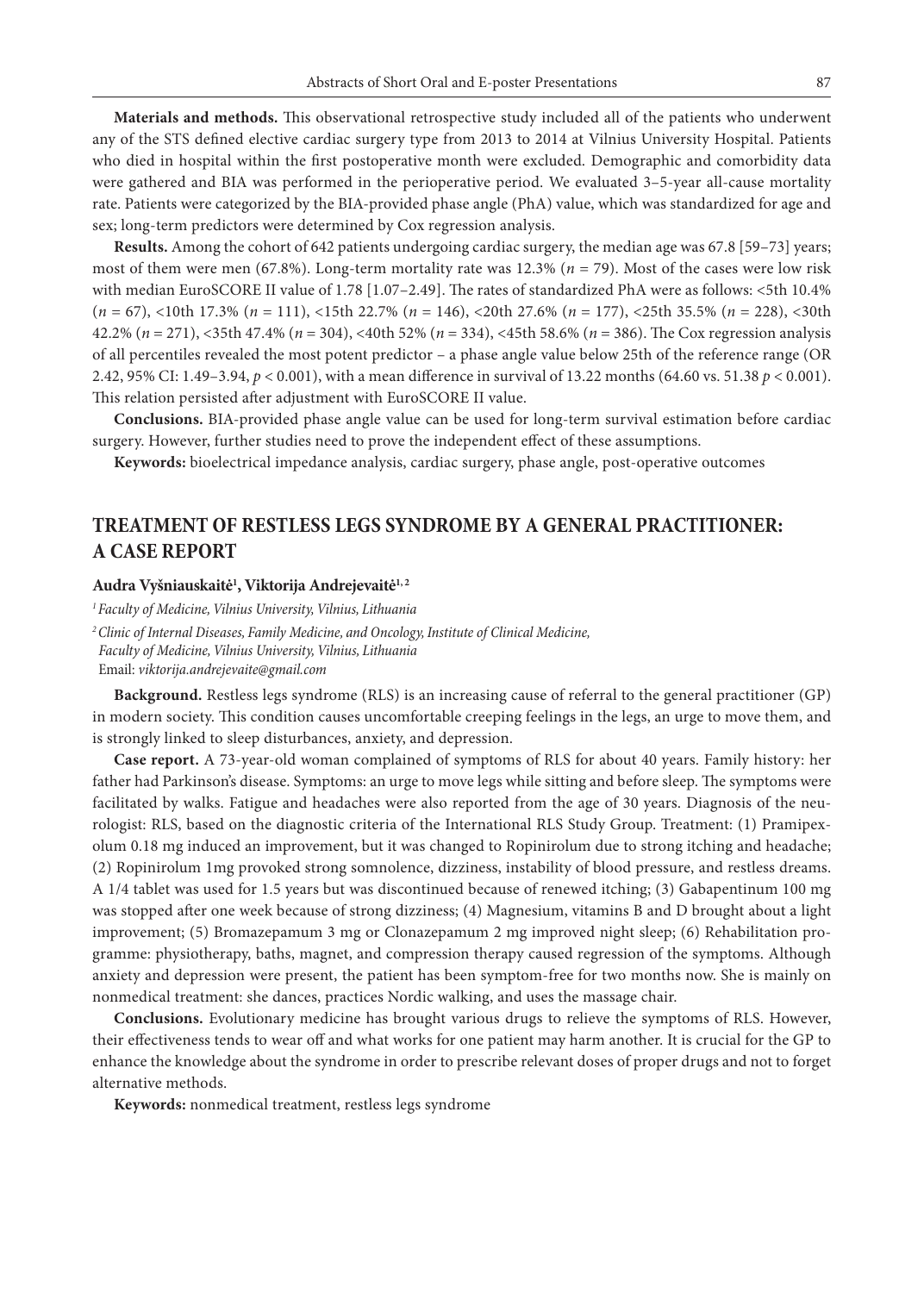**Materials and methods.** This observational retrospective study included all of the patients who underwent any of the STS defined elective cardiac surgery type from 2013 to 2014 at Vilnius University Hospital. Patients who died in hospital within the first postoperative month were excluded. Demographic and comorbidity data were gathered and BIA was performed in the perioperative period. We evaluated 3–5-year all-cause mortality rate. Patients were categorized by the BIA-provided phase angle (PhA) value, which was standardized for age and sex; long-term predictors were determined by Cox regression analysis.

**Results.** Among the cohort of 642 patients undergoing cardiac surgery, the median age was 67.8 [59–73] years; most of them were men (67.8%). Long-term mortality rate was 12.3% ($n = 79$). Most of the cases were low risk with median EuroSCORE II value of 1.78 [1.07–2.49]. The rates of standardized PhA were as follows: <5th 10.4% ($n = 67$), <10th 17.3% ($n = 111$), <15th 22.7% ($n = 146$), <20th 27.6% ($n = 177$), <25th 35.5% ($n = 228$), <30th 42.2% ($n = 271$), <35th 47.4% ($n = 304$), <40th 52% ($n = 334$), <45th 58.6% ($n = 386$). The Cox regression analysis of all percentiles revealed the most potent predictor – a phase angle value below 25th of the reference range (OR 2.42, 95% CI: 1.49–3.94, $p < 0.001$), with a mean difference in survival of 13.22 months (64.60 vs. 51.38 $p < 0.001$). This relation persisted after adjustment with EuroSCORE II value.

**Conclusions.** BIA-provided phase angle value can be used for long-term survival estimation before cardiac surgery. However, further studies need to prove the independent effect of these assumptions.

**Keywords:** bioelectrical impedance analysis, cardiac surgery, phase angle, post-operative outcomes

## TREATMENT OF RESTLESS LEGS SYNDROME BY A GENERAL PRACTITIONER: A CASE REPORT

**Audra Vyšniauskaitė[1], Viktorija Andrejevaitė[1, 2]**

*[1] Faculty of Medicine, Vilnius University, Vilnius, Lithuania*

*[2] Clinic of Internal Diseases, Family Medicine, and Oncology, Institute of Clinical Medicine, Faculty of Medicine, Vilnius University, Vilnius, Lithuania*

Email: *viktorija.andrejevaite@gmail.com*

**Background.** Restless legs syndrome (RLS) is an increasing cause of referral to the general practitioner (GP) in modern society. This condition causes uncomfortable creeping feelings in the legs, an urge to move them, and is strongly linked to sleep disturbances, anxiety, and depression.

**Case report.** A 73-year-old woman complained of symptoms of RLS for about 40 years. Family history: her father had Parkinson's disease. Symptoms: an urge to move legs while sitting and before sleep. The symptoms were facilitated by walks. Fatigue and headaches were also reported from the age of 30 years. Diagnosis of the neurologist: RLS, based on the diagnostic criteria of the International RLS Study Group. Treatment: (1) Pramipexolum 0.18 mg induced an improvement, but it was changed to Ropinirolum due to strong itching and headache; (2) Ropinirolum 1mg provoked strong somnolence, dizziness, instability of blood pressure, and restless dreams. A 1/4 tablet was used for 1.5 years but was discontinued because of renewed itching; (3) Gabapentinum 100 mg was stopped after one week because of strong dizziness; (4) Magnesium, vitamins B and D brought about a light improvement; (5) Bromazepamum 3 mg or Clonazepamum 2 mg improved night sleep; (6) Rehabilitation programme: physiotherapy, baths, magnet, and compression therapy caused regression of the symptoms. Although anxiety and depression were present, the patient has been symptom-free for two months now. She is mainly on nonmedical treatment: she dances, practices Nordic walking, and uses the massage chair.

**Conclusions.** Evolutionary medicine has brought various drugs to relieve the symptoms of RLS. However, their effectiveness tends to wear off and what works for one patient may harm another. It is crucial for the GP to enhance the knowledge about the syndrome in order to prescribe relevant doses of proper drugs and not to forget alternative methods.

**Keywords:** nonmedical treatment, restless legs syndrome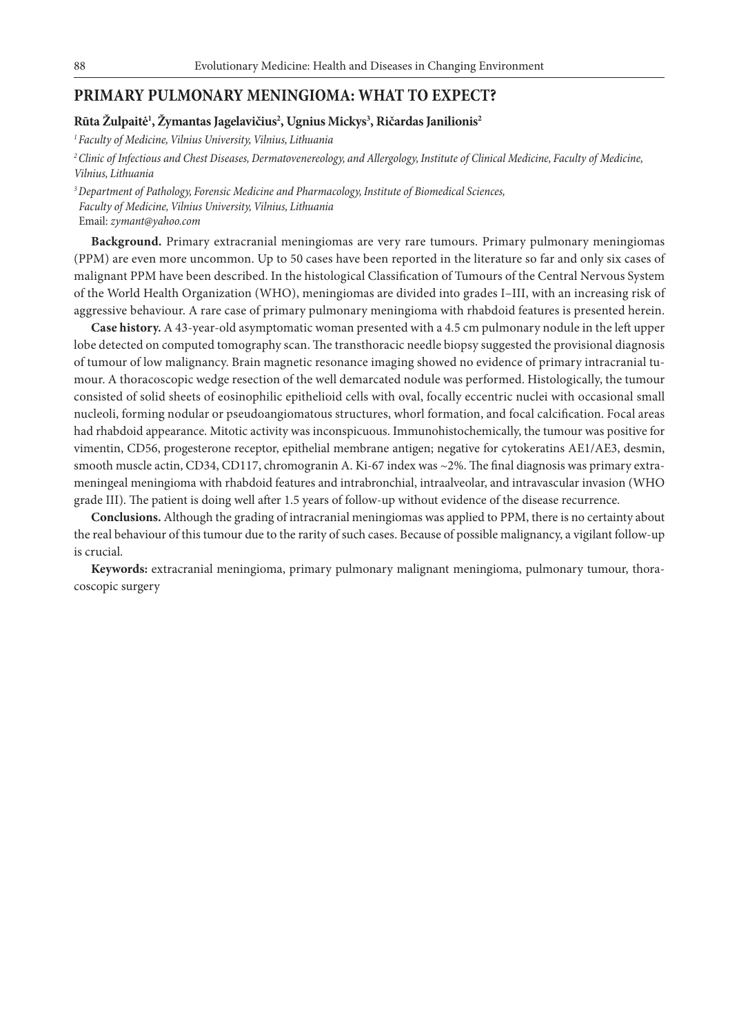## PRIMARY PULMONARY MENINGIOMA: WHAT TO EXPECT?

**Rūta Žulpaitė[1], Žymantas Jagelavičius[2], Ugnius Mickys[3], Ričardas Janilionis[2]**

*[1] Faculty of Medicine, Vilnius University, Vilnius, Lithuania*

*[2] Clinic of Infectious and Chest Diseases, Dermatovenereology, and Allergology, Institute of Clinical Medicine, Faculty of Medicine, Vilnius, Lithuania*

*[3] Department of Pathology, Forensic Medicine and Pharmacology, Institute of Biomedical Sciences, Faculty of Medicine, Vilnius University, Vilnius, Lithuania*

Email: *zymant@yahoo.com*

**Background.** Primary extracranial meningiomas are very rare tumours. Primary pulmonary meningiomas (PPM) are even more uncommon. Up to 50 cases have been reported in the literature so far and only six cases of malignant PPM have been described. In the histological Classification of Tumours of the Central Nervous System of the World Health Organization (WHO), meningiomas are divided into grades I–III, with an increasing risk of aggressive behaviour. A rare case of primary pulmonary meningioma with rhabdoid features is presented herein.

**Case history.** A 43-year-old asymptomatic woman presented with a 4.5 cm pulmonary nodule in the left upper lobe detected on computed tomography scan. The transthoracic needle biopsy suggested the provisional diagnosis of tumour of low malignancy. Brain magnetic resonance imaging showed no evidence of primary intracranial tumour. A thoracoscopic wedge resection of the well demarcated nodule was performed. Histologically, the tumour consisted of solid sheets of eosinophilic epithelioid cells with oval, focally eccentric nuclei with occasional small nucleoli, forming nodular or pseudoangiomatous structures, whorl formation, and focal calcification. Focal areas had rhabdoid appearance. Mitotic activity was inconspicuous. Immunohistochemically, the tumour was positive for vimentin, CD56, progesterone receptor, epithelial membrane antigen; negative for cytokeratins AE1/AE3, desmin, smooth muscle actin, CD34, CD117, chromogranin A. Ki-67 index was ~2%. The final diagnosis was primary extrameningeal meningioma with rhabdoid features and intrabronchial, intraalveolar, and intravascular invasion (WHO grade III). The patient is doing well after 1.5 years of follow-up without evidence of the disease recurrence.

**Conclusions.** Although the grading of intracranial meningiomas was applied to PPM, there is no certainty about the real behaviour of this tumour due to the rarity of such cases. Because of possible malignancy, a vigilant follow-up is crucial.

**Keywords:** extracranial meningioma, primary pulmonary malignant meningioma, pulmonary tumour, thoracoscopic surgery